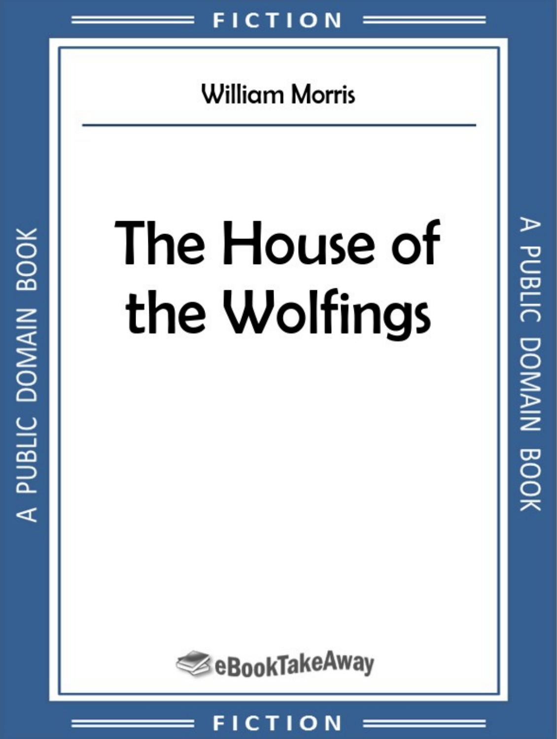FICTION

William Morris

# The House of the Wolfings

A PUBLIC DOMAIN BOOK

eBookTakeAway

FICTION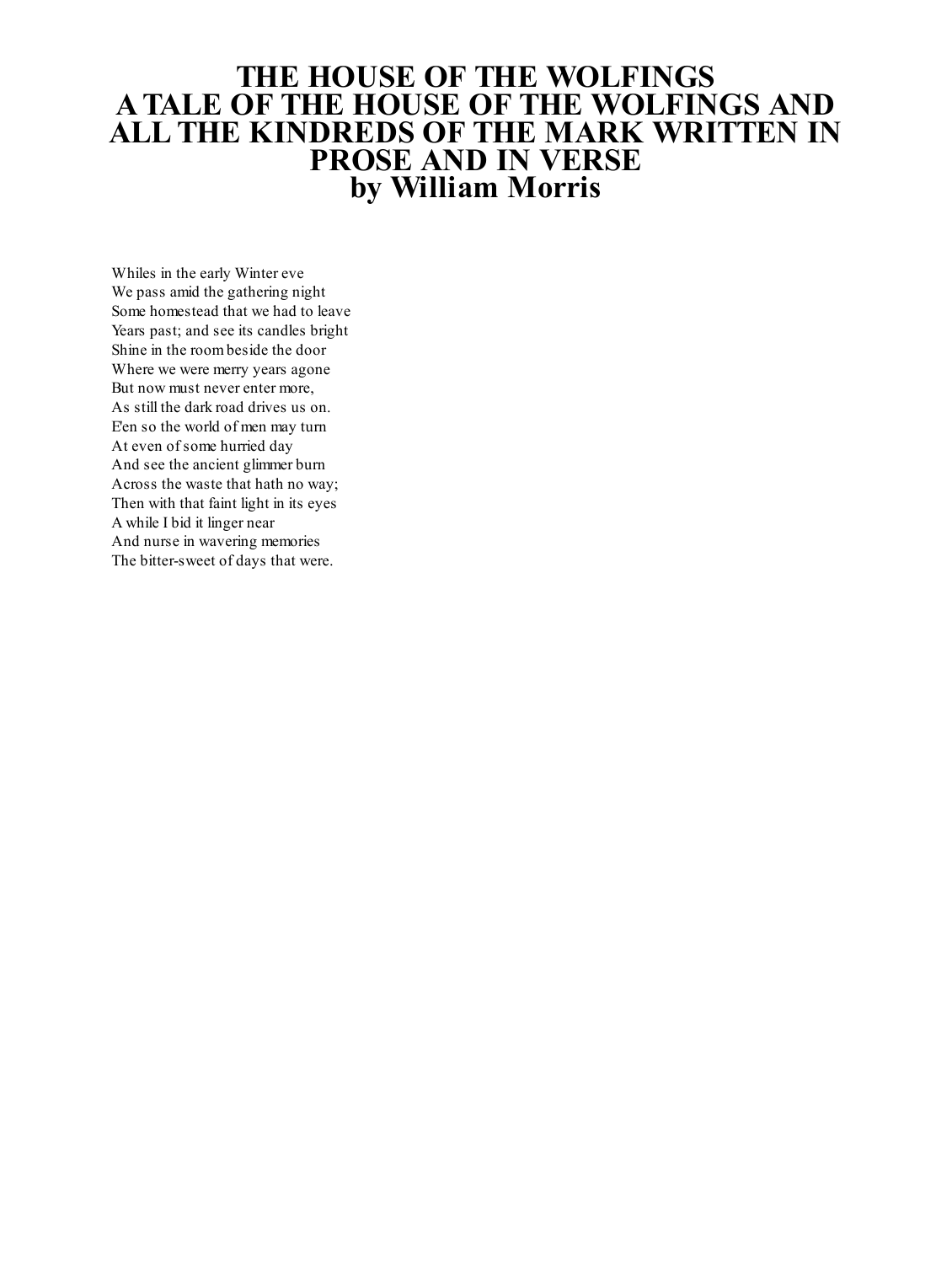# THE HOUSE OF THE WOLFINGS
# A TALE OF THE HOUSE OF THE WOLFINGS AND ALL THE KINDREDS OF THE MARK WRITTEN IN PROSE AND IN VERSE
## by William Morris

Whiles in the early Winter eve
We pass amid the gathering night
Some homestead that we had to leave
Years past; and see its candles bright
Shine in the room beside the door
Where we were merry years agone
But now must never enter more,
As still the dark road drives us on.
E'en so the world of men may turn
At even of some hurried day
And see the ancient glimmer burn
Across the waste that hath no way;
Then with that faint light in its eyes
A while I bid it linger near
And nurse in wavering memories
The bitter-sweet of days that were.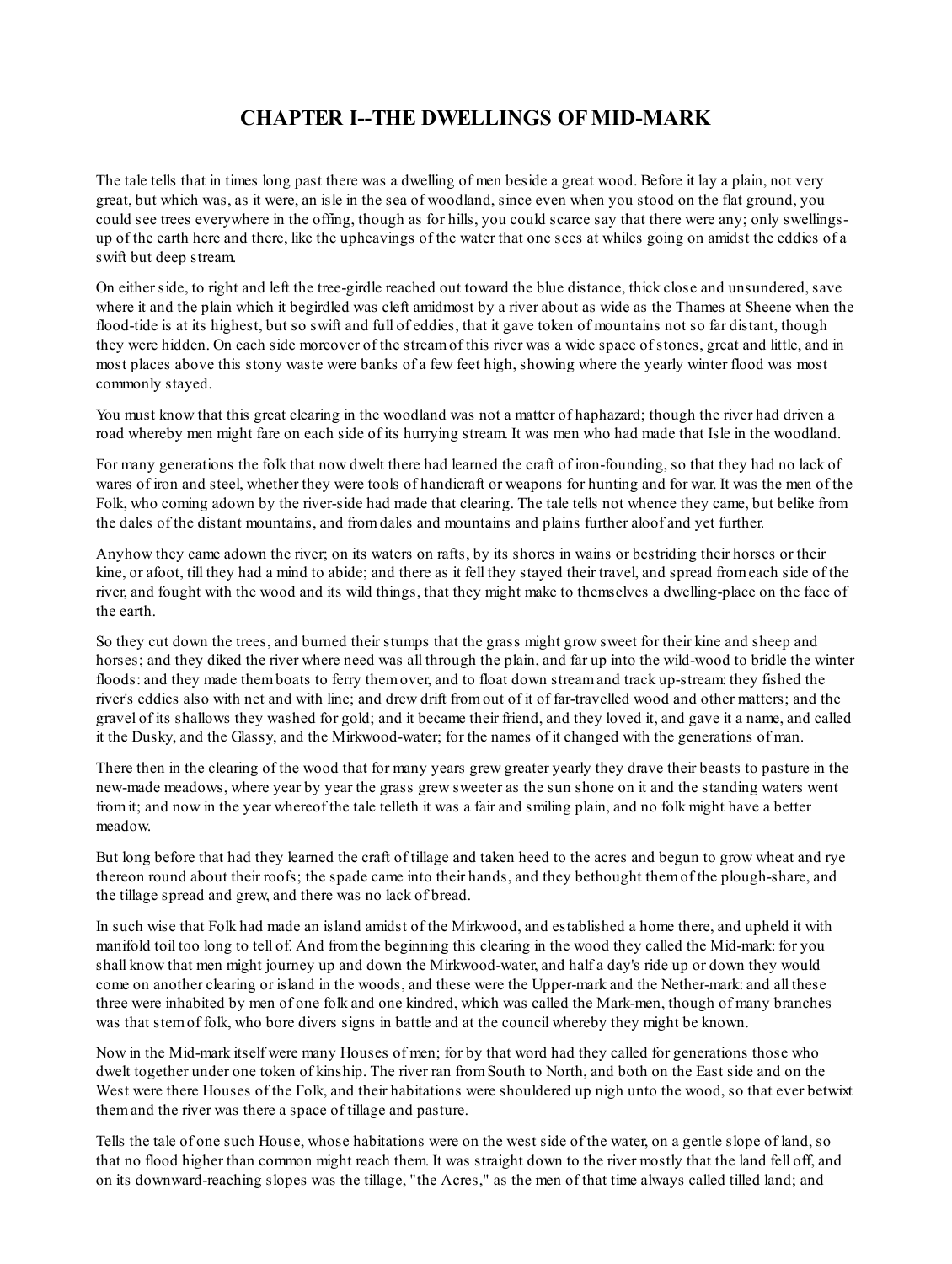# CHAPTER I--THE DWELLINGS OF MID-MARK

The tale tells that in times long past there was a dwelling of men beside a great wood. Before it lay a plain, not very great, but which was, as it were, an isle in the sea of woodland, since even when you stood on the flat ground, you could see trees everywhere in the offing, though as for hills, you could scarce say that there were any; only swellings-up of the earth here and there, like the upheavings of the water that one sees at whiles going on amidst the eddies of a swift but deep stream.

On either side, to right and left the tree-girdle reached out toward the blue distance, thick close and unsundered, save where it and the plain which it begirdled was cleft amidmost by a river about as wide as the Thames at Sheene when the flood-tide is at its highest, but so swift and full of eddies, that it gave token of mountains not so far distant, though they were hidden. On each side moreover of the stream of this river was a wide space of stones, great and little, and in most places above this stony waste were banks of a few feet high, showing where the yearly winter flood was most commonly stayed.

You must know that this great clearing in the woodland was not a matter of haphazard; though the river had driven a road whereby men might fare on each side of its hurrying stream. It was men who had made that Isle in the woodland.

For many generations the folk that now dwelt there had learned the craft of iron-founding, so that they had no lack of wares of iron and steel, whether they were tools of handicraft or weapons for hunting and for war. It was the men of the Folk, who coming adown by the river-side had made that clearing. The tale tells not whence they came, but belike from the dales of the distant mountains, and from dales and mountains and plains further aloof and yet further.

Anyhow they came adown the river; on its waters on rafts, by its shores in wains or bestriding their horses or their kine, or afoot, till they had a mind to abide; and there as it fell they stayed their travel, and spread from each side of the river, and fought with the wood and its wild things, that they might make to themselves a dwelling-place on the face of the earth.

So they cut down the trees, and burned their stumps that the grass might grow sweet for their kine and sheep and horses; and they diked the river where need was all through the plain, and far up into the wild-wood to bridle the winter floods: and they made them boats to ferry them over, and to float down stream and track up-stream: they fished the river's eddies also with net and with line; and drew drift from out of it of far-travelled wood and other matters; and the gravel of its shallows they washed for gold; and it became their friend, and they loved it, and gave it a name, and called it the Dusky, and the Glassy, and the Mirkwood-water; for the names of it changed with the generations of man.

There then in the clearing of the wood that for many years grew greater yearly they drave their beasts to pasture in the new-made meadows, where year by year the grass grew sweeter as the sun shone on it and the standing waters went from it; and now in the year whereof the tale telleth it was a fair and smiling plain, and no folk might have a better meadow.

But long before that had they learned the craft of tillage and taken heed to the acres and begun to grow wheat and rye thereon round about their roofs; the spade came into their hands, and they bethought them of the plough-share, and the tillage spread and grew, and there was no lack of bread.

In such wise that Folk had made an island amidst of the Mirkwood, and established a home there, and upheld it with manifold toil too long to tell of. And from the beginning this clearing in the wood they called the Mid-mark: for you shall know that men might journey up and down the Mirkwood-water, and half a day's ride up or down they would come on another clearing or island in the woods, and these were the Upper-mark and the Nether-mark: and all these three were inhabited by men of one folk and one kindred, which was called the Mark-men, though of many branches was that stem of folk, who bore divers signs in battle and at the council whereby they might be known.

Now in the Mid-mark itself were many Houses of men; for by that word had they called for generations those who dwelt together under one token of kinship. The river ran from South to North, and both on the East side and on the West were there Houses of the Folk, and their habitations were shouldered up nigh unto the wood, so that ever betwixt them and the river was there a space of tillage and pasture.

Tells the tale of one such House, whose habitations were on the west side of the water, on a gentle slope of land, so that no flood higher than common might reach them. It was straight down to the river mostly that the land fell off, and on its downward-reaching slopes was the tillage, "the Acres," as the men of that time always called tilled land; and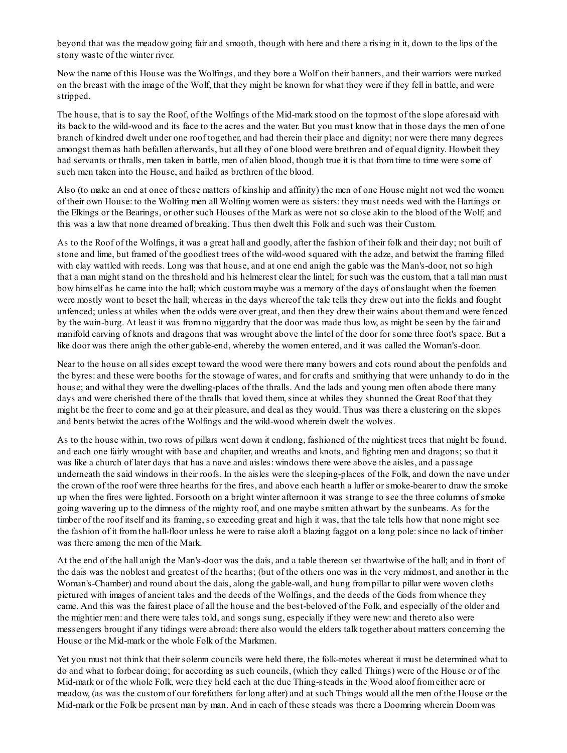beyond that was the meadow going fair and smooth, though with here and there a rising in it, down to the lips of the stony waste of the winter river.

Now the name of this House was the Wolfings, and they bore a Wolf on their banners, and their warriors were marked on the breast with the image of the Wolf, that they might be known for what they were if they fell in battle, and were stripped.

The house, that is to say the Roof, of the Wolfings of the Mid-mark stood on the topmost of the slope aforesaid with its back to the wild-wood and its face to the acres and the water. But you must know that in those days the men of one branch of kindred dwelt under one roof together, and had therein their place and dignity; nor were there many degrees amongst them as hath befallen afterwards, but all they of one blood were brethren and of equal dignity. Howbeit they had servants or thralls, men taken in battle, men of alien blood, though true it is that from time to time were some of such men taken into the House, and hailed as brethren of the blood.

Also (to make an end at once of these matters of kinship and affinity) the men of one House might not wed the women of their own House: to the Wolfing men all Wolfing women were as sisters: they must needs wed with the Hartings or the Elkings or the Bearings, or other such Houses of the Mark as were not so close akin to the blood of the Wolf; and this was a law that none dreamed of breaking. Thus then dwelt this Folk and such was their Custom.

As to the Roof of the Wolfings, it was a great hall and goodly, after the fashion of their folk and their day; not built of stone and lime, but framed of the goodliest trees of the wild-wood squared with the adze, and betwixt the framing filled with clay wattled with reeds. Long was that house, and at one end anigh the gable was the Man's-door, not so high that a man might stand on the threshold and his helmcrest clear the lintel; for such was the custom, that a tall man must bow himself as he came into the hall; which custom maybe was a memory of the days of onslaught when the foemen were mostly wont to beset the hall; whereas in the days whereof the tale tells they drew out into the fields and fought unfenced; unless at whiles when the odds were over great, and then they drew their wains about them and were fenced by the wain-burg. At least it was from no niggardry that the door was made thus low, as might be seen by the fair and manifold carving of knots and dragons that was wrought above the lintel of the door for some three foot's space. But a like door was there anigh the other gable-end, whereby the women entered, and it was called the Woman's-door.

Near to the house on all sides except toward the wood were there many bowers and cots round about the penfolds and the byres: and these were booths for the stowage of wares, and for crafts and smithying that were unhandy to do in the house; and withal they were the dwelling-places of the thralls. And the lads and young men often abode there many days and were cherished there of the thralls that loved them, since at whiles they shunned the Great Roof that they might be the freer to come and go at their pleasure, and deal as they would. Thus was there a clustering on the slopes and bents betwixt the acres of the Wolfings and the wild-wood wherein dwelt the wolves.

As to the house within, two rows of pillars went down it endlong, fashioned of the mightiest trees that might be found, and each one fairly wrought with base and chapiter, and wreaths and knots, and fighting men and dragons; so that it was like a church of later days that has a nave and aisles: windows there were above the aisles, and a passage underneath the said windows in their roofs. In the aisles were the sleeping-places of the Folk, and down the nave under the crown of the roof were three hearths for the fires, and above each hearth a luffer or smoke-bearer to draw the smoke up when the fires were lighted. Forsooth on a bright winter afternoon it was strange to see the three columns of smoke going wavering up to the dimness of the mighty roof, and one maybe smitten athwart by the sunbeams. As for the timber of the roof itself and its framing, so exceeding great and high it was, that the tale tells how that none might see the fashion of it from the hall-floor unless he were to raise aloft a blazing faggot on a long pole: since no lack of timber was there among the men of the Mark.

At the end of the hall anigh the Man's-door was the dais, and a table thereon set thwartwise of the hall; and in front of the dais was the noblest and greatest of the hearths; (but of the others one was in the very midmost, and another in the Woman's-Chamber) and round about the dais, along the gable-wall, and hung from pillar to pillar were woven cloths pictured with images of ancient tales and the deeds of the Wolfings, and the deeds of the Gods from whence they came. And this was the fairest place of all the house and the best-beloved of the Folk, and especially of the older and the mightier men: and there were tales told, and songs sung, especially if they were new: and thereto also were messengers brought if any tidings were abroad: there also would the elders talk together about matters concerning the House or the Mid-mark or the whole Folk of the Markmen.

Yet you must not think that their solemn councils were held there, the folk-motes whereat it must be determined what to do and what to forbear doing; for according as such councils, (which they called Things) were of the House or of the Mid-mark or of the whole Folk, were they held each at the due Thing-steads in the Wood aloof from either acre or meadow, (as was the custom of our forefathers for long after) and at such Things would all the men of the House or the Mid-mark or the Folk be present man by man. And in each of these steads was there a Doomring wherein Doom was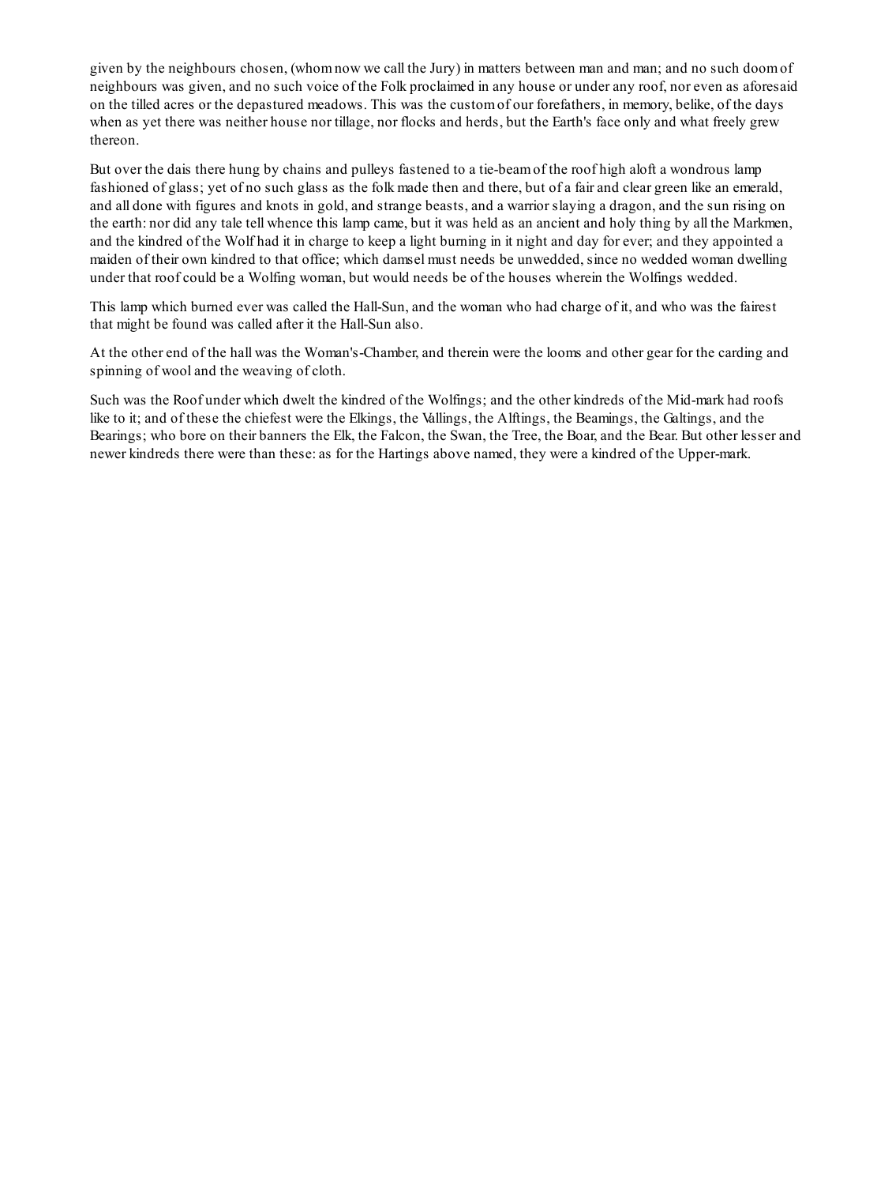given by the neighbours chosen, (whom now we call the Jury) in matters between man and man; and no such doom of neighbours was given, and no such voice of the Folk proclaimed in any house or under any roof, nor even as aforesaid on the tilled acres or the depastured meadows. This was the custom of our forefathers, in memory, belike, of the days when as yet there was neither house nor tillage, nor flocks and herds, but the Earth's face only and what freely grew thereon.

But over the dais there hung by chains and pulleys fastened to a tie-beam of the roof high aloft a wondrous lamp fashioned of glass; yet of no such glass as the folk made then and there, but of a fair and clear green like an emerald, and all done with figures and knots in gold, and strange beasts, and a warrior slaying a dragon, and the sun rising on the earth: nor did any tale tell whence this lamp came, but it was held as an ancient and holy thing by all the Markmen, and the kindred of the Wolf had it in charge to keep a light burning in it night and day for ever; and they appointed a maiden of their own kindred to that office; which damsel must needs be unwedded, since no wedded woman dwelling under that roof could be a Wolfing woman, but would needs be of the houses wherein the Wolfings wedded.

This lamp which burned ever was called the Hall-Sun, and the woman who had charge of it, and who was the fairest that might be found was called after it the Hall-Sun also.

At the other end of the hall was the Woman's-Chamber, and therein were the looms and other gear for the carding and spinning of wool and the weaving of cloth.

Such was the Roof under which dwelt the kindred of the Wolfings; and the other kindreds of the Mid-mark had roofs like to it; and of these the chiefest were the Elkings, the Vallings, the Alftings, the Beamings, the Galtings, and the Bearings; who bore on their banners the Elk, the Falcon, the Swan, the Tree, the Boar, and the Bear. But other lesser and newer kindreds there were than these: as for the Hartings above named, they were a kindred of the Upper-mark.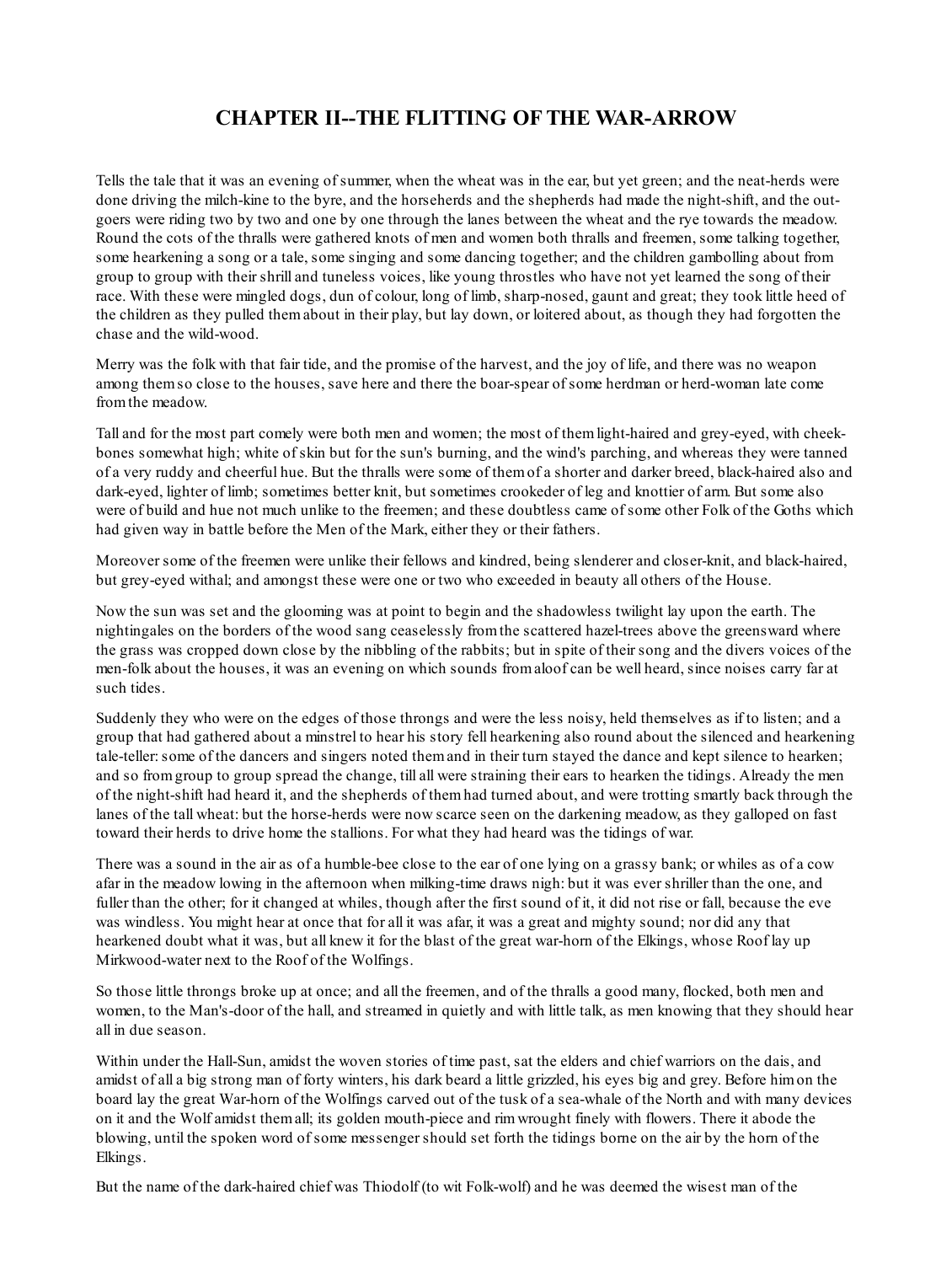# CHAPTER II--THE FLITTING OF THE WAR-ARROW

Tells the tale that it was an evening of summer, when the wheat was in the ear, but yet green; and the neat-herds were done driving the milch-kine to the byre, and the horseherds and the shepherds had made the night-shift, and the out-goers were riding two by two and one by one through the lanes between the wheat and the rye towards the meadow. Round the cots of the thralls were gathered knots of men and women both thralls and freemen, some talking together, some hearkening a song or a tale, some singing and some dancing together; and the children gambolling about from group to group with their shrill and tuneless voices, like young throstles who have not yet learned the song of their race. With these were mingled dogs, dun of colour, long of limb, sharp-nosed, gaunt and great; they took little heed of the children as they pulled them about in their play, but lay down, or loitered about, as though they had forgotten the chase and the wild-wood.

Merry was the folk with that fair tide, and the promise of the harvest, and the joy of life, and there was no weapon among them so close to the houses, save here and there the boar-spear of some herdman or herd-woman late come from the meadow.

Tall and for the most part comely were both men and women; the most of them light-haired and grey-eyed, with cheek-bones somewhat high; white of skin but for the sun's burning, and the wind's parching, and whereas they were tanned of a very ruddy and cheerful hue. But the thralls were some of them of a shorter and darker breed, black-haired also and dark-eyed, lighter of limb; sometimes better knit, but sometimes crookeder of leg and knottier of arm. But some also were of build and hue not much unlike to the freemen; and these doubtless came of some other Folk of the Goths which had given way in battle before the Men of the Mark, either they or their fathers.

Moreover some of the freemen were unlike their fellows and kindred, being slenderer and closer-knit, and black-haired, but grey-eyed withal; and amongst these were one or two who exceeded in beauty all others of the House.

Now the sun was set and the glooming was at point to begin and the shadowless twilight lay upon the earth. The nightingales on the borders of the wood sang ceaselessly from the scattered hazel-trees above the greensward where the grass was cropped down close by the nibbling of the rabbits; but in spite of their song and the divers voices of the men-folk about the houses, it was an evening on which sounds from aloof can be well heard, since noises carry far at such tides.

Suddenly they who were on the edges of those throngs and were the less noisy, held themselves as if to listen; and a group that had gathered about a minstrel to hear his story fell hearkening also round about the silenced and hearkening tale-teller: some of the dancers and singers noted them and in their turn stayed the dance and kept silence to hearken; and so from group to group spread the change, till all were straining their ears to hearken the tidings. Already the men of the night-shift had heard it, and the shepherds of them had turned about, and were trotting smartly back through the lanes of the tall wheat: but the horse-herds were now scarce seen on the darkening meadow, as they galloped on fast toward their herds to drive home the stallions. For what they had heard was the tidings of war.

There was a sound in the air as of a humble-bee close to the ear of one lying on a grassy bank; or whiles as of a cow afar in the meadow lowing in the afternoon when milking-time draws nigh: but it was ever shriller than the one, and fuller than the other; for it changed at whiles, though after the first sound of it, it did not rise or fall, because the eve was windless. You might hear at once that for all it was afar, it was a great and mighty sound; nor did any that hearkened doubt what it was, but all knew it for the blast of the great war-horn of the Elkings, whose Roof lay up Mirkwood-water next to the Roof of the Wolfings.

So those little throngs broke up at once; and all the freemen, and of the thralls a good many, flocked, both men and women, to the Man's-door of the hall, and streamed in quietly and with little talk, as men knowing that they should hear all in due season.

Within under the Hall-Sun, amidst the woven stories of time past, sat the elders and chief warriors on the dais, and amidst of all a big strong man of forty winters, his dark beard a little grizzled, his eyes big and grey. Before him on the board lay the great War-horn of the Wolfings carved out of the tusk of a sea-whale of the North and with many devices on it and the Wolf amidst them all; its golden mouth-piece and rim wrought finely with flowers. There it abode the blowing, until the spoken word of some messenger should set forth the tidings borne on the air by the horn of the Elkings.

But the name of the dark-haired chief was Thiodolf (to wit Folk-wolf) and he was deemed the wisest man of the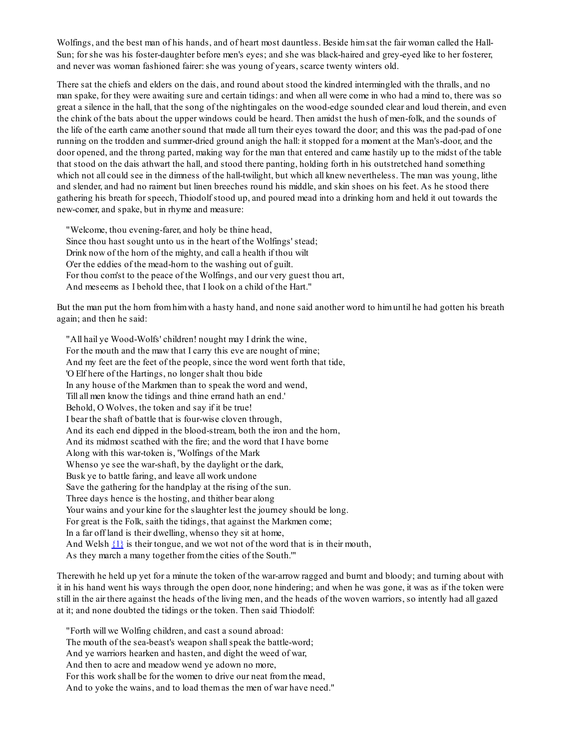Wolfings, and the best man of his hands, and of heart most dauntless. Beside him sat the fair woman called the Hall-Sun; for she was his foster-daughter before men's eyes; and she was black-haired and grey-eyed like to her fosterer, and never was woman fashioned fairer: she was young of years, scarce twenty winters old.

There sat the chiefs and elders on the dais, and round about stood the kindred intermingled with the thralls, and no man spake, for they were awaiting sure and certain tidings: and when all were come in who had a mind to, there was so great a silence in the hall, that the song of the nightingales on the wood-edge sounded clear and loud therein, and even the chink of the bats about the upper windows could be heard. Then amidst the hush of men-folk, and the sounds of the life of the earth came another sound that made all turn their eyes toward the door; and this was the pad-pad of one running on the trodden and summer-dried ground anigh the hall: it stopped for a moment at the Man's-door, and the door opened, and the throng parted, making way for the man that entered and came hastily up to the midst of the table that stood on the dais athwart the hall, and stood there panting, holding forth in his outstretched hand something which not all could see in the dimness of the hall-twilight, but which all knew nevertheless. The man was young, lithe and slender, and had no raiment but linen breeches round his middle, and skin shoes on his feet. As he stood there gathering his breath for speech, Thiodolf stood up, and poured mead into a drinking horn and held it out towards the new-comer, and spake, but in rhyme and measure:

"Welcome, thou evening-farer, and holy be thine head,  
Since thou hast sought unto us in the heart of the Wolfings' stead;  
Drink now of the horn of the mighty, and call a health if thou wilt  
O'er the eddies of the mead-horn to the washing out of guilt.  
For thou com'st to the peace of the Wolfings, and our very guest thou art,  
And meseems as I behold thee, that I look on a child of the Hart."

But the man put the horn from him with a hasty hand, and none said another word to him until he had gotten his breath again; and then he said:

"All hail ye Wood-Wolfs' children! nought may I drink the wine,  
For the mouth and the maw that I carry this eve are nought of mine;  
And my feet are the feet of the people, since the word went forth that tide,  
'O Elf here of the Hartings, no longer shalt thou bide  
In any house of the Markmen than to speak the word and wend,  
Till all men know the tidings and thine errand hath an end.'  
Behold, O Wolves, the token and say if it be true!  
I bear the shaft of battle that is four-wise cloven through,  
And its each end dipped in the blood-stream, both the iron and the horn,  
And its midmost scathed with the fire; and the word that I have borne  
Along with this war-token is, 'Wolfings of the Mark  
Whenso ye see the war-shaft, by the daylight or the dark,  
Busk ye to battle faring, and leave all work undone  
Save the gathering for the handplay at the rising of the sun.  
Three days hence is the hosting, and thither bear along  
Your wains and your kine for the slaughter lest the journey should be long.  
For great is the Folk, saith the tidings, that against the Markmen come;  
In a far off land is their dwelling, whenso they sit at home,  
And Welsh [1] is their tongue, and we wot not of the word that is in their mouth,  
As they march a many together from the cities of the South.'"

Therewith he held up yet for a minute the token of the war-arrow ragged and burnt and bloody; and turning about with it in his hand went his ways through the open door, none hindering; and when he was gone, it was as if the token were still in the air there against the heads of the living men, and the heads of the woven warriors, so intently had all gazed at it; and none doubted the tidings or the token. Then said Thiodolf:

"Forth will we Wolfing children, and cast a sound abroad:  
The mouth of the sea-beast's weapon shall speak the battle-word;  
And ye warriors hearken and hasten, and dight the weed of war,  
And then to acre and meadow wend ye adown no more,  
For this work shall be for the women to drive our neat from the mead,  
And to yoke the wains, and to load them as the men of war have need."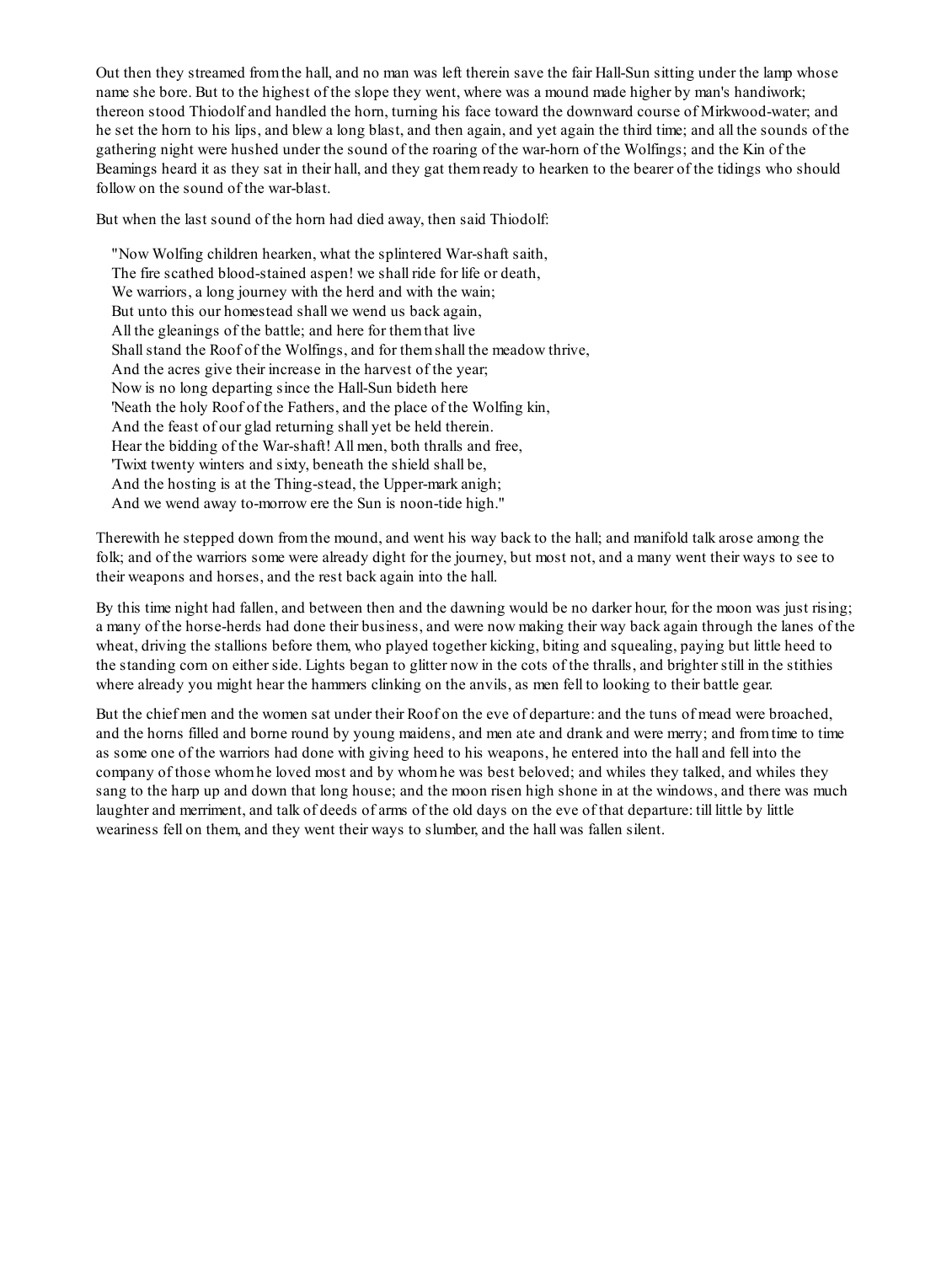Out then they streamed from the hall, and no man was left therein save the fair Hall-Sun sitting under the lamp whose name she bore. But to the highest of the slope they went, where was a mound made higher by man's handiwork; thereon stood Thiodolf and handled the horn, turning his face toward the downward course of Mirkwood-water; and he set the horn to his lips, and blew a long blast, and then again, and yet again the third time; and all the sounds of the gathering night were hushed under the sound of the roaring of the war-horn of the Wolfings; and the Kin of the Beamings heard it as they sat in their hall, and they gat them ready to hearken to the bearer of the tidings who should follow on the sound of the war-blast.

But when the last sound of the horn had died away, then said Thiodolf:

"Now Wolfing children hearken, what the splintered War-shaft saith,  
The fire scathed blood-stained aspen! we shall ride for life or death,  
We warriors, a long journey with the herd and with the wain;  
But unto this our homestead shall we wend us back again,  
All the gleanings of the battle; and here for them that live  
Shall stand the Roof of the Wolfings, and for them shall the meadow thrive,  
And the acres give their increase in the harvest of the year;  
Now is no long departing since the Hall-Sun bideth here  
'Neath the holy Roof of the Fathers, and the place of the Wolfing kin,  
And the feast of our glad returning shall yet be held therein.  
Hear the bidding of the War-shaft! All men, both thralls and free,  
'Twixt twenty winters and sixty, beneath the shield shall be,  
And the hosting is at the Thing-stead, the Upper-mark anigh;  
And we wend away to-morrow ere the Sun is noon-tide high."

Therewith he stepped down from the mound, and went his way back to the hall; and manifold talk arose among the folk; and of the warriors some were already dight for the journey, but most not, and a many went their ways to see to their weapons and horses, and the rest back again into the hall.

By this time night had fallen, and between then and the dawning would be no darker hour, for the moon was just rising; a many of the horse-herds had done their business, and were now making their way back again through the lanes of the wheat, driving the stallions before them, who played together kicking, biting and squealing, paying but little heed to the standing corn on either side. Lights began to glitter now in the cots of the thralls, and brighter still in the stithies where already you might hear the hammers clinking on the anvils, as men fell to looking to their battle gear.

But the chief men and the women sat under their Roof on the eve of departure: and the tuns of mead were broached, and the horns filled and borne round by young maidens, and men ate and drank and were merry; and from time to time as some one of the warriors had done with giving heed to his weapons, he entered into the hall and fell into the company of those whom he loved most and by whom he was best beloved; and whiles they talked, and whiles they sang to the harp up and down that long house; and the moon risen high shone in at the windows, and there was much laughter and merriment, and talk of deeds of arms of the old days on the eve of that departure: till little by little weariness fell on them, and they went their ways to slumber, and the hall was fallen silent.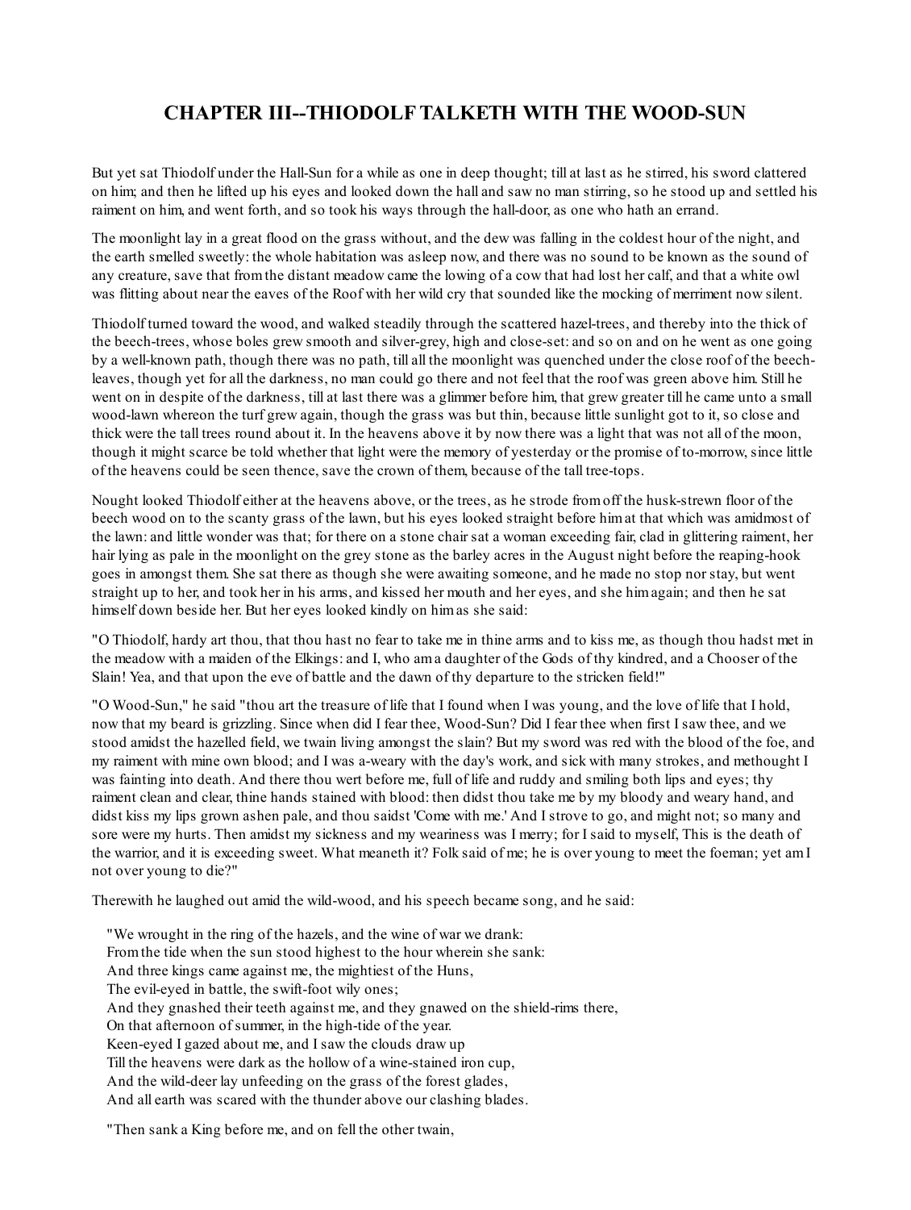## CHAPTER III--THIODOLF TALKETH WITH THE WOOD-SUN

But yet sat Thiodolf under the Hall-Sun for a while as one in deep thought; till at last as he stirred, his sword clattered on him; and then he lifted up his eyes and looked down the hall and saw no man stirring, so he stood up and settled his raiment on him, and went forth, and so took his ways through the hall-door, as one who hath an errand.

The moonlight lay in a great flood on the grass without, and the dew was falling in the coldest hour of the night, and the earth smelled sweetly: the whole habitation was asleep now, and there was no sound to be known as the sound of any creature, save that from the distant meadow came the lowing of a cow that had lost her calf, and that a white owl was flitting about near the eaves of the Roof with her wild cry that sounded like the mocking of merriment now silent.

Thiodolf turned toward the wood, and walked steadily through the scattered hazel-trees, and thereby into the thick of the beech-trees, whose boles grew smooth and silver-grey, high and close-set: and so on and on he went as one going by a well-known path, though there was no path, till all the moonlight was quenched under the close roof of the beech-leaves, though yet for all the darkness, no man could go there and not feel that the roof was green above him. Still he went on in despite of the darkness, till at last there was a glimmer before him, that grew greater till he came unto a small wood-lawn whereon the turf grew again, though the grass was but thin, because little sunlight got to it, so close and thick were the tall trees round about it. In the heavens above it by now there was a light that was not all of the moon, though it might scarce be told whether that light were the memory of yesterday or the promise of to-morrow, since little of the heavens could be seen thence, save the crown of them, because of the tall tree-tops.

Nought looked Thiodolf either at the heavens above, or the trees, as he strode from off the husk-strewn floor of the beech wood on to the scanty grass of the lawn, but his eyes looked straight before him at that which was amidmost of the lawn: and little wonder was that; for there on a stone chair sat a woman exceeding fair, clad in glittering raiment, her hair lying as pale in the moonlight on the grey stone as the barley acres in the August night before the reaping-hook goes in amongst them. She sat there as though she were awaiting someone, and he made no stop nor stay, but went straight up to her, and took her in his arms, and kissed her mouth and her eyes, and she him again; and then he sat himself down beside her. But her eyes looked kindly on him as she said:

"O Thiodolf, hardy art thou, that thou hast no fear to take me in thine arms and to kiss me, as though thou hadst met in the meadow with a maiden of the Elkings: and I, who am a daughter of the Gods of thy kindred, and a Chooser of the Slain! Yea, and that upon the eve of battle and the dawn of thy departure to the stricken field!"

"O Wood-Sun," he said "thou art the treasure of life that I found when I was young, and the love of life that I hold, now that my beard is grizzling. Since when did I fear thee, Wood-Sun? Did I fear thee when first I saw thee, and we stood amidst the hazelled field, we twain living amongst the slain? But my sword was red with the blood of the foe, and my raiment with mine own blood; and I was a-weary with the day's work, and sick with many strokes, and methought I was fainting into death. And there thou wert before me, full of life and ruddy and smiling both lips and eyes; thy raiment clean and clear, thine hands stained with blood: then didst thou take me by my bloody and weary hand, and didst kiss my lips grown ashen pale, and thou saidst 'Come with me.' And I strove to go, and might not; so many and sore were my hurts. Then amidst my sickness and my weariness was I merry; for I said to myself, This is the death of the warrior, and it is exceeding sweet. What meaneth it? Folk said of me; he is over young to meet the foeman; yet am I not over young to die?"

Therewith he laughed out amid the wild-wood, and his speech became song, and he said:

"We wrought in the ring of the hazels, and the wine of war we drank:
From the tide when the sun stood highest to the hour wherein she sank:
And three kings came against me, the mightiest of the Huns,
The evil-eyed in battle, the swift-foot wily ones;
And they gnashed their teeth against me, and they gnawed on the shield-rims there,
On that afternoon of summer, in the high-tide of the year.
Keen-eyed I gazed about me, and I saw the clouds draw up
Till the heavens were dark as the hollow of a wine-stained iron cup,
And the wild-deer lay unfeeding on the grass of the forest glades,
And all earth was scared with the thunder above our clashing blades.

"Then sank a King before me, and on fell the other twain,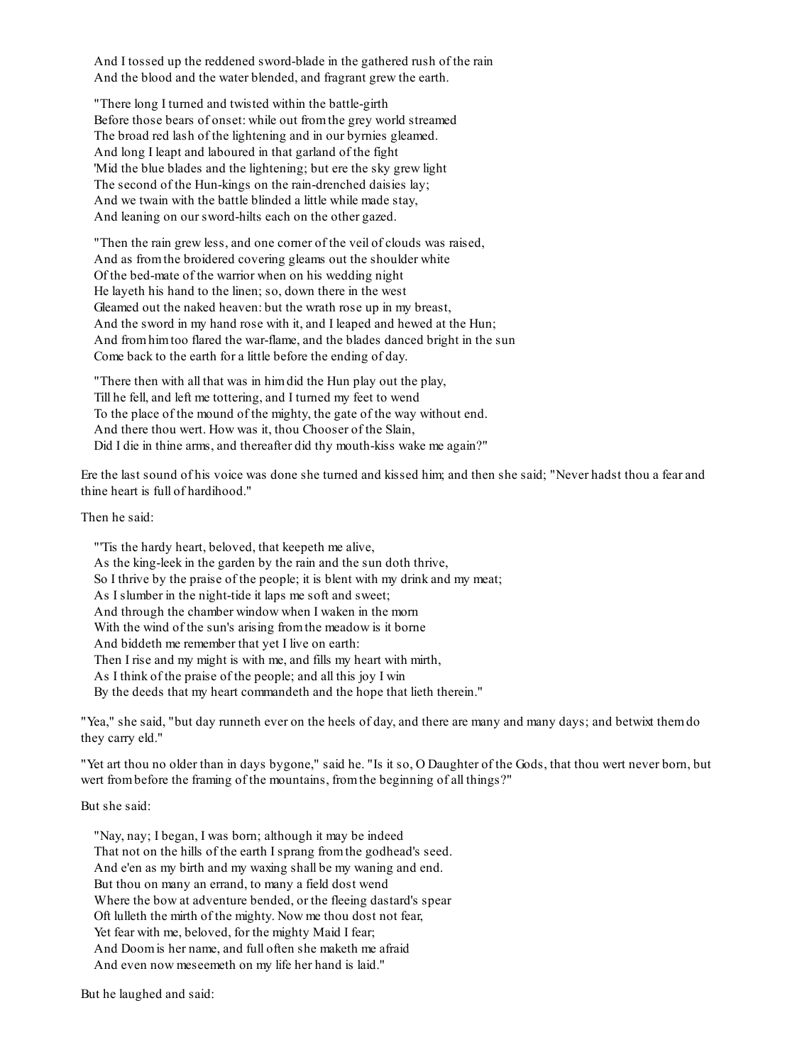And I tossed up the reddened sword-blade in the gathered rush of the rain
And the blood and the water blended, and fragrant grew the earth.

"There long I turned and twisted within the battle-girth
Before those bears of onset: while out from the grey world streamed
The broad red lash of the lightening and in our byrnies gleamed.
And long I leapt and laboured in that garland of the fight
'Mid the blue blades and the lightening; but ere the sky grew light
The second of the Hun-kings on the rain-drenched daisies lay;
And we twain with the battle blinded a little while made stay,
And leaning on our sword-hilts each on the other gazed.

"Then the rain grew less, and one corner of the veil of clouds was raised,
And as from the broidered covering gleams out the shoulder white
Of the bed-mate of the warrior when on his wedding night
He layeth his hand to the linen; so, down there in the west
Gleamed out the naked heaven: but the wrath rose up in my breast,
And the sword in my hand rose with it, and I leaped and hewed at the Hun;
And from him too flared the war-flame, and the blades danced bright in the sun
Come back to the earth for a little before the ending of day.

"There then with all that was in him did the Hun play out the play,
Till he fell, and left me tottering, and I turned my feet to wend
To the place of the mound of the mighty, the gate of the way without end.
And there thou wert. How was it, thou Chooser of the Slain,
Did I die in thine arms, and thereafter did thy mouth-kiss wake me again?"

Ere the last sound of his voice was done she turned and kissed him; and then she said; "Never hadst thou a fear and thine heart is full of hardihood."

Then he said:

"'Tis the hardy heart, beloved, that keepeth me alive,
As the king-leek in the garden by the rain and the sun doth thrive,
So I thrive by the praise of the people; it is blent with my drink and my meat;
As I slumber in the night-tide it laps me soft and sweet;
And through the chamber window when I waken in the morn
With the wind of the sun's arising from the meadow is it borne
And biddeth me remember that yet I live on earth:
Then I rise and my might is with me, and fills my heart with mirth,
As I think of the praise of the people; and all this joy I win
By the deeds that my heart commandeth and the hope that lieth therein."

"Yea," she said, "but day runneth ever on the heels of day, and there are many and many days; and betwixt them do they carry eld."

"Yet art thou no older than in days bygone," said he. "Is it so, O Daughter of the Gods, that thou wert never born, but wert from before the framing of the mountains, from the beginning of all things?"

But she said:

"Nay, nay; I began, I was born; although it may be indeed
That not on the hills of the earth I sprang from the godhead's seed.
And e'en as my birth and my waxing shall be my waning and end.
But thou on many an errand, to many a field dost wend
Where the bow at adventure bended, or the fleeing dastard's spear
Oft lulleth the mirth of the mighty. Now me thou dost not fear,
Yet fear with me, beloved, for the mighty Maid I fear;
And Doom is her name, and full often she maketh me afraid
And even now meseemeth on my life her hand is laid."

But he laughed and said: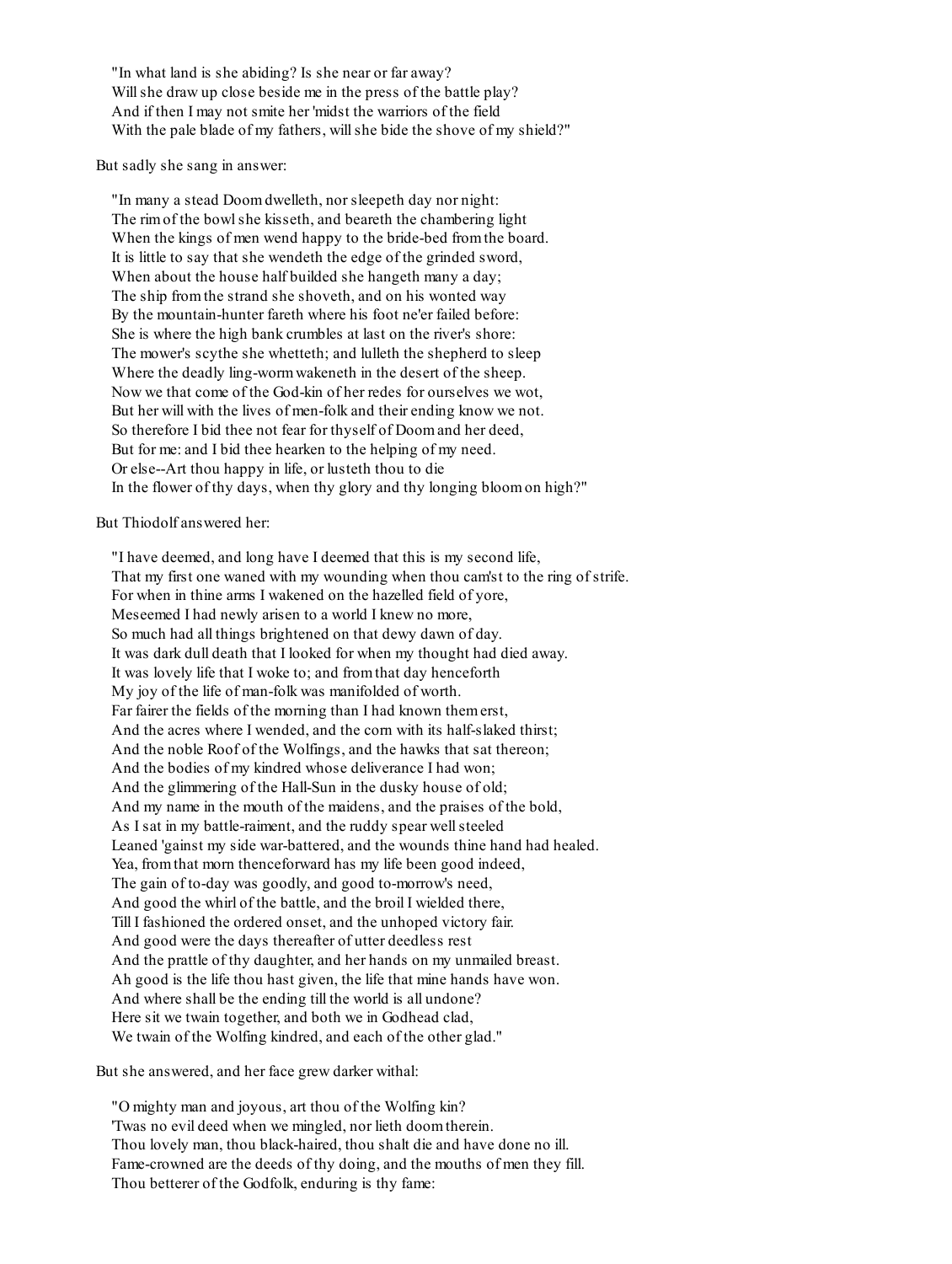"In what land is she abiding? Is she near or far away?  
Will she draw up close beside me in the press of the battle play?  
And if then I may not smite her 'midst the warriors of the field  
With the pale blade of my fathers, will she bide the shove of my shield?"

But sadly she sang in answer:

"In many a stead Doom dwelleth, nor sleepeth day nor night:  
The rim of the bowl she kisseth, and beareth the chambering light  
When the kings of men wend happy to the bride-bed from the board.  
It is little to say that she wendeth the edge of the grinded sword,  
When about the house half builded she hangeth many a day;  
The ship from the strand she shoveth, and on his wonted way  
By the mountain-hunter fareth where his foot ne'er failed before:  
She is where the high bank crumbles at last on the river's shore:  
The mower's scythe she whetteth; and lulleth the shepherd to sleep  
Where the deadly ling-worm wakeneth in the desert of the sheep.  
Now we that come of the God-kin of her redes for ourselves we wot,  
But her will with the lives of men-folk and their ending know we not.  
So therefore I bid thee not fear for thyself of Doom and her deed,  
But for me: and I bid thee hearken to the helping of my need.  
Or else--Art thou happy in life, or lusteth thou to die  
In the flower of thy days, when thy glory and thy longing bloom on high?"

But Thiodolf answered her:

"I have deemed, and long have I deemed that this is my second life,  
That my first one waned with my wounding when thou cam'st to the ring of strife.  
For when in thine arms I wakened on the hazelled field of yore,  
Meseemed I had newly arisen to a world I knew no more,  
So much had all things brightened on that dewy dawn of day.  
It was dark dull death that I looked for when my thought had died away.  
It was lovely life that I woke to; and from that day henceforth  
My joy of the life of man-folk was manifolded of worth.  
Far fairer the fields of the morning than I had known them erst,  
And the acres where I wended, and the corn with its half-slaked thirst;  
And the noble Roof of the Wolfings, and the hawks that sat thereon;  
And the bodies of my kindred whose deliverance I had won;  
And the glimmering of the Hall-Sun in the dusky house of old;  
And my name in the mouth of the maidens, and the praises of the bold,  
As I sat in my battle-raiment, and the ruddy spear well steeled  
Leaned 'gainst my side war-battered, and the wounds thine hand had healed.  
Yea, from that morn thenceforward has my life been good indeed,  
The gain of to-day was goodly, and good to-morrow's need,  
And good the whirl of the battle, and the broil I wielded there,  
Till I fashioned the ordered onset, and the unhoped victory fair.  
And good were the days thereafter of utter deedless rest  
And the prattle of thy daughter, and her hands on my unmailed breast.  
Ah good is the life thou hast given, the life that mine hands have won.  
And where shall be the ending till the world is all undone?  
Here sit we twain together, and both we in Godhead clad,  
We twain of the Wolfing kindred, and each of the other glad."

But she answered, and her face grew darker withal:

"O mighty man and joyous, art thou of the Wolfing kin?  
'Twas no evil deed when we mingled, nor lieth doom therein.  
Thou lovely man, thou black-haired, thou shalt die and have done no ill.  
Fame-crowned are the deeds of thy doing, and the mouths of men they fill.  
Thou betterer of the Godfolk, enduring is thy fame: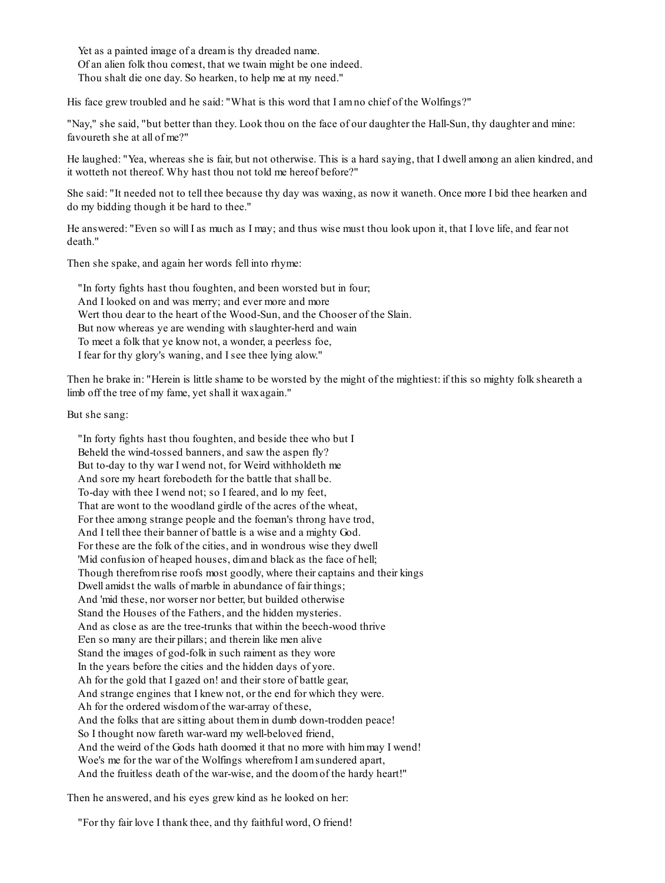> Yet as a painted image of a dream is thy dreaded name.  
> Of an alien folk thou comest, that we twain might be one indeed.  
> Thou shalt die one day. So hearken, to help me at my need."

His face grew troubled and he said: "What is this word that I am no chief of the Wolfings?"

"Nay," she said, "but better than they. Look thou on the face of our daughter the Hall-Sun, thy daughter and mine: favoureth she at all of me?"

He laughed: "Yea, whereas she is fair, but not otherwise. This is a hard saying, that I dwell among an alien kindred, and it wotteth not thereof. Why hast thou not told me hereof before?"

She said: "It needed not to tell thee because thy day was waxing, as now it waneth. Once more I bid thee hearken and do my bidding though it be hard to thee."

He answered: "Even so will I as much as I may; and thus wise must thou look upon it, that I love life, and fear not death."

Then she spake, and again her words fell into rhyme:

> "In forty fights hast thou foughten, and been worsted but in four;  
> And I looked on and was merry; and ever more and more  
> Wert thou dear to the heart of the Wood-Sun, and the Chooser of the Slain.  
> But now whereas ye are wending with slaughter-herd and wain  
> To meet a folk that ye know not, a wonder, a peerless foe,  
> I fear for thy glory's waning, and I see thee lying alow."

Then he brake in: "Herein is little shame to be worsted by the might of the mightiest: if this so mighty folk sheareth a limb off the tree of my fame, yet shall it wax again."

But she sang:

> "In forty fights hast thou foughten, and beside thee who but I  
> Beheld the wind-tossed banners, and saw the aspen fly?  
> But to-day to thy war I wend not, for Weird withholdeth me  
> And sore my heart forebodeth for the battle that shall be.  
> To-day with thee I wend not; so I feared, and lo my feet,  
> That are wont to the woodland girdle of the acres of the wheat,  
> For thee among strange people and the foeman's throng have trod,  
> And I tell thee their banner of battle is a wise and a mighty God.  
> For these are the folk of the cities, and in wondrous wise they dwell  
> 'Mid confusion of heaped houses, dim and black as the face of hell;  
> Though therefrom rise roofs most goodly, where their captains and their kings  
> Dwell amidst the walls of marble in abundance of fair things;  
> And 'mid these, nor worser nor better, but builded otherwise  
> Stand the Houses of the Fathers, and the hidden mysteries.  
> And as close as are the tree-trunks that within the beech-wood thrive  
> E'en so many are their pillars; and therein like men alive  
> Stand the images of god-folk in such raiment as they wore  
> In the years before the cities and the hidden days of yore.  
> Ah for the gold that I gazed on! and their store of battle gear,  
> And strange engines that I knew not, or the end for which they were.  
> Ah for the ordered wisdom of the war-array of these,  
> And the folks that are sitting about them in dumb down-trodden peace!  
> So I thought now fareth war-ward my well-beloved friend,  
> And the weird of the Gods hath doomed it that no more with him may I wend!  
> Woe's me for the war of the Wolfings wherefrom I am sundered apart,  
> And the fruitless death of the war-wise, and the doom of the hardy heart!"

Then he answered, and his eyes grew kind as he looked on her:

> "For thy fair love I thank thee, and thy faithful word, O friend!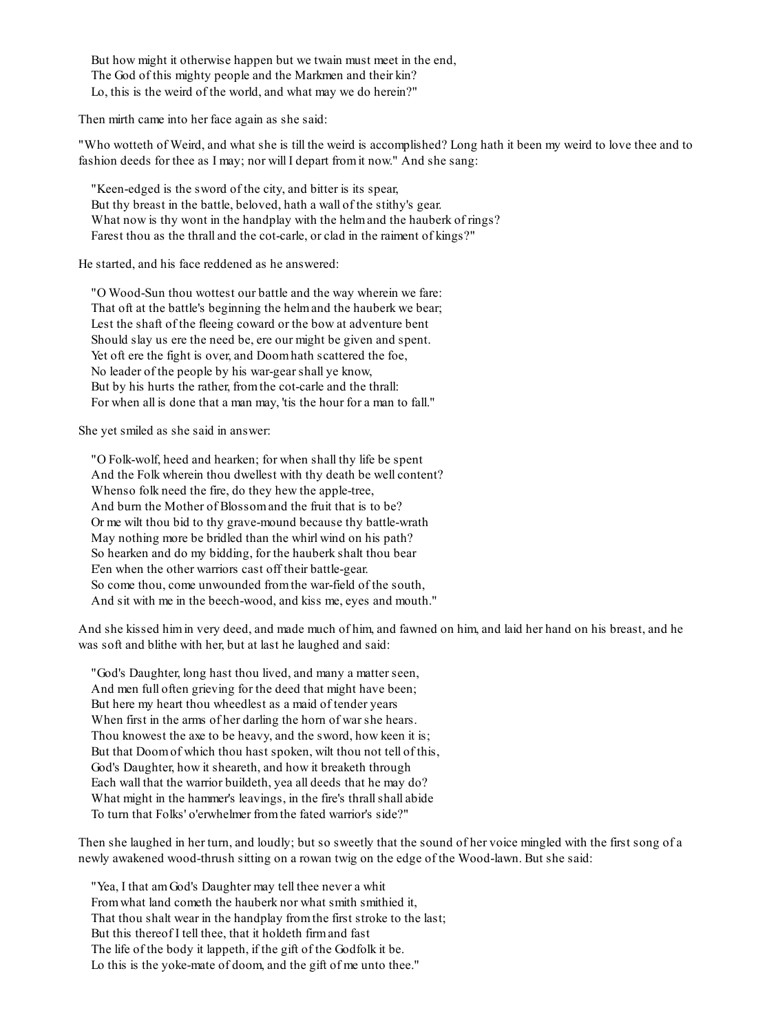But how might it otherwise happen but we twain must meet in the end,  
The God of this mighty people and the Markmen and their kin?  
Lo, this is the weird of the world, and what may we do herein?"

Then mirth came into her face again as she said:

"Who wotteth of Weird, and what she is till the weird is accomplished? Long hath it been my weird to love thee and to fashion deeds for thee as I may; nor will I depart from it now." And she sang:

"Keen-edged is the sword of the city, and bitter is its spear,  
But thy breast in the battle, beloved, hath a wall of the stithy's gear.  
What now is thy wont in the handplay with the helm and the hauberk of rings?  
Farest thou as the thrall and the cot-carle, or clad in the raiment of kings?"

He started, and his face reddened as he answered:

"O Wood-Sun thou wottest our battle and the way wherein we fare:  
That oft at the battle's beginning the helm and the hauberk we bear;  
Lest the shaft of the fleeing coward or the bow at adventure bent  
Should slay us ere the need be, ere our might be given and spent.  
Yet oft ere the fight is over, and Doom hath scattered the foe,  
No leader of the people by his war-gear shall ye know,  
But by his hurts the rather, from the cot-carle and the thrall:  
For when all is done that a man may, 'tis the hour for a man to fall."

She yet smiled as she said in answer:

"O Folk-wolf, heed and hearken; for when shall thy life be spent  
And the Folk wherein thou dwellest with thy death be well content?  
Whenso folk need the fire, do they hew the apple-tree,  
And burn the Mother of Blossom and the fruit that is to be?  
Or me wilt thou bid to thy grave-mound because thy battle-wrath  
May nothing more be bridled than the whirlwind on his path?  
So hearken and do my bidding, for the hauberk shalt thou bear  
E'en when the other warriors cast off their battle-gear.  
So come thou, come unwounded from the war-field of the south,  
And sit with me in the beech-wood, and kiss me, eyes and mouth."

And she kissed him in very deed, and made much of him, and fawned on him, and laid her hand on his breast, and he was soft and blithe with her, but at last he laughed and said:

"God's Daughter, long hast thou lived, and many a matter seen,  
And men full often grieving for the deed that might have been;  
But here my heart thou wheedlest as a maid of tender years  
When first in the arms of her darling the horn of war she hears.  
Thou knowest the axe to be heavy, and the sword, how keen it is;  
But that Doom of which thou hast spoken, wilt thou not tell of this,  
God's Daughter, how it sheareth, and how it breaketh through  
Each wall that the warrior buildeth, yea all deeds that he may do?  
What might in the hammer's leavings, in the fire's thrall shall abide  
To turn that Folks' o'erwhelmer from the fated warrior's side?"

Then she laughed in her turn, and loudly; but so sweetly that the sound of her voice mingled with the first song of a newly awakened wood-thrush sitting on a rowan twig on the edge of the Wood-lawn. But she said:

"Yea, I that am God's Daughter may tell thee never a whit  
From what land cometh the hauberk nor what smith smithied it,  
That thou shalt wear in the handplay from the first stroke to the last;  
But this thereof I tell thee, that it holdeth firm and fast  
The life of the body it lappeth, if the gift of the Godfolk it be.  
Lo this is the yoke-mate of doom, and the gift of me unto thee."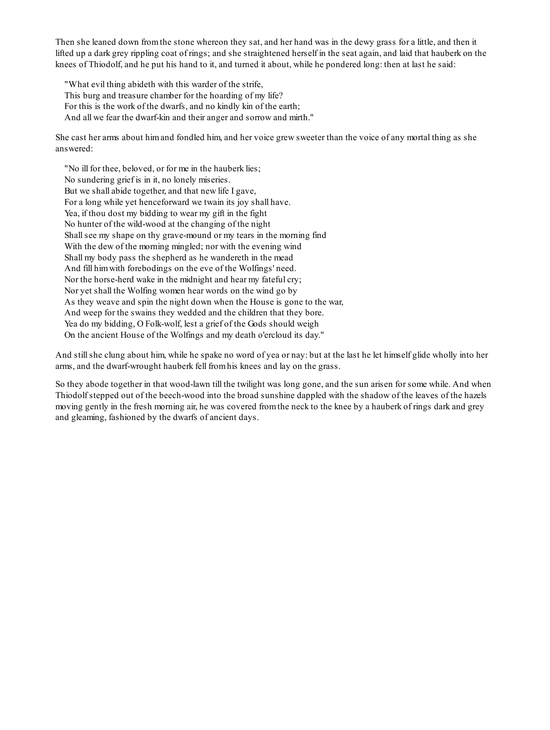Then she leaned down from the stone whereon they sat, and her hand was in the dewy grass for a little, and then it lifted up a dark grey rippling coat of rings; and she straightened herself in the seat again, and laid that hauberk on the knees of Thiodolf, and he put his hand to it, and turned it about, while he pondered long: then at last he said:

> "What evil thing abideth with this warder of the strife,  
> This burg and treasure chamber for the hoarding of my life?  
> For this is the work of the dwarfs, and no kindly kin of the earth;  
> And all we fear the dwarf-kin and their anger and sorrow and mirth."

She cast her arms about him and fondled him, and her voice grew sweeter than the voice of any mortal thing as she answered:

> "No ill for thee, beloved, or for me in the hauberk lies;  
> No sundering grief is in it, no lonely miseries.  
> But we shall abide together, and that new life I gave,  
> For a long while yet henceforward we twain its joy shall have.  
> Yea, if thou dost my bidding to wear my gift in the fight  
> No hunter of the wild-wood at the changing of the night  
> Shall see my shape on thy grave-mound or my tears in the morning find  
> With the dew of the morning mingled; nor with the evening wind  
> Shall my body pass the shepherd as he wandereth in the mead  
> And fill him with forebodings on the eve of the Wolfings' need.  
> Nor the horse-herd wake in the midnight and hear my fateful cry;  
> Nor yet shall the Wolfing women hear words on the wind go by  
> As they weave and spin the night down when the House is gone to the war,  
> And weep for the swains they wedded and the children that they bore.  
> Yea do my bidding, O Folk-wolf, lest a grief of the Gods should weigh  
> On the ancient House of the Wolfings and my death o'ercloud its day."

And still she clung about him, while he spake no word of yea or nay: but at the last he let himself glide wholly into her arms, and the dwarf-wrought hauberk fell from his knees and lay on the grass.

So they abode together in that wood-lawn till the twilight was long gone, and the sun arisen for some while. And when Thiodolf stepped out of the beech-wood into the broad sunshine dappled with the shadow of the leaves of the hazels moving gently in the fresh morning air, he was covered from the neck to the knee by a hauberk of rings dark and grey and gleaming, fashioned by the dwarfs of ancient days.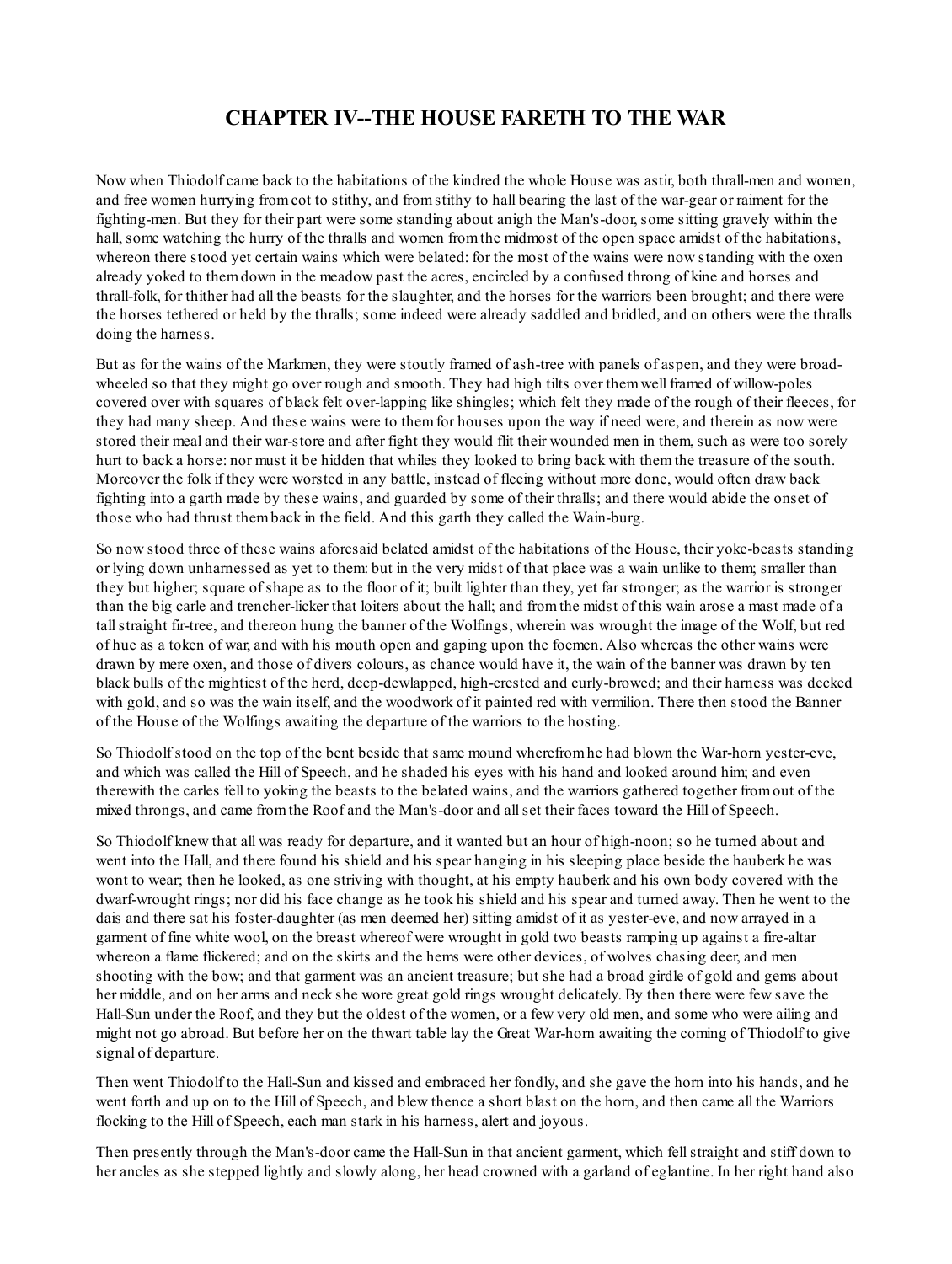# CHAPTER IV--THE HOUSE FARETH TO THE WAR

Now when Thiodolf came back to the habitations of the kindred the whole House was astir, both thrall-men and women, and free women hurrying from cot to stithy, and from stithy to hall bearing the last of the war-gear or raiment for the fighting-men. But they for their part were some standing about anigh the Man's-door, some sitting gravely within the hall, some watching the hurry of the thralls and women from the midmost of the open space amidst of the habitations, whereon there stood yet certain wains which were belated: for the most of the wains were now standing with the oxen already yoked to them down in the meadow past the acres, encircled by a confused throng of kine and horses and thrall-folk, for thither had all the beasts for the slaughter, and the horses for the warriors been brought; and there were the horses tethered or held by the thralls; some indeed were already saddled and bridled, and on others were the thralls doing the harness.

But as for the wains of the Markmen, they were stoutly framed of ash-tree with panels of aspen, and they were broad-wheeled so that they might go over rough and smooth. They had high tilts over them well framed of willow-poles covered over with squares of black felt over-lapping like shingles; which felt they made of the rough of their fleeces, for they had many sheep. And these wains were to them for houses upon the way if need were, and therein as now were stored their meal and their war-store and after fight they would flit their wounded men in them, such as were too sorely hurt to back a horse: nor must it be hidden that whiles they looked to bring back with them the treasure of the south. Moreover the folk if they were worsted in any battle, instead of fleeing without more done, would often draw back fighting into a garth made by these wains, and guarded by some of their thralls; and there would abide the onset of those who had thrust them back in the field. And this garth they called the Wain-burg.

So now stood three of these wains aforesaid belated amidst of the habitations of the House, their yoke-beasts standing or lying down unharnessed as yet to them: but in the very midst of that place was a wain unlike to them; smaller than they but higher; square of shape as to the floor of it; built lighter than they, yet far stronger; as the warrior is stronger than the big carle and trencher-licker that loiters about the hall; and from the midst of this wain arose a mast made of a tall straight fir-tree, and thereon hung the banner of the Wolfings, wherein was wrought the image of the Wolf, but red of hue as a token of war, and with his mouth open and gaping upon the foemen. Also whereas the other wains were drawn by mere oxen, and those of divers colours, as chance would have it, the wain of the banner was drawn by ten black bulls of the mightiest of the herd, deep-dewlapped, high-crested and curly-browed; and their harness was decked with gold, and so was the wain itself, and the woodwork of it painted red with vermilion. There then stood the Banner of the House of the Wolfings awaiting the departure of the warriors to the hosting.

So Thiodolf stood on the top of the bent beside that same mound wherefrom he had blown the War-horn yester-eve, and which was called the Hill of Speech, and he shaded his eyes with his hand and looked around him; and even therewith the carles fell to yoking the beasts to the belated wains, and the warriors gathered together from out of the mixed throngs, and came from the Roof and the Man's-door and all set their faces toward the Hill of Speech.

So Thiodolf knew that all was ready for departure, and it wanted but an hour of high-noon; so he turned about and went into the Hall, and there found his shield and his spear hanging in his sleeping place beside the hauberk he was wont to wear; then he looked, as one striving with thought, at his empty hauberk and his own body covered with the dwarf-wrought rings; nor did his face change as he took his shield and his spear and turned away. Then he went to the dais and there sat his foster-daughter (as men deemed her) sitting amidst of it as yester-eve, and now arrayed in a garment of fine white wool, on the breast whereof were wrought in gold two beasts ramping up against a fire-altar whereon a flame flickered; and on the skirts and the hems were other devices, of wolves chasing deer, and men shooting with the bow; and that garment was an ancient treasure; but she had a broad girdle of gold and gems about her middle, and on her arms and neck she wore great gold rings wrought delicately. By then there were few save the Hall-Sun under the Roof, and they but the oldest of the women, or a few very old men, and some who were ailing and might not go abroad. But before her on the thwart table lay the Great War-horn awaiting the coming of Thiodolf to give signal of departure.

Then went Thiodolf to the Hall-Sun and kissed and embraced her fondly, and she gave the horn into his hands, and he went forth and up on to the Hill of Speech, and blew thence a short blast on the horn, and then came all the Warriors flocking to the Hill of Speech, each man stark in his harness, alert and joyous.

Then presently through the Man's-door came the Hall-Sun in that ancient garment, which fell straight and stiff down to her ancles as she stepped lightly and slowly along, her head crowned with a garland of eglantine. In her right hand also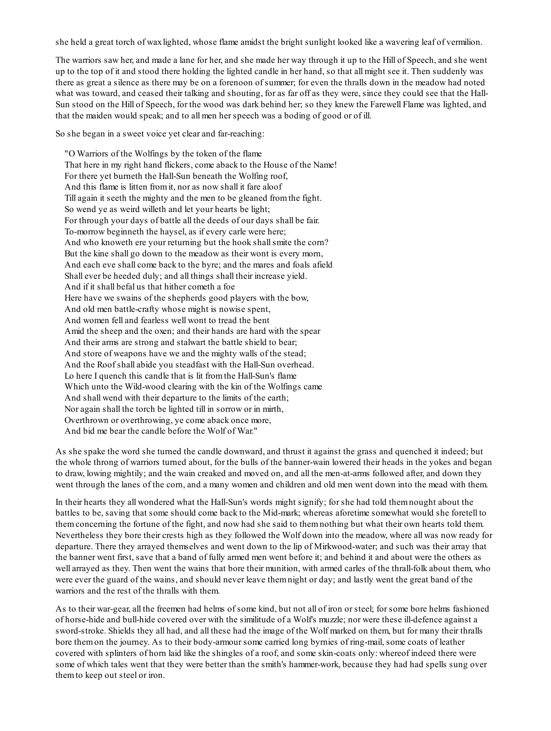she held a great torch of wax lighted, whose flame amidst the bright sunlight looked like a wavering leaf of vermilion.

The warriors saw her, and made a lane for her, and she made her way through it up to the Hill of Speech, and she went up to the top of it and stood there holding the lighted candle in her hand, so that all might see it. Then suddenly was there as great a silence as there may be on a forenoon of summer; for even the thralls down in the meadow had noted what was toward, and ceased their talking and shouting, for as far off as they were, since they could see that the Hall-Sun stood on the Hill of Speech, for the wood was dark behind her; so they knew the Farewell Flame was lighted, and that the maiden would speak; and to all men her speech was a boding of good or of ill.

So she began in a sweet voice yet clear and far-reaching:

"O Warriors of the Wolfings by the token of the flame  
That here in my right hand flickers, come aback to the House of the Name!  
For there yet burneth the Hall-Sun beneath the Wolfing roof,  
And this flame is litten from it, nor as now shall it fare aloof  
Till again it seeth the mighty and the men to be gleaned from the fight.  
So wend ye as weird willeth and let your hearts be light;  
For through your days of battle all the deeds of our days shall be fair.  
To-morrow beginneth the haysel, as if every carle were here;  
And who knoweth ere your returning but the hook shall smite the corn?  
But the kine shall go down to the meadow as their wont is every morn,  
And each eve shall come back to the byre; and the mares and foals afield  
Shall ever be heeded duly; and all things shall their increase yield.  
And if it shall befal us that hither cometh a foe  
Here have we swains of the shepherds good players with the bow,  
And old men battle-crafty whose might is nowise spent,  
And women fell and fearless well wont to tread the bent  
Amid the sheep and the oxen; and their hands are hard with the spear  
And their arms are strong and stalwart the battle shield to bear;  
And store of weapons have we and the mighty walls of the stead;  
And the Roof shall abide you steadfast with the Hall-Sun overhead.  
Lo here I quench this candle that is lit from the Hall-Sun's flame  
Which unto the Wild-wood clearing with the kin of the Wolfings came  
And shall wend with their departure to the limits of the earth;  
Nor again shall the torch be lighted till in sorrow or in mirth,  
Overthrown or overthrowing, ye come aback once more,  
And bid me bear the candle before the Wolf of War."

As she spake the word she turned the candle downward, and thrust it against the grass and quenched it indeed; but the whole throng of warriors turned about, for the bulls of the banner-wain lowered their heads in the yokes and began to draw, lowing mightily; and the wain creaked and moved on, and all the men-at-arms followed after, and down they went through the lanes of the corn, and a many women and children and old men went down into the mead with them.

In their hearts they all wondered what the Hall-Sun's words might signify; for she had told them nought about the battles to be, saving that some should come back to the Mid-mark; whereas aforetime somewhat would she foretell to them concerning the fortune of the fight, and now had she said to them nothing but what their own hearts told them. Nevertheless they bore their crests high as they followed the Wolf down into the meadow, where all was now ready for departure. There they arrayed themselves and went down to the lip of Mirkwood-water; and such was their array that the banner went first, save that a band of fully armed men went before it; and behind it and about were the others as well arrayed as they. Then went the wains that bore their munition, with armed carles of the thrall-folk about them, who were ever the guard of the wains, and should never leave them night or day; and lastly went the great band of the warriors and the rest of the thralls with them.

As to their war-gear, all the freemen had helms of some kind, but not all of iron or steel; for some bore helms fashioned of horse-hide and bull-hide covered over with the similitude of a Wolf's muzzle; nor were these ill-defence against a sword-stroke. Shields they all had, and all these had the image of the Wolf marked on them, but for many their thralls bore them on the journey. As to their body-armour some carried long byrnies of ring-mail, some coats of leather covered with splinters of horn laid like the shingles of a roof, and some skin-coats only: whereof indeed there were some of which tales went that they were better than the smith's hammer-work, because they had had spells sung over them to keep out steel or iron.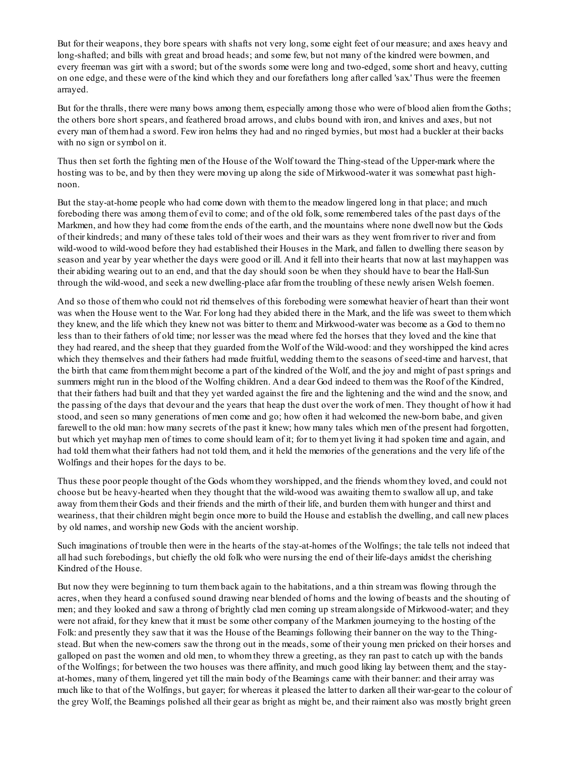But for their weapons, they bore spears with shafts not very long, some eight feet of our measure; and axes heavy and long-shafted; and bills with great and broad heads; and some few, but not many of the kindred were bowmen, and every freeman was girt with a sword; but of the swords some were long and two-edged, some short and heavy, cutting on one edge, and these were of the kind which they and our forefathers long after called 'sax.' Thus were the freemen arrayed.

But for the thralls, there were many bows among them, especially among those who were of blood alien from the Goths; the others bore short spears, and feathered broad arrows, and clubs bound with iron, and knives and axes, but not every man of them had a sword. Few iron helms they had and no ringed byrnies, but most had a buckler at their backs with no sign or symbol on it.

Thus then set forth the fighting men of the House of the Wolf toward the Thing-stead of the Upper-mark where the hosting was to be, and by then they were moving up along the side of Mirkwood-water it was somewhat past high-noon.

But the stay-at-home people who had come down with them to the meadow lingered long in that place; and much foreboding there was among them of evil to come; and of the old folk, some remembered tales of the past days of the Markmen, and how they had come from the ends of the earth, and the mountains where none dwell now but the Gods of their kindreds; and many of these tales told of their woes and their wars as they went from river to river and from wild-wood to wild-wood before they had established their Houses in the Mark, and fallen to dwelling there season by season and year by year whether the days were good or ill. And it fell into their hearts that now at last mayhappen was their abiding wearing out to an end, and that the day should soon be when they should have to bear the Hall-Sun through the wild-wood, and seek a new dwelling-place afar from the troubling of these newly arisen Welsh foemen.

And so those of them who could not rid themselves of this foreboding were somewhat heavier of heart than their wont was when the House went to the War. For long had they abided there in the Mark, and the life was sweet to them which they knew, and the life which they knew not was bitter to them: and Mirkwood-water was become as a God to them no less than to their fathers of old time; nor lesser was the mead where fed the horses that they loved and the kine that they had reared, and the sheep that they guarded from the Wolf of the Wild-wood: and they worshipped the kind acres which they themselves and their fathers had made fruitful, wedding them to the seasons of seed-time and harvest, that the birth that came from them might become a part of the kindred of the Wolf, and the joy and might of past springs and summers might run in the blood of the Wolfing children. And a dear God indeed to them was the Roof of the Kindred, that their fathers had built and that they yet warded against the fire and the lightening and the wind and the snow, and the passing of the days that devour and the years that heap the dust over the work of men. They thought of how it had stood, and seen so many generations of men come and go; how often it had welcomed the new-born babe, and given farewell to the old man: how many secrets of the past it knew; how many tales which men of the present had forgotten, but which yet mayhap men of times to come should learn of it; for to them yet living it had spoken time and again, and had told them what their fathers had not told them, and it held the memories of the generations and the very life of the Wolfings and their hopes for the days to be.

Thus these poor people thought of the Gods whom they worshipped, and the friends whom they loved, and could not choose but be heavy-hearted when they thought that the wild-wood was awaiting them to swallow all up, and take away from them their Gods and their friends and the mirth of their life, and burden them with hunger and thirst and weariness, that their children might begin once more to build the House and establish the dwelling, and call new places by old names, and worship new Gods with the ancient worship.

Such imaginations of trouble then were in the hearts of the stay-at-homes of the Wolfings; the tale tells not indeed that all had such forebodings, but chiefly the old folk who were nursing the end of their life-days amidst the cherishing Kindred of the House.

But now they were beginning to turn them back again to the habitations, and a thin stream was flowing through the acres, when they heard a confused sound drawing near blended of horns and the lowing of beasts and the shouting of men; and they looked and saw a throng of brightly clad men coming up stream alongside of Mirkwood-water; and they were not afraid, for they knew that it must be some other company of the Markmen journeying to the hosting of the Folk: and presently they saw that it was the House of the Beamings following their banner on the way to the Thing-stead. But when the new-comers saw the throng out in the meads, some of their young men pricked on their horses and galloped on past the women and old men, to whom they threw a greeting, as they ran past to catch up with the bands of the Wolfings; for between the two houses was there affinity, and much good liking lay between them; and the stay-at-homes, many of them, lingered yet till the main body of the Beamings came with their banner: and their array was much like to that of the Wolfings, but gayer; for whereas it pleased the latter to darken all their war-gear to the colour of the grey Wolf, the Beamings polished all their gear as bright as might be, and their raiment also was mostly bright green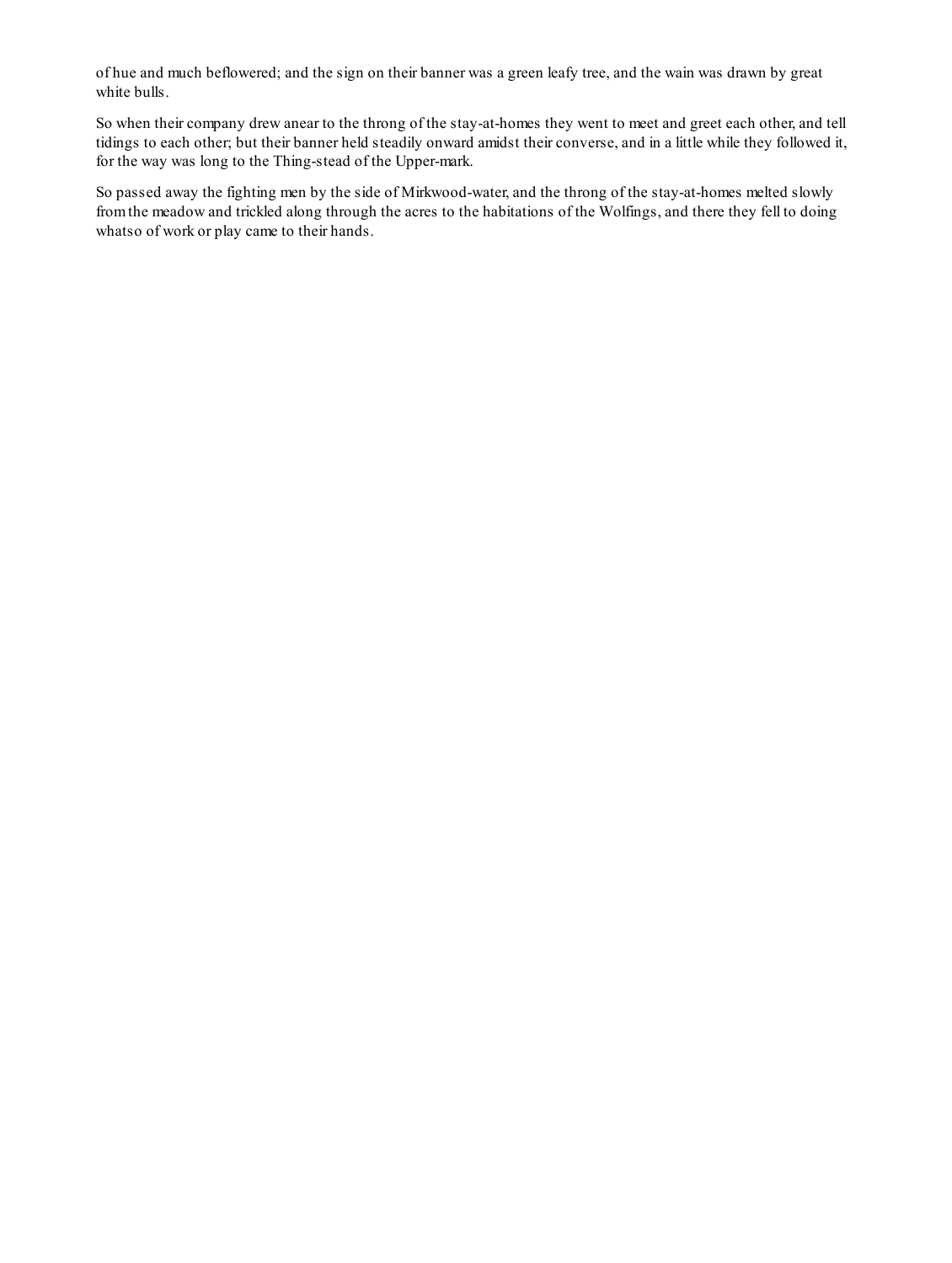of hue and much beflowered; and the sign on their banner was a green leafy tree, and the wain was drawn by great white bulls.

So when their company drew anear to the throng of the stay-at-homes they went to meet and greet each other, and tell tidings to each other; but their banner held steadily onward amidst their converse, and in a little while they followed it, for the way was long to the Thing-stead of the Upper-mark.

So passed away the fighting men by the side of Mirkwood-water, and the throng of the stay-at-homes melted slowly from the meadow and trickled along through the acres to the habitations of the Wolfings, and there they fell to doing whatso of work or play came to their hands.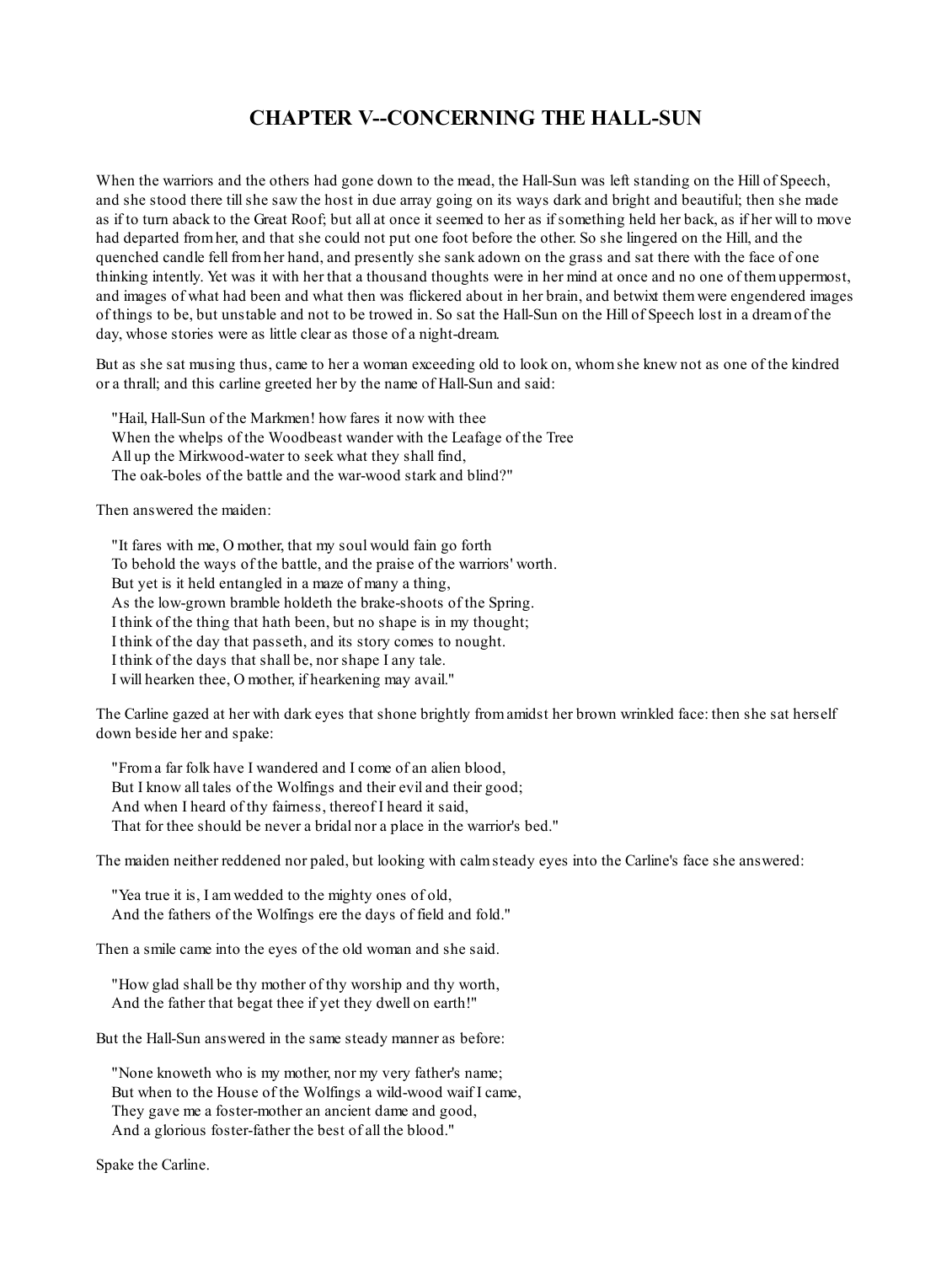# CHAPTER V--CONCERNING THE HALL-SUN

When the warriors and the others had gone down to the mead, the Hall-Sun was left standing on the Hill of Speech, and she stood there till she saw the host in due array going on its ways dark and bright and beautiful; then she made as if to turn aback to the Great Roof; but all at once it seemed to her as if something held her back, as if her will to move had departed from her, and that she could not put one foot before the other. So she lingered on the Hill, and the quenched candle fell from her hand, and presently she sank adown on the grass and sat there with the face of one thinking intently. Yet was it with her that a thousand thoughts were in her mind at once and no one of them uppermost, and images of what had been and what then was flickered about in her brain, and betwixt them were engendered images of things to be, but unstable and not to be trowed in. So sat the Hall-Sun on the Hill of Speech lost in a dream of the day, whose stories were as little clear as those of a night-dream.

But as she sat musing thus, came to her a woman exceeding old to look on, whom she knew not as one of the kindred or a thrall; and this carline greeted her by the name of Hall-Sun and said:

> "Hail, Hall-Sun of the Markmen! how fares it now with thee
> When the whelps of the Woodbeast wander with the Leafage of the Tree
> All up the Mirkwood-water to seek what they shall find,
> The oak-boles of the battle and the war-wood stark and blind?"

Then answered the maiden:

> "It fares with me, O mother, that my soul would fain go forth
> To behold the ways of the battle, and the praise of the warriors' worth.
> But yet is it held entangled in a maze of many a thing,
> As the low-grown bramble holdeth the brake-shoots of the Spring.
> I think of the thing that hath been, but no shape is in my thought;
> I think of the day that passeth, and its story comes to nought.
> I think of the days that shall be, nor shape I any tale.
> I will hearken thee, O mother, if hearkening may avail."

The Carline gazed at her with dark eyes that shone brightly from amidst her brown wrinkled face: then she sat herself down beside her and spake:

> "From a far folk have I wandered and I come of an alien blood,
> But I know all tales of the Wolfings and their evil and their good;
> And when I heard of thy fairness, thereof I heard it said,
> That for thee should be never a bridal nor a place in the warrior's bed."

The maiden neither reddened nor paled, but looking with calm steady eyes into the Carline's face she answered:

> "Yea true it is, I am wedded to the mighty ones of old,
> And the fathers of the Wolfings ere the days of field and fold."

Then a smile came into the eyes of the old woman and she said.

> "How glad shall be thy mother of thy worship and thy worth,
> And the father that begat thee if yet they dwell on earth!"

But the Hall-Sun answered in the same steady manner as before:

> "None knoweth who is my mother, nor my very father's name;
> But when to the House of the Wolfings a wild-wood waif I came,
> They gave me a foster-mother an ancient dame and good,
> And a glorious foster-father the best of all the blood."

Spake the Carline.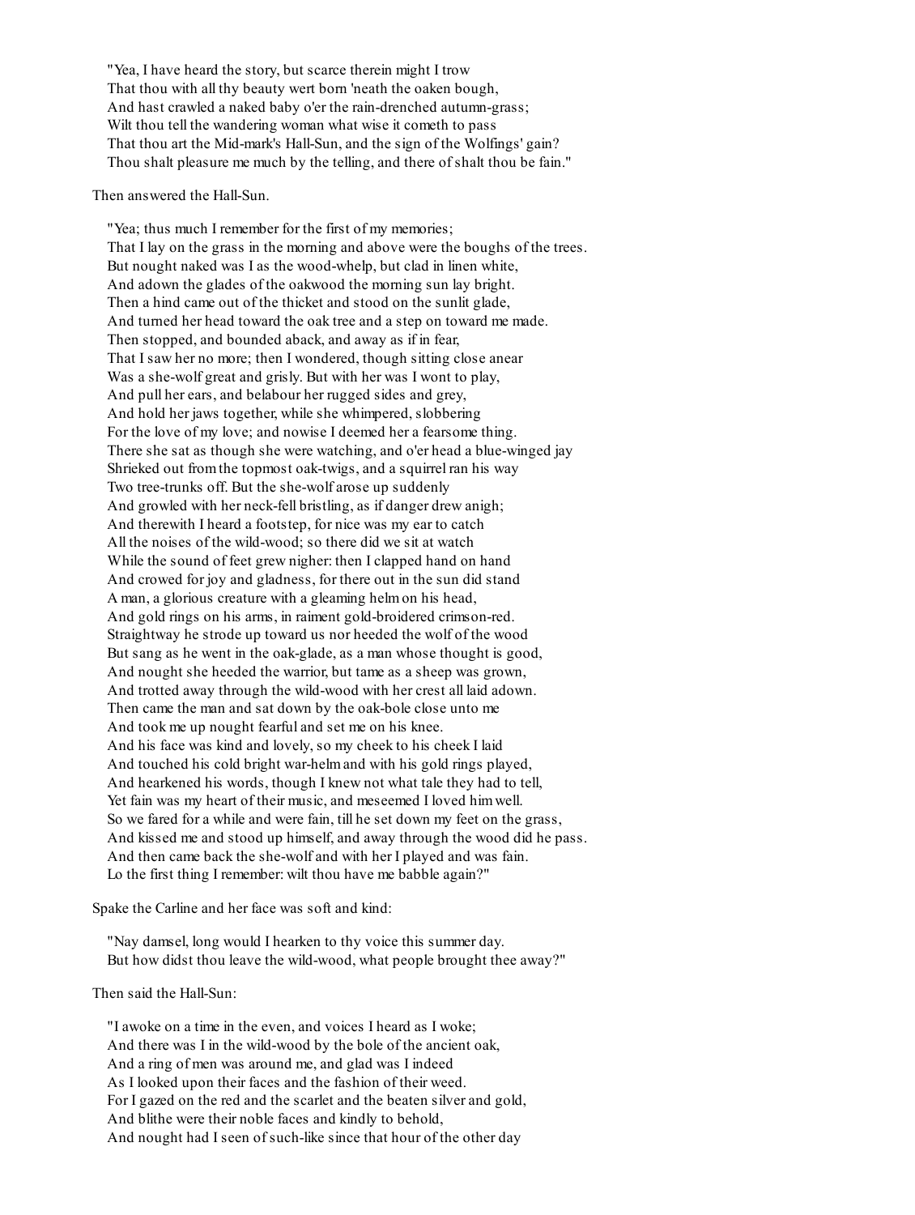"Yea, I have heard the story, but scarce therein might I trow
That thou with all thy beauty wert born 'neath the oaken bough,
And hast crawled a naked baby o'er the rain-drenched autumn-grass;
Wilt thou tell the wandering woman what wise it cometh to pass
That thou art the Mid-mark's Hall-Sun, and the sign of the Wolfings' gain?
Thou shalt pleasure me much by the telling, and there of shalt thou be fain."

Then answered the Hall-Sun.

"Yea; thus much I remember for the first of my memories;
That I lay on the grass in the morning and above were the boughs of the trees.
But nought naked was I as the wood-whelp, but clad in linen white,
And adown the glades of the oakwood the morning sun lay bright.
Then a hind came out of the thicket and stood on the sunlit glade,
And turned her head toward the oak tree and a step on toward me made.
Then stopped, and bounded aback, and away as if in fear,
That I saw her no more; then I wondered, though sitting close anear
Was a she-wolf great and grisly. But with her was I wont to play,
And pull her ears, and belabour her rugged sides and grey,
And hold her jaws together, while she whimpered, slobbering
For the love of my love; and nowise I deemed her a fearsome thing.
There she sat as though she were watching, and o'er head a blue-winged jay
Shrieked out from the topmost oak-twigs, and a squirrel ran his way
Two tree-trunks off. But the she-wolf arose up suddenly
And growled with her neck-fell bristling, as if danger drew anigh;
And therewith I heard a footstep, for nice was my ear to catch
All the noises of the wild-wood; so there did we sit at watch
While the sound of feet grew nigher: then I clapped hand on hand
And crowed for joy and gladness, for there out in the sun did stand
A man, a glorious creature with a gleaming helm on his head,
And gold rings on his arms, in raiment gold-broidered crimson-red.
Straightway he strode up toward us nor heeded the wolf of the wood
But sang as he went in the oak-glade, as a man whose thought is good,
And nought she heeded the warrior, but tame as a sheep was grown,
And trotted away through the wild-wood with her crest all laid adown.
Then came the man and sat down by the oak-bole close unto me
And took me up nought fearful and set me on his knee.
And his face was kind and lovely, so my cheek to his cheek I laid
And touched his cold bright war-helm and with his gold rings played,
And hearkened his words, though I knew not what tale they had to tell,
Yet fain was my heart of their music, and meseemed I loved him well.
So we fared for a while and were fain, till he set down my feet on the grass,
And kissed me and stood up himself, and away through the wood did he pass.
And then came back the she-wolf and with her I played and was fain.
Lo the first thing I remember: wilt thou have me babble again?"

Spake the Carline and her face was soft and kind:

"Nay damsel, long would I hearken to thy voice this summer day.
But how didst thou leave the wild-wood, what people brought thee away?"

Then said the Hall-Sun:

"I awoke on a time in the even, and voices I heard as I woke;
And there was I in the wild-wood by the bole of the ancient oak,
And a ring of men was around me, and glad was I indeed
As I looked upon their faces and the fashion of their weed.
For I gazed on the red and the scarlet and the beaten silver and gold,
And blithe were their noble faces and kindly to behold,
And nought had I seen of such-like since that hour of the other day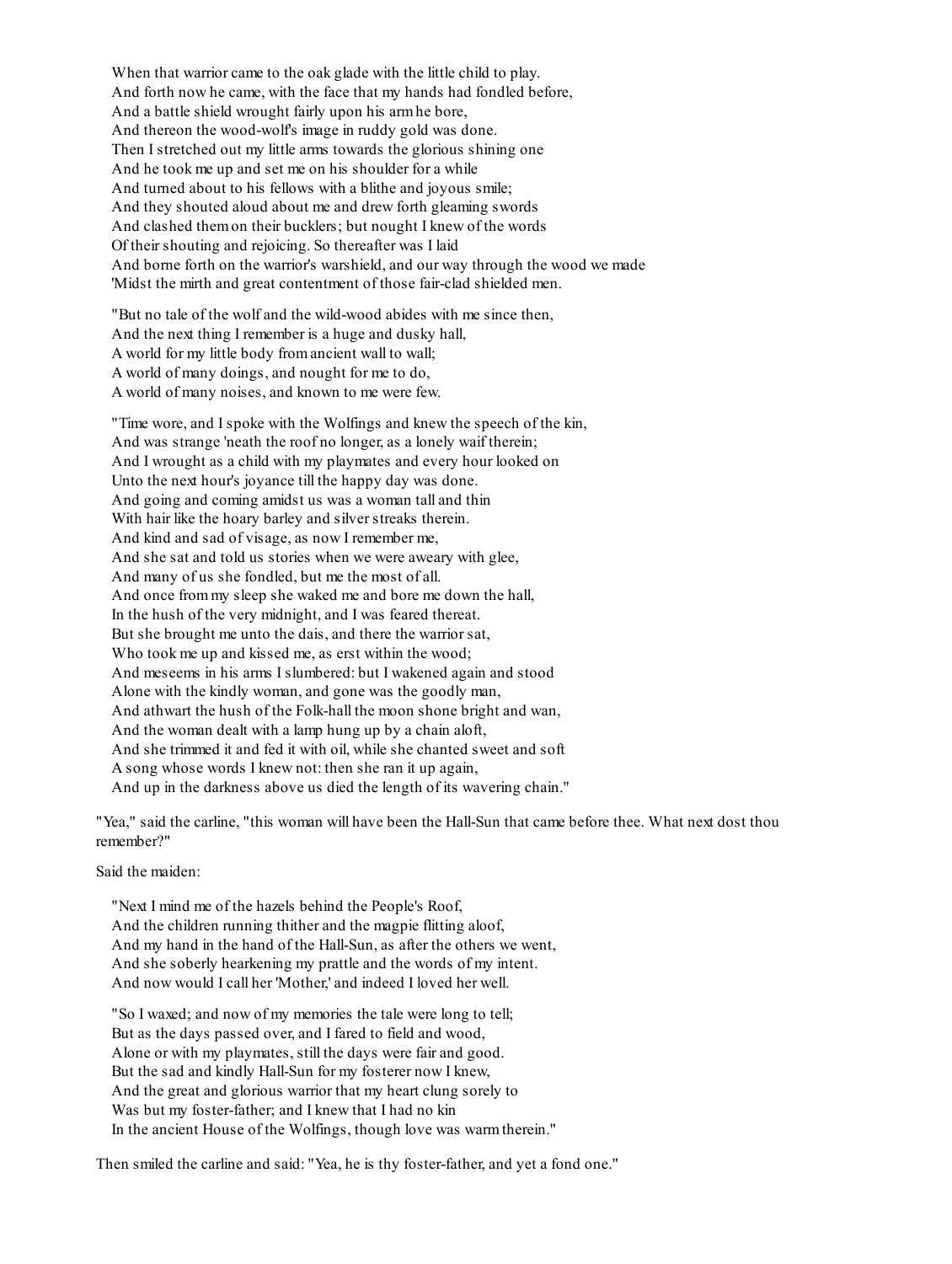When that warrior came to the oak glade with the little child to play.  
And forth now he came, with the face that my hands had fondled before,  
And a battle shield wrought fairly upon his arm he bore,  
And thereon the wood-wolf's image in ruddy gold was done.  
Then I stretched out my little arms towards the glorious shining one  
And he took me up and set me on his shoulder for a while  
And turned about to his fellows with a blithe and joyous smile;  
And they shouted aloud about me and drew forth gleaming swords  
And clashed them on their bucklers; but nought I knew of the words  
Of their shouting and rejoicing. So thereafter was I laid  
And borne forth on the warrior's warshield, and our way through the wood we made  
'Midst the mirth and great contentment of those fair-clad shielded men.

"But no tale of the wolf and the wild-wood abides with me since then,  
And the next thing I remember is a huge and dusky hall,  
A world for my little body from ancient wall to wall;  
A world of many doings, and nought for me to do,  
A world of many noises, and known to me were few.

"Time wore, and I spoke with the Wolfings and knew the speech of the kin,  
And was strange 'neath the roof no longer, as a lonely waif therein;  
And I wrought as a child with my playmates and every hour looked on  
Unto the next hour's joyance till the happy day was done.  
And going and coming amidst us was a woman tall and thin  
With hair like the hoary barley and silver streaks therein.  
And kind and sad of visage, as now I remember me,  
And she sat and told us stories when we were aweary with glee,  
And many of us she fondled, but me the most of all.  
And once from my sleep she waked me and bore me down the hall,  
In the hush of the very midnight, and I was feared thereat.  
But she brought me unto the dais, and there the warrior sat,  
Who took me up and kissed me, as erst within the wood;  
And meseems in his arms I slumbered: but I wakened again and stood  
Alone with the kindly woman, and gone was the goodly man,  
And athwart the hush of the Folk-hall the moon shone bright and wan,  
And the woman dealt with a lamp hung up by a chain aloft,  
And she trimmed it and fed it with oil, while she chanted sweet and soft  
A song whose words I knew not: then she ran it up again,  
And up in the darkness above us died the length of its wavering chain."

"Yea," said the carline, "this woman will have been the Hall-Sun that came before thee. What next dost thou remember?"

Said the maiden:

"Next I mind me of the hazels behind the People's Roof,  
And the children running thither and the magpie flitting aloof,  
And my hand in the hand of the Hall-Sun, as after the others we went,  
And she soberly hearkening my prattle and the words of my intent.  
And now would I call her 'Mother,' and indeed I loved her well.

"So I waxed; and now of my memories the tale were long to tell;  
But as the days passed over, and I fared to field and wood,  
Alone or with my playmates, still the days were fair and good.  
But the sad and kindly Hall-Sun for my fosterer now I knew,  
And the great and glorious warrior that my heart clung sorely to  
Was but my foster-father; and I knew that I had no kin  
In the ancient House of the Wolfings, though love was warm therein."

Then smiled the carline and said: "Yea, he is thy foster-father, and yet a fond one."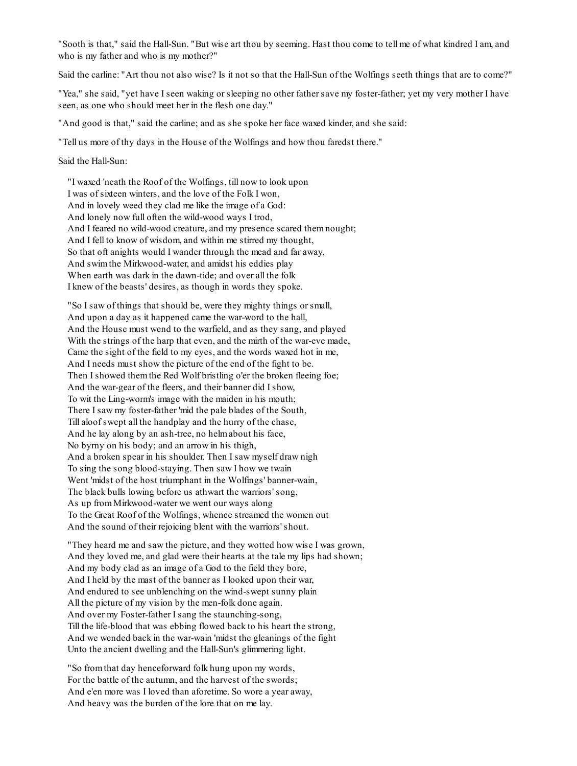"Sooth is that," said the Hall-Sun. "But wise art thou by seeming. Hast thou come to tell me of what kindred I am, and who is my father and who is my mother?"

Said the carline: "Art thou not also wise? Is it not so that the Hall-Sun of the Wolfings seeth things that are to come?"

"Yea," she said, "yet have I seen waking or sleeping no other father save my foster-father; yet my very mother I have seen, as one who should meet her in the flesh one day."

"And good is that," said the carline; and as she spoke her face waxed kinder, and she said:

"Tell us more of thy days in the House of the Wolfings and how thou faredst there."

Said the Hall-Sun:

"I waxed 'neath the Roof of the Wolfings, till now to look upon  
I was of sixteen winters, and the love of the Folk I won,  
And in lovely weed they clad me like the image of a God:  
And lonely now full often the wild-wood ways I trod,  
And I feared no wild-wood creature, and my presence scared them nought;  
And I fell to know of wisdom, and within me stirred my thought,  
So that oft anights would I wander through the mead and far away,  
And swim the Mirkwood-water, and amidst his eddies play  
When earth was dark in the dawn-tide; and over all the folk  
I knew of the beasts' desires, as though in words they spoke.

"So I saw of things that should be, were they mighty things or small,  
And upon a day as it happened came the war-word to the hall,  
And the House must wend to the warfield, and as they sang, and played  
With the strings of the harp that even, and the mirth of the war-eve made,  
Came the sight of the field to my eyes, and the words waxed hot in me,  
And I needs must show the picture of the end of the fight to be.  
Then I showed them the Red Wolf bristling o'er the broken fleeing foe;  
And the war-gear of the fleers, and their banner did I show,  
To wit the Ling-worm's image with the maiden in his mouth;  
There I saw my foster-father 'mid the pale blades of the South,  
Till aloof swept all the handplay and the hurry of the chase,  
And he lay along by an ash-tree, no helm about his face,  
No byrny on his body; and an arrow in his thigh,  
And a broken spear in his shoulder. Then I saw myself draw nigh  
To sing the song blood-staying. Then saw I how we twain  
Went 'midst of the host triumphant in the Wolfings' banner-wain,  
The black bulls lowing before us athwart the warriors' song,  
As up from Mirkwood-water we went our ways along  
To the Great Roof of the Wolfings, whence streamed the women out  
And the sound of their rejoicing blent with the warriors' shout.

"They heard me and saw the picture, and they wotted how wise I was grown,  
And they loved me, and glad were their hearts at the tale my lips had shown;  
And my body clad as an image of a God to the field they bore,  
And I held by the mast of the banner as I looked upon their war,  
And endured to see unblenching on the wind-swept sunny plain  
All the picture of my vision by the men-folk done again.  
And over my Foster-father I sang the staunching-song,  
Till the life-blood that was ebbing flowed back to his heart the strong,  
And we wended back in the war-wain 'midst the gleanings of the fight  
Unto the ancient dwelling and the Hall-Sun's glimmering light.

"So from that day henceforward folk hung upon my words,  
For the battle of the autumn, and the harvest of the swords;  
And e'en more was I loved than aforetime. So wore a year away,  
And heavy was the burden of the lore that on me lay.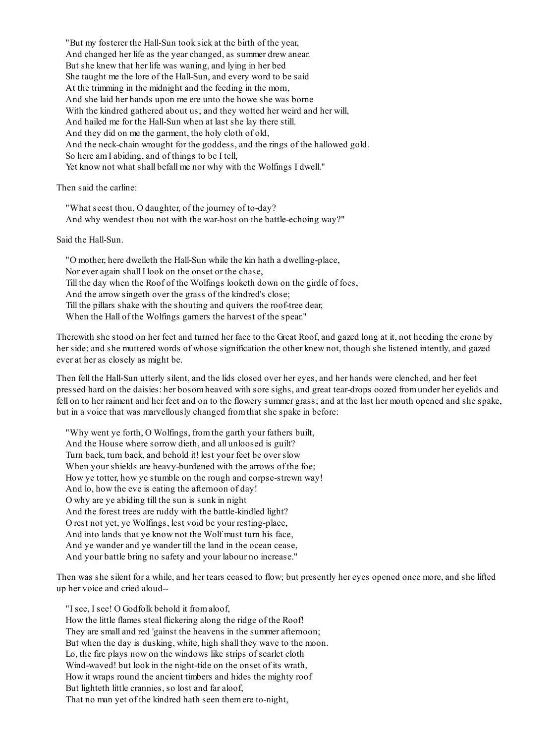"But my fosterer the Hall-Sun took sick at the birth of the year,
And changed her life as the year changed, as summer drew anear.
But she knew that her life was waning, and lying in her bed
She taught me the lore of the Hall-Sun, and every word to be said
At the trimming in the midnight and the feeding in the morn,
And she laid her hands upon me ere unto the howe she was borne
With the kindred gathered about us; and they wotted her weird and her will,
And hailed me for the Hall-Sun when at last she lay there still.
And they did on me the garment, the holy cloth of old,
And the neck-chain wrought for the goddess, and the rings of the hallowed gold.
So here am I abiding, and of things to be I tell,
Yet know not what shall befall me nor why with the Wolfings I dwell."

Then said the carline:

"What seest thou, O daughter, of the journey of to-day?
And why wendest thou not with the war-host on the battle-echoing way?"

Said the Hall-Sun.

"O mother, here dwelleth the Hall-Sun while the kin hath a dwelling-place,
Nor ever again shall I look on the onset or the chase,
Till the day when the Roof of the Wolfings looketh down on the girdle of foes,
And the arrow singeth over the grass of the kindred's close;
Till the pillars shake with the shouting and quivers the roof-tree dear,
When the Hall of the Wolfings garners the harvest of the spear."

Therewith she stood on her feet and turned her face to the Great Roof, and gazed long at it, not heeding the crone by her side; and she muttered words of whose signification the other knew not, though she listened intently, and gazed ever at her as closely as might be.

Then fell the Hall-Sun utterly silent, and the lids closed over her eyes, and her hands were clenched, and her feet pressed hard on the daisies: her bosom heaved with sore sighs, and great tear-drops oozed from under her eyelids and fell on to her raiment and her feet and on to the flowery summer grass; and at the last her mouth opened and she spake, but in a voice that was marvellously changed from that she spake in before:

"Why went ye forth, O Wolfings, from the garth your fathers built,
And the House where sorrow dieth, and all unloosed is guilt?
Turn back, turn back, and behold it! lest your feet be over slow
When your shields are heavy-burdened with the arrows of the foe;
How ye totter, how ye stumble on the rough and corpse-strewn way!
And lo, how the eve is eating the afternoon of day!
O why are ye abiding till the sun is sunk in night
And the forest trees are ruddy with the battle-kindled light?
O rest not yet, ye Wolfings, lest void be your resting-place,
And into lands that ye know not the Wolf must turn his face,
And ye wander and ye wander till the land in the ocean cease,
And your battle bring no safety and your labour no increase."

Then was she silent for a while, and her tears ceased to flow; but presently her eyes opened once more, and she lifted up her voice and cried aloud--

"I see, I see! O Godfolk behold it from aloof,
How the little flames steal flickering along the ridge of the Roof!
They are small and red 'gainst the heavens in the summer afternoon;
But when the day is dusking, white, high shall they wave to the moon.
Lo, the fire plays now on the windows like strips of scarlet cloth
Wind-waved! but look in the night-tide on the onset of its wrath,
How it wraps round the ancient timbers and hides the mighty roof
But lighteth little crannies, so lost and far aloof,
That no man yet of the kindred hath seen them ere to-night,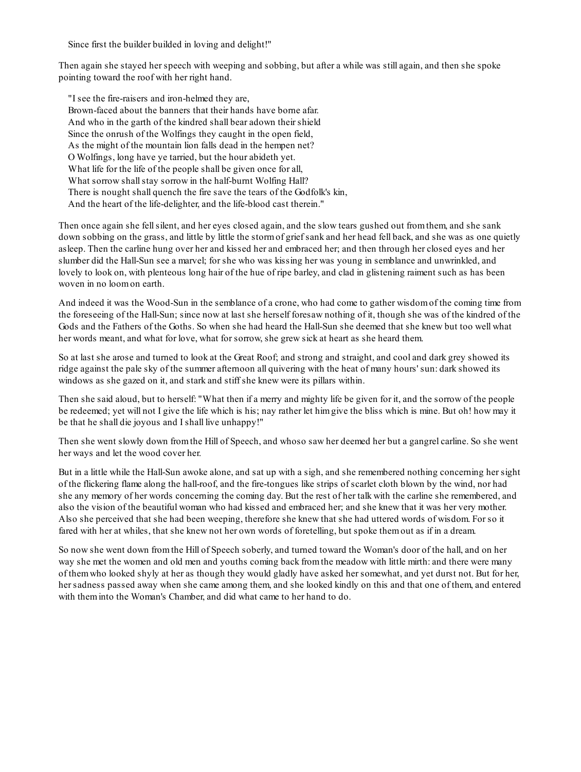Since first the builder builded in loving and delight!"

Then again she stayed her speech with weeping and sobbing, but after a while was still again, and then she spoke pointing toward the roof with her right hand.

"I see the fire-raisers and iron-helmed they are,  
Brown-faced about the banners that their hands have borne afar.  
And who in the garth of the kindred shall bear adown their shield  
Since the onrush of the Wolfings they caught in the open field,  
As the might of the mountain lion falls dead in the hempen net?  
O Wolfings, long have ye tarried, but the hour abideth yet.  
What life for the life of the people shall be given once for all,  
What sorrow shall stay sorrow in the half-burnt Wolfing Hall?  
There is nought shall quench the fire save the tears of the Godfolk's kin,  
And the heart of the life-delighter, and the life-blood cast therein."

Then once again she fell silent, and her eyes closed again, and the slow tears gushed out from them, and she sank down sobbing on the grass, and little by little the storm of grief sank and her head fell back, and she was as one quietly asleep. Then the carline hung over her and kissed her and embraced her; and then through her closed eyes and her slumber did the Hall-Sun see a marvel; for she who was kissing her was young in semblance and unwrinkled, and lovely to look on, with plenteous long hair of the hue of ripe barley, and clad in glistening raiment such as has been woven in no loom on earth.

And indeed it was the Wood-Sun in the semblance of a crone, who had come to gather wisdom of the coming time from the foreseeing of the Hall-Sun; since now at last she herself foresaw nothing of it, though she was of the kindred of the Gods and the Fathers of the Goths. So when she had heard the Hall-Sun she deemed that she knew but too well what her words meant, and what for love, what for sorrow, she grew sick at heart as she heard them.

So at last she arose and turned to look at the Great Roof; and strong and straight, and cool and dark grey showed its ridge against the pale sky of the summer afternoon all quivering with the heat of many hours' sun: dark showed its windows as she gazed on it, and stark and stiff she knew were its pillars within.

Then she said aloud, but to herself: "What then if a merry and mighty life be given for it, and the sorrow of the people be redeemed; yet will not I give the life which is his; nay rather let him give the bliss which is mine. But oh! how may it be that he shall die joyous and I shall live unhappy!"

Then she went slowly down from the Hill of Speech, and whoso saw her deemed her but a gangrel carline. So she went her ways and let the wood cover her.

But in a little while the Hall-Sun awoke alone, and sat up with a sigh, and she remembered nothing concerning her sight of the flickering flame along the hall-roof, and the fire-tongues like strips of scarlet cloth blown by the wind, nor had she any memory of her words concerning the coming day. But the rest of her talk with the carline she remembered, and also the vision of the beautiful woman who had kissed and embraced her; and she knew that it was her very mother. Also she perceived that she had been weeping, therefore she knew that she had uttered words of wisdom. For so it fared with her at whiles, that she knew not her own words of foretelling, but spoke them out as if in a dream.

So now she went down from the Hill of Speech soberly, and turned toward the Woman's door of the hall, and on her way she met the women and old men and youths coming back from the meadow with little mirth: and there were many of them who looked shyly at her as though they would gladly have asked her somewhat, and yet durst not. But for her, her sadness passed away when she came among them, and she looked kindly on this and that one of them, and entered with them into the Woman's Chamber, and did what came to her hand to do.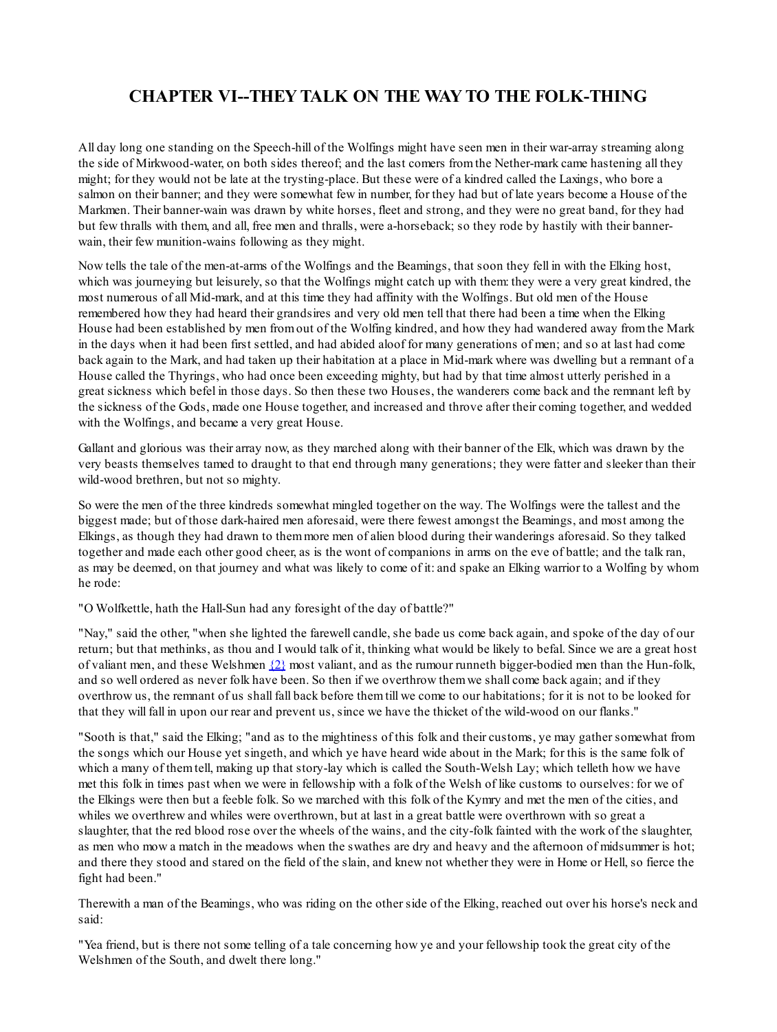## CHAPTER VI--THEY TALK ON THE WAY TO THE FOLK-THING

All day long one standing on the Speech-hill of the Wolfings might have seen men in their war-array streaming along the side of Mirkwood-water, on both sides thereof; and the last comers from the Nether-mark came hastening all they might; for they would not be late at the trysting-place. But these were of a kindred called the Laxings, who bore a salmon on their banner; and they were somewhat few in number, for they had but of late years become a House of the Markmen. Their banner-wain was drawn by white horses, fleet and strong, and they were no great band, for they had but few thralls with them, and all, free men and thralls, were a-horseback; so they rode by hastily with their banner-wain, their few munition-wains following as they might.

Now tells the tale of the men-at-arms of the Wolfings and the Beamings, that soon they fell in with the Elking host, which was journeying but leisurely, so that the Wolfings might catch up with them: they were a very great kindred, the most numerous of all Mid-mark, and at this time they had affinity with the Wolfings. But old men of the House remembered how they had heard their grandsires and very old men tell that there had been a time when the Elking House had been established by men from out of the Wolfing kindred, and how they had wandered away from the Mark in the days when it had been first settled, and had abided aloof for many generations of men; and so at last had come back again to the Mark, and had taken up their habitation at a place in Mid-mark where was dwelling but a remnant of a House called the Thyrings, who had once been exceeding mighty, but had by that time almost utterly perished in a great sickness which befel in those days. So then these two Houses, the wanderers come back and the remnant left by the sickness of the Gods, made one House together, and increased and throve after their coming together, and wedded with the Wolfings, and became a very great House.

Gallant and glorious was their array now, as they marched along with their banner of the Elk, which was drawn by the very beasts themselves tamed to draught to that end through many generations; they were fatter and sleeker than their wild-wood brethren, but not so mighty.

So were the men of the three kindreds somewhat mingled together on the way. The Wolfings were the tallest and the biggest made; but of those dark-haired men aforesaid, were there fewest amongst the Beamings, and most among the Elkings, as though they had drawn to them more men of alien blood during their wanderings aforesaid. So they talked together and made each other good cheer, as is the wont of companions in arms on the eve of battle; and the talk ran, as may be deemed, on that journey and what was likely to come of it: and spake an Elking warrior to a Wolfing by whom he rode:

"O Wolfkettle, hath the Hall-Sun had any foresight of the day of battle?"

"Nay," said the other, "when she lighted the farewell candle, she bade us come back again, and spoke of the day of our return; but that methinks, as thou and I would talk of it, thinking what would be likely to befal. Since we are a great host of valiant men, and these Welshmen [2] most valiant, and as the rumour runneth bigger-bodied men than the Hun-folk, and so well ordered as never folk have been. So then if we overthrow them we shall come back again; and if they overthrow us, the remnant of us shall fall back before them till we come to our habitations; for it is not to be looked for that they will fall in upon our rear and prevent us, since we have the thicket of the wild-wood on our flanks."

"Sooth is that," said the Elking; "and as to the mightiness of this folk and their customs, ye may gather somewhat from the songs which our House yet singeth, and which ye have heard wide about in the Mark; for this is the same folk of which a many of them tell, making up that story-lay which is called the South-Welsh Lay; which telleth how we have met this folk in times past when we were in fellowship with a folk of the Welsh of like customs to ourselves: for we of the Elkings were then but a feeble folk. So we marched with this folk of the Kymry and met the men of the cities, and whiles we overthrew and whiles were overthrown, but at last in a great battle were overthrown with so great a slaughter, that the red blood rose over the wheels of the wains, and the city-folk fainted with the work of the slaughter, as men who mow a match in the meadows when the swathes are dry and heavy and the afternoon of midsummer is hot; and there they stood and stared on the field of the slain, and knew not whether they were in Home or Hell, so fierce the fight had been."

Therewith a man of the Beamings, who was riding on the other side of the Elking, reached out over his horse's neck and said:

"Yea friend, but is there not some telling of a tale concerning how ye and your fellowship took the great city of the Welshmen of the South, and dwelt there long."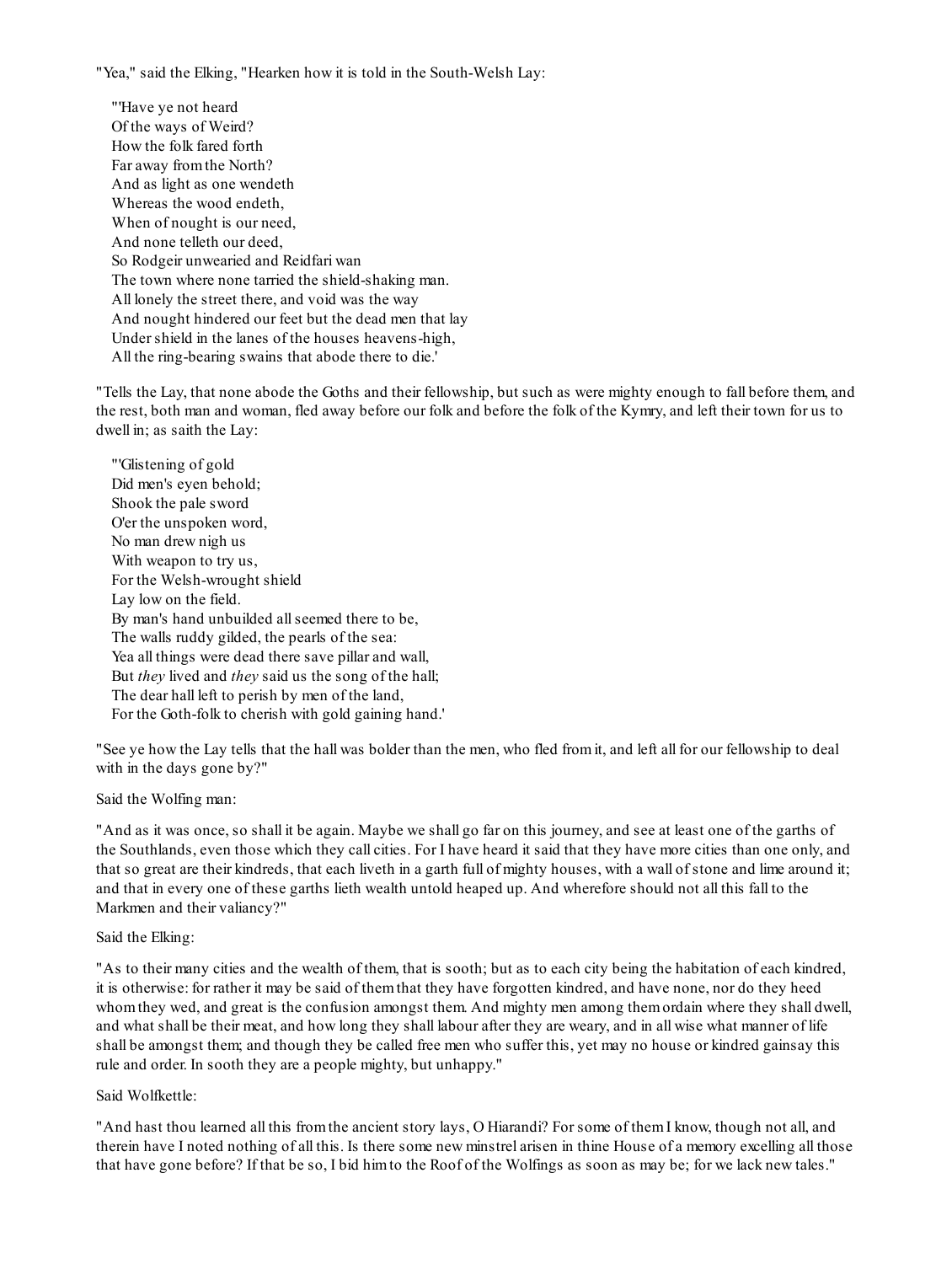"Yea," said the Elking, "Hearken how it is told in the South-Welsh Lay:

> "'Have ye not heard  
> Of the ways of Weird?  
> How the folk fared forth  
> Far away from the North?  
> And as light as one wendeth  
> Whereas the wood endeth,  
> When of nought is our need,  
> And none telleth our deed,  
> So Rodgeir unwearied and Reidfari wan  
> The town where none tarried the shield-shaking man.  
> All lonely the street there, and void was the way  
> And nought hindered our feet but the dead men that lay  
> Under shield in the lanes of the houses heavens-high,  
> All the ring-bearing swains that abode there to die.'

"Tells the Lay, that none abode the Goths and their fellowship, but such as were mighty enough to fall before them, and the rest, both man and woman, fled away before our folk and before the folk of the Kymry, and left their town for us to dwell in; as saith the Lay:

> "'Glistening of gold  
> Did men's eyen behold;  
> Shook the pale sword  
> O'er the unspoken word,  
> No man drew nigh us  
> With weapon to try us,  
> For the Welsh-wrought shield  
> Lay low on the field.  
> By man's hand unbuilded all seemed there to be,  
> The walls ruddy gilded, the pearls of the sea:  
> Yea all things were dead there save pillar and wall,  
> But *they* lived and *they* said us the song of the hall;  
> The dear hall left to perish by men of the land,  
> For the Goth-folk to cherish with gold gaining hand.'

"See ye how the Lay tells that the hall was bolder than the men, who fled from it, and left all for our fellowship to deal with in the days gone by?"

Said the Wolfing man:

"And as it was once, so shall it be again. Maybe we shall go far on this journey, and see at least one of the garths of the Southlands, even those which they call cities. For I have heard it said that they have more cities than one only, and that so great are their kindreds, that each liveth in a garth full of mighty houses, with a wall of stone and lime around it; and that in every one of these garths lieth wealth untold heaped up. And wherefore should not all this fall to the Markmen and their valiancy?"

Said the Elking:

"As to their many cities and the wealth of them, that is sooth; but as to each city being the habitation of each kindred, it is otherwise: for rather it may be said of them that they have forgotten kindred, and have none, nor do they heed whom they wed, and great is the confusion amongst them. And mighty men among them ordain where they shall dwell, and what shall be their meat, and how long they shall labour after they are weary, and in all wise what manner of life shall be amongst them; and though they be called free men who suffer this, yet may no house or kindred gainsay this rule and order. In sooth they are a people mighty, but unhappy."

Said Wolfkettle:

"And hast thou learned all this from the ancient story lays, O Hiarandi? For some of them I know, though not all, and therein have I noted nothing of all this. Is there some new minstrel arisen in thine House of a memory excelling all those that have gone before? If that be so, I bid him to the Roof of the Wolfings as soon as may be; for we lack new tales."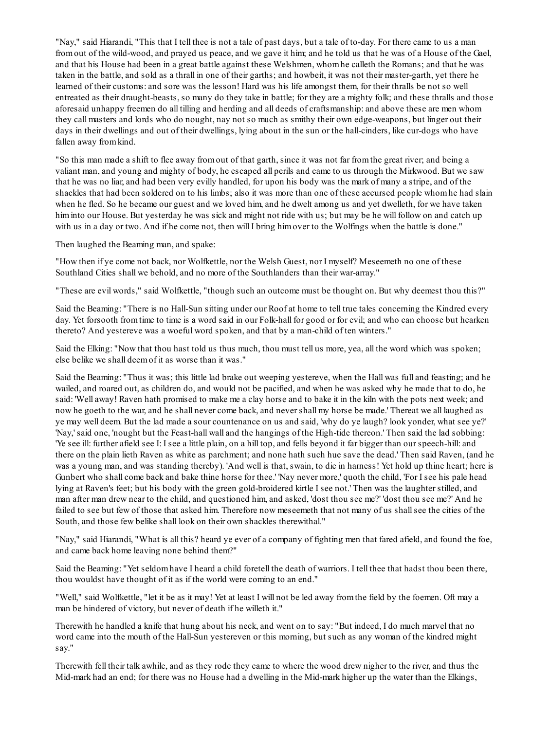"Nay," said Hiarandi, "This that I tell thee is not a tale of past days, but a tale of to-day. For there came to us a man from out of the wild-wood, and prayed us peace, and we gave it him; and he told us that he was of a House of the Gael, and that his House had been in a great battle against these Welshmen, whom he calleth the Romans; and that he was taken in the battle, and sold as a thrall in one of their garths; and howbeit, it was not their master-garth, yet there he learned of their customs: and sore was the lesson! Hard was his life amongst them, for their thralls be not so well entreated as their draught-beasts, so many do they take in battle; for they are a mighty folk; and these thralls and those aforesaid unhappy freemen do all tilling and herding and all deeds of craftsmanship: and above these are men whom they call masters and lords who do nought, nay not so much as smithy their own edge-weapons, but linger out their days in their dwellings and out of their dwellings, lying about in the sun or the hall-cinders, like cur-dogs who have fallen away from kind.

"So this man made a shift to flee away from out of that garth, since it was not far from the great river; and being a valiant man, and young and mighty of body, he escaped all perils and came to us through the Mirkwood. But we saw that he was no liar, and had been very evilly handled, for upon his body was the mark of many a stripe, and of the shackles that had been soldered on to his limbs; also it was more than one of these accursed people whom he had slain when he fled. So he became our guest and we loved him, and he dwelt among us and yet dwelleth, for we have taken him into our House. But yesterday he was sick and might not ride with us; but may be he will follow on and catch up with us in a day or two. And if he come not, then will I bring him over to the Wolfings when the battle is done."

Then laughed the Beaming man, and spake:

"How then if ye come not back, nor Wolfkettle, nor the Welsh Guest, nor I myself? Meseemeth no one of these Southland Cities shall we behold, and no more of the Southlanders than their war-array."

"These are evil words," said Wolfkettle, "though such an outcome must be thought on. But why deemest thou this?"

Said the Beaming: "There is no Hall-Sun sitting under our Roof at home to tell true tales concerning the Kindred every day. Yet forsooth from time to time is a word said in our Folk-hall for good or for evil; and who can choose but hearken thereto? And yestereve was a woeful word spoken, and that by a man-child of ten winters."

Said the Elking: "Now that thou hast told us thus much, thou must tell us more, yea, all the word which was spoken; else belike we shall deem of it as worse than it was."

Said the Beaming: "Thus it was; this little lad brake out weeping yestereve, when the Hall was full and feasting; and he wailed, and roared out, as children do, and would not be pacified, and when he was asked why he made that to do, he said: 'Well away! Raven hath promised to make me a clay horse and to bake it in the kiln with the pots next week; and now he goeth to the war, and he shall never come back, and never shall my horse be made.' Thereat we all laughed as ye may well deem. But the lad made a sour countenance on us and said, 'why do ye laugh? look yonder, what see ye?' 'Nay,' said one, 'nought but the Feast-hall wall and the hangings of the High-tide thereon.' Then said the lad sobbing: 'Ye see ill: further afield see I: I see a little plain, on a hill top, and fells beyond it far bigger than our speech-hill: and there on the plain lieth Raven as white as parchment; and none hath such hue save the dead.' Then said Raven, (and he was a young man, and was standing thereby). 'And well is that, swain, to die in harness! Yet hold up thine heart; here is Gunbert who shall come back and bake thine horse for thee.' 'Nay never more,' quoth the child, 'For I see his pale head lying at Raven's feet; but his body with the green gold-broidered kirtle I see not.' Then was the laughter stilled, and man after man drew near to the child, and questioned him, and asked, 'dost thou see me?' 'dost thou see me?' And he failed to see but few of those that asked him. Therefore now meseemeth that not many of us shall see the cities of the South, and those few belike shall look on their own shackles therewithal."

"Nay," said Hiarandi, "What is all this? heard ye ever of a company of fighting men that fared afield, and found the foe, and came back home leaving none behind them?"

Said the Beaming: "Yet seldom have I heard a child foretell the death of warriors. I tell thee that hadst thou been there, thou wouldst have thought of it as if the world were coming to an end."

"Well," said Wolfkettle, "let it be as it may! Yet at least I will not be led away from the field by the foemen. Oft may a man be hindered of victory, but never of death if he willeth it."

Therewith he handled a knife that hung about his neck, and went on to say: "But indeed, I do much marvel that no word came into the mouth of the Hall-Sun yestereven or this morning, but such as any woman of the kindred might say."

Therewith fell their talk awhile, and as they rode they came to where the wood drew nigher to the river, and thus the Mid-mark had an end; for there was no House had a dwelling in the Mid-mark higher up the water than the Elkings,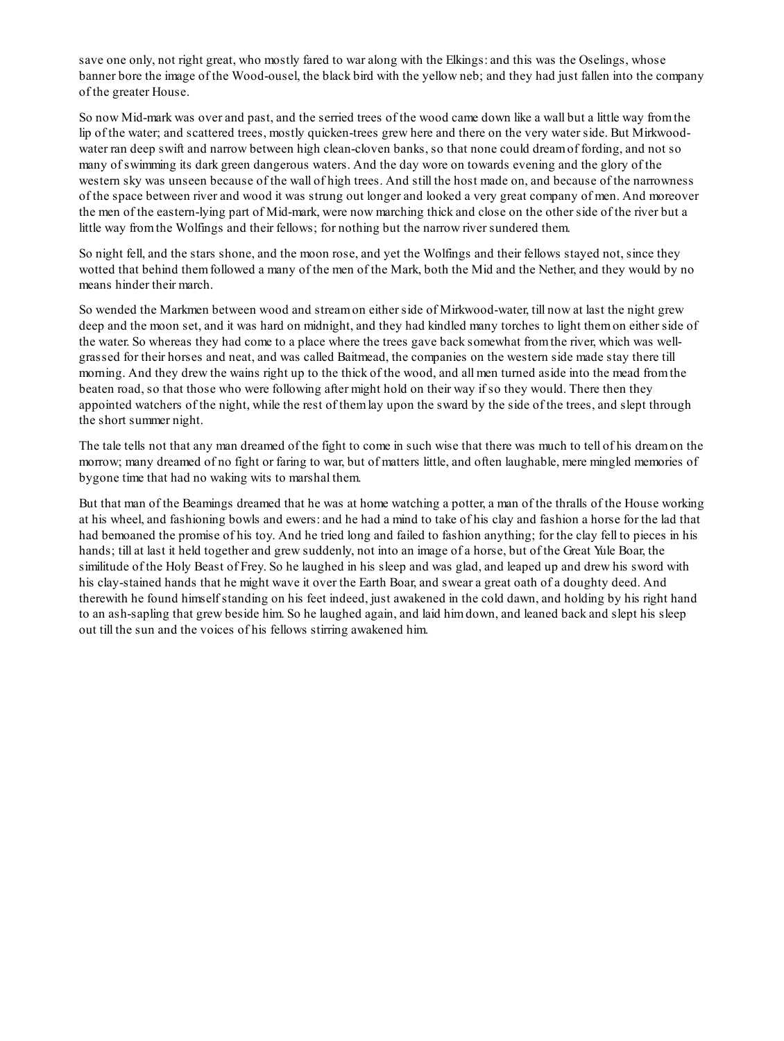save one only, not right great, who mostly fared to war along with the Elkings: and this was the Oselings, whose banner bore the image of the Wood-ousel, the black bird with the yellow neb; and they had just fallen into the company of the greater House.

So now Mid-mark was over and past, and the serried trees of the wood came down like a wall but a little way from the lip of the water; and scattered trees, mostly quicken-trees grew here and there on the very water side. But Mirkwood-water ran deep swift and narrow between high clean-cloven banks, so that none could dream of fording, and not so many of swimming its dark green dangerous waters. And the day wore on towards evening and the glory of the western sky was unseen because of the wall of high trees. And still the host made on, and because of the narrowness of the space between river and wood it was strung out longer and looked a very great company of men. And moreover the men of the eastern-lying part of Mid-mark, were now marching thick and close on the other side of the river but a little way from the Wolfings and their fellows; for nothing but the narrow river sundered them.

So night fell, and the stars shone, and the moon rose, and yet the Wolfings and their fellows stayed not, since they wotted that behind them followed a many of the men of the Mark, both the Mid and the Nether, and they would by no means hinder their march.

So wended the Markmen between wood and stream on either side of Mirkwood-water, till now at last the night grew deep and the moon set, and it was hard on midnight, and they had kindled many torches to light them on either side of the water. So whereas they had come to a place where the trees gave back somewhat from the river, which was well-grassed for their horses and neat, and was called Baitmead, the companies on the western side made stay there till morning. And they drew the wains right up to the thick of the wood, and all men turned aside into the mead from the beaten road, so that those who were following after might hold on their way if so they would. There then they appointed watchers of the night, while the rest of them lay upon the sward by the side of the trees, and slept through the short summer night.

The tale tells not that any man dreamed of the fight to come in such wise that there was much to tell of his dream on the morrow; many dreamed of no fight or faring to war, but of matters little, and often laughable, mere mingled memories of bygone time that had no waking wits to marshal them.

But that man of the Beamings dreamed that he was at home watching a potter, a man of the thralls of the House working at his wheel, and fashioning bowls and ewers: and he had a mind to take of his clay and fashion a horse for the lad that had bemoaned the promise of his toy. And he tried long and failed to fashion anything; for the clay fell to pieces in his hands; till at last it held together and grew suddenly, not into an image of a horse, but of the Great Yule Boar, the similitude of the Holy Beast of Frey. So he laughed in his sleep and was glad, and leaped up and drew his sword with his clay-stained hands that he might wave it over the Earth Boar, and swear a great oath of a doughty deed. And therewith he found himself standing on his feet indeed, just awakened in the cold dawn, and holding by his right hand to an ash-sapling that grew beside him. So he laughed again, and laid him down, and leaned back and slept his sleep out till the sun and the voices of his fellows stirring awakened him.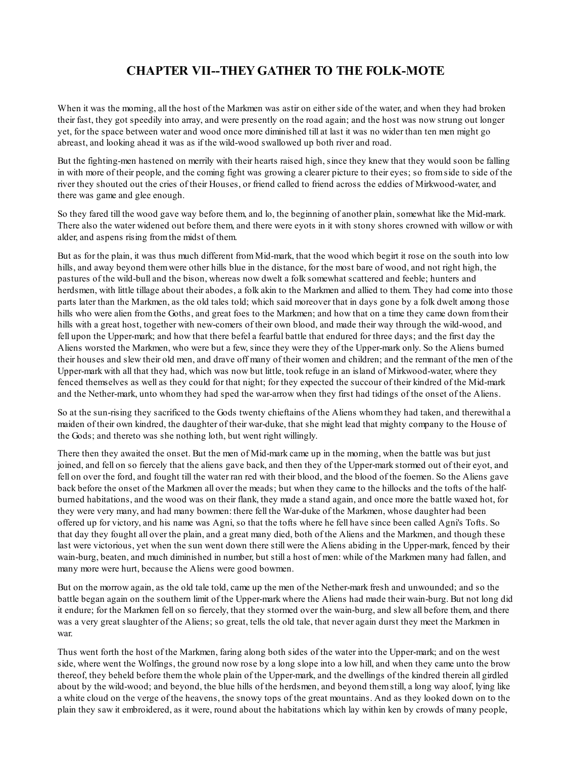# CHAPTER VII--THEY GATHER TO THE FOLK-MOTE

When it was the morning, all the host of the Markmen was astir on either side of the water, and when they had broken their fast, they got speedily into array, and were presently on the road again; and the host was now strung out longer yet, for the space between water and wood once more diminished till at last it was no wider than ten men might go abreast, and looking ahead it was as if the wild-wood swallowed up both river and road.

But the fighting-men hastened on merrily with their hearts raised high, since they knew that they would soon be falling in with more of their people, and the coming fight was growing a clearer picture to their eyes; so from side to side of the river they shouted out the cries of their Houses, or friend called to friend across the eddies of Mirkwood-water, and there was game and glee enough.

So they fared till the wood gave way before them, and lo, the beginning of another plain, somewhat like the Mid-mark. There also the water widened out before them, and there were eyots in it with stony shores crowned with willow or with alder, and aspens rising from the midst of them.

But as for the plain, it was thus much different from Mid-mark, that the wood which begirt it rose on the south into low hills, and away beyond them were other hills blue in the distance, for the most bare of wood, and not right high, the pastures of the wild-bull and the bison, whereas now dwelt a folk somewhat scattered and feeble; hunters and herdsmen, with little tillage about their abodes, a folk akin to the Markmen and allied to them. They had come into those parts later than the Markmen, as the old tales told; which said moreover that in days gone by a folk dwelt among those hills who were alien from the Goths, and great foes to the Markmen; and how that on a time they came down from their hills with a great host, together with new-comers of their own blood, and made their way through the wild-wood, and fell upon the Upper-mark; and how that there befel a fearful battle that endured for three days; and the first day the Aliens worsted the Markmen, who were but a few, since they were they of the Upper-mark only. So the Aliens burned their houses and slew their old men, and drave off many of their women and children; and the remnant of the men of the Upper-mark with all that they had, which was now but little, took refuge in an island of Mirkwood-water, where they fenced themselves as well as they could for that night; for they expected the succour of their kindred of the Mid-mark and the Nether-mark, unto whom they had sped the war-arrow when they first had tidings of the onset of the Aliens.

So at the sun-rising they sacrificed to the Gods twenty chieftains of the Aliens whom they had taken, and therewithal a maiden of their own kindred, the daughter of their war-duke, that she might lead that mighty company to the House of the Gods; and thereto was she nothing loth, but went right willingly.

There then they awaited the onset. But the men of Mid-mark came up in the morning, when the battle was but just joined, and fell on so fiercely that the aliens gave back, and then they of the Upper-mark stormed out of their eyot, and fell on over the ford, and fought till the water ran red with their blood, and the blood of the foemen. So the Aliens gave back before the onset of the Markmen all over the meads; but when they came to the hillocks and the tofts of the half-burned habitations, and the wood was on their flank, they made a stand again, and once more the battle waxed hot, for they were very many, and had many bowmen: there fell the War-duke of the Markmen, whose daughter had been offered up for victory, and his name was Agni, so that the tofts where he fell have since been called Agni's Tofts. So that day they fought all over the plain, and a great many died, both of the Aliens and the Markmen, and though these last were victorious, yet when the sun went down there still were the Aliens abiding in the Upper-mark, fenced by their wain-burg, beaten, and much diminished in number, but still a host of men: while of the Markmen many had fallen, and many more were hurt, because the Aliens were good bowmen.

But on the morrow again, as the old tale told, came up the men of the Nether-mark fresh and unwounded; and so the battle began again on the southern limit of the Upper-mark where the Aliens had made their wain-burg. But not long did it endure; for the Markmen fell on so fiercely, that they stormed over the wain-burg, and slew all before them, and there was a very great slaughter of the Aliens; so great, tells the old tale, that never again durst they meet the Markmen in war.

Thus went forth the host of the Markmen, faring along both sides of the water into the Upper-mark; and on the west side, where went the Wolfings, the ground now rose by a long slope into a low hill, and when they came unto the brow thereof, they beheld before them the whole plain of the Upper-mark, and the dwellings of the kindred therein all girdled about by the wild-wood; and beyond, the blue hills of the herdsmen, and beyond them still, a long way aloof, lying like a white cloud on the verge of the heavens, the snowy tops of the great mountains. And as they looked down on to the plain they saw it embroidered, as it were, round about the habitations which lay within ken by crowds of many people,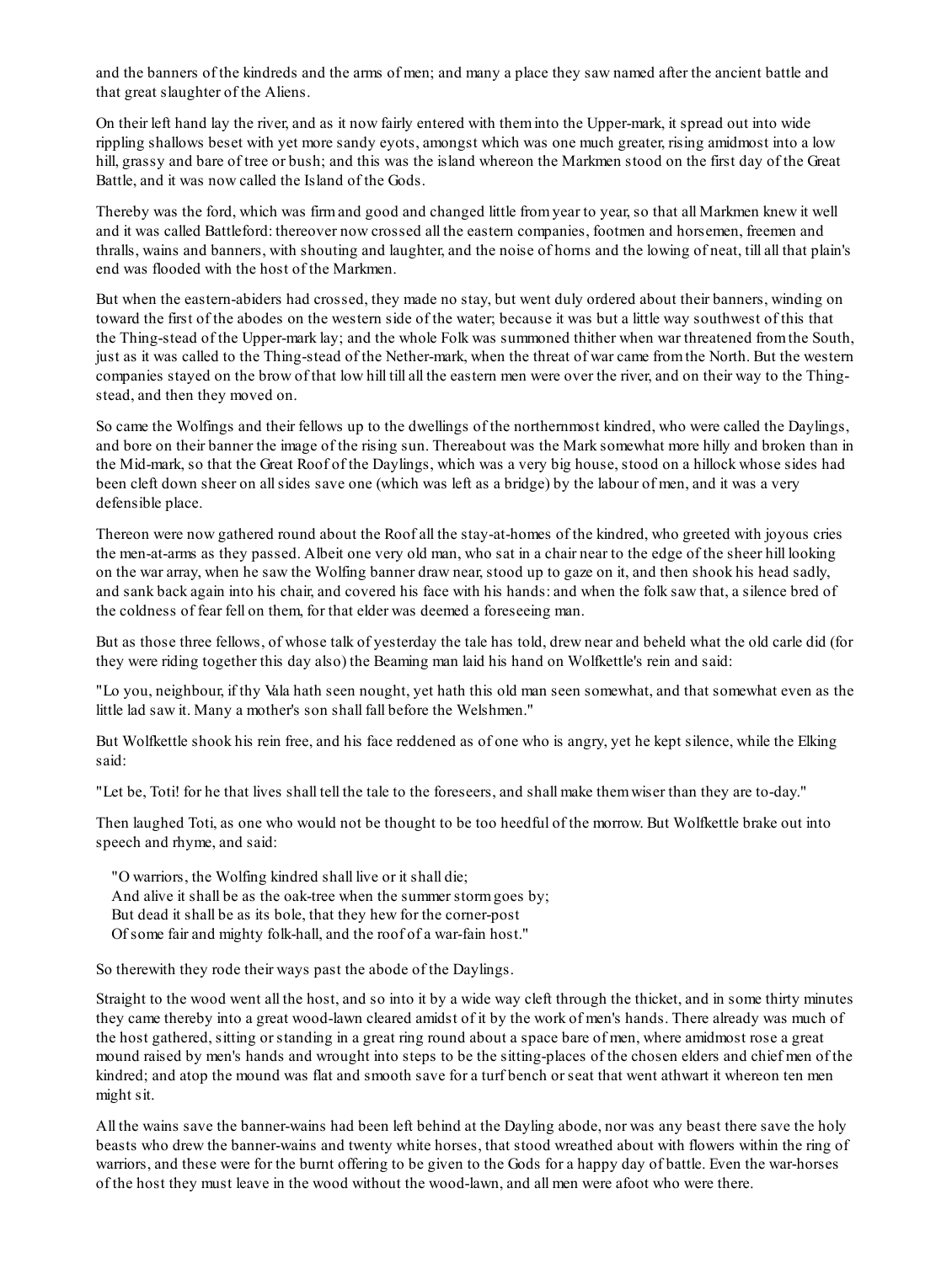and the banners of the kindreds and the arms of men; and many a place they saw named after the ancient battle and that great slaughter of the Aliens.

On their left hand lay the river, and as it now fairly entered with them into the Upper-mark, it spread out into wide rippling shallows beset with yet more sandy eyots, amongst which was one much greater, rising amidmost into a low hill, grassy and bare of tree or bush; and this was the island whereon the Markmen stood on the first day of the Great Battle, and it was now called the Island of the Gods.

Thereby was the ford, which was firm and good and changed little from year to year, so that all Markmen knew it well and it was called Battleford: thereover now crossed all the eastern companies, footmen and horsemen, freemen and thralls, wains and banners, with shouting and laughter, and the noise of horns and the lowing of neat, till all that plain's end was flooded with the host of the Markmen.

But when the eastern-abiders had crossed, they made no stay, but went duly ordered about their banners, winding on toward the first of the abodes on the western side of the water; because it was but a little way southwest of this that the Thing-stead of the Upper-mark lay; and the whole Folk was summoned thither when war threatened from the South, just as it was called to the Thing-stead of the Nether-mark, when the threat of war came from the North. But the western companies stayed on the brow of that low hill till all the eastern men were over the river, and on their way to the Thing-stead, and then they moved on.

So came the Wolfings and their fellows up to the dwellings of the northernmost kindred, who were called the Daylings, and bore on their banner the image of the rising sun. Thereabout was the Mark somewhat more hilly and broken than in the Mid-mark, so that the Great Roof of the Daylings, which was a very big house, stood on a hillock whose sides had been cleft down sheer on all sides save one (which was left as a bridge) by the labour of men, and it was a very defensible place.

Thereon were now gathered round about the Roof all the stay-at-homes of the kindred, who greeted with joyous cries the men-at-arms as they passed. Albeit one very old man, who sat in a chair near to the edge of the sheer hill looking on the war array, when he saw the Wolfing banner draw near, stood up to gaze on it, and then shook his head sadly, and sank back again into his chair, and covered his face with his hands: and when the folk saw that, a silence bred of the coldness of fear fell on them, for that elder was deemed a foreseeing man.

But as those three fellows, of whose talk of yesterday the tale has told, drew near and beheld what the old carle did (for they were riding together this day also) the Beaming man laid his hand on Wolfkettle's rein and said:

"Lo you, neighbour, if thy Vala hath seen nought, yet hath this old man seen somewhat, and that somewhat even as the little lad saw it. Many a mother's son shall fall before the Welshmen."

But Wolfkettle shook his rein free, and his face reddened as of one who is angry, yet he kept silence, while the Elking said:

"Let be, Toti! for he that lives shall tell the tale to the foreseers, and shall make them wiser than they are to-day."

Then laughed Toti, as one who would not be thought to be too heedful of the morrow. But Wolfkettle brake out into speech and rhyme, and said:

> "O warriors, the Wolfing kindred shall live or it shall die;
> And alive it shall be as the oak-tree when the summer storm goes by;
> But dead it shall be as its bole, that they hew for the corner-post
> Of some fair and mighty folk-hall, and the roof of a war-fain host."

So therewith they rode their ways past the abode of the Daylings.

Straight to the wood went all the host, and so into it by a wide way cleft through the thicket, and in some thirty minutes they came thereby into a great wood-lawn cleared amidst of it by the work of men's hands. There already was much of the host gathered, sitting or standing in a great ring round about a space bare of men, where amidmost rose a great mound raised by men's hands and wrought into steps to be the sitting-places of the chosen elders and chief men of the kindred; and atop the mound was flat and smooth save for a turf bench or seat that went athwart it whereon ten men might sit.

All the wains save the banner-wains had been left behind at the Dayling abode, nor was any beast there save the holy beasts who drew the banner-wains and twenty white horses, that stood wreathed about with flowers within the ring of warriors, and these were for the burnt offering to be given to the Gods for a happy day of battle. Even the war-horses of the host they must leave in the wood without the wood-lawn, and all men were afoot who were there.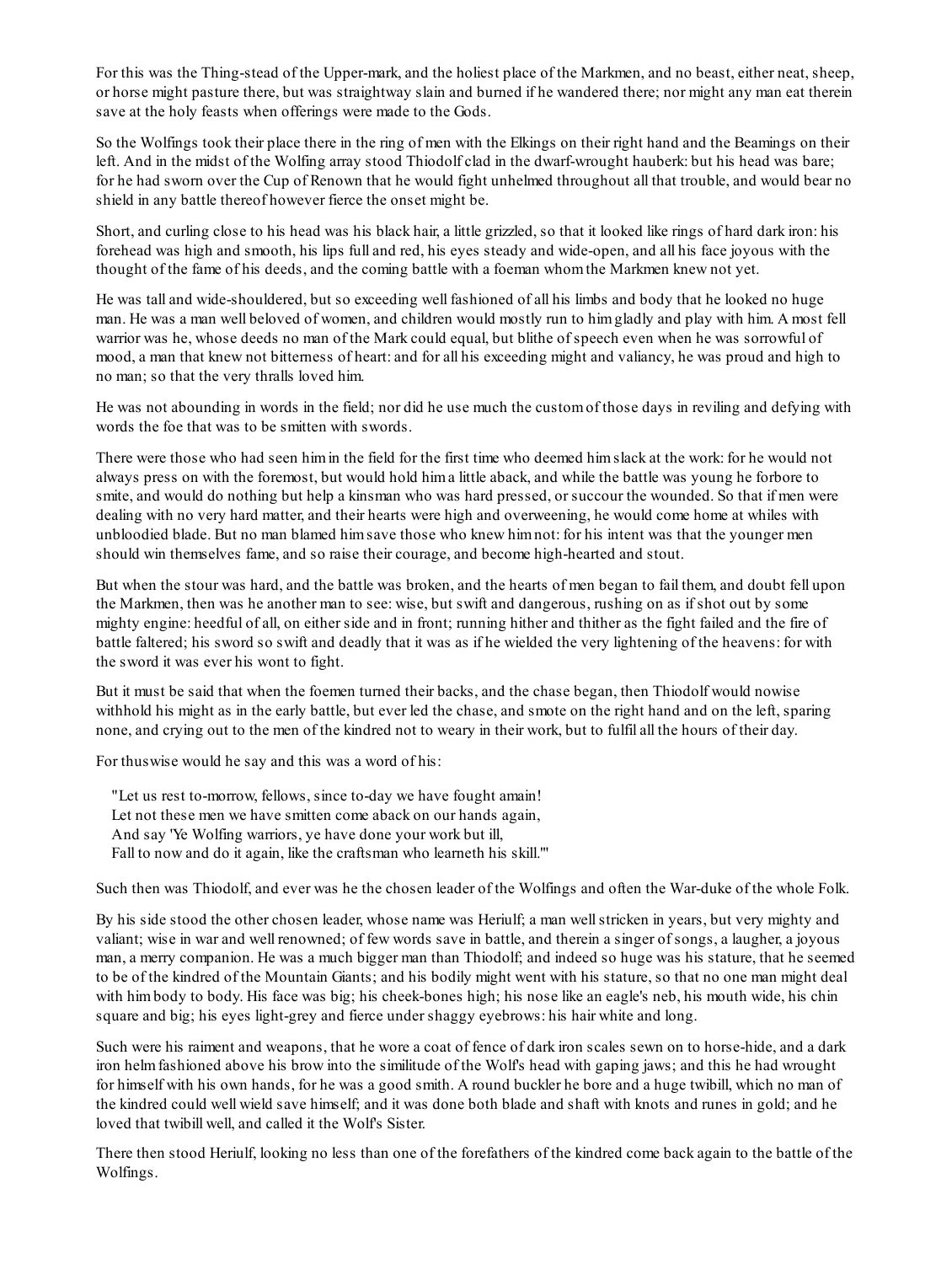For this was the Thing-stead of the Upper-mark, and the holiest place of the Markmen, and no beast, either neat, sheep, or horse might pasture there, but was straightway slain and burned if he wandered there; nor might any man eat therein save at the holy feasts when offerings were made to the Gods.

So the Wolfings took their place there in the ring of men with the Elkings on their right hand and the Beamings on their left. And in the midst of the Wolfing array stood Thiodolf clad in the dwarf-wrought hauberk: but his head was bare; for he had sworn over the Cup of Renown that he would fight unhelmed throughout all that trouble, and would bear no shield in any battle thereof however fierce the onset might be.

Short, and curling close to his head was his black hair, a little grizzled, so that it looked like rings of hard dark iron: his forehead was high and smooth, his lips full and red, his eyes steady and wide-open, and all his face joyous with the thought of the fame of his deeds, and the coming battle with a foeman whom the Markmen knew not yet.

He was tall and wide-shouldered, but so exceeding well fashioned of all his limbs and body that he looked no huge man. He was a man well beloved of women, and children would mostly run to him gladly and play with him. A most fell warrior was he, whose deeds no man of the Mark could equal, but blithe of speech even when he was sorrowful of mood, a man that knew not bitterness of heart: and for all his exceeding might and valiancy, he was proud and high to no man; so that the very thralls loved him.

He was not abounding in words in the field; nor did he use much the custom of those days in reviling and defying with words the foe that was to be smitten with swords.

There were those who had seen him in the field for the first time who deemed him slack at the work: for he would not always press on with the foremost, but would hold him a little aback, and while the battle was young he forbore to smite, and would do nothing but help a kinsman who was hard pressed, or succour the wounded. So that if men were dealing with no very hard matter, and their hearts were high and overweening, he would come home at whiles with unbloodied blade. But no man blamed him save those who knew him not: for his intent was that the younger men should win themselves fame, and so raise their courage, and become high-hearted and stout.

But when the stour was hard, and the battle was broken, and the hearts of men began to fail them, and doubt fell upon the Markmen, then was he another man to see: wise, but swift and dangerous, rushing on as if shot out by some mighty engine: heedful of all, on either side and in front; running hither and thither as the fight failed and the fire of battle faltered; his sword so swift and deadly that it was as if he wielded the very lightening of the heavens: for with the sword it was ever his wont to fight.

But it must be said that when the foemen turned their backs, and the chase began, then Thiodolf would nowise withhold his might as in the early battle, but ever led the chase, and smote on the right hand and on the left, sparing none, and crying out to the men of the kindred not to weary in their work, but to fulfil all the hours of their day.

For thuswise would he say and this was a word of his:

"Let us rest to-morrow, fellows, since to-day we have fought amain!  
Let not these men we have smitten come aback on our hands again,  
And say 'Ye Wolfing warriors, ye have done your work but ill,  
Fall to now and do it again, like the craftsman who learneth his skill.'"

Such then was Thiodolf, and ever was he the chosen leader of the Wolfings and often the War-duke of the whole Folk.

By his side stood the other chosen leader, whose name was Heriulf; a man well stricken in years, but very mighty and valiant; wise in war and well renowned; of few words save in battle, and therein a singer of songs, a laugher, a joyous man, a merry companion. He was a much bigger man than Thiodolf; and indeed so huge was his stature, that he seemed to be of the kindred of the Mountain Giants; and his bodily might went with his stature, so that no one man might deal with him body to body. His face was big; his cheek-bones high; his nose like an eagle's neb, his mouth wide, his chin square and big; his eyes light-grey and fierce under shaggy eyebrows: his hair white and long.

Such were his raiment and weapons, that he wore a coat of fence of dark iron scales sewn on to horse-hide, and a dark iron helm fashioned above his brow into the similitude of the Wolf's head with gaping jaws; and this he had wrought for himself with his own hands, for he was a good smith. A round buckler he bore and a huge twibill, which no man of the kindred could well wield save himself; and it was done both blade and shaft with knots and runes in gold; and he loved that twibill well, and called it the Wolf's Sister.

There then stood Heriulf, looking no less than one of the forefathers of the kindred come back again to the battle of the Wolfings.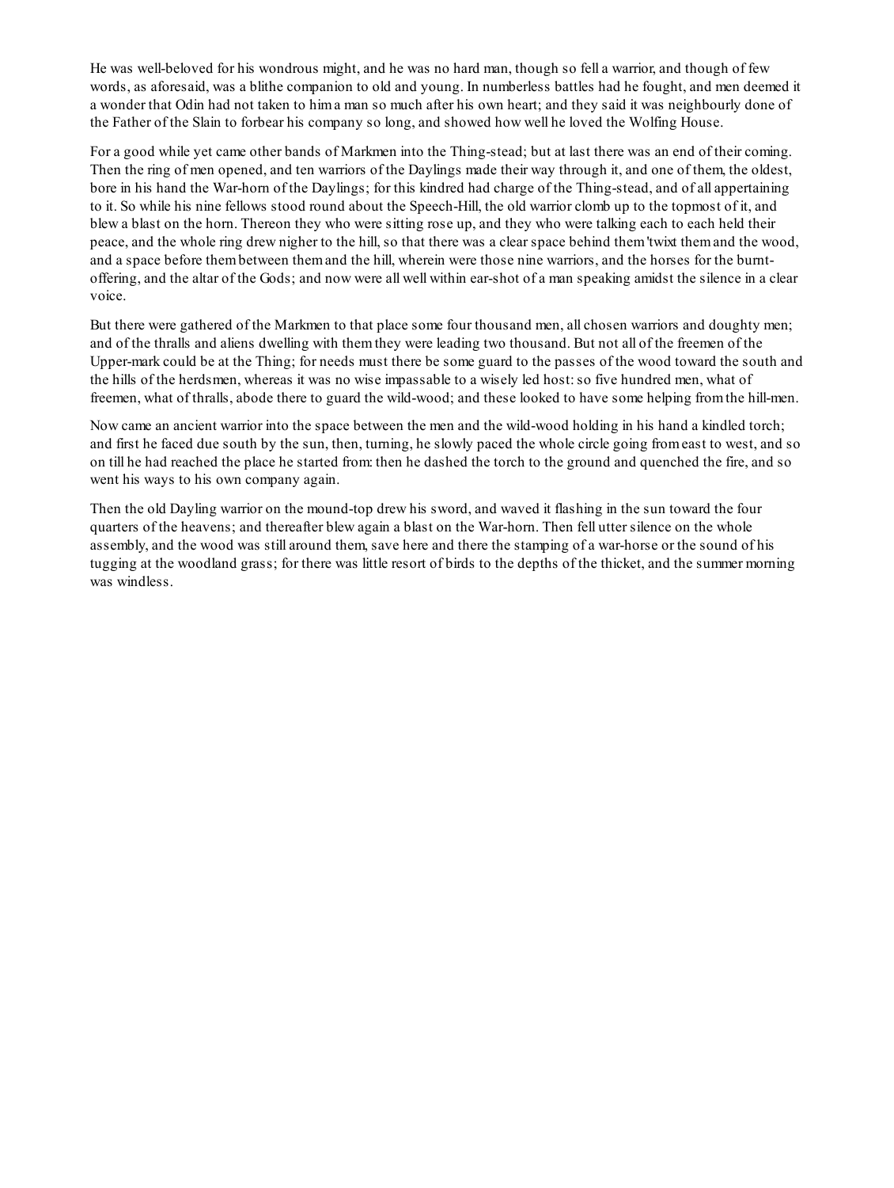He was well-beloved for his wondrous might, and he was no hard man, though so fell a warrior, and though of few words, as aforesaid, was a blithe companion to old and young. In numberless battles had he fought, and men deemed it a wonder that Odin had not taken to him a man so much after his own heart; and they said it was neighbourly done of the Father of the Slain to forbear his company so long, and showed how well he loved the Wolfing House.

For a good while yet came other bands of Markmen into the Thing-stead; but at last there was an end of their coming. Then the ring of men opened, and ten warriors of the Daylings made their way through it, and one of them, the oldest, bore in his hand the War-horn of the Daylings; for this kindred had charge of the Thing-stead, and of all appertaining to it. So while his nine fellows stood round about the Speech-Hill, the old warrior clomb up to the topmost of it, and blew a blast on the horn. Thereon they who were sitting rose up, and they who were talking each to each held their peace, and the whole ring drew nigher to the hill, so that there was a clear space behind them 'twixt them and the wood, and a space before them between them and the hill, wherein were those nine warriors, and the horses for the burnt-offering, and the altar of the Gods; and now were all well within ear-shot of a man speaking amidst the silence in a clear voice.

But there were gathered of the Markmen to that place some four thousand men, all chosen warriors and doughty men; and of the thralls and aliens dwelling with them they were leading two thousand. But not all of the freemen of the Upper-mark could be at the Thing; for needs must there be some guard to the passes of the wood toward the south and the hills of the herdsmen, whereas it was no wise impassable to a wisely led host: so five hundred men, what of freemen, what of thralls, abode there to guard the wild-wood; and these looked to have some helping from the hill-men.

Now came an ancient warrior into the space between the men and the wild-wood holding in his hand a kindled torch; and first he faced due south by the sun, then, turning, he slowly paced the whole circle going from east to west, and so on till he had reached the place he started from: then he dashed the torch to the ground and quenched the fire, and so went his ways to his own company again.

Then the old Dayling warrior on the mound-top drew his sword, and waved it flashing in the sun toward the four quarters of the heavens; and thereafter blew again a blast on the War-horn. Then fell utter silence on the whole assembly, and the wood was still around them, save here and there the stamping of a war-horse or the sound of his tugging at the woodland grass; for there was little resort of birds to the depths of the thicket, and the summer morning was windless.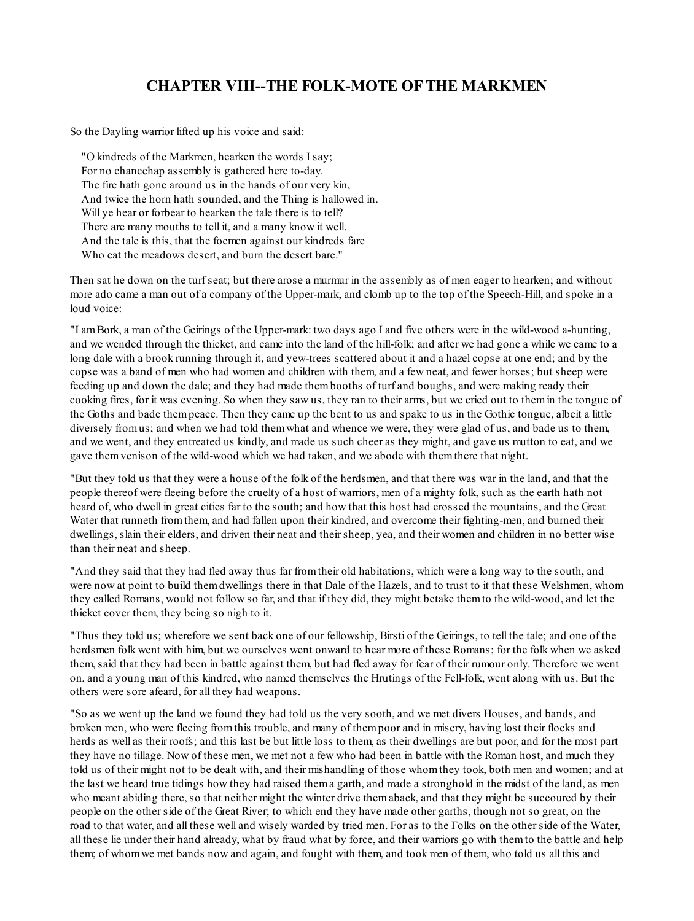# CHAPTER VIII--THE FOLK-MOTE OF THE MARKMEN

So the Dayling warrior lifted up his voice and said:

"O kindreds of the Markmen, hearken the words I say;  
For no chancehap assembly is gathered here to-day.  
The fire hath gone around us in the hands of our very kin,  
And twice the horn hath sounded, and the Thing is hallowed in.  
Will ye hear or forbear to hearken the tale there is to tell?  
There are many mouths to tell it, and a many know it well.  
And the tale is this, that the foemen against our kindreds fare  
Who eat the meadows desert, and burn the desert bare."

Then sat he down on the turf seat; but there arose a murmur in the assembly as of men eager to hearken; and without more ado came a man out of a company of the Upper-mark, and clomb up to the top of the Speech-Hill, and spoke in a loud voice:

"I am Bork, a man of the Geirings of the Upper-mark: two days ago I and five others were in the wild-wood a-hunting, and we wended through the thicket, and came into the land of the hill-folk; and after we had gone a while we came to a long dale with a brook running through it, and yew-trees scattered about it and a hazel copse at one end; and by the copse was a band of men who had women and children with them, and a few neat, and fewer horses; but sheep were feeding up and down the dale; and they had made them booths of turf and boughs, and were making ready their cooking fires, for it was evening. So when they saw us, they ran to their arms, but we cried out to them in the tongue of the Goths and bade them peace. Then they came up the bent to us and spake to us in the Gothic tongue, albeit a little diversely from us; and when we had told them what and whence we were, they were glad of us, and bade us to them, and we went, and they entreated us kindly, and made us such cheer as they might, and gave us mutton to eat, and we gave them venison of the wild-wood which we had taken, and we abode with them there that night.

"But they told us that they were a house of the folk of the herdsmen, and that there was war in the land, and that the people thereof were fleeing before the cruelty of a host of warriors, men of a mighty folk, such as the earth hath not heard of, who dwell in great cities far to the south; and how that this host had crossed the mountains, and the Great Water that runneth from them, and had fallen upon their kindred, and overcome their fighting-men, and burned their dwellings, slain their elders, and driven their neat and their sheep, yea, and their women and children in no better wise than their neat and sheep.

"And they said that they had fled away thus far from their old habitations, which were a long way to the south, and were now at point to build them dwellings there in that Dale of the Hazels, and to trust to it that these Welshmen, whom they called Romans, would not follow so far, and that if they did, they might betake them to the wild-wood, and let the thicket cover them, they being so nigh to it.

"Thus they told us; wherefore we sent back one of our fellowship, Birsti of the Geirings, to tell the tale; and one of the herdsmen folk went with him, but we ourselves went onward to hear more of these Romans; for the folk when we asked them, said that they had been in battle against them, but had fled away for fear of their rumour only. Therefore we went on, and a young man of this kindred, who named themselves the Hrutings of the Fell-folk, went along with us. But the others were sore afeard, for all they had weapons.

"So as we went up the land we found they had told us the very sooth, and we met divers Houses, and bands, and broken men, who were fleeing from this trouble, and many of them poor and in misery, having lost their flocks and herds as well as their roofs; and this last be but little loss to them, as their dwellings are but poor, and for the most part they have no tillage. Now of these men, we met not a few who had been in battle with the Roman host, and much they told us of their might not to be dealt with, and their mishandling of those whom they took, both men and women; and at the last we heard true tidings how they had raised them a garth, and made a stronghold in the midst of the land, as men who meant abiding there, so that neither might the winter drive them aback, and that they might be succoured by their people on the other side of the Great River; to which end they have made other garths, though not so great, on the road to that water, and all these well and wisely warded by tried men. For as to the Folks on the other side of the Water, all these lie under their hand already, what by fraud what by force, and their warriors go with them to the battle and help them; of whom we met bands now and again, and fought with them, and took men of them, who told us all this and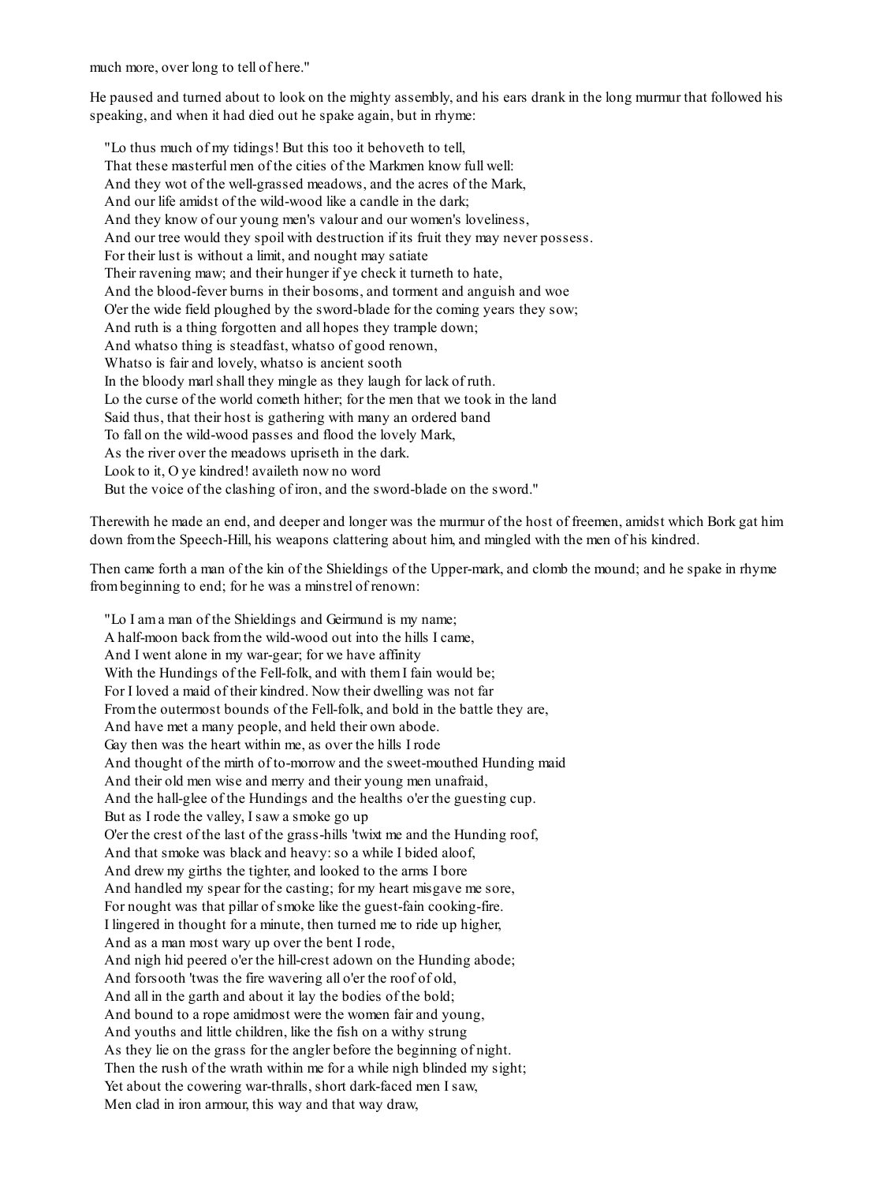much more, over long to tell of here."

He paused and turned about to look on the mighty assembly, and his ears drank in the long murmur that followed his speaking, and when it had died out he spake again, but in rhyme:

"Lo thus much of my tidings! But this too it behoveth to tell,  
That these masterful men of the cities of the Markmen know full well:  
And they wot of the well-grassed meadows, and the acres of the Mark,  
And our life amidst of the wild-wood like a candle in the dark;  
And they know of our young men's valour and our women's loveliness,  
And our tree would they spoil with destruction if its fruit they may never possess.  
For their lust is without a limit, and nought may satiate  
Their ravening maw; and their hunger if ye check it turneth to hate,  
And the blood-fever burns in their bosoms, and torment and anguish and woe  
O'er the wide field ploughed by the sword-blade for the coming years they sow;  
And ruth is a thing forgotten and all hopes they trample down;  
And whatso thing is steadfast, whatso of good renown,  
Whatso is fair and lovely, whatso is ancient sooth  
In the bloody marl shall they mingle as they laugh for lack of ruth.  
Lo the curse of the world cometh hither; for the men that we took in the land  
Said thus, that their host is gathering with many an ordered band  
To fall on the wild-wood passes and flood the lovely Mark,  
As the river over the meadows upriseth in the dark.  
Look to it, O ye kindred! availeth now no word  
But the voice of the clashing of iron, and the sword-blade on the sword."

Therewith he made an end, and deeper and longer was the murmur of the host of freemen, amidst which Bork gat him down from the Speech-Hill, his weapons clattering about him, and mingled with the men of his kindred.

Then came forth a man of the kin of the Shieldings of the Upper-mark, and clomb the mound; and he spake in rhyme from beginning to end; for he was a minstrel of renown:

"Lo I am a man of the Shieldings and Geirmund is my name;  
A half-moon back from the wild-wood out into the hills I came,  
And I went alone in my war-gear; for we have affinity  
With the Hundings of the Fell-folk, and with them I fain would be;  
For I loved a maid of their kindred. Now their dwelling was not far  
From the outermost bounds of the Fell-folk, and bold in the battle they are,  
And have met a many people, and held their own abode.  
Gay then was the heart within me, as over the hills I rode  
And thought of the mirth of to-morrow and the sweet-mouthed Hunding maid  
And their old men wise and merry and their young men unafraid,  
And the hall-glee of the Hundings and the healths o'er the guesting cup.  
But as I rode the valley, I saw a smoke go up  
O'er the crest of the last of the grass-hills 'twixt me and the Hunding roof,  
And that smoke was black and heavy: so a while I bided aloof,  
And drew my girths the tighter, and looked to the arms I bore  
And handled my spear for the casting; for my heart misgave me sore,  
For nought was that pillar of smoke like the guest-fain cooking-fire.  
I lingered in thought for a minute, then turned me to ride up higher,  
And as a man most wary up over the bent I rode,  
And nigh hid peered o'er the hill-crest adown on the Hunding abode;  
And forsooth 'twas the fire wavering all o'er the roof of old,  
And all in the garth and about it lay the bodies of the bold;  
And bound to a rope amidmost were the women fair and young,  
And youths and little children, like the fish on a withy strung  
As they lie on the grass for the angler before the beginning of night.  
Then the rush of the wrath within me for a while nigh blinded my sight;  
Yet about the cowering war-thralls, short dark-faced men I saw,  
Men clad in iron armour, this way and that way draw,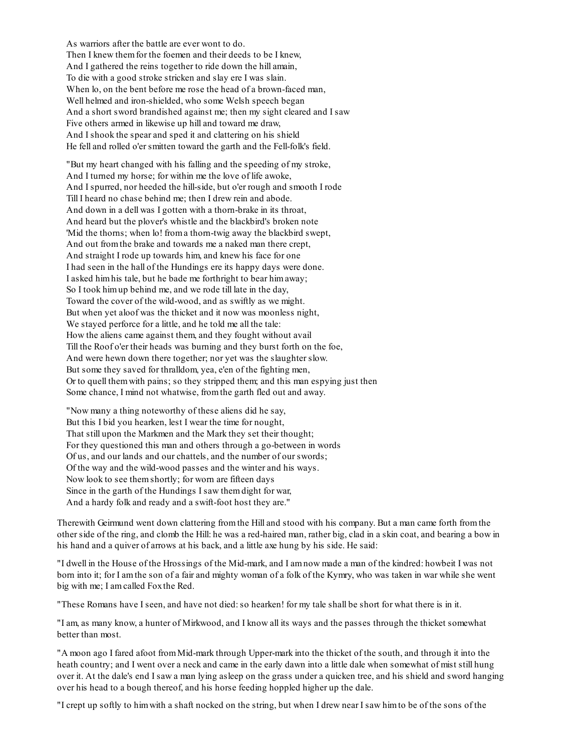As warriors after the battle are ever wont to do.
Then I knew them for the foemen and their deeds to be I knew,
And I gathered the reins together to ride down the hill amain,
To die with a good stroke stricken and slay ere I was slain.
When lo, on the bent before me rose the head of a brown-faced man,
Well helmed and iron-shielded, who some Welsh speech began
And a short sword brandished against me; then my sight cleared and I saw
Five others armed in likewise up hill and toward me draw,
And I shook the spear and sped it and clattering on his shield
He fell and rolled o'er smitten toward the garth and the Fell-folk's field.

"But my heart changed with his falling and the speeding of my stroke,
And I turned my horse; for within me the love of life awoke,
And I spurred, nor heeded the hill-side, but o'er rough and smooth I rode
Till I heard no chase behind me; then I drew rein and abode.
And down in a dell was I gotten with a thorn-brake in its throat,
And heard but the plover's whistle and the blackbird's broken note
'Mid the thorns; when lo! from a thorn-twig away the blackbird swept,
And out from the brake and towards me a naked man there crept,
And straight I rode up towards him, and knew his face for one
I had seen in the hall of the Hundings ere its happy days were done.
I asked him his tale, but he bade me forthright to bear him away;
So I took him up behind me, and we rode till late in the day,
Toward the cover of the wild-wood, and as swiftly as we might.
But when yet aloof was the thicket and it now was moonless night,
We stayed perforce for a little, and he told me all the tale:
How the aliens came against them, and they fought without avail
Till the Roof o'er their heads was burning and they burst forth on the foe,
And were hewn down there together; nor yet was the slaughter slow.
But some they saved for thralldom, yea, e'en of the fighting men,
Or to quell them with pains; so they stripped them; and this man espying just then
Some chance, I mind not whatwise, from the garth fled out and away.

"Now many a thing noteworthy of these aliens did he say,
But this I bid you hearken, lest I wear the time for nought,
That still upon the Markmen and the Mark they set their thought;
For they questioned this man and others through a go-between in words
Of us, and our lands and our chattels, and the number of our swords;
Of the way and the wild-wood passes and the winter and his ways.
Now look to see them shortly; for worn are fifteen days
Since in the garth of the Hundings I saw them dight for war,
And a hardy folk and ready and a swift-foot host they are."

Therewith Geirmund went down clattering from the Hill and stood with his company. But a man came forth from the other side of the ring, and clomb the Hill: he was a red-haired man, rather big, clad in a skin coat, and bearing a bow in his hand and a quiver of arrows at his back, and a little axe hung by his side. He said:

"I dwell in the House of the Hrossings of the Mid-mark, and I am now made a man of the kindred: howbeit I was not born into it; for I am the son of a fair and mighty woman of a folk of the Kymry, who was taken in war while she went big with me; I am called Fox the Red.

"These Romans have I seen, and have not died: so hearken! for my tale shall be short for what there is in it.

"I am, as many know, a hunter of Mirkwood, and I know all its ways and the passes through the thicket somewhat better than most.

"A moon ago I fared afoot from Mid-mark through Upper-mark into the thicket of the south, and through it into the heath country; and I went over a neck and came in the early dawn into a little dale when somewhat of mist still hung over it. At the dale's end I saw a man lying asleep on the grass under a quicken tree, and his shield and sword hanging over his head to a bough thereof, and his horse feeding hoppled higher up the dale.

"I crept up softly to him with a shaft nocked on the string, but when I drew near I saw him to be of the sons of the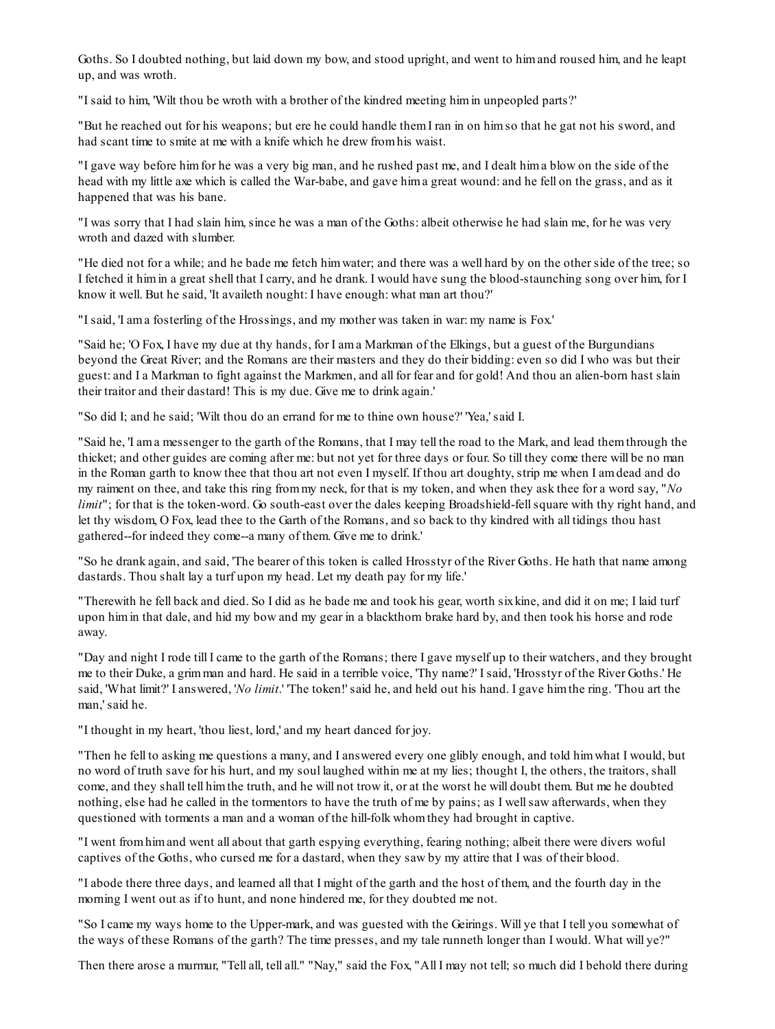Goths. So I doubted nothing, but laid down my bow, and stood upright, and went to him and roused him, and he leapt up, and was wroth.

"I said to him, 'Wilt thou be wroth with a brother of the kindred meeting him in unpeopled parts?'

"But he reached out for his weapons; but ere he could handle them I ran in on him so that he gat not his sword, and had scant time to smite at me with a knife which he drew from his waist.

"I gave way before him for he was a very big man, and he rushed past me, and I dealt him a blow on the side of the head with my little axe which is called the War-babe, and gave him a great wound: and he fell on the grass, and as it happened that was his bane.

"I was sorry that I had slain him, since he was a man of the Goths: albeit otherwise he had slain me, for he was very wroth and dazed with slumber.

"He died not for a while; and he bade me fetch him water; and there was a well hard by on the other side of the tree; so I fetched it him in a great shell that I carry, and he drank. I would have sung the blood-staunching song over him, for I know it well. But he said, 'It availeth nought: I have enough: what man art thou?'

"I said, 'I am a fosterling of the Hrossings, and my mother was taken in war: my name is Fox.'

"Said he; 'O Fox, I have my due at thy hands, for I am a Markman of the Elkings, but a guest of the Burgundians beyond the Great River; and the Romans are their masters and they do their bidding: even so did I who was but their guest: and I a Markman to fight against the Markmen, and all for fear and for gold! And thou an alien-born hast slain their traitor and their dastard! This is my due. Give me to drink again.'

"So did I; and he said; 'Wilt thou do an errand for me to thine own house?' 'Yea,' said I.

"Said he, 'I am a messenger to the garth of the Romans, that I may tell the road to the Mark, and lead them through the thicket; and other guides are coming after me: but not yet for three days or four. So till they come there will be no man in the Roman garth to know thee that thou art not even I myself. If thou art doughty, strip me when I am dead and do my raiment on thee, and take this ring from my neck, for that is my token, and when they ask thee for a word say, "*No limit*"; for that is the token-word. Go south-east over the dales keeping Broadshield-fell square with thy right hand, and let thy wisdom, O Fox, lead thee to the Garth of the Romans, and so back to thy kindred with all tidings thou hast gathered--for indeed they come--a many of them. Give me to drink.'

"So he drank again, and said, 'The bearer of this token is called Hrosstyr of the River Goths. He hath that name among dastards. Thou shalt lay a turf upon my head. Let my death pay for my life.'

"Therewith he fell back and died. So I did as he bade me and took his gear, worth six kine, and did it on me; I laid turf upon him in that dale, and hid my bow and my gear in a blackthorn brake hard by, and then took his horse and rode away.

"Day and night I rode till I came to the garth of the Romans; there I gave myself up to their watchers, and they brought me to their Duke, a grim man and hard. He said in a terrible voice, 'Thy name?' I said, 'Hrosstyr of the River Goths.' He said, 'What limit?' I answered, '*No limit*.' 'The token!' said he, and held out his hand. I gave him the ring. 'Thou art the man,' said he.

"I thought in my heart, 'thou liest, lord,' and my heart danced for joy.

"Then he fell to asking me questions a many, and I answered every one glibly enough, and told him what I would, but no word of truth save for his hurt, and my soul laughed within me at my lies; thought I, the others, the traitors, shall come, and they shall tell him the truth, and he will not trow it, or at the worst he will doubt them. But me he doubted nothing, else had he called in the tormentors to have the truth of me by pains; as I well saw afterwards, when they questioned with torments a man and a woman of the hill-folk whom they had brought in captive.

"I went from him and went all about that garth espying everything, fearing nothing; albeit there were divers woful captives of the Goths, who cursed me for a dastard, when they saw by my attire that I was of their blood.

"I abode there three days, and learned all that I might of the garth and the host of them, and the fourth day in the morning I went out as if to hunt, and none hindered me, for they doubted me not.

"So I came my ways home to the Upper-mark, and was guested with the Geirings. Will ye that I tell you somewhat of the ways of these Romans of the garth? The time presses, and my tale runneth longer than I would. What will ye?"

Then there arose a murmur, "Tell all, tell all." "Nay," said the Fox, "All I may not tell; so much did I behold there during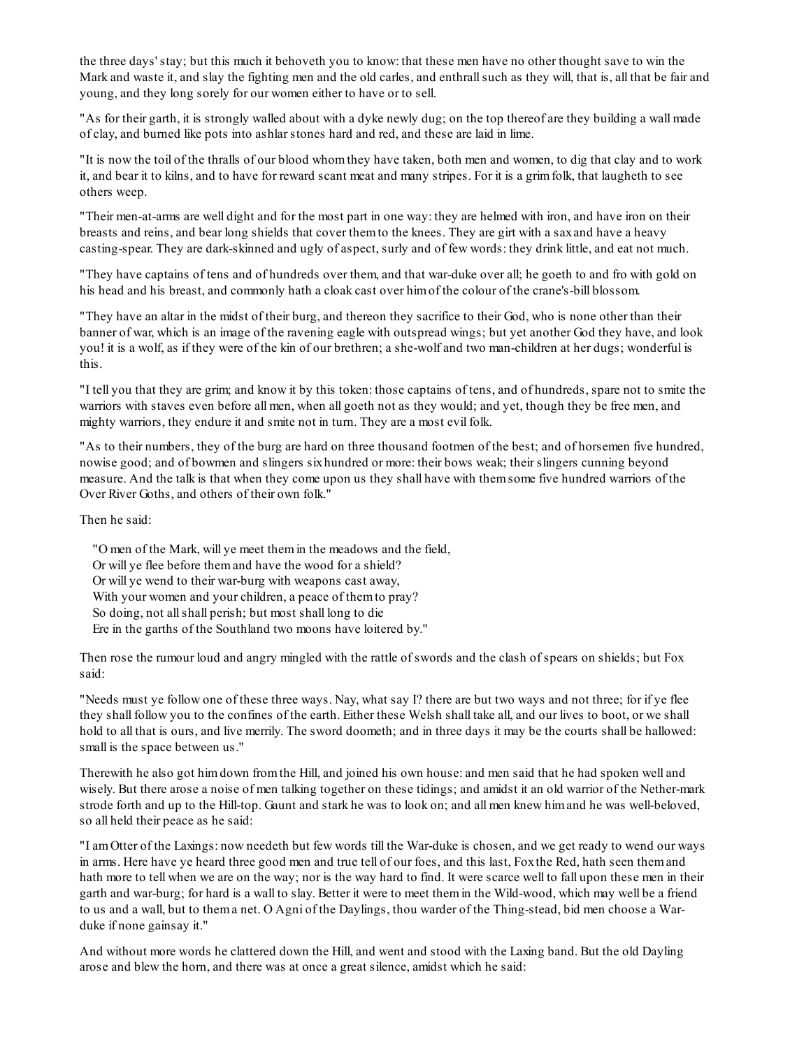the three days' stay; but this much it behoveth you to know: that these men have no other thought save to win the Mark and waste it, and slay the fighting men and the old carles, and enthrall such as they will, that is, all that be fair and young, and they long sorely for our women either to have or to sell.

"As for their garth, it is strongly walled about with a dyke newly dug; on the top thereof are they building a wall made of clay, and burned like pots into ashlar stones hard and red, and these are laid in lime.

"It is now the toil of the thralls of our blood whom they have taken, both men and women, to dig that clay and to work it, and bear it to kilns, and to have for reward scant meat and many stripes. For it is a grim folk, that laugheth to see others weep.

"Their men-at-arms are well dight and for the most part in one way: they are helmed with iron, and have iron on their breasts and reins, and bear long shields that cover them to the knees. They are girt with a sax and have a heavy casting-spear. They are dark-skinned and ugly of aspect, surly and of few words: they drink little, and eat not much.

"They have captains of tens and of hundreds over them, and that war-duke over all; he goeth to and fro with gold on his head and his breast, and commonly hath a cloak cast over him of the colour of the crane's-bill blossom.

"They have an altar in the midst of their burg, and thereon they sacrifice to their God, who is none other than their banner of war, which is an image of the ravening eagle with outspread wings; but yet another God they have, and look you! it is a wolf, as if they were of the kin of our brethren; a she-wolf and two man-children at her dugs; wonderful is this.

"I tell you that they are grim; and know it by this token: those captains of tens, and of hundreds, spare not to smite the warriors with staves even before all men, when all goeth not as they would; and yet, though they be free men, and mighty warriors, they endure it and smite not in turn. They are a most evil folk.

"As to their numbers, they of the burg are hard on three thousand footmen of the best; and of horsemen five hundred, nowise good; and of bowmen and slingers six hundred or more: their bows weak; their slingers cunning beyond measure. And the talk is that when they come upon us they shall have with them some five hundred warriors of the Over River Goths, and others of their own folk."

Then he said:

> "O men of the Mark, will ye meet them in the meadows and the field,
> Or will ye flee before them and have the wood for a shield?
> Or will ye wend to their war-burg with weapons cast away,
> With your women and your children, a peace of them to pray?
> So doing, not all shall perish; but most shall long to die
> Ere in the garths of the Southland two moons have loitered by."

Then rose the rumour loud and angry mingled with the rattle of swords and the clash of spears on shields; but Fox said:

"Needs must ye follow one of these three ways. Nay, what say I? there are but two ways and not three; for if ye flee they shall follow you to the confines of the earth. Either these Welsh shall take all, and our lives to boot, or we shall hold to all that is ours, and live merrily. The sword doometh; and in three days it may be the courts shall be hallowed: small is the space between us."

Therewith he also got him down from the Hill, and joined his own house: and men said that he had spoken well and wisely. But there arose a noise of men talking together on these tidings; and amidst it an old warrior of the Nether-mark strode forth and up to the Hill-top. Gaunt and stark he was to look on; and all men knew him and he was well-beloved, so all held their peace as he said:

"I am Otter of the Laxings: now needeth but few words till the War-duke is chosen, and we get ready to wend our ways in arms. Here have ye heard three good men and true tell of our foes, and this last, Fox the Red, hath seen them and hath more to tell when we are on the way; nor is the way hard to find. It were scarce well to fall upon these men in their garth and war-burg; for hard is a wall to slay. Better it were to meet them in the Wild-wood, which may well be a friend to us and a wall, but to them a net. O Agni of the Daylings, thou warder of the Thing-stead, bid men choose a War-duke if none gainsay it."

And without more words he clattered down the Hill, and went and stood with the Laxing band. But the old Dayling arose and blew the horn, and there was at once a great silence, amidst which he said: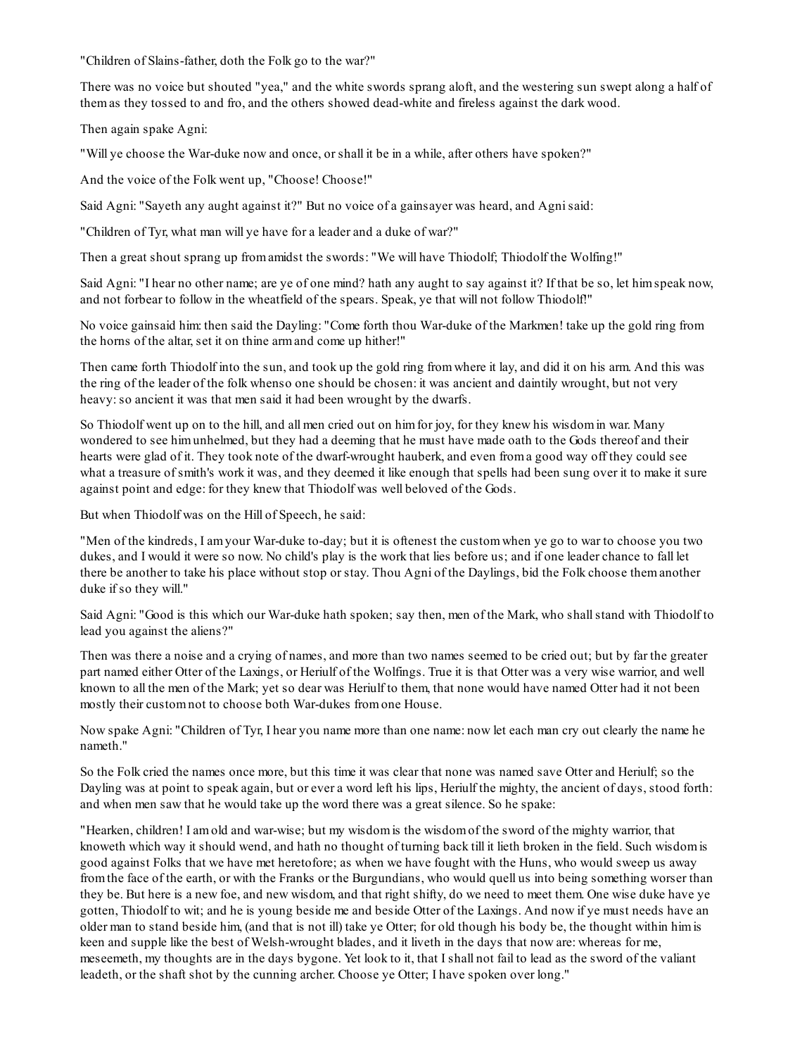"Children of Slains-father, doth the Folk go to the war?"

There was no voice but shouted "yea," and the white swords sprang aloft, and the westering sun swept along a half of them as they tossed to and fro, and the others showed dead-white and fireless against the dark wood.

Then again spake Agni:

"Will ye choose the War-duke now and once, or shall it be in a while, after others have spoken?"

And the voice of the Folk went up, "Choose! Choose!"

Said Agni: "Sayeth any aught against it?" But no voice of a gainsayer was heard, and Agni said:

"Children of Tyr, what man will ye have for a leader and a duke of war?"

Then a great shout sprang up from amidst the swords: "We will have Thiodolf; Thiodolf the Wolfing!"

Said Agni: "I hear no other name; are ye of one mind? hath any aught to say against it? If that be so, let him speak now, and not forbear to follow in the wheatfield of the spears. Speak, ye that will not follow Thiodolf!"

No voice gainsaid him: then said the Dayling: "Come forth thou War-duke of the Markmen! take up the gold ring from the horns of the altar, set it on thine arm and come up hither!"

Then came forth Thiodolf into the sun, and took up the gold ring from where it lay, and did it on his arm. And this was the ring of the leader of the folk whenso one should be chosen: it was ancient and daintily wrought, but not very heavy: so ancient it was that men said it had been wrought by the dwarfs.

So Thiodolf went up on to the hill, and all men cried out on him for joy, for they knew his wisdom in war. Many wondered to see him unhelmed, but they had a deeming that he must have made oath to the Gods thereof and their hearts were glad of it. They took note of the dwarf-wrought hauberk, and even from a good way off they could see what a treasure of smith's work it was, and they deemed it like enough that spells had been sung over it to make it sure against point and edge: for they knew that Thiodolf was well beloved of the Gods.

But when Thiodolf was on the Hill of Speech, he said:

"Men of the kindreds, I am your War-duke to-day; but it is oftenest the custom when ye go to war to choose you two dukes, and I would it were so now. No child's play is the work that lies before us; and if one leader chance to fall let there be another to take his place without stop or stay. Thou Agni of the Daylings, bid the Folk choose them another duke if so they will."

Said Agni: "Good is this which our War-duke hath spoken; say then, men of the Mark, who shall stand with Thiodolf to lead you against the aliens?"

Then was there a noise and a crying of names, and more than two names seemed to be cried out; but by far the greater part named either Otter of the Laxings, or Heriulf of the Wolfings. True it is that Otter was a very wise warrior, and well known to all the men of the Mark; yet so dear was Heriulf to them, that none would have named Otter had it not been mostly their custom not to choose both War-dukes from one House.

Now spake Agni: "Children of Tyr, I hear you name more than one name: now let each man cry out clearly the name he nameth."

So the Folk cried the names once more, but this time it was clear that none was named save Otter and Heriulf; so the Dayling was at point to speak again, but or ever a word left his lips, Heriulf the mighty, the ancient of days, stood forth: and when men saw that he would take up the word there was a great silence. So he spake:

"Hearken, children! I am old and war-wise; but my wisdom is the wisdom of the sword of the mighty warrior, that knoweth which way it should wend, and hath no thought of turning back till it lieth broken in the field. Such wisdom is good against Folks that we have met heretofore; as when we have fought with the Huns, who would sweep us away from the face of the earth, or with the Franks or the Burgundians, who would quell us into being something worser than they be. But here is a new foe, and new wisdom, and that right shifty, do we need to meet them. One wise duke have ye gotten, Thiodolf to wit; and he is young beside me and beside Otter of the Laxings. And now if ye must needs have an older man to stand beside him, (and that is not ill) take ye Otter; for old though his body be, the thought within him is keen and supple like the best of Welsh-wrought blades, and it liveth in the days that now are: whereas for me, meseemeth, my thoughts are in the days bygone. Yet look to it, that I shall not fail to lead as the sword of the valiant leadeth, or the shaft shot by the cunning archer. Choose ye Otter; I have spoken over long."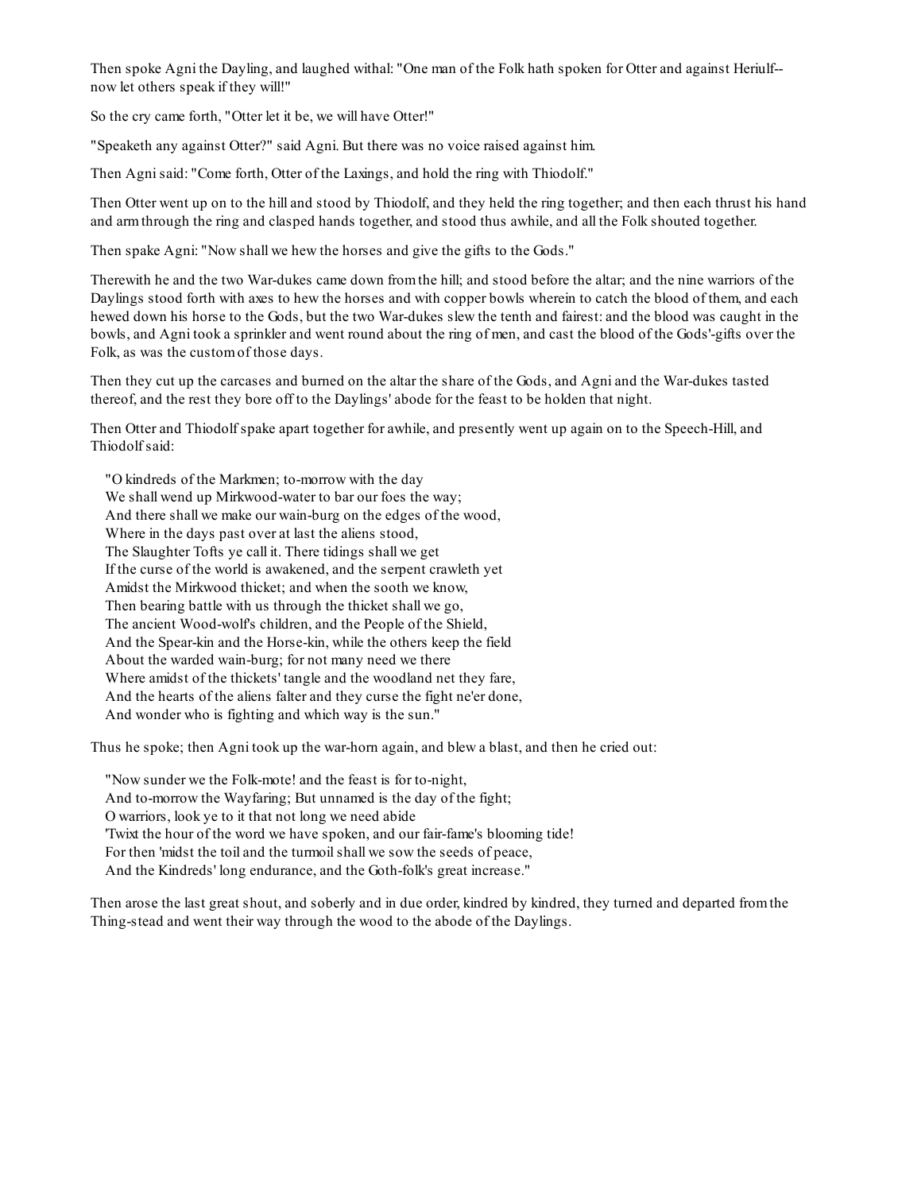Then spoke Agni the Dayling, and laughed withal: "One man of the Folk hath spoken for Otter and against Heriulf--now let others speak if they will!"

So the cry came forth, "Otter let it be, we will have Otter!"

"Speaketh any against Otter?" said Agni. But there was no voice raised against him.

Then Agni said: "Come forth, Otter of the Laxings, and hold the ring with Thiodolf."

Then Otter went up on to the hill and stood by Thiodolf, and they held the ring together; and then each thrust his hand and arm through the ring and clasped hands together, and stood thus awhile, and all the Folk shouted together.

Then spake Agni: "Now shall we hew the horses and give the gifts to the Gods."

Therewith he and the two War-dukes came down from the hill; and stood before the altar; and the nine warriors of the Daylings stood forth with axes to hew the horses and with copper bowls wherein to catch the blood of them, and each hewed down his horse to the Gods, but the two War-dukes slew the tenth and fairest: and the blood was caught in the bowls, and Agni took a sprinkler and went round about the ring of men, and cast the blood of the Gods'-gifts over the Folk, as was the custom of those days.

Then they cut up the carcases and burned on the altar the share of the Gods, and Agni and the War-dukes tasted thereof, and the rest they bore off to the Daylings' abode for the feast to be holden that night.

Then Otter and Thiodolf spake apart together for awhile, and presently went up again on to the Speech-Hill, and Thiodolf said:

> "O kindreds of the Markmen; to-morrow with the day  
> We shall wend up Mirkwood-water to bar our foes the way;  
> And there shall we make our wain-burg on the edges of the wood,  
> Where in the days past over at last the aliens stood,  
> The Slaughter Tofts ye call it. There tidings shall we get  
> If the curse of the world is awakened, and the serpent crawleth yet  
> Amidst the Mirkwood thicket; and when the sooth we know,  
> Then bearing battle with us through the thicket shall we go,  
> The ancient Wood-wolf's children, and the People of the Shield,  
> And the Spear-kin and the Horse-kin, while the others keep the field  
> About the warded wain-burg; for not many need we there  
> Where amidst of the thickets' tangle and the woodland net they fare,  
> And the hearts of the aliens falter and they curse the fight ne'er done,  
> And wonder who is fighting and which way is the sun."

Thus he spoke; then Agni took up the war-horn again, and blew a blast, and then he cried out:

> "Now sunder we the Folk-mote! and the feast is for to-night,  
> And to-morrow the Wayfaring; But unnamed is the day of the fight;  
> O warriors, look ye to it that not long we need abide  
> 'Twixt the hour of the word we have spoken, and our fair-fame's blooming tide!  
> For then 'midst the toil and the turmoil shall we sow the seeds of peace,  
> And the Kindreds' long endurance, and the Goth-folk's great increase."

Then arose the last great shout, and soberly and in due order, kindred by kindred, they turned and departed from the Thing-stead and went their way through the wood to the abode of the Daylings.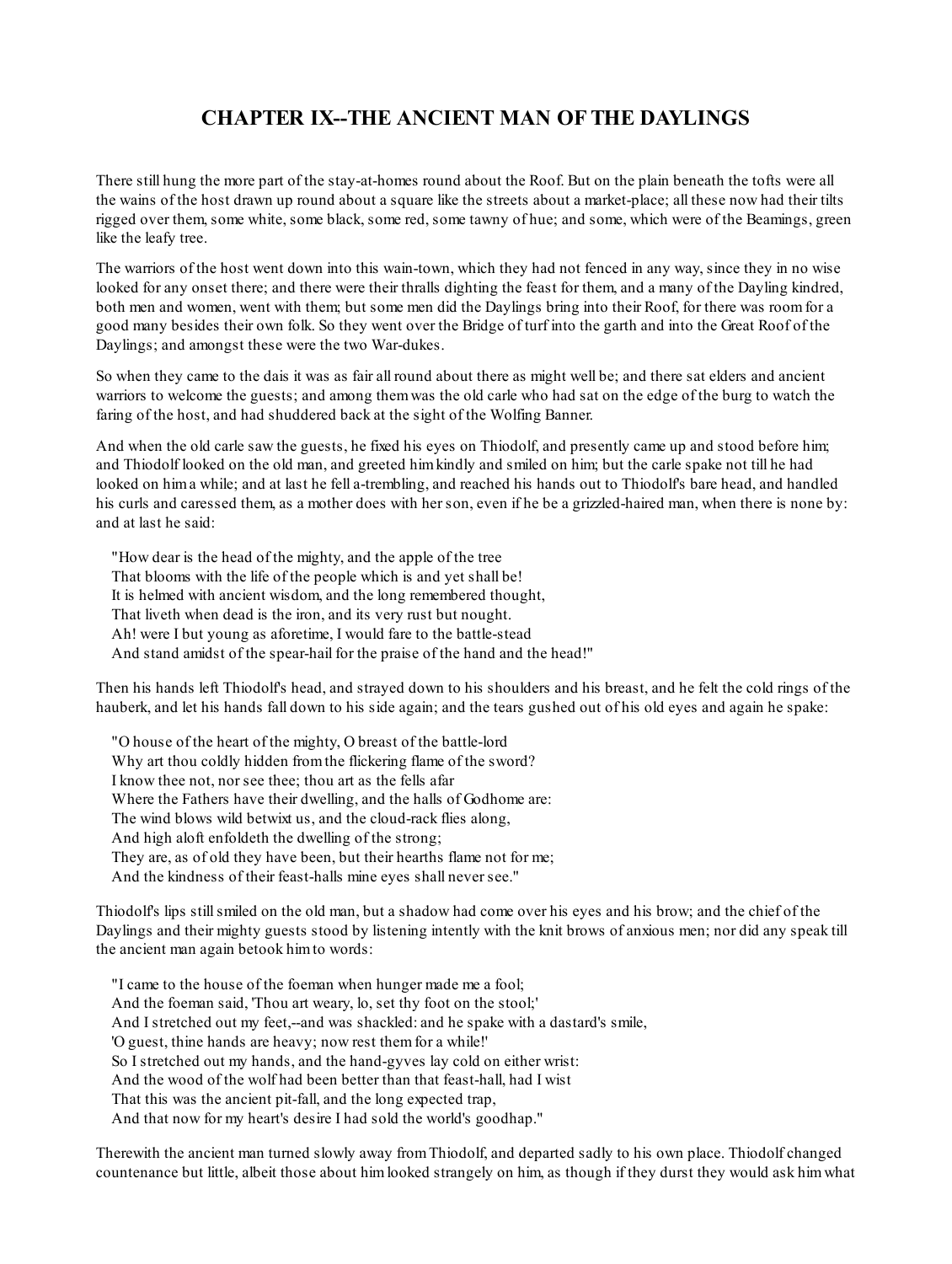# CHAPTER IX--THE ANCIENT MAN OF THE DAYLINGS

There still hung the more part of the stay-at-homes round about the Roof. But on the plain beneath the tofts were all the wains of the host drawn up round about a square like the streets about a market-place; all these now had their tilts rigged over them, some white, some black, some red, some tawny of hue; and some, which were of the Beamings, green like the leafy tree.

The warriors of the host went down into this wain-town, which they had not fenced in any way, since they in no wise looked for any onset there; and there were their thralls dighting the feast for them, and a many of the Dayling kindred, both men and women, went with them; but some men did the Daylings bring into their Roof, for there was room for a good many besides their own folk. So they went over the Bridge of turf into the garth and into the Great Roof of the Daylings; and amongst these were the two War-dukes.

So when they came to the dais it was as fair all round about there as might well be; and there sat elders and ancient warriors to welcome the guests; and among them was the old carle who had sat on the edge of the burg to watch the faring of the host, and had shuddered back at the sight of the Wolfing Banner.

And when the old carle saw the guests, he fixed his eyes on Thiodolf, and presently came up and stood before him; and Thiodolf looked on the old man, and greeted him kindly and smiled on him; but the carle spake not till he had looked on him a while; and at last he fell a-trembling, and reached his hands out to Thiodolf's bare head, and handled his curls and caressed them, as a mother does with her son, even if he be a grizzled-haired man, when there is none by: and at last he said:

"How dear is the head of the mighty, and the apple of the tree  
That blooms with the life of the people which is and yet shall be!  
It is helmed with ancient wisdom, and the long remembered thought,  
That liveth when dead is the iron, and its very rust but nought.  
Ah! were I but young as aforetime, I would fare to the battle-stead  
And stand amidst of the spear-hail for the praise of the hand and the head!"

Then his hands left Thiodolf's head, and strayed down to his shoulders and his breast, and he felt the cold rings of the hauberk, and let his hands fall down to his side again; and the tears gushed out of his old eyes and again he spake:

"O house of the heart of the mighty, O breast of the battle-lord  
Why art thou coldly hidden from the flickering flame of the sword?  
I know thee not, nor see thee; thou art as the fells afar  
Where the Fathers have their dwelling, and the halls of Godhome are:  
The wind blows wild betwixt us, and the cloud-rack flies along,  
And high aloft enfoldeth the dwelling of the strong;  
They are, as of old they have been, but their hearths flame not for me;  
And the kindness of their feast-halls mine eyes shall never see."

Thiodolf's lips still smiled on the old man, but a shadow had come over his eyes and his brow; and the chief of the Daylings and their mighty guests stood by listening intently with the knit brows of anxious men; nor did any speak till the ancient man again betook him to words:

"I came to the house of the foeman when hunger made me a fool;  
And the foeman said, 'Thou art weary, lo, set thy foot on the stool;'  
And I stretched out my feet,--and was shackled: and he spake with a dastard's smile,  
'O guest, thine hands are heavy; now rest them for a while!'  
So I stretched out my hands, and the hand-gyves lay cold on either wrist:  
And the wood of the wolf had been better than that feast-hall, had I wist  
That this was the ancient pit-fall, and the long expected trap,  
And that now for my heart's desire I had sold the world's goodhap."

Therewith the ancient man turned slowly away from Thiodolf, and departed sadly to his own place. Thiodolf changed countenance but little, albeit those about him looked strangely on him, as though if they durst they would ask him what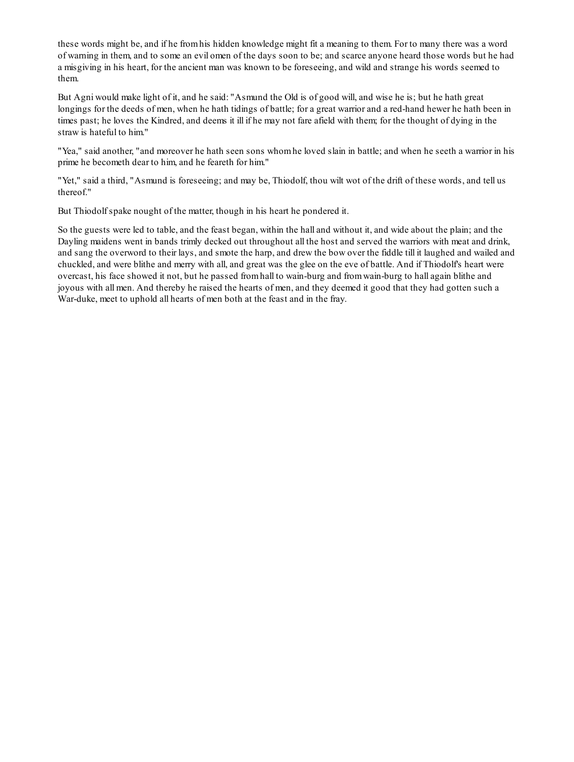these words might be, and if he from his hidden knowledge might fit a meaning to them. For to many there was a word of warning in them, and to some an evil omen of the days soon to be; and scarce anyone heard those words but he had a misgiving in his heart, for the ancient man was known to be foreseeing, and wild and strange his words seemed to them.

But Agni would make light of it, and he said: "Asmund the Old is of good will, and wise he is; but he hath great longings for the deeds of men, when he hath tidings of battle; for a great warrior and a red-hand hewer he hath been in times past; he loves the Kindred, and deems it ill if he may not fare afield with them; for the thought of dying in the straw is hateful to him."

"Yea," said another, "and moreover he hath seen sons whom he loved slain in battle; and when he seeth a warrior in his prime he becometh dear to him, and he feareth for him."

"Yet," said a third, "Asmund is foreseeing; and may be, Thiodolf, thou wilt wot of the drift of these words, and tell us thereof."

But Thiodolf spake nought of the matter, though in his heart he pondered it.

So the guests were led to table, and the feast began, within the hall and without it, and wide about the plain; and the Dayling maidens went in bands trimly decked out throughout all the host and served the warriors with meat and drink, and sang the overword to their lays, and smote the harp, and drew the bow over the fiddle till it laughed and wailed and chuckled, and were blithe and merry with all, and great was the glee on the eve of battle. And if Thiodolf's heart were overcast, his face showed it not, but he passed from hall to wain-burg and from wain-burg to hall again blithe and joyous with all men. And thereby he raised the hearts of men, and they deemed it good that they had gotten such a War-duke, meet to uphold all hearts of men both at the feast and in the fray.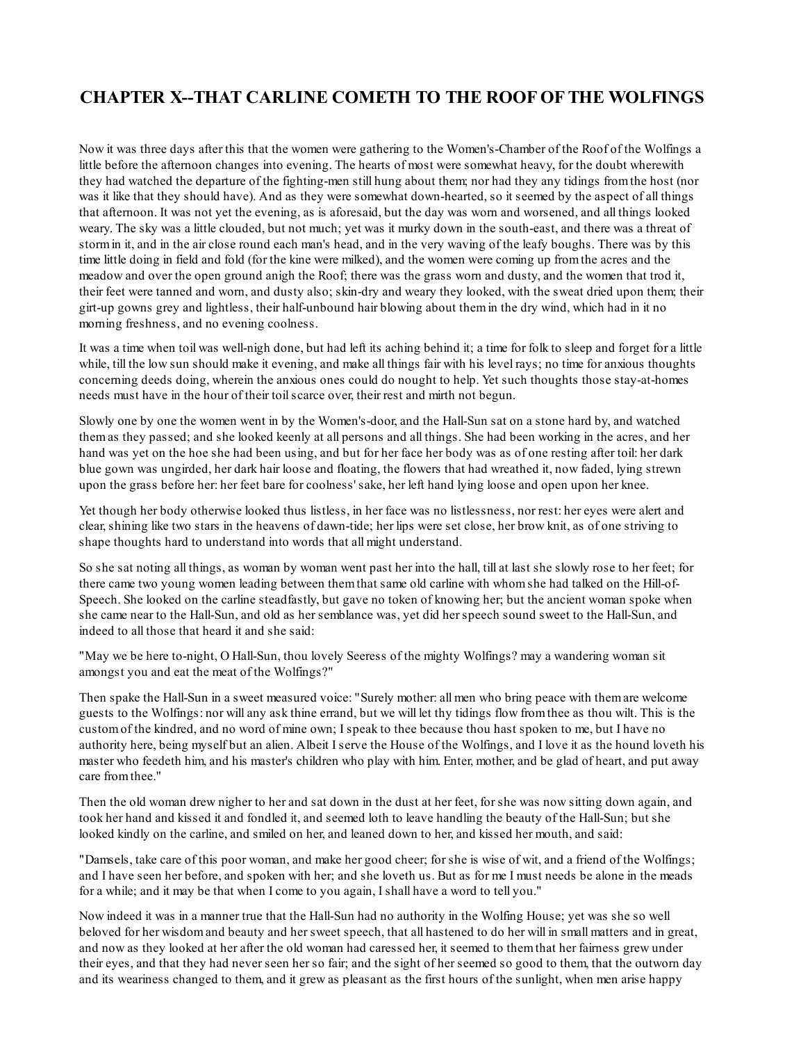# CHAPTER X--THAT CARLINE COMETH TO THE ROOF OF THE WOLFINGS

Now it was three days after this that the women were gathering to the Women's-Chamber of the Roof of the Wolfings a little before the afternoon changes into evening. The hearts of most were somewhat heavy, for the doubt wherewith they had watched the departure of the fighting-men still hung about them; nor had they any tidings from the host (nor was it like that they should have). And as they were somewhat down-hearted, so it seemed by the aspect of all things that afternoon. It was not yet the evening, as is aforesaid, but the day was worn and worsened, and all things looked weary. The sky was a little clouded, but not much; yet was it murky down in the south-east, and there was a threat of storm in it, and in the air close round each man's head, and in the very waving of the leafy boughs. There was by this time little doing in field and fold (for the kine were milked), and the women were coming up from the acres and the meadow and over the open ground anigh the Roof; there was the grass worn and dusty, and the women that trod it, their feet were tanned and worn, and dusty also; skin-dry and weary they looked, with the sweat dried upon them; their girt-up gowns grey and lightless, their half-unbound hair blowing about them in the dry wind, which had in it no morning freshness, and no evening coolness.

It was a time when toil was well-nigh done, but had left its aching behind it; a time for folk to sleep and forget for a little while, till the low sun should make it evening, and make all things fair with his level rays; no time for anxious thoughts concerning deeds doing, wherein the anxious ones could do nought to help. Yet such thoughts those stay-at-homes needs must have in the hour of their toil scarce over, their rest and mirth not begun.

Slowly one by one the women went in by the Women's-door, and the Hall-Sun sat on a stone hard by, and watched them as they passed; and she looked keenly at all persons and all things. She had been working in the acres, and her hand was yet on the hoe she had been using, and but for her face her body was as of one resting after toil: her dark blue gown was ungirded, her dark hair loose and floating, the flowers that had wreathed it, now faded, lying strewn upon the grass before her: her feet bare for coolness' sake, her left hand lying loose and open upon her knee.

Yet though her body otherwise looked thus listless, in her face was no listlessness, nor rest: her eyes were alert and clear, shining like two stars in the heavens of dawn-tide; her lips were set close, her brow knit, as of one striving to shape thoughts hard to understand into words that all might understand.

So she sat noting all things, as woman by woman went past her into the hall, till at last she slowly rose to her feet; for there came two young women leading between them that same old carline with whom she had talked on the Hill-of-Speech. She looked on the carline steadfastly, but gave no token of knowing her; but the ancient woman spoke when she came near to the Hall-Sun, and old as her semblance was, yet did her speech sound sweet to the Hall-Sun, and indeed to all those that heard it and she said:

"May we be here to-night, O Hall-Sun, thou lovely Seeress of the mighty Wolfings? may a wandering woman sit amongst you and eat the meat of the Wolfings?"

Then spake the Hall-Sun in a sweet measured voice: "Surely mother: all men who bring peace with them are welcome guests to the Wolfings: nor will any ask thine errand, but we will let thy tidings flow from thee as thou wilt. This is the custom of the kindred, and no word of mine own; I speak to thee because thou hast spoken to me, but I have no authority here, being myself but an alien. Albeit I serve the House of the Wolfings, and I love it as the hound loveth his master who feedeth him, and his master's children who play with him. Enter, mother, and be glad of heart, and put away care from thee."

Then the old woman drew nigher to her and sat down in the dust at her feet, for she was now sitting down again, and took her hand and kissed it and fondled it, and seemed loth to leave handling the beauty of the Hall-Sun; but she looked kindly on the carline, and smiled on her, and leaned down to her, and kissed her mouth, and said:

"Damsels, take care of this poor woman, and make her good cheer; for she is wise of wit, and a friend of the Wolfings; and I have seen her before, and spoken with her; and she loveth us. But as for me I must needs be alone in the meads for a while; and it may be that when I come to you again, I shall have a word to tell you."

Now indeed it was in a manner true that the Hall-Sun had no authority in the Wolfing House; yet was she so well beloved for her wisdom and beauty and her sweet speech, that all hastened to do her will in small matters and in great, and now as they looked at her after the old woman had caressed her, it seemed to them that her fairness grew under their eyes, and that they had never seen her so fair; and the sight of her seemed so good to them, that the outworn day and its weariness changed to them, and it grew as pleasant as the first hours of the sunlight, when men arise happy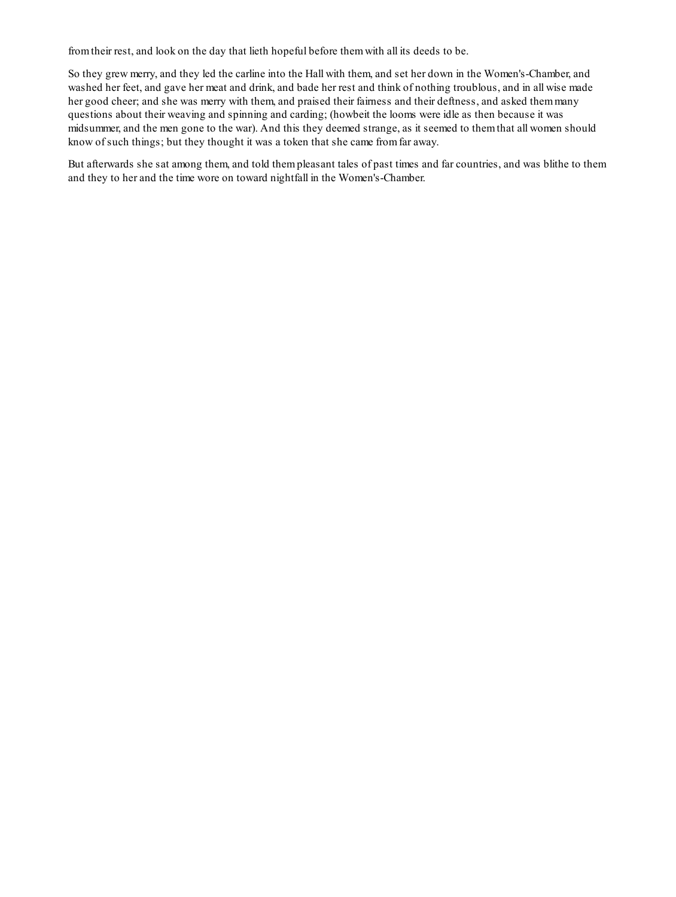from their rest, and look on the day that lieth hopeful before them with all its deeds to be.

So they grew merry, and they led the carline into the Hall with them, and set her down in the Women's-Chamber, and washed her feet, and gave her meat and drink, and bade her rest and think of nothing troublous, and in all wise made her good cheer; and she was merry with them, and praised their fairness and their deftness, and asked them many questions about their weaving and spinning and carding; (howbeit the looms were idle as then because it was midsummer, and the men gone to the war). And this they deemed strange, as it seemed to them that all women should know of such things; but they thought it was a token that she came from far away.

But afterwards she sat among them, and told them pleasant tales of past times and far countries, and was blithe to them and they to her and the time wore on toward nightfall in the Women's-Chamber.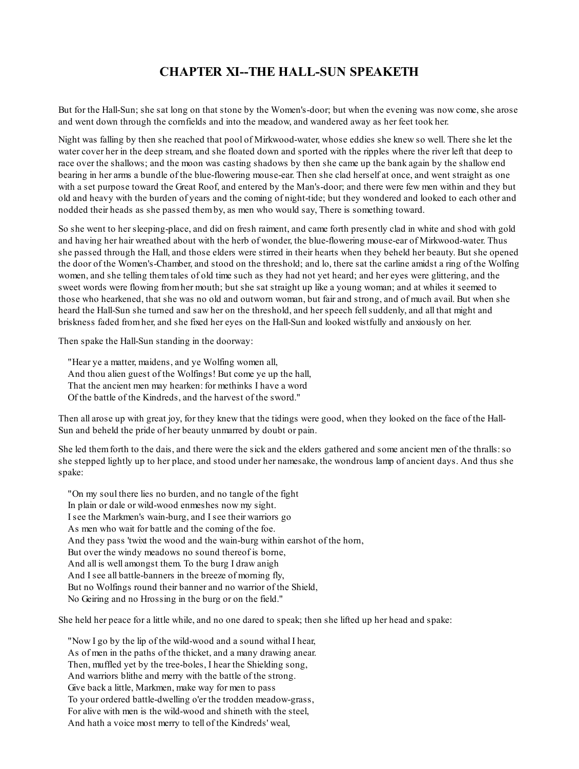# CHAPTER XI--THE HALL-SUN SPEAKETH

But for the Hall-Sun; she sat long on that stone by the Women's-door; but when the evening was now come, she arose and went down through the cornfields and into the meadow, and wandered away as her feet took her.

Night was falling by then she reached that pool of Mirkwood-water, whose eddies she knew so well. There she let the water cover her in the deep stream, and she floated down and sported with the ripples where the river left that deep to race over the shallows; and the moon was casting shadows by then she came up the bank again by the shallow end bearing in her arms a bundle of the blue-flowering mouse-ear. Then she clad herself at once, and went straight as one with a set purpose toward the Great Roof, and entered by the Man's-door; and there were few men within and they but old and heavy with the burden of years and the coming of night-tide; but they wondered and looked to each other and nodded their heads as she passed them by, as men who would say, There is something toward.

So she went to her sleeping-place, and did on fresh raiment, and came forth presently clad in white and shod with gold and having her hair wreathed about with the herb of wonder, the blue-flowering mouse-ear of Mirkwood-water. Thus she passed through the Hall, and those elders were stirred in their hearts when they beheld her beauty. But she opened the door of the Women's-Chamber, and stood on the threshold; and lo, there sat the carline amidst a ring of the Wolfing women, and she telling them tales of old time such as they had not yet heard; and her eyes were glittering, and the sweet words were flowing from her mouth; but she sat straight up like a young woman; and at whiles it seemed to those who hearkened, that she was no old and outworn woman, but fair and strong, and of much avail. But when she heard the Hall-Sun she turned and saw her on the threshold, and her speech fell suddenly, and all that might and briskness faded from her, and she fixed her eyes on the Hall-Sun and looked wistfully and anxiously on her.

Then spake the Hall-Sun standing in the doorway:

"Hear ye a matter, maidens, and ye Wolfing women all,  
And thou alien guest of the Wolfings! But come ye up the hall,  
That the ancient men may hearken: for methinks I have a word  
Of the battle of the Kindreds, and the harvest of the sword."

Then all arose up with great joy, for they knew that the tidings were good, when they looked on the face of the Hall-Sun and beheld the pride of her beauty unmarred by doubt or pain.

She led them forth to the dais, and there were the sick and the elders gathered and some ancient men of the thralls: so she stepped lightly up to her place, and stood under her namesake, the wondrous lamp of ancient days. And thus she spake:

"On my soul there lies no burden, and no tangle of the fight  
In plain or dale or wild-wood enmeshes now my sight.  
I see the Markmen's wain-burg, and I see their warriors go  
As men who wait for battle and the coming of the foe.  
And they pass 'twixt the wood and the wain-burg within earshot of the horn,  
But over the windy meadows no sound thereof is borne,  
And all is well amongst them. To the burg I draw anigh  
And I see all battle-banners in the breeze of morning fly,  
But no Wolfings round their banner and no warrior of the Shield,  
No Geiring and no Hrossing in the burg or on the field."

She held her peace for a little while, and no one dared to speak; then she lifted up her head and spake:

"Now I go by the lip of the wild-wood and a sound withal I hear,  
As of men in the paths of the thicket, and a many drawing anear.  
Then, muffled yet by the tree-boles, I hear the Shielding song,  
And warriors blithe and merry with the battle of the strong.  
Give back a little, Markmen, make way for men to pass  
To your ordered battle-dwelling o'er the trodden meadow-grass,  
For alive with men is the wild-wood and shineth with the steel,  
And hath a voice most merry to tell of the Kindreds' weal,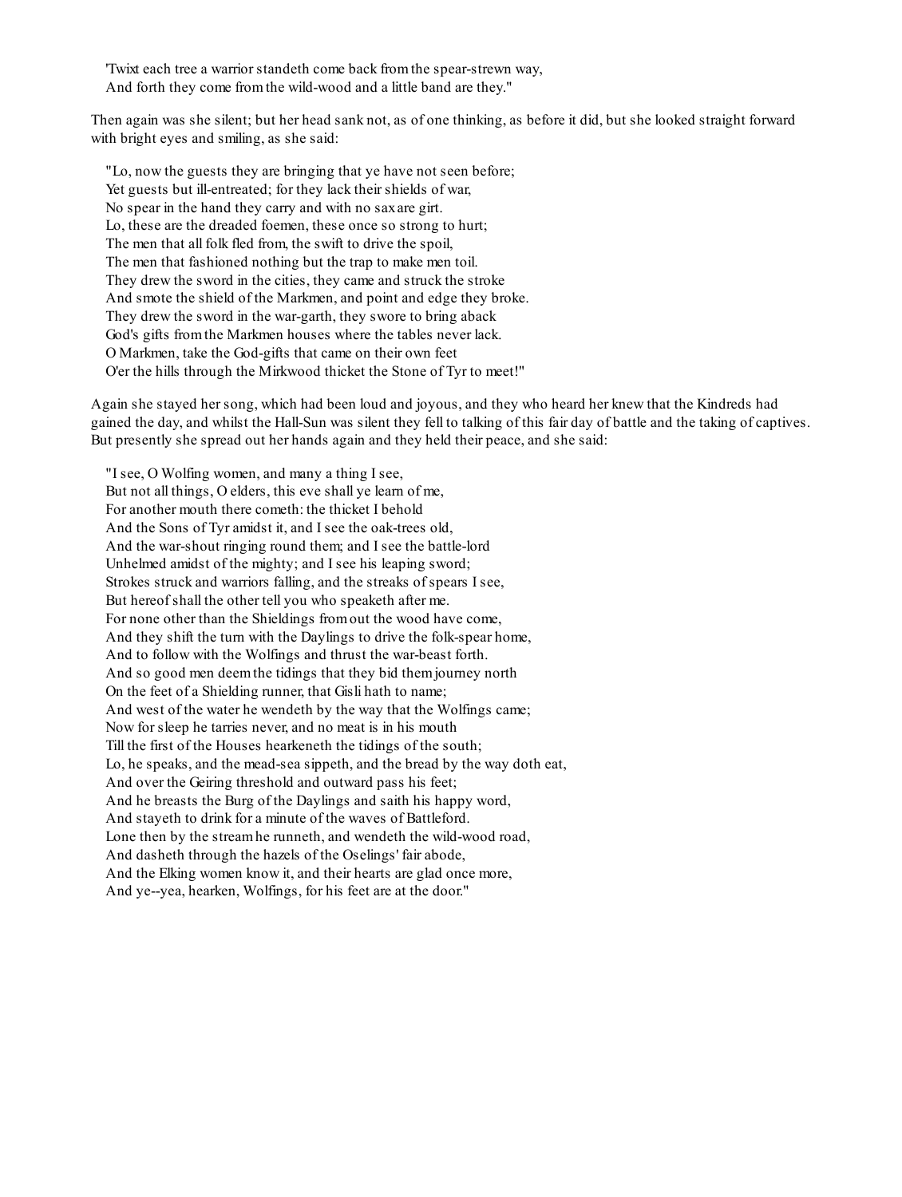'Twixt each tree a warrior standeth come back from the spear-strewn way,  
And forth they come from the wild-wood and a little band are they."

Then again was she silent; but her head sank not, as of one thinking, as before it did, but she looked straight forward with bright eyes and smiling, as she said:

"Lo, now the guests they are bringing that ye have not seen before;  
Yet guests but ill-entreated; for they lack their shields of war,  
No spear in the hand they carry and with no sax are girt.  
Lo, these are the dreaded foemen, these once so strong to hurt;  
The men that all folk fled from, the swift to drive the spoil,  
The men that fashioned nothing but the trap to make men toil.  
They drew the sword in the cities, they came and struck the stroke  
And smote the shield of the Markmen, and point and edge they broke.  
They drew the sword in the war-garth, they swore to bring aback  
God's gifts from the Markmen houses where the tables never lack.  
O Markmen, take the God-gifts that came on their own feet  
O'er the hills through the Mirkwood thicket the Stone of Tyr to meet!"

Again she stayed her song, which had been loud and joyous, and they who heard her knew that the Kindreds had gained the day, and whilst the Hall-Sun was silent they fell to talking of this fair day of battle and the taking of captives. But presently she spread out her hands again and they held their peace, and she said:

"I see, O Wolfing women, and many a thing I see,  
But not all things, O elders, this eve shall ye learn of me,  
For another mouth there cometh: the thicket I behold  
And the Sons of Tyr amidst it, and I see the oak-trees old,  
And the war-shout ringing round them; and I see the battle-lord  
Unhelmed amidst of the mighty; and I see his leaping sword;  
Strokes struck and warriors falling, and the streaks of spears I see,  
But hereof shall the other tell you who speaketh after me.  
For none other than the Shieldings from out the wood have come,  
And they shift the turn with the Daylings to drive the folk-spear home,  
And to follow with the Wolfings and thrust the war-beast forth.  
And so good men deem the tidings that they bid them journey north  
On the feet of a Shielding runner, that Gisli hath to name;  
And west of the water he wendeth by the way that the Wolfings came;  
Now for sleep he tarries never, and no meat is in his mouth  
Till the first of the Houses hearkeneth the tidings of the south;  
Lo, he speaks, and the mead-sea sippeth, and the bread by the way doth eat,  
And over the Geiring threshold and outward pass his feet;  
And he breasts the Burg of the Daylings and saith his happy word,  
And stayeth to drink for a minute of the waves of Battleford.  
Lone then by the stream he runneth, and wendeth the wild-wood road,  
And dasheth through the hazels of the Oselings' fair abode,  
And the Elking women know it, and their hearts are glad once more,  
And ye--yea, hearken, Wolfings, for his feet are at the door."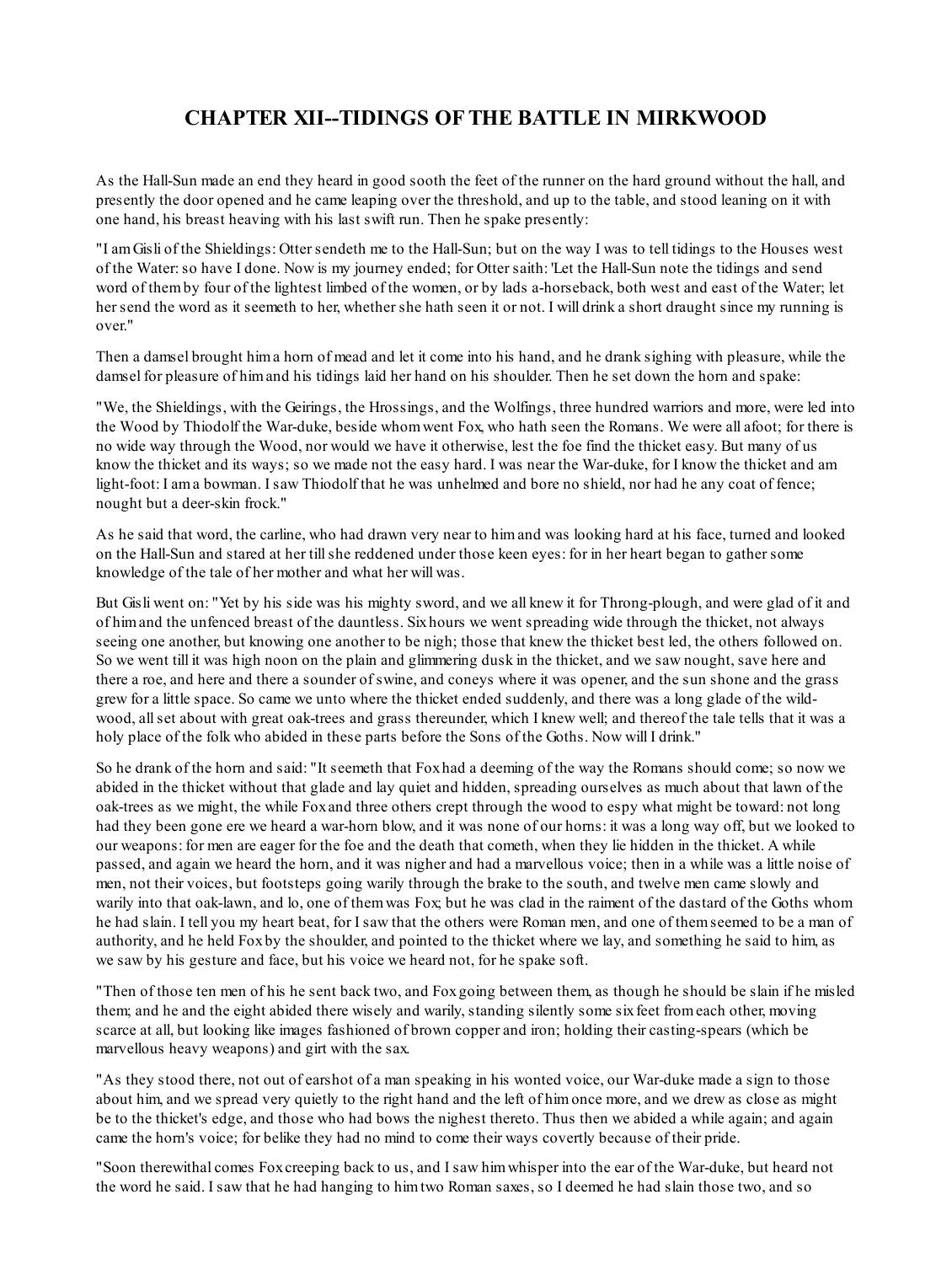# CHAPTER XII--TIDINGS OF THE BATTLE IN MIRKWOOD

As the Hall-Sun made an end they heard in good sooth the feet of the runner on the hard ground without the hall, and presently the door opened and he came leaping over the threshold, and up to the table, and stood leaning on it with one hand, his breast heaving with his last swift run. Then he spake presently:

"I am Gisli of the Shieldings: Otter sendeth me to the Hall-Sun; but on the way I was to tell tidings to the Houses west of the Water: so have I done. Now is my journey ended; for Otter saith: 'Let the Hall-Sun note the tidings and send word of them by four of the lightest limbed of the women, or by lads a-horseback, both west and east of the Water; let her send the word as it seemeth to her, whether she hath seen it or not. I will drink a short draught since my running is over."

Then a damsel brought him a horn of mead and let it come into his hand, and he drank sighing with pleasure, while the damsel for pleasure of him and his tidings laid her hand on his shoulder. Then he set down the horn and spake:

"We, the Shieldings, with the Geirings, the Hrossings, and the Wolfings, three hundred warriors and more, were led into the Wood by Thiodolf the War-duke, beside whom went Fox, who hath seen the Romans. We were all afoot; for there is no wide way through the Wood, nor would we have it otherwise, lest the foe find the thicket easy. But many of us know the thicket and its ways; so we made not the easy hard. I was near the War-duke, for I know the thicket and am light-foot: I am a bowman. I saw Thiodolf that he was unhelmed and bore no shield, nor had he any coat of fence; nought but a deer-skin frock."

As he said that word, the carline, who had drawn very near to him and was looking hard at his face, turned and looked on the Hall-Sun and stared at her till she reddened under those keen eyes: for in her heart began to gather some knowledge of the tale of her mother and what her will was.

But Gisli went on: "Yet by his side was his mighty sword, and we all knew it for Throng-plough, and were glad of it and of him and the unfenced breast of the dauntless. Six hours we went spreading wide through the thicket, not always seeing one another, but knowing one another to be nigh; those that knew the thicket best led, the others followed on. So we went till it was high noon on the plain and glimmering dusk in the thicket, and we saw nought, save here and there a roe, and here and there a sounder of swine, and coneys where it was opener, and the sun shone and the grass grew for a little space. So came we unto where the thicket ended suddenly, and there was a long glade of the wild-wood, all set about with great oak-trees and grass thereunder, which I knew well; and thereof the tale tells that it was a holy place of the folk who abided in these parts before the Sons of the Goths. Now will I drink."

So he drank of the horn and said: "It seemeth that Fox had a deeming of the way the Romans should come; so now we abided in the thicket without that glade and lay quiet and hidden, spreading ourselves as much about that lawn of the oak-trees as we might, the while Fox and three others crept through the wood to espy what might be toward: not long had they been gone ere we heard a war-horn blow, and it was none of our horns: it was a long way off, but we looked to our weapons: for men are eager for the foe and the death that cometh, when they lie hidden in the thicket. A while passed, and again we heard the horn, and it was nigher and had a marvellous voice; then in a while was a little noise of men, not their voices, but footsteps going warily through the brake to the south, and twelve men came slowly and warily into that oak-lawn, and lo, one of them was Fox; but he was clad in the raiment of the dastard of the Goths whom he had slain. I tell you my heart beat, for I saw that the others were Roman men, and one of them seemed to be a man of authority, and he held Fox by the shoulder, and pointed to the thicket where we lay, and something he said to him, as we saw by his gesture and face, but his voice we heard not, for he spake soft.

"Then of those ten men of his he sent back two, and Fox going between them, as though he should be slain if he misled them; and he and the eight abided there wisely and warily, standing silently some six feet from each other, moving scarce at all, but looking like images fashioned of brown copper and iron; holding their casting-spears (which be marvellous heavy weapons) and girt with the sax.

"As they stood there, not out of earshot of a man speaking in his wonted voice, our War-duke made a sign to those about him, and we spread very quietly to the right hand and the left of him once more, and we drew as close as might be to the thicket's edge, and those who had bows the nighest thereto. Thus then we abided a while again; and again came the horn's voice; for belike they had no mind to come their ways covertly because of their pride.

"Soon therewithal comes Fox creeping back to us, and I saw him whisper into the ear of the War-duke, but heard not the word he said. I saw that he had hanging to him two Roman saxes, so I deemed he had slain those two, and so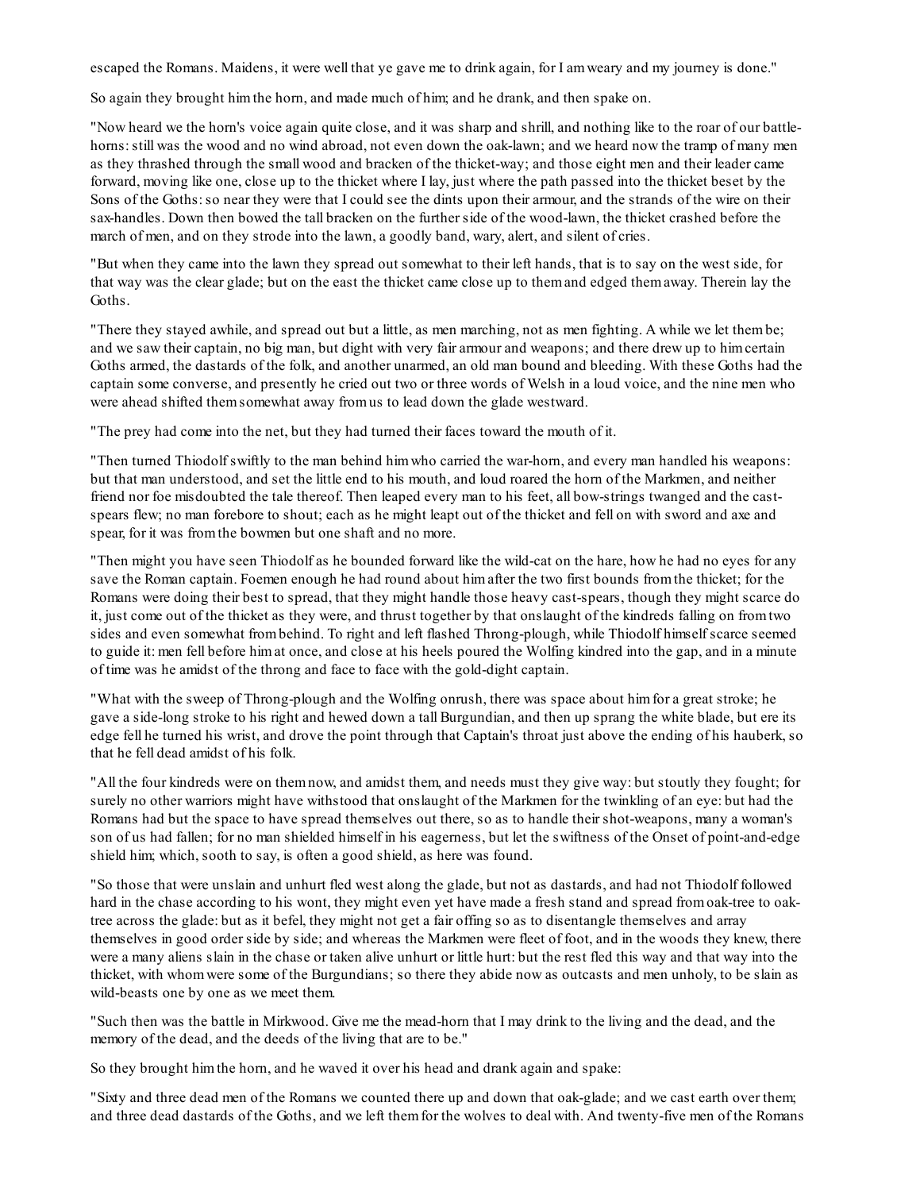escaped the Romans. Maidens, it were well that ye gave me to drink again, for I am weary and my journey is done."

So again they brought him the horn, and made much of him; and he drank, and then spake on.

"Now heard we the horn's voice again quite close, and it was sharp and shrill, and nothing like to the roar of our battle-horns: still was the wood and no wind abroad, not even down the oak-lawn; and we heard now the tramp of many men as they thrashed through the small wood and bracken of the thicket-way; and those eight men and their leader came forward, moving like one, close up to the thicket where I lay, just where the path passed into the thicket beset by the Sons of the Goths: so near they were that I could see the dints upon their armour, and the strands of the wire on their sax-handles. Down then bowed the tall bracken on the further side of the wood-lawn, the thicket crashed before the march of men, and on they strode into the lawn, a goodly band, wary, alert, and silent of cries.

"But when they came into the lawn they spread out somewhat to their left hands, that is to say on the west side, for that way was the clear glade; but on the east the thicket came close up to them and edged them away. Therein lay the Goths.

"There they stayed awhile, and spread out but a little, as men marching, not as men fighting. A while we let them be; and we saw their captain, no big man, but dight with very fair armour and weapons; and there drew up to him certain Goths armed, the dastards of the folk, and another unarmed, an old man bound and bleeding. With these Goths had the captain some converse, and presently he cried out two or three words of Welsh in a loud voice, and the nine men who were ahead shifted them somewhat away from us to lead down the glade westward.

"The prey had come into the net, but they had turned their faces toward the mouth of it.

"Then turned Thiodolf swiftly to the man behind him who carried the war-horn, and every man handled his weapons: but that man understood, and set the little end to his mouth, and loud roared the horn of the Markmen, and neither friend nor foe misdoubted the tale thereof. Then leaped every man to his feet, all bow-strings twanged and the cast-spears flew; no man forebore to shout; each as he might leapt out of the thicket and fell on with sword and axe and spear, for it was from the bowmen but one shaft and no more.

"Then might you have seen Thiodolf as he bounded forward like the wild-cat on the hare, how he had no eyes for any save the Roman captain. Foemen enough he had round about him after the two first bounds from the thicket; for the Romans were doing their best to spread, that they might handle those heavy cast-spears, though they might scarce do it, just come out of the thicket as they were, and thrust together by that onslaught of the kindreds falling on from two sides and even somewhat from behind. To right and left flashed Throng-plough, while Thiodolf himself scarce seemed to guide it: men fell before him at once, and close at his heels poured the Wolfing kindred into the gap, and in a minute of time was he amidst of the throng and face to face with the gold-dight captain.

"What with the sweep of Throng-plough and the Wolfing onrush, there was space about him for a great stroke; he gave a side-long stroke to his right and hewed down a tall Burgundian, and then up sprang the white blade, but ere its edge fell he turned his wrist, and drove the point through that Captain's throat just above the ending of his hauberk, so that he fell dead amidst of his folk.

"All the four kindreds were on them now, and amidst them, and needs must they give way: but stoutly they fought; for surely no other warriors might have withstood that onslaught of the Markmen for the twinkling of an eye: but had the Romans had but the space to have spread themselves out there, so as to handle their shot-weapons, many a woman's son of us had fallen; for no man shielded himself in his eagerness, but let the swiftness of the Onset of point-and-edge shield him; which, sooth to say, is often a good shield, as here was found.

"So those that were unslain and unhurt fled west along the glade, but not as dastards, and had not Thiodolf followed hard in the chase according to his wont, they might even yet have made a fresh stand and spread from oak-tree to oak-tree across the glade: but as it befel, they might not get a fair offing so as to disentangle themselves and array themselves in good order side by side; and whereas the Markmen were fleet of foot, and in the woods they knew, there were a many aliens slain in the chase or taken alive unhurt or little hurt: but the rest fled this way and that way into the thicket, with whom were some of the Burgundians; so there they abide now as outcasts and men unholy, to be slain as wild-beasts one by one as we meet them.

"Such then was the battle in Mirkwood. Give me the mead-horn that I may drink to the living and the dead, and the memory of the dead, and the deeds of the living that are to be."

So they brought him the horn, and he waved it over his head and drank again and spake:

"Sixty and three dead men of the Romans we counted there up and down that oak-glade; and we cast earth over them; and three dead dastards of the Goths, and we left them for the wolves to deal with. And twenty-five men of the Romans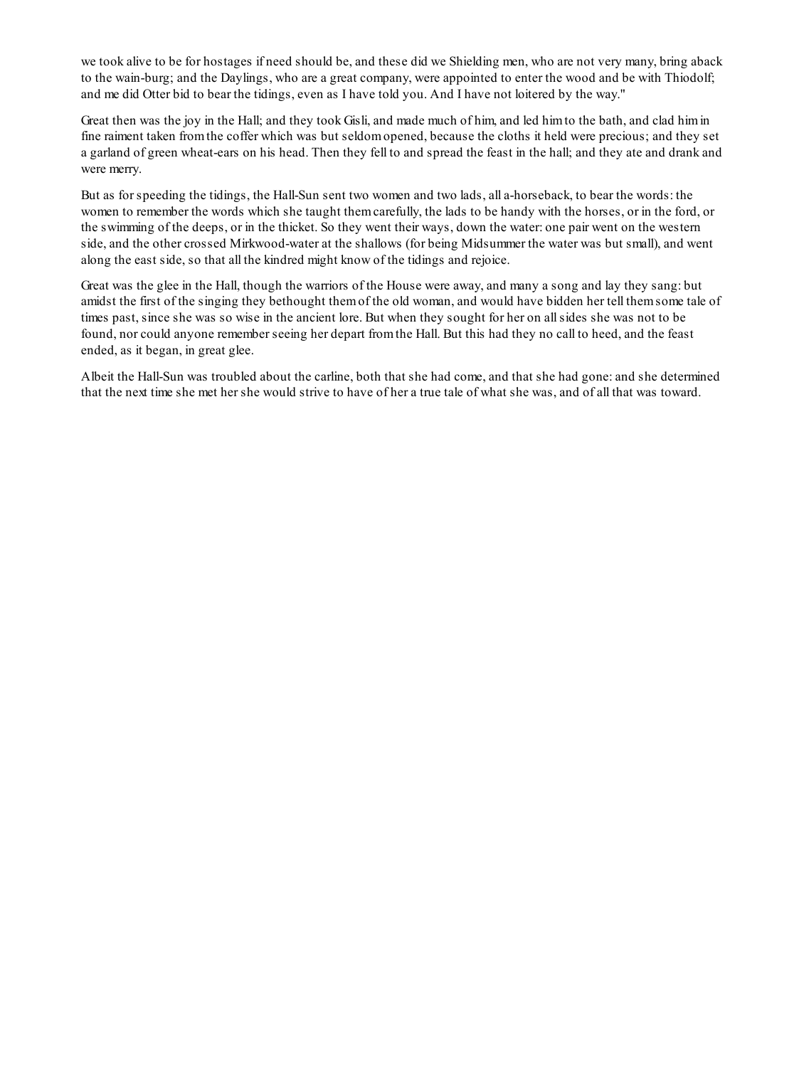we took alive to be for hostages if need should be, and these did we Shielding men, who are not very many, bring aback to the wain-burg; and the Daylings, who are a great company, were appointed to enter the wood and be with Thiodolf; and me did Otter bid to bear the tidings, even as I have told you. And I have not loitered by the way."

Great then was the joy in the Hall; and they took Gisli, and made much of him, and led him to the bath, and clad him in fine raiment taken from the coffer which was but seldom opened, because the cloths it held were precious; and they set a garland of green wheat-ears on his head. Then they fell to and spread the feast in the hall; and they ate and drank and were merry.

But as for speeding the tidings, the Hall-Sun sent two women and two lads, all a-horseback, to bear the words: the women to remember the words which she taught them carefully, the lads to be handy with the horses, or in the ford, or the swimming of the deeps, or in the thicket. So they went their ways, down the water: one pair went on the western side, and the other crossed Mirkwood-water at the shallows (for being Midsummer the water was but small), and went along the east side, so that all the kindred might know of the tidings and rejoice.

Great was the glee in the Hall, though the warriors of the House were away, and many a song and lay they sang: but amidst the first of the singing they bethought them of the old woman, and would have bidden her tell them some tale of times past, since she was so wise in the ancient lore. But when they sought for her on all sides she was not to be found, nor could anyone remember seeing her depart from the Hall. But this had they no call to heed, and the feast ended, as it began, in great glee.

Albeit the Hall-Sun was troubled about the carline, both that she had come, and that she had gone: and she determined that the next time she met her she would strive to have of her a true tale of what she was, and of all that was toward.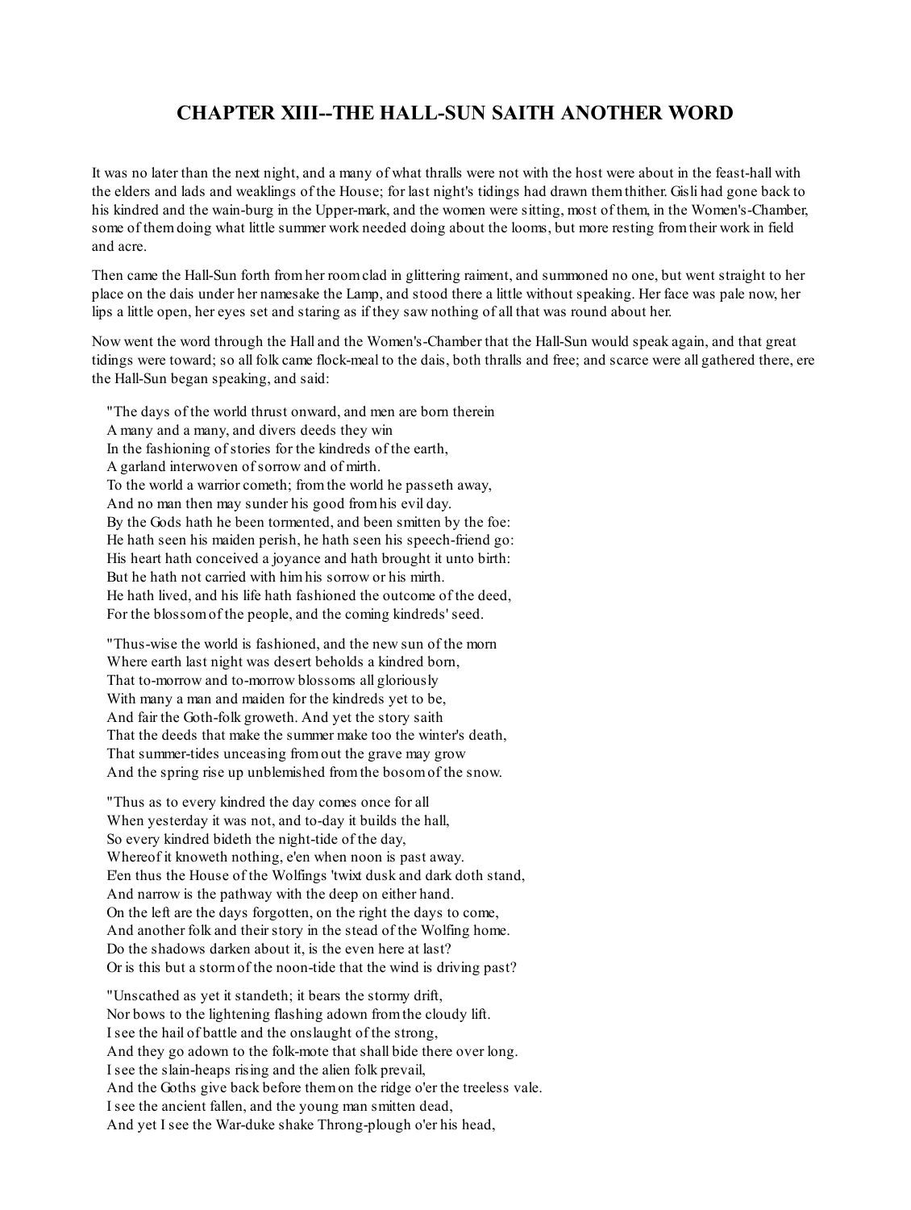# CHAPTER XIII--THE HALL-SUN SAITH ANOTHER WORD

It was no later than the next night, and a many of what thralls were not with the host were about in the feast-hall with the elders and lads and weaklings of the House; for last night's tidings had drawn them thither. Gisli had gone back to his kindred and the wain-burg in the Upper-mark, and the women were sitting, most of them, in the Women's-Chamber, some of them doing what little summer work needed doing about the looms, but more resting from their work in field and acre.

Then came the Hall-Sun forth from her room clad in glittering raiment, and summoned no one, but went straight to her place on the dais under her namesake the Lamp, and stood there a little without speaking. Her face was pale now, her lips a little open, her eyes set and staring as if they saw nothing of all that was round about her.

Now went the word through the Hall and the Women's-Chamber that the Hall-Sun would speak again, and that great tidings were toward; so all folk came flock-meal to the dais, both thralls and free; and scarce were all gathered there, ere the Hall-Sun began speaking, and said:

"The days of the world thrust onward, and men are born therein  
A many and a many, and divers deeds they win  
In the fashioning of stories for the kindreds of the earth,  
A garland interwoven of sorrow and of mirth.  
To the world a warrior cometh; from the world he passeth away,  
And no man then may sunder his good from his evil day.  
By the Gods hath he been tormented, and been smitten by the foe:  
He hath seen his maiden perish, he hath seen his speech-friend go:  
His heart hath conceived a joyance and hath brought it unto birth:  
But he hath not carried with him his sorrow or his mirth.  
He hath lived, and his life hath fashioned the outcome of the deed,  
For the blossom of the people, and the coming kindreds' seed.

"Thus-wise the world is fashioned, and the new sun of the morn  
Where earth last night was desert beholds a kindred born,  
That to-morrow and to-morrow blossoms all gloriously  
With many a man and maiden for the kindreds yet to be,  
And fair the Goth-folk groweth. And yet the story saith  
That the deeds that make the summer make too the winter's death,  
That summer-tides unceasing from out the grave may grow  
And the spring rise up unblemished from the bosom of the snow.

"Thus as to every kindred the day comes once for all  
When yesterday it was not, and to-day it builds the hall,  
So every kindred bideth the night-tide of the day,  
Whereof it knoweth nothing, e'en when noon is past away.  
E'en thus the House of the Wolfings 'twixt dusk and dark doth stand,  
And narrow is the pathway with the deep on either hand.  
On the left are the days forgotten, on the right the days to come,  
And another folk and their story in the stead of the Wolfing home.  
Do the shadows darken about it, is the even here at last?  
Or is this but a storm of the noon-tide that the wind is driving past?

"Unscathed as yet it standeth; it bears the stormy drift,  
Nor bows to the lightening flashing adown from the cloudy lift.  
I see the hail of battle and the onslaught of the strong,  
And they go adown to the folk-mote that shall bide there over long.  
I see the slain-heaps rising and the alien folk prevail,  
And the Goths give back before them on the ridge o'er the treeless vale.  
I see the ancient fallen, and the young man smitten dead,  
And yet I see the War-duke shake Throng-plough o'er his head,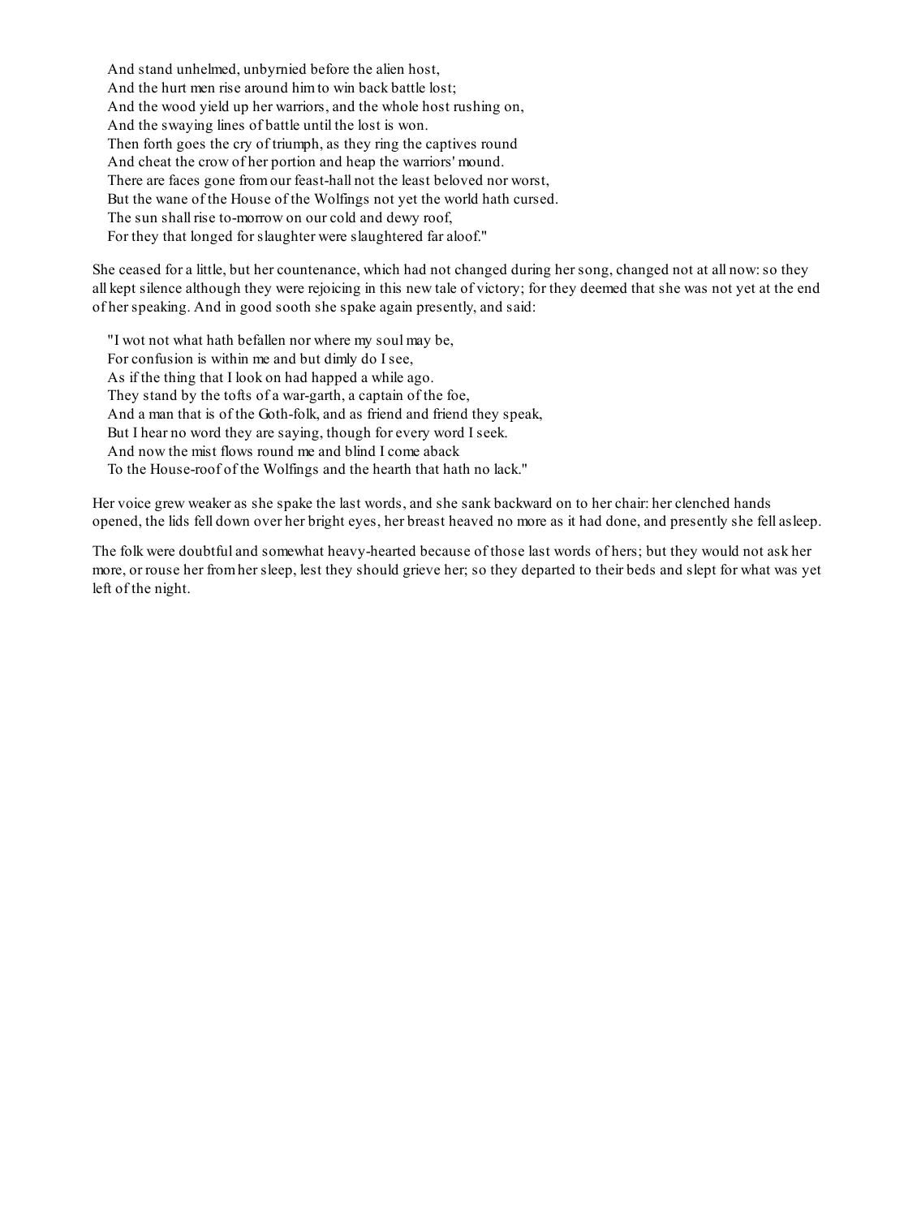And stand unhelmed, unbyrnied before the alien host,  
And the hurt men rise around him to win back battle lost;  
And the wood yield up her warriors, and the whole host rushing on,  
And the swaying lines of battle until the lost is won.  
Then forth goes the cry of triumph, as they ring the captives round  
And cheat the crow of her portion and heap the warriors' mound.  
There are faces gone from our feast-hall not the least beloved nor worst,  
But the wane of the House of the Wolfings not yet the world hath cursed.  
The sun shall rise to-morrow on our cold and dewy roof,  
For they that longed for slaughter were slaughtered far aloof."

She ceased for a little, but her countenance, which had not changed during her song, changed not at all now: so they all kept silence although they were rejoicing in this new tale of victory; for they deemed that she was not yet at the end of her speaking. And in good sooth she spake again presently, and said:

"I wot not what hath befallen nor where my soul may be,  
For confusion is within me and but dimly do I see,  
As if the thing that I look on had happed a while ago.  
They stand by the tofts of a war-garth, a captain of the foe,  
And a man that is of the Goth-folk, and as friend and friend they speak,  
But I hear no word they are saying, though for every word I seek.  
And now the mist flows round me and blind I come aback  
To the House-roof of the Wolfings and the hearth that hath no lack."

Her voice grew weaker as she spake the last words, and she sank backward on to her chair: her clenched hands opened, the lids fell down over her bright eyes, her breast heaved no more as it had done, and presently she fell asleep.

The folk were doubtful and somewhat heavy-hearted because of those last words of hers; but they would not ask her more, or rouse her from her sleep, lest they should grieve her; so they departed to their beds and slept for what was yet left of the night.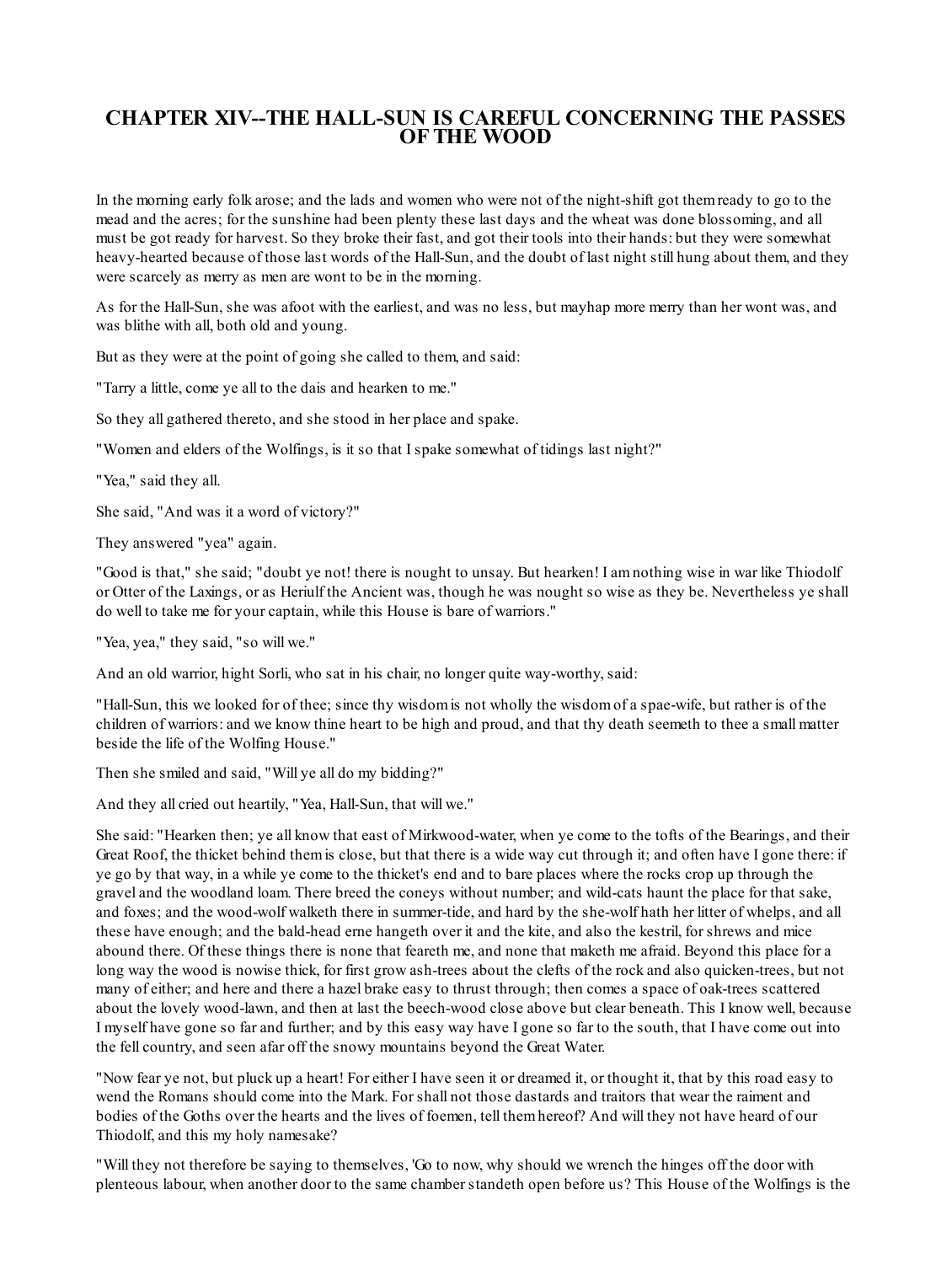# CHAPTER XIV--THE HALL-SUN IS CAREFUL CONCERNING THE PASSES OF THE WOOD

In the morning early folk arose; and the lads and women who were not of the night-shift got them ready to go to the mead and the acres; for the sunshine had been plenty these last days and the wheat was done blossoming, and all must be got ready for harvest. So they broke their fast, and got their tools into their hands: but they were somewhat heavy-hearted because of those last words of the Hall-Sun, and the doubt of last night still hung about them, and they were scarcely as merry as men are wont to be in the morning.

As for the Hall-Sun, she was afoot with the earliest, and was no less, but mayhap more merry than her wont was, and was blithe with all, both old and young.

But as they were at the point of going she called to them, and said:

"Tarry a little, come ye all to the dais and hearken to me."

So they all gathered thereto, and she stood in her place and spake.

"Women and elders of the Wolfings, is it so that I spake somewhat of tidings last night?"

"Yea," said they all.

She said, "And was it a word of victory?"

They answered "yea" again.

"Good is that," she said; "doubt ye not! there is nought to unsay. But hearken! I am nothing wise in war like Thiodolf or Otter of the Laxings, or as Heriulf the Ancient was, though he was nought so wise as they be. Nevertheless ye shall do well to take me for your captain, while this House is bare of warriors."

"Yea, yea," they said, "so will we."

And an old warrior, hight Sorli, who sat in his chair, no longer quite way-worthy, said:

"Hall-Sun, this we looked for of thee; since thy wisdom is not wholly the wisdom of a spae-wife, but rather is of the children of warriors: and we know thine heart to be high and proud, and that thy death seemeth to thee a small matter beside the life of the Wolfing House."

Then she smiled and said, "Will ye all do my bidding?"

And they all cried out heartily, "Yea, Hall-Sun, that will we."

She said: "Hearken then; ye all know that east of Mirkwood-water, when ye come to the tofts of the Bearings, and their Great Roof, the thicket behind them is close, but that there is a wide way cut through it; and often have I gone there: if ye go by that way, in a while ye come to the thicket's end and to bare places where the rocks crop up through the gravel and the woodland loam. There breed the coneys without number; and wild-cats haunt the place for that sake, and foxes; and the wood-wolf walketh there in summer-tide, and hard by the she-wolf hath her litter of whelps, and all these have enough; and the bald-head erne hangeth over it and the kite, and also the kestril, for shrews and mice abound there. Of these things there is none that feareth me, and none that maketh me afraid. Beyond this place for a long way the wood is nowise thick, for first grow ash-trees about the clefts of the rock and also quicken-trees, but not many of either; and here and there a hazel brake easy to thrust through; then comes a space of oak-trees scattered about the lovely wood-lawn, and then at last the beech-wood close above but clear beneath. This I know well, because I myself have gone so far and further; and by this easy way have I gone so far to the south, that I have come out into the fell country, and seen afar off the snowy mountains beyond the Great Water.

"Now fear ye not, but pluck up a heart! For either I have seen it or dreamed it, or thought it, that by this road easy to wend the Romans should come into the Mark. For shall not those dastards and traitors that wear the raiment and bodies of the Goths over the hearts and the lives of foemen, tell them hereof? And will they not have heard of our Thiodolf, and this my holy namesake?

"Will they not therefore be saying to themselves, 'Go to now, why should we wrench the hinges off the door with plenteous labour, when another door to the same chamber standeth open before us? This House of the Wolfings is the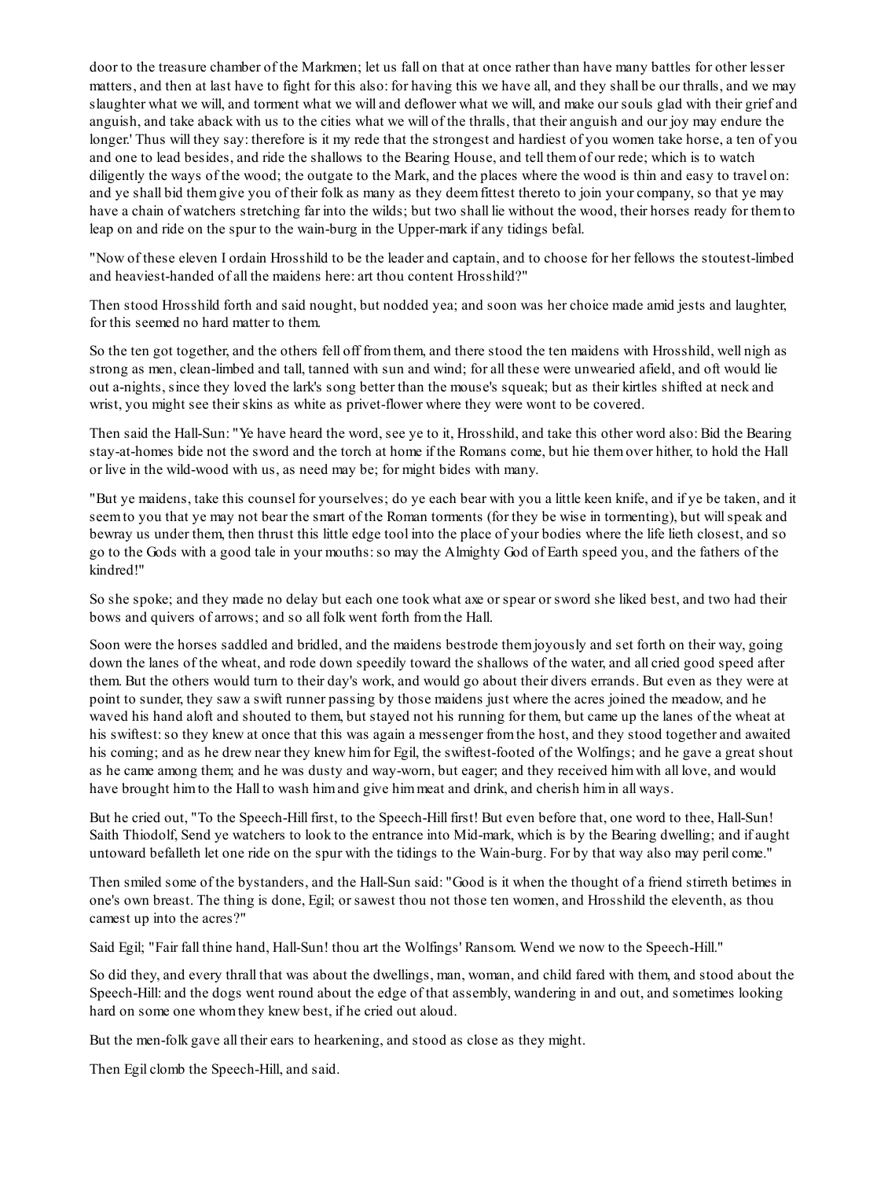door to the treasure chamber of the Markmen; let us fall on that at once rather than have many battles for other lesser matters, and then at last have to fight for this also: for having this we have all, and they shall be our thralls, and we may slaughter what we will, and torment what we will and deflower what we will, and make our souls glad with their grief and anguish, and take aback with us to the cities what we will of the thralls, that their anguish and our joy may endure the longer.' Thus will they say: therefore is it my rede that the strongest and hardiest of you women take horse, a ten of you and one to lead besides, and ride the shallows to the Bearing House, and tell them of our rede; which is to watch diligently the ways of the wood; the outgate to the Mark, and the places where the wood is thin and easy to travel on: and ye shall bid them give you of their folk as many as they deem fittest thereto to join your company, so that ye may have a chain of watchers stretching far into the wilds; but two shall lie without the wood, their horses ready for them to leap on and ride on the spur to the wain-burg in the Upper-mark if any tidings befal.

"Now of these eleven I ordain Hrosshild to be the leader and captain, and to choose for her fellows the stoutest-limbed and heaviest-handed of all the maidens here: art thou content Hrosshild?"

Then stood Hrosshild forth and said nought, but nodded yea; and soon was her choice made amid jests and laughter, for this seemed no hard matter to them.

So the ten got together, and the others fell off from them, and there stood the ten maidens with Hrosshild, well nigh as strong as men, clean-limbed and tall, tanned with sun and wind; for all these were unwearied afield, and oft would lie out a-nights, since they loved the lark's song better than the mouse's squeak; but as their kirtles shifted at neck and wrist, you might see their skins as white as privet-flower where they were wont to be covered.

Then said the Hall-Sun: "Ye have heard the word, see ye to it, Hrosshild, and take this other word also: Bid the Bearing stay-at-homes bide not the sword and the torch at home if the Romans come, but hie them over hither, to hold the Hall or live in the wild-wood with us, as need may be; for might bides with many.

"But ye maidens, take this counsel for yourselves; do ye each bear with you a little keen knife, and if ye be taken, and it seem to you that ye may not bear the smart of the Roman torments (for they be wise in tormenting), but will speak and bewray us under them, then thrust this little edge tool into the place of your bodies where the life lieth closest, and so go to the Gods with a good tale in your mouths: so may the Almighty God of Earth speed you, and the fathers of the kindred!"

So she spoke; and they made no delay but each one took what axe or spear or sword she liked best, and two had their bows and quivers of arrows; and so all folk went forth from the Hall.

Soon were the horses saddled and bridled, and the maidens bestrode them joyously and set forth on their way, going down the lanes of the wheat, and rode down speedily toward the shallows of the water, and all cried good speed after them. But the others would turn to their day's work, and would go about their divers errands. But even as they were at point to sunder, they saw a swift runner passing by those maidens just where the acres joined the meadow, and he waved his hand aloft and shouted to them, but stayed not his running for them, but came up the lanes of the wheat at his swiftest: so they knew at once that this was again a messenger from the host, and they stood together and awaited his coming; and as he drew near they knew him for Egil, the swiftest-footed of the Wolfings; and he gave a great shout as he came among them; and he was dusty and way-worn, but eager; and they received him with all love, and would have brought him to the Hall to wash him and give him meat and drink, and cherish him in all ways.

But he cried out, "To the Speech-Hill first, to the Speech-Hill first! But even before that, one word to thee, Hall-Sun! Saith Thiodolf, Send ye watchers to look to the entrance into Mid-mark, which is by the Bearing dwelling; and if aught untoward befalleth let one ride on the spur with the tidings to the Wain-burg. For by that way also may peril come."

Then smiled some of the bystanders, and the Hall-Sun said: "Good is it when the thought of a friend stirreth betimes in one's own breast. The thing is done, Egil; or sawest thou not those ten women, and Hrosshild the eleventh, as thou camest up into the acres?"

Said Egil; "Fair fall thine hand, Hall-Sun! thou art the Wolfings' Ransom. Wend we now to the Speech-Hill."

So did they, and every thrall that was about the dwellings, man, woman, and child fared with them, and stood about the Speech-Hill: and the dogs went round about the edge of that assembly, wandering in and out, and sometimes looking hard on some one whom they knew best, if he cried out aloud.

But the men-folk gave all their ears to hearkening, and stood as close as they might.

Then Egil clomb the Speech-Hill, and said.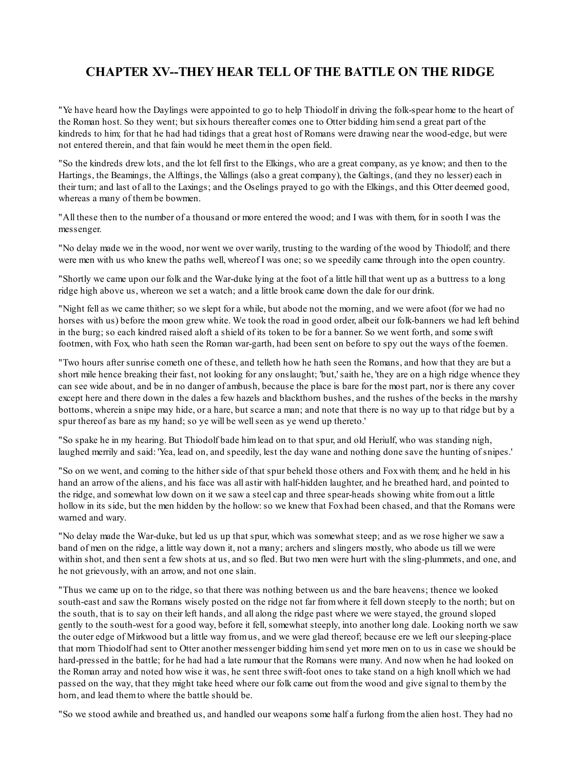## CHAPTER XV--THEY HEAR TELL OF THE BATTLE ON THE RIDGE

"Ye have heard how the Daylings were appointed to go to help Thiodolf in driving the folk-spear home to the heart of the Roman host. So they went; but six hours thereafter comes one to Otter bidding him send a great part of the kindreds to him; for that he had had tidings that a great host of Romans were drawing near the wood-edge, but were not entered therein, and that fain would he meet them in the open field.

"So the kindreds drew lots, and the lot fell first to the Elkings, who are a great company, as ye know; and then to the Hartings, the Beamings, the Alftings, the Vallings (also a great company), the Galtings, (and they no lesser) each in their turn; and last of all to the Laxings; and the Oselings prayed to go with the Elkings, and this Otter deemed good, whereas a many of them be bowmen.

"All these then to the number of a thousand or more entered the wood; and I was with them, for in sooth I was the messenger.

"No delay made we in the wood, nor went we over warily, trusting to the warding of the wood by Thiodolf; and there were men with us who knew the paths well, whereof I was one; so we speedily came through into the open country.

"Shortly we came upon our folk and the War-duke lying at the foot of a little hill that went up as a buttress to a long ridge high above us, whereon we set a watch; and a little brook came down the dale for our drink.

"Night fell as we came thither; so we slept for a while, but abode not the morning, and we were afoot (for we had no horses with us) before the moon grew white. We took the road in good order, albeit our folk-banners we had left behind in the burg; so each kindred raised aloft a shield of its token to be for a banner. So we went forth, and some swift footmen, with Fox, who hath seen the Roman war-garth, had been sent on before to spy out the ways of the foemen.

"Two hours after sunrise cometh one of these, and telleth how he hath seen the Romans, and how that they are but a short mile hence breaking their fast, not looking for any onslaught; 'but,' saith he, 'they are on a high ridge whence they can see wide about, and be in no danger of ambush, because the place is bare for the most part, nor is there any cover except here and there down in the dales a few hazels and blackthorn bushes, and the rushes of the becks in the marshy bottoms, wherein a snipe may hide, or a hare, but scarce a man; and note that there is no way up to that ridge but by a spur thereof as bare as my hand; so ye will be well seen as ye wend up thereto.'

"So spake he in my hearing. But Thiodolf bade him lead on to that spur, and old Heriulf, who was standing nigh, laughed merrily and said: 'Yea, lead on, and speedily, lest the day wane and nothing done save the hunting of snipes.'

"So on we went, and coming to the hither side of that spur beheld those others and Fox with them; and he held in his hand an arrow of the aliens, and his face was all astir with half-hidden laughter, and he breathed hard, and pointed to the ridge, and somewhat low down on it we saw a steel cap and three spear-heads showing white from out a little hollow in its side, but the men hidden by the hollow: so we knew that Fox had been chased, and that the Romans were warned and wary.

"No delay made the War-duke, but led us up that spur, which was somewhat steep; and as we rose higher we saw a band of men on the ridge, a little way down it, not a many; archers and slingers mostly, who abode us till we were within shot, and then sent a few shots at us, and so fled. But two men were hurt with the sling-plummets, and one, and he not grievously, with an arrow, and not one slain.

"Thus we came up on to the ridge, so that there was nothing between us and the bare heavens; thence we looked south-east and saw the Romans wisely posted on the ridge not far from where it fell down steeply to the north; but on the south, that is to say on their left hands, and all along the ridge past where we were stayed, the ground sloped gently to the south-west for a good way, before it fell, somewhat steeply, into another long dale. Looking north we saw the outer edge of Mirkwood but a little way from us, and we were glad thereof; because ere we left our sleeping-place that morn Thiodolf had sent to Otter another messenger bidding him send yet more men on to us in case we should be hard-pressed in the battle; for he had had a late rumour that the Romans were many. And now when he had looked on the Roman array and noted how wise it was, he sent three swift-foot ones to take stand on a high knoll which we had passed on the way, that they might take heed where our folk came out from the wood and give signal to them by the horn, and lead them to where the battle should be.

"So we stood awhile and breathed us, and handled our weapons some half a furlong from the alien host. They had no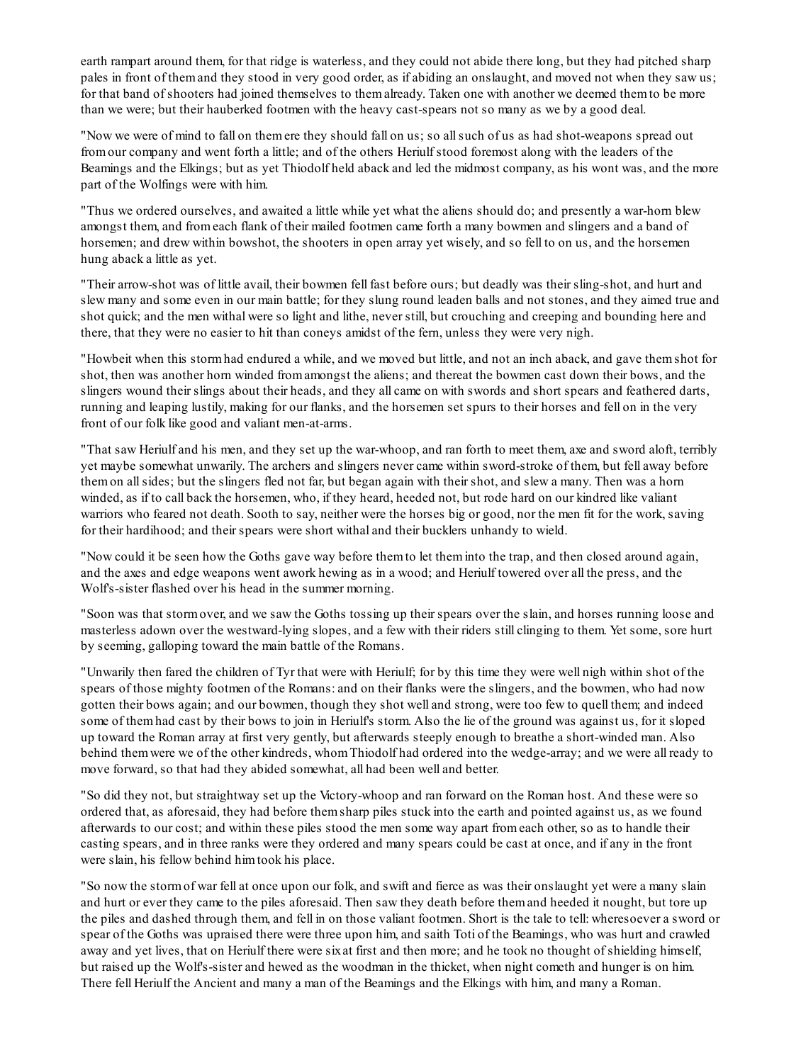earth rampart around them, for that ridge is waterless, and they could not abide there long, but they had pitched sharp pales in front of them and they stood in very good order, as if abiding an onslaught, and moved not when they saw us; for that band of shooters had joined themselves to them already. Taken one with another we deemed them to be more than we were; but their hauberked footmen with the heavy cast-spears not so many as we by a good deal.

"Now we were of mind to fall on them ere they should fall on us; so all such of us as had shot-weapons spread out from our company and went forth a little; and of the others Heriulf stood foremost along with the leaders of the Beamings and the Elkings; but as yet Thiodolf held aback and led the midmost company, as his wont was, and the more part of the Wolfings were with him.

"Thus we ordered ourselves, and awaited a little while yet what the aliens should do; and presently a war-horn blew amongst them, and from each flank of their mailed footmen came forth a many bowmen and slingers and a band of horsemen; and drew within bowshot, the shooters in open array yet wisely, and so fell to on us, and the horsemen hung aback a little as yet.

"Their arrow-shot was of little avail, their bowmen fell fast before ours; but deadly was their sling-shot, and hurt and slew many and some even in our main battle; for they slung round leaden balls and not stones, and they aimed true and shot quick; and the men withal were so light and lithe, never still, but crouching and creeping and bounding here and there, that they were no easier to hit than coneys amidst of the fern, unless they were very nigh.

"Howbeit when this storm had endured a while, and we moved but little, and not an inch aback, and gave them shot for shot, then was another horn winded from amongst the aliens; and thereat the bowmen cast down their bows, and the slingers wound their slings about their heads, and they all came on with swords and short spears and feathered darts, running and leaping lustily, making for our flanks, and the horsemen set spurs to their horses and fell on in the very front of our folk like good and valiant men-at-arms.

"That saw Heriulf and his men, and they set up the war-whoop, and ran forth to meet them, axe and sword aloft, terribly yet maybe somewhat unwarily. The archers and slingers never came within sword-stroke of them, but fell away before them on all sides; but the slingers fled not far, but began again with their shot, and slew a many. Then was a horn winded, as if to call back the horsemen, who, if they heard, heeded not, but rode hard on our kindred like valiant warriors who feared not death. Sooth to say, neither were the horses big or good, nor the men fit for the work, saving for their hardihood; and their spears were short withal and their bucklers unhandy to wield.

"Now could it be seen how the Goths gave way before them to let them into the trap, and then closed around again, and the axes and edge weapons went awork hewing as in a wood; and Heriulf towered over all the press, and the Wolf's-sister flashed over his head in the summer morning.

"Soon was that storm over, and we saw the Goths tossing up their spears over the slain, and horses running loose and masterless adown over the westward-lying slopes, and a few with their riders still clinging to them. Yet some, sore hurt by seeming, galloping toward the main battle of the Romans.

"Unwarily then fared the children of Tyr that were with Heriulf; for by this time they were well nigh within shot of the spears of those mighty footmen of the Romans: and on their flanks were the slingers, and the bowmen, who had now gotten their bows again; and our bowmen, though they shot well and strong, were too few to quell them; and indeed some of them had cast by their bows to join in Heriulf's storm. Also the lie of the ground was against us, for it sloped up toward the Roman array at first very gently, but afterwards steeply enough to breathe a short-winded man. Also behind them were we of the other kindreds, whom Thiodolf had ordered into the wedge-array; and we were all ready to move forward, so that had they abided somewhat, all had been well and better.

"So did they not, but straightway set up the Victory-whoop and ran forward on the Roman host. And these were so ordered that, as aforesaid, they had before them sharp piles stuck into the earth and pointed against us, as we found afterwards to our cost; and within these piles stood the men some way apart from each other, so as to handle their casting spears, and in three ranks were they ordered and many spears could be cast at once, and if any in the front were slain, his fellow behind him took his place.

"So now the storm of war fell at once upon our folk, and swift and fierce as was their onslaught yet were a many slain and hurt or ever they came to the piles aforesaid. Then saw they death before them and heeded it nought, but tore up the piles and dashed through them, and fell in on those valiant footmen. Short is the tale to tell: wheresoever a sword or spear of the Goths was upraised there were three upon him, and saith Toti of the Beamings, who was hurt and crawled away and yet lives, that on Heriulf there were six at first and then more; and he took no thought of shielding himself, but raised up the Wolf's-sister and hewed as the woodman in the thicket, when night cometh and hunger is on him. There fell Heriulf the Ancient and many a man of the Beamings and the Elkings with him, and many a Roman.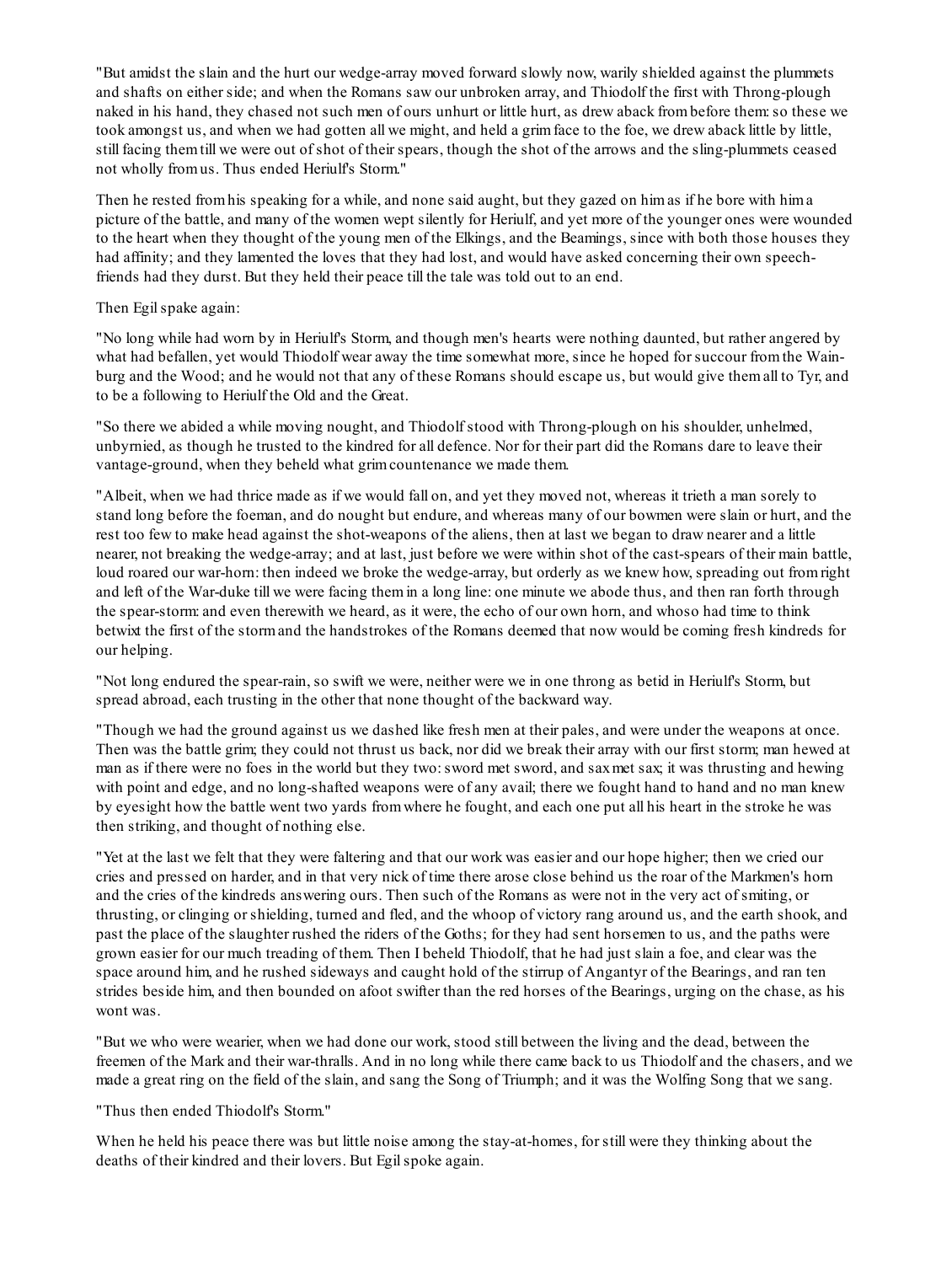"But amidst the slain and the hurt our wedge-array moved forward slowly now, warily shielded against the plummets and shafts on either side; and when the Romans saw our unbroken array, and Thiodolf the first with Throng-plough naked in his hand, they chased not such men of ours unhurt or little hurt, as drew aback from before them: so these we took amongst us, and when we had gotten all we might, and held a grim face to the foe, we drew aback little by little, still facing them till we were out of shot of their spears, though the shot of the arrows and the sling-plummets ceased not wholly from us. Thus ended Heriulf's Storm."

Then he rested from his speaking for a while, and none said aught, but they gazed on him as if he bore with him a picture of the battle, and many of the women wept silently for Heriulf, and yet more of the younger ones were wounded to the heart when they thought of the young men of the Elkings, and the Beamings, since with both those houses they had affinity; and they lamented the loves that they had lost, and would have asked concerning their own speech-friends had they durst. But they held their peace till the tale was told out to an end.

Then Egil spake again:

"No long while had worn by in Heriulf's Storm, and though men's hearts were nothing daunted, but rather angered by what had befallen, yet would Thiodolf wear away the time somewhat more, since he hoped for succour from the Wain-burg and the Wood; and he would not that any of these Romans should escape us, but would give them all to Tyr, and to be a following to Heriulf the Old and the Great.

"So there we abided a while moving nought, and Thiodolf stood with Throng-plough on his shoulder, unhelmed, unbyrnied, as though he trusted to the kindred for all defence. Nor for their part did the Romans dare to leave their vantage-ground, when they beheld what grim countenance we made them.

"Albeit, when we had thrice made as if we would fall on, and yet they moved not, whereas it trieth a man sorely to stand long before the foeman, and do nought but endure, and whereas many of our bowmen were slain or hurt, and the rest too few to make head against the shot-weapons of the aliens, then at last we began to draw nearer and a little nearer, not breaking the wedge-array; and at last, just before we were within shot of the cast-spears of their main battle, loud roared our war-horn: then indeed we broke the wedge-array, but orderly as we knew how, spreading out from right and left of the War-duke till we were facing them in a long line: one minute we abode thus, and then ran forth through the spear-storm: and even therewith we heard, as it were, the echo of our own horn, and whoso had time to think betwixt the first of the storm and the handstrokes of the Romans deemed that now would be coming fresh kindreds for our helping.

"Not long endured the spear-rain, so swift we were, neither were we in one throng as betid in Heriulf's Storm, but spread abroad, each trusting in the other that none thought of the backward way.

"Though we had the ground against us we dashed like fresh men at their pales, and were under the weapons at once. Then was the battle grim; they could not thrust us back, nor did we break their array with our first storm; man hewed at man as if there were no foes in the world but they two: sword met sword, and sax met sax; it was thrusting and hewing with point and edge, and no long-shafted weapons were of any avail; there we fought hand to hand and no man knew by eyesight how the battle went two yards from where he fought, and each one put all his heart in the stroke he was then striking, and thought of nothing else.

"Yet at the last we felt that they were faltering and that our work was easier and our hope higher; then we cried our cries and pressed on harder, and in that very nick of time there arose close behind us the roar of the Markmen's horn and the cries of the kindreds answering ours. Then such of the Romans as were not in the very act of smiting, or thrusting, or clinging or shielding, turned and fled, and the whoop of victory rang around us, and the earth shook, and past the place of the slaughter rushed the riders of the Goths; for they had sent horsemen to us, and the paths were grown easier for our much treading of them. Then I beheld Thiodolf, that he had just slain a foe, and clear was the space around him, and he rushed sideways and caught hold of the stirrup of Angantyr of the Bearings, and ran ten strides beside him, and then bounded on afoot swifter than the red horses of the Bearings, urging on the chase, as his wont was.

"But we who were wearier, when we had done our work, stood still between the living and the dead, between the freemen of the Mark and their war-thralls. And in no long while there came back to us Thiodolf and the chasers, and we made a great ring on the field of the slain, and sang the Song of Triumph; and it was the Wolfing Song that we sang.

"Thus then ended Thiodolf's Storm."

When he held his peace there was but little noise among the stay-at-homes, for still were they thinking about the deaths of their kindred and their lovers. But Egil spoke again.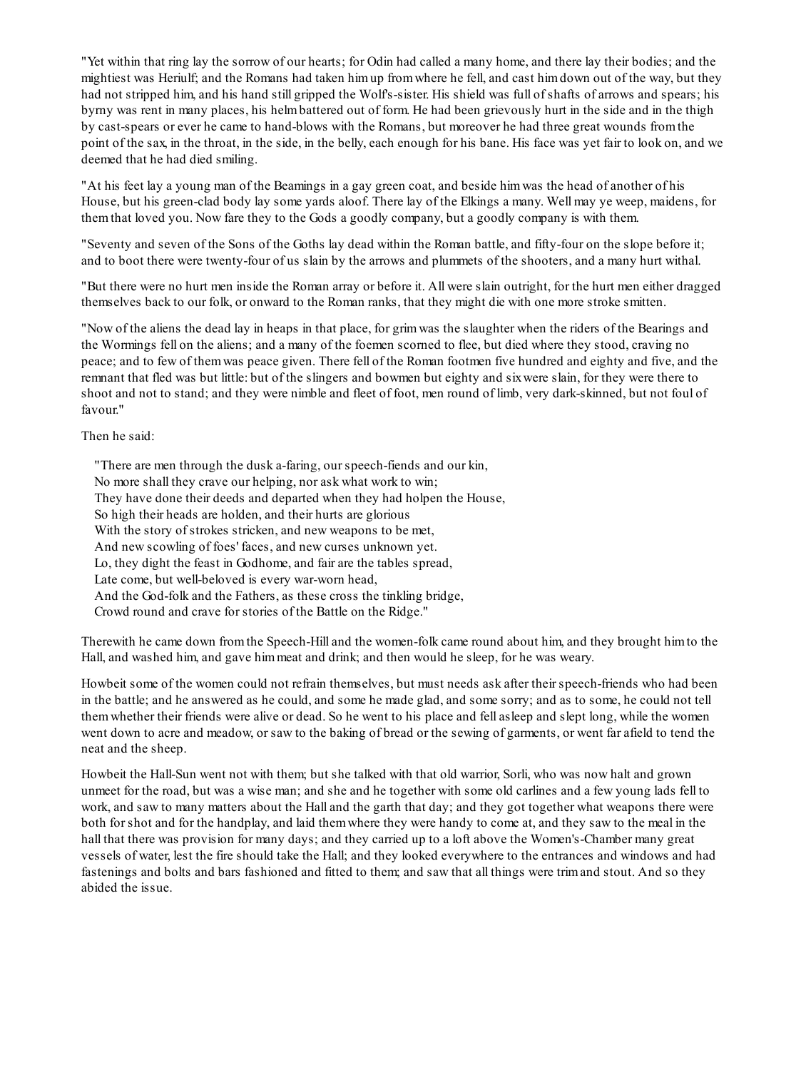"Yet within that ring lay the sorrow of our hearts; for Odin had called a many home, and there lay their bodies; and the mightiest was Heriulf; and the Romans had taken him up from where he fell, and cast him down out of the way, but they had not stripped him, and his hand still gripped the Wolf's-sister. His shield was full of shafts of arrows and spears; his byrny was rent in many places, his helm battered out of form. He had been grievously hurt in the side and in the thigh by cast-spears or ever he came to hand-blows with the Romans, but moreover he had three great wounds from the point of the sax, in the throat, in the side, in the belly, each enough for his bane. His face was yet fair to look on, and we deemed that he had died smiling.

"At his feet lay a young man of the Beamings in a gay green coat, and beside him was the head of another of his House, but his green-clad body lay some yards aloof. There lay of the Elkings a many. Well may ye weep, maidens, for them that loved you. Now fare they to the Gods a goodly company, but a goodly company is with them.

"Seventy and seven of the Sons of the Goths lay dead within the Roman battle, and fifty-four on the slope before it; and to boot there were twenty-four of us slain by the arrows and plummets of the shooters, and a many hurt withal.

"But there were no hurt men inside the Roman array or before it. All were slain outright, for the hurt men either dragged themselves back to our folk, or onward to the Roman ranks, that they might die with one more stroke smitten.

"Now of the aliens the dead lay in heaps in that place, for grim was the slaughter when the riders of the Bearings and the Wormings fell on the aliens; and a many of the foemen scorned to flee, but died where they stood, craving no peace; and to few of them was peace given. There fell of the Roman footmen five hundred and eighty and five, and the remnant that fled was but little: but of the slingers and bowmen but eighty and six were slain, for they were there to shoot and not to stand; and they were nimble and fleet of foot, men round of limb, very dark-skinned, but not foul of favour."

Then he said:

> "There are men through the dusk a-faring, our speech-fiends and our kin,  
> No more shall they crave our helping, nor ask what work to win;  
> They have done their deeds and departed when they had holpen the House,  
> So high their heads are holden, and their hurts are glorious  
> With the story of strokes stricken, and new weapons to be met,  
> And new scowling of foes' faces, and new curses unknown yet.  
> Lo, they dight the feast in Godhome, and fair are the tables spread,  
> Late come, but well-beloved is every war-worn head,  
> And the God-folk and the Fathers, as these cross the tinkling bridge,  
> Crowd round and crave for stories of the Battle on the Ridge."

Therewith he came down from the Speech-Hill and the women-folk came round about him, and they brought him to the Hall, and washed him, and gave him meat and drink; and then would he sleep, for he was weary.

Howbeit some of the women could not refrain themselves, but must needs ask after their speech-friends who had been in the battle; and he answered as he could, and some he made glad, and some sorry; and as to some, he could not tell them whether their friends were alive or dead. So he went to his place and fell asleep and slept long, while the women went down to acre and meadow, or saw to the baking of bread or the sewing of garments, or went far afield to tend the neat and the sheep.

Howbeit the Hall-Sun went not with them; but she talked with that old warrior, Sorli, who was now halt and grown unmeet for the road, but was a wise man; and she and he together with some old carlines and a few young lads fell to work, and saw to many matters about the Hall and the garth that day; and they got together what weapons there were both for shot and for the handplay, and laid them where they were handy to come at, and they saw to the meal in the hall that there was provision for many days; and they carried up to a loft above the Women's-Chamber many great vessels of water, lest the fire should take the Hall; and they looked everywhere to the entrances and windows and had fastenings and bolts and bars fashioned and fitted to them; and saw that all things were trim and stout. And so they abided the issue.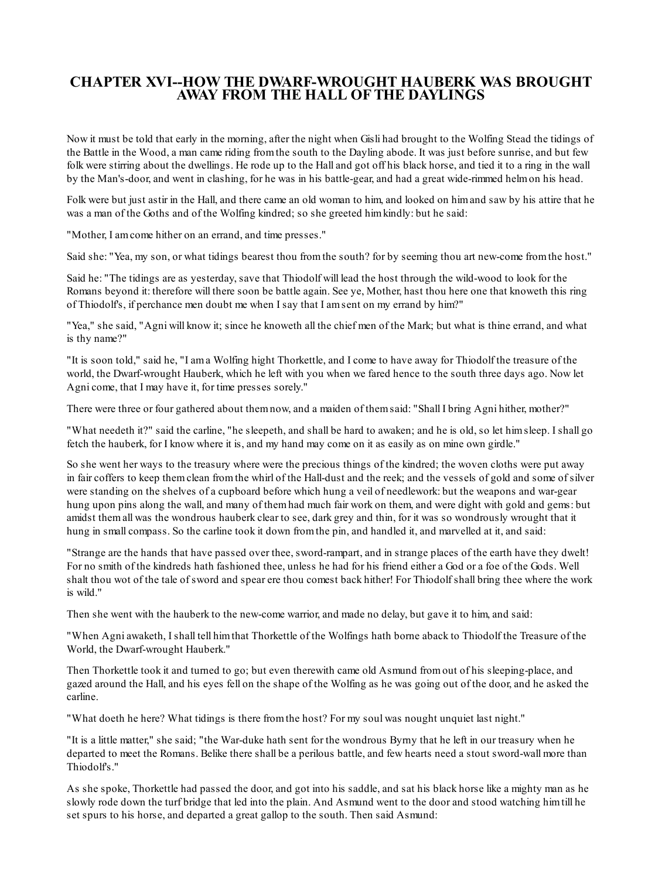# CHAPTER XVI--HOW THE DWARF-WROUGHT HAUBERK WAS BROUGHT AWAY FROM THE HALL OF THE DAYLINGS

Now it must be told that early in the morning, after the night when Gisli had brought to the Wolfing Stead the tidings of the Battle in the Wood, a man came riding from the south to the Dayling abode. It was just before sunrise, and but few folk were stirring about the dwellings. He rode up to the Hall and got off his black horse, and tied it to a ring in the wall by the Man's-door, and went in clashing, for he was in his battle-gear, and had a great wide-rimmed helm on his head.

Folk were but just astir in the Hall, and there came an old woman to him, and looked on him and saw by his attire that he was a man of the Goths and of the Wolfing kindred; so she greeted him kindly: but he said:

"Mother, I am come hither on an errand, and time presses."

Said she: "Yea, my son, or what tidings bearest thou from the south? for by seeming thou art new-come from the host."

Said he: "The tidings are as yesterday, save that Thiodolf will lead the host through the wild-wood to look for the Romans beyond it: therefore will there soon be battle again. See ye, Mother, hast thou here one that knoweth this ring of Thiodolf's, if perchance men doubt me when I say that I am sent on my errand by him?"

"Yea," she said, "Agni will know it; since he knoweth all the chief men of the Mark; but what is thine errand, and what is thy name?"

"It is soon told," said he, "I am a Wolfing hight Thorkettle, and I come to have away for Thiodolf the treasure of the world, the Dwarf-wrought Hauberk, which he left with you when we fared hence to the south three days ago. Now let Agni come, that I may have it, for time presses sorely."

There were three or four gathered about them now, and a maiden of them said: "Shall I bring Agni hither, mother?"

"What needeth it?" said the carline, "he sleepeth, and shall be hard to awaken; and he is old, so let him sleep. I shall go fetch the hauberk, for I know where it is, and my hand may come on it as easily as on mine own girdle."

So she went her ways to the treasury where were the precious things of the kindred; the woven cloths were put away in fair coffers to keep them clean from the whirl of the Hall-dust and the reek; and the vessels of gold and some of silver were standing on the shelves of a cupboard before which hung a veil of needlework: but the weapons and war-gear hung upon pins along the wall, and many of them had much fair work on them, and were dight with gold and gems: but amidst them all was the wondrous hauberk clear to see, dark grey and thin, for it was so wondrously wrought that it hung in small compass. So the carline took it down from the pin, and handled it, and marvelled at it, and said:

"Strange are the hands that have passed over thee, sword-rampart, and in strange places of the earth have they dwelt! For no smith of the kindreds hath fashioned thee, unless he had for his friend either a God or a foe of the Gods. Well shalt thou wot of the tale of sword and spear ere thou comest back hither! For Thiodolf shall bring thee where the work is wild."

Then she went with the hauberk to the new-come warrior, and made no delay, but gave it to him, and said:

"When Agni awaketh, I shall tell him that Thorkettle of the Wolfings hath borne aback to Thiodolf the Treasure of the World, the Dwarf-wrought Hauberk."

Then Thorkettle took it and turned to go; but even therewith came old Asmund from out of his sleeping-place, and gazed around the Hall, and his eyes fell on the shape of the Wolfing as he was going out of the door, and he asked the carline.

"What doeth he here? What tidings is there from the host? For my soul was nought unquiet last night."

"It is a little matter," she said; "the War-duke hath sent for the wondrous Byrny that he left in our treasury when he departed to meet the Romans. Belike there shall be a perilous battle, and few hearts need a stout sword-wall more than Thiodolf's."

As she spoke, Thorkettle had passed the door, and got into his saddle, and sat his black horse like a mighty man as he slowly rode down the turf bridge that led into the plain. And Asmund went to the door and stood watching him till he set spurs to his horse, and departed a great gallop to the south. Then said Asmund: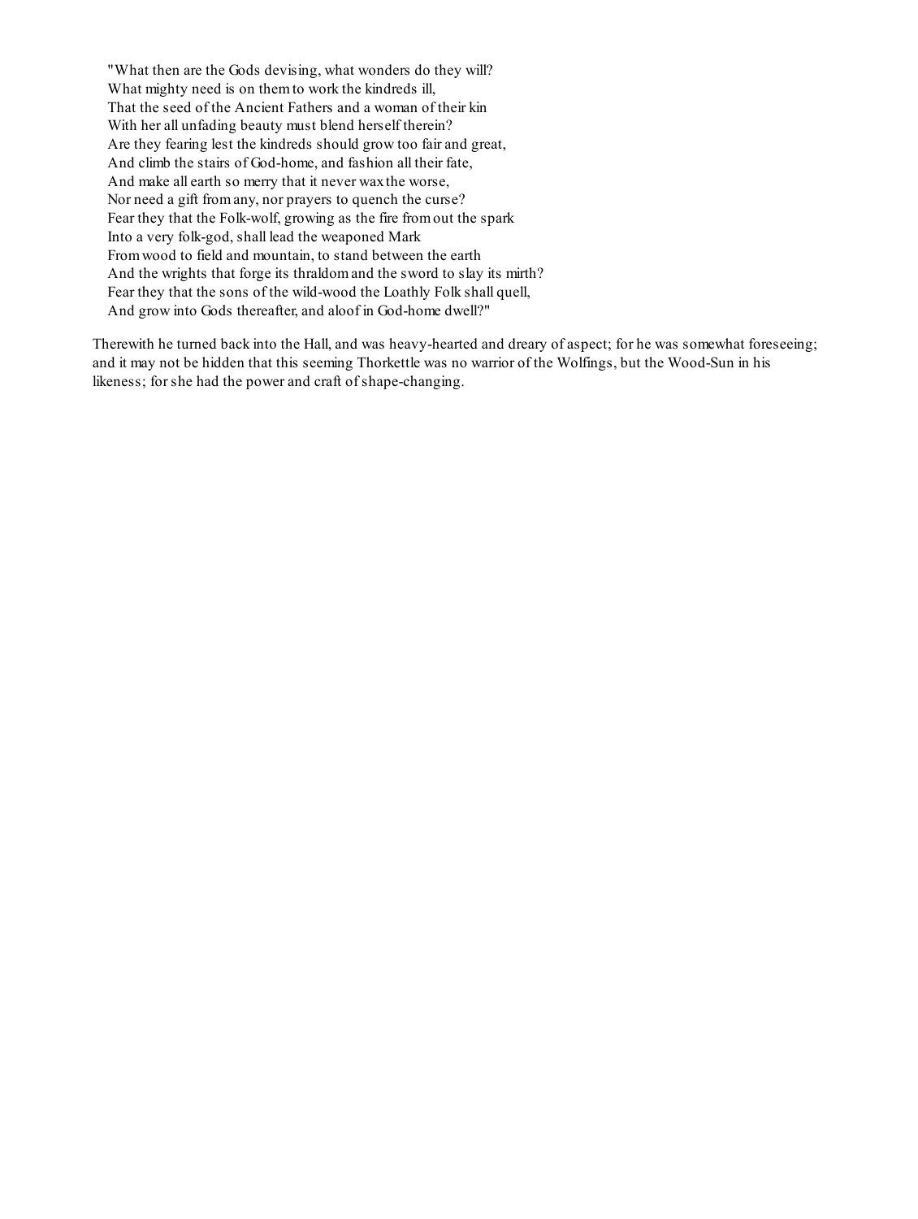"What then are the Gods devising, what wonders do they will?
What mighty need is on them to work the kindreds ill,
That the seed of the Ancient Fathers and a woman of their kin
With her all unfading beauty must blend herself therein?
Are they fearing lest the kindreds should grow too fair and great,
And climb the stairs of God-home, and fashion all their fate,
And make all earth so merry that it never wax the worse,
Nor need a gift from any, nor prayers to quench the curse?
Fear they that the Folk-wolf, growing as the fire from out the spark
Into a very folk-god, shall lead the weaponed Mark
From wood to field and mountain, to stand between the earth
And the wrights that forge its thraldom and the sword to slay its mirth?
Fear they that the sons of the wild-wood the Loathly Folk shall quell,
And grow into Gods thereafter, and aloof in God-home dwell?"

Therewith he turned back into the Hall, and was heavy-hearted and dreary of aspect; for he was somewhat foreseeing; and it may not be hidden that this seeming Thorkettle was no warrior of the Wolfings, but the Wood-Sun in his likeness; for she had the power and craft of shape-changing.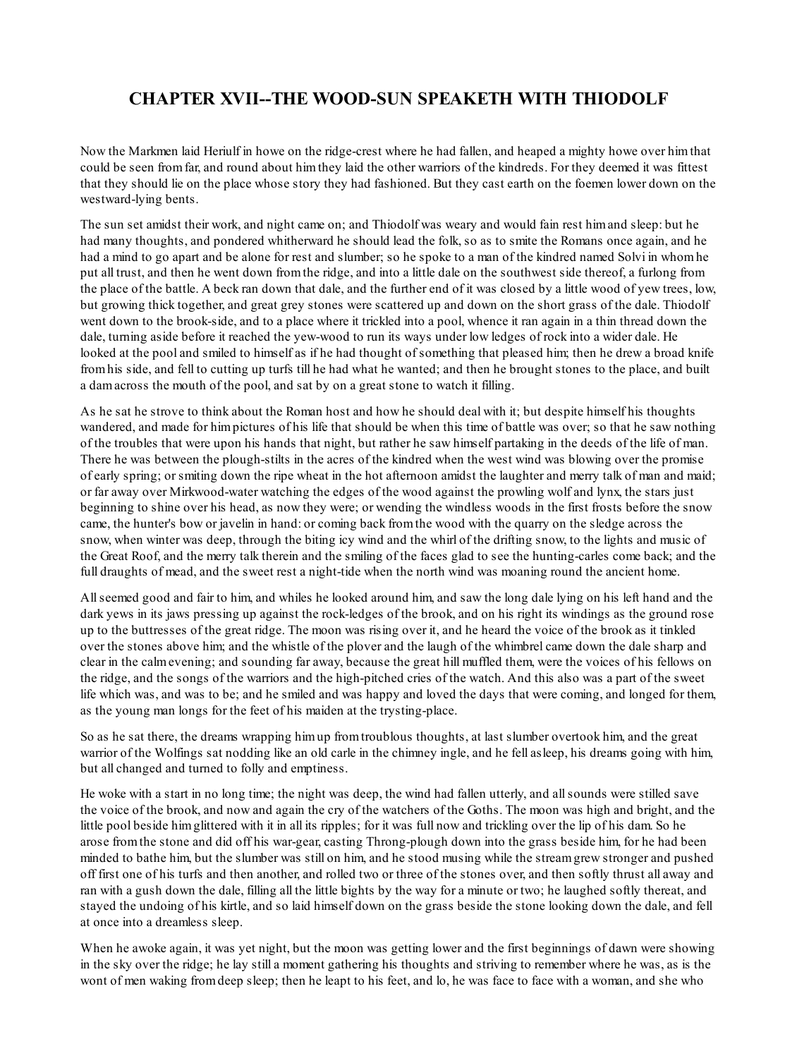# CHAPTER XVII--THE WOOD-SUN SPEAKETH WITH THIODOLF

Now the Markmen laid Heriulf in howe on the ridge-crest where he had fallen, and heaped a mighty howe over him that could be seen from far, and round about him they laid the other warriors of the kindreds. For they deemed it was fittest that they should lie on the place whose story they had fashioned. But they cast earth on the foemen lower down on the westward-lying bents.

The sun set amidst their work, and night came on; and Thiodolf was weary and would fain rest him and sleep: but he had many thoughts, and pondered whitherward he should lead the folk, so as to smite the Romans once again, and he had a mind to go apart and be alone for rest and slumber; so he spoke to a man of the kindred named Solvi in whom he put all trust, and then he went down from the ridge, and into a little dale on the southwest side thereof, a furlong from the place of the battle. A beck ran down that dale, and the further end of it was closed by a little wood of yew trees, low, but growing thick together, and great grey stones were scattered up and down on the short grass of the dale. Thiodolf went down to the brook-side, and to a place where it trickled into a pool, whence it ran again in a thin thread down the dale, turning aside before it reached the yew-wood to run its ways under low ledges of rock into a wider dale. He looked at the pool and smiled to himself as if he had thought of something that pleased him; then he drew a broad knife from his side, and fell to cutting up turfs till he had what he wanted; and then he brought stones to the place, and built a dam across the mouth of the pool, and sat by on a great stone to watch it filling.

As he sat he strove to think about the Roman host and how he should deal with it; but despite himself his thoughts wandered, and made for him pictures of his life that should be when this time of battle was over; so that he saw nothing of the troubles that were upon his hands that night, but rather he saw himself partaking in the deeds of the life of man. There he was between the plough-stilts in the acres of the kindred when the west wind was blowing over the promise of early spring; or smiting down the ripe wheat in the hot afternoon amidst the laughter and merry talk of man and maid; or far away over Mirkwood-water watching the edges of the wood against the prowling wolf and lynx, the stars just beginning to shine over his head, as now they were; or wending the windless woods in the first frosts before the snow came, the hunter's bow or javelin in hand: or coming back from the wood with the quarry on the sledge across the snow, when winter was deep, through the biting icy wind and the whirl of the drifting snow, to the lights and music of the Great Roof, and the merry talk therein and the smiling of the faces glad to see the hunting-carles come back; and the full draughts of mead, and the sweet rest a night-tide when the north wind was moaning round the ancient home.

All seemed good and fair to him, and whiles he looked around him, and saw the long dale lying on his left hand and the dark yews in its jaws pressing up against the rock-ledges of the brook, and on his right its windings as the ground rose up to the buttresses of the great ridge. The moon was rising over it, and he heard the voice of the brook as it tinkled over the stones above him; and the whistle of the plover and the laugh of the whimbrel came down the dale sharp and clear in the calm evening; and sounding far away, because the great hill muffled them, were the voices of his fellows on the ridge, and the songs of the warriors and the high-pitched cries of the watch. And this also was a part of the sweet life which was, and was to be; and he smiled and was happy and loved the days that were coming, and longed for them, as the young man longs for the feet of his maiden at the trysting-place.

So as he sat there, the dreams wrapping him up from troublous thoughts, at last slumber overtook him, and the great warrior of the Wolfings sat nodding like an old carle in the chimney ingle, and he fell asleep, his dreams going with him, but all changed and turned to folly and emptiness.

He woke with a start in no long time; the night was deep, the wind had fallen utterly, and all sounds were stilled save the voice of the brook, and now and again the cry of the watchers of the Goths. The moon was high and bright, and the little pool beside him glittered with it in all its ripples; for it was full now and trickling over the lip of his dam. So he arose from the stone and did off his war-gear, casting Throng-plough down into the grass beside him, for he had been minded to bathe him, but the slumber was still on him, and he stood musing while the stream grew stronger and pushed off first one of his turfs and then another, and rolled two or three of the stones over, and then softly thrust all away and ran with a gush down the dale, filling all the little bights by the way for a minute or two; he laughed softly thereat, and stayed the undoing of his kirtle, and so laid himself down on the grass beside the stone looking down the dale, and fell at once into a dreamless sleep.

When he awoke again, it was yet night, but the moon was getting lower and the first beginnings of dawn were showing in the sky over the ridge; he lay still a moment gathering his thoughts and striving to remember where he was, as is the wont of men waking from deep sleep; then he leapt to his feet, and lo, he was face to face with a woman, and she who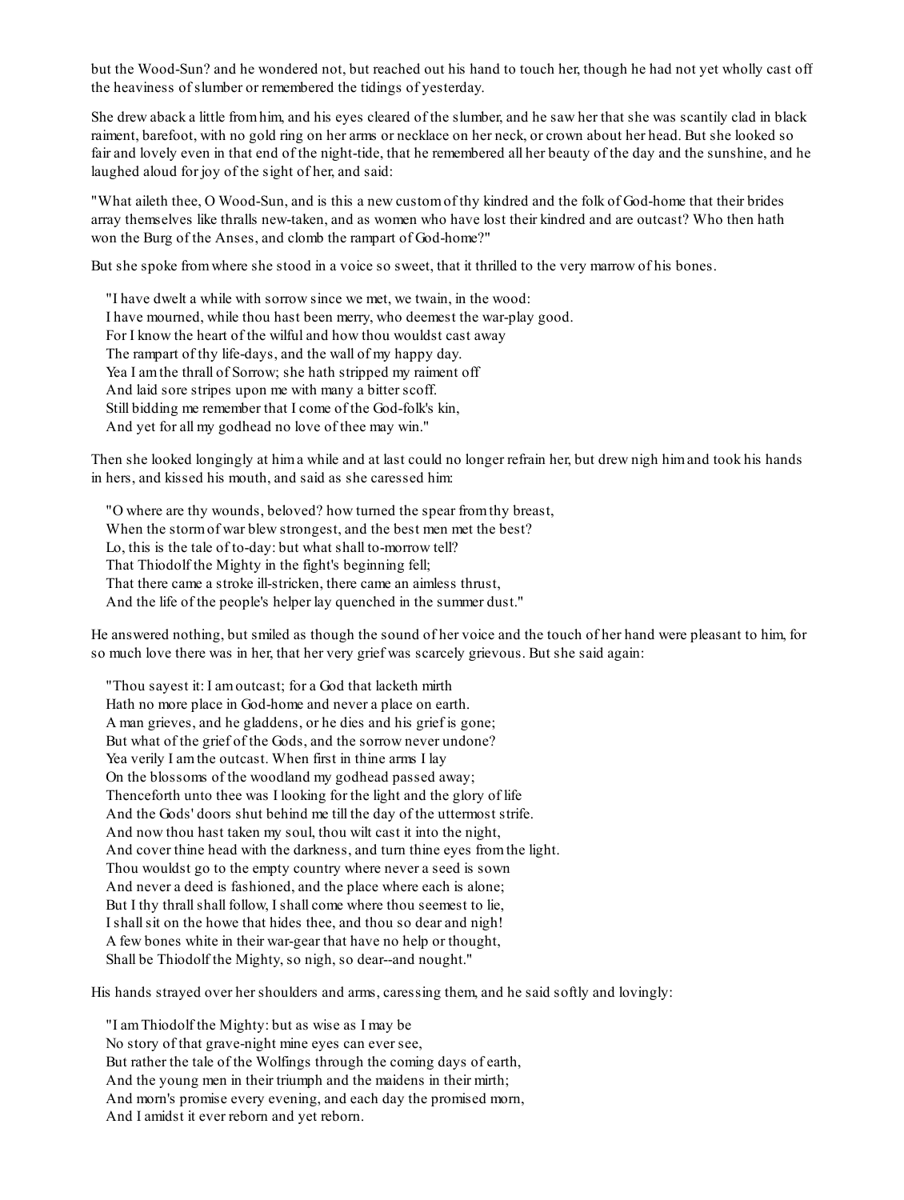but the Wood-Sun? and he wondered not, but reached out his hand to touch her, though he had not yet wholly cast off the heaviness of slumber or remembered the tidings of yesterday.

She drew aback a little from him, and his eyes cleared of the slumber, and he saw her that she was scantily clad in black raiment, barefoot, with no gold ring on her arms or necklace on her neck, or crown about her head. But she looked so fair and lovely even in that end of the night-tide, that he remembered all her beauty of the day and the sunshine, and he laughed aloud for joy of the sight of her, and said:

"What aileth thee, O Wood-Sun, and is this a new custom of thy kindred and the folk of God-home that their brides array themselves like thralls new-taken, and as women who have lost their kindred and are outcast? Who then hath won the Burg of the Anses, and clomb the rampart of God-home?"

But she spoke from where she stood in a voice so sweet, that it thrilled to the very marrow of his bones.

> "I have dwelt a while with sorrow since we met, we twain, in the wood:  
> I have mourned, while thou hast been merry, who deemest the war-play good.  
> For I know the heart of the wilful and how thou wouldst cast away  
> The rampart of thy life-days, and the wall of my happy day.  
> Yea I am the thrall of Sorrow; she hath stripped my raiment off  
> And laid sore stripes upon me with many a bitter scoff.  
> Still bidding me remember that I come of the God-folk's kin,  
> And yet for all my godhead no love of thee may win."

Then she looked longingly at him a while and at last could no longer refrain her, but drew nigh him and took his hands in hers, and kissed his mouth, and said as she caressed him:

> "O where are thy wounds, beloved? how turned the spear from thy breast,  
> When the storm of war blew strongest, and the best men met the best?  
> Lo, this is the tale of to-day: but what shall to-morrow tell?  
> That Thiodolf the Mighty in the fight's beginning fell;  
> That there came a stroke ill-stricken, there came an aimless thrust,  
> And the life of the people's helper lay quenched in the summer dust."

He answered nothing, but smiled as though the sound of her voice and the touch of her hand were pleasant to him, for so much love there was in her, that her very grief was scarcely grievous. But she said again:

> "Thou sayest it: I am outcast; for a God that lacketh mirth  
> Hath no more place in God-home and never a place on earth.  
> A man grieves, and he gladdens, or he dies and his grief is gone;  
> But what of the grief of the Gods, and the sorrow never undone?  
> Yea verily I am the outcast. When first in thine arms I lay  
> On the blossoms of the woodland my godhead passed away;  
> Thenceforth unto thee was I looking for the light and the glory of life  
> And the Gods' doors shut behind me till the day of the uttermost strife.  
> And now thou hast taken my soul, thou wilt cast it into the night,  
> And cover thine head with the darkness, and turn thine eyes from the light.  
> Thou wouldst go to the empty country where never a seed is sown  
> And never a deed is fashioned, and the place where each is alone;  
> But I thy thrall shall follow, I shall come where thou seemest to lie,  
> I shall sit on the howe that hides thee, and thou so dear and nigh!  
> A few bones white in their war-gear that have no help or thought,  
> Shall be Thiodolf the Mighty, so nigh, so dear--and nought."

His hands strayed over her shoulders and arms, caressing them, and he said softly and lovingly:

> "I am Thiodolf the Mighty: but as wise as I may be  
> No story of that grave-night mine eyes can ever see,  
> But rather the tale of the Wolfings through the coming days of earth,  
> And the young men in their triumph and the maidens in their mirth;  
> And morn's promise every evening, and each day the promised morn,  
> And I amidst it ever reborn and yet reborn.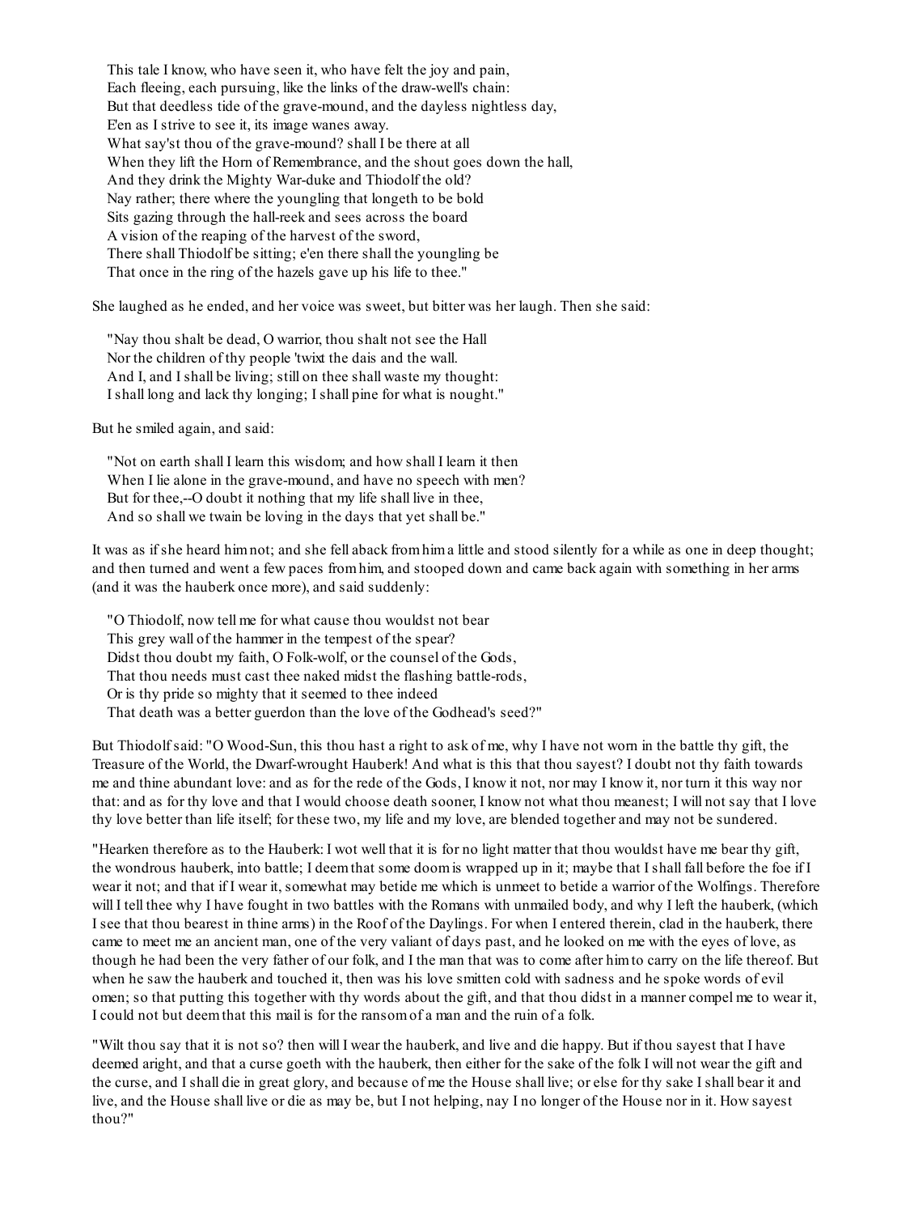This tale I know, who have seen it, who have felt the joy and pain,
Each fleeing, each pursuing, like the links of the draw-well's chain:
But that deedless tide of the grave-mound, and the dayless nightless day,
E'en as I strive to see it, its image wanes away.
What say'st thou of the grave-mound? shall I be there at all
When they lift the Horn of Remembrance, and the shout goes down the hall,
And they drink the Mighty War-duke and Thiodolf the old?
Nay rather; there where the youngling that longeth to be bold
Sits gazing through the hall-reek and sees across the board
A vision of the reaping of the harvest of the sword,
There shall Thiodolf be sitting; e'en there shall the youngling be
That once in the ring of the hazels gave up his life to thee."

She laughed as he ended, and her voice was sweet, but bitter was her laugh. Then she said:

"Nay thou shalt be dead, O warrior, thou shalt not see the Hall
Nor the children of thy people 'twixt the dais and the wall.
And I, and I shall be living; still on thee shall waste my thought:
I shall long and lack thy longing; I shall pine for what is nought."

But he smiled again, and said:

"Not on earth shall I learn this wisdom; and how shall I learn it then
When I lie alone in the grave-mound, and have no speech with men?
But for thee,--O doubt it nothing that my life shall live in thee,
And so shall we twain be loving in the days that yet shall be."

It was as if she heard him not; and she fell aback from him a little and stood silently for a while as one in deep thought; and then turned and went a few paces from him, and stooped down and came back again with something in her arms (and it was the hauberk once more), and said suddenly:

"O Thiodolf, now tell me for what cause thou wouldst not bear
This grey wall of the hammer in the tempest of the spear?
Didst thou doubt my faith, O Folk-wolf, or the counsel of the Gods,
That thou needs must cast thee naked midst the flashing battle-rods,
Or is thy pride so mighty that it seemed to thee indeed
That death was a better guerdon than the love of the Godhead's seed?"

But Thiodolf said: "O Wood-Sun, this thou hast a right to ask of me, why I have not worn in the battle thy gift, the Treasure of the World, the Dwarf-wrought Hauberk! And what is this that thou sayest? I doubt not thy faith towards me and thine abundant love: and as for the rede of the Gods, I know it not, nor may I know it, nor turn it this way nor that: and as for thy love and that I would choose death sooner, I know not what thou meanest; I will not say that I love thy love better than life itself; for these two, my life and my love, are blended together and may not be sundered.

"Hearken therefore as to the Hauberk: I wot well that it is for no light matter that thou wouldst have me bear thy gift, the wondrous hauberk, into battle; I deem that some doom is wrapped up in it; maybe that I shall fall before the foe if I wear it not; and that if I wear it, somewhat may betide me which is unmeet to betide a warrior of the Wolfings. Therefore will I tell thee why I have fought in two battles with the Romans with unmailed body, and why I left the hauberk, (which I see that thou bearest in thine arms) in the Roof of the Daylings. For when I entered therein, clad in the hauberk, there came to meet me an ancient man, one of the very valiant of days past, and he looked on me with the eyes of love, as though he had been the very father of our folk, and I the man that was to come after him to carry on the life thereof. But when he saw the hauberk and touched it, then was his love smitten cold with sadness and he spoke words of evil omen; so that putting this together with thy words about the gift, and that thou didst in a manner compel me to wear it, I could not but deem that this mail is for the ransom of a man and the ruin of a folk.

"Wilt thou say that it is not so? then will I wear the hauberk, and live and die happy. But if thou sayest that I have deemed aright, and that a curse goeth with the hauberk, then either for the sake of the folk I will not wear the gift and the curse, and I shall die in great glory, and because of me the House shall live; or else for thy sake I shall bear it and live, and the House shall live or die as may be, but I not helping, nay I no longer of the House nor in it. How sayest thou?"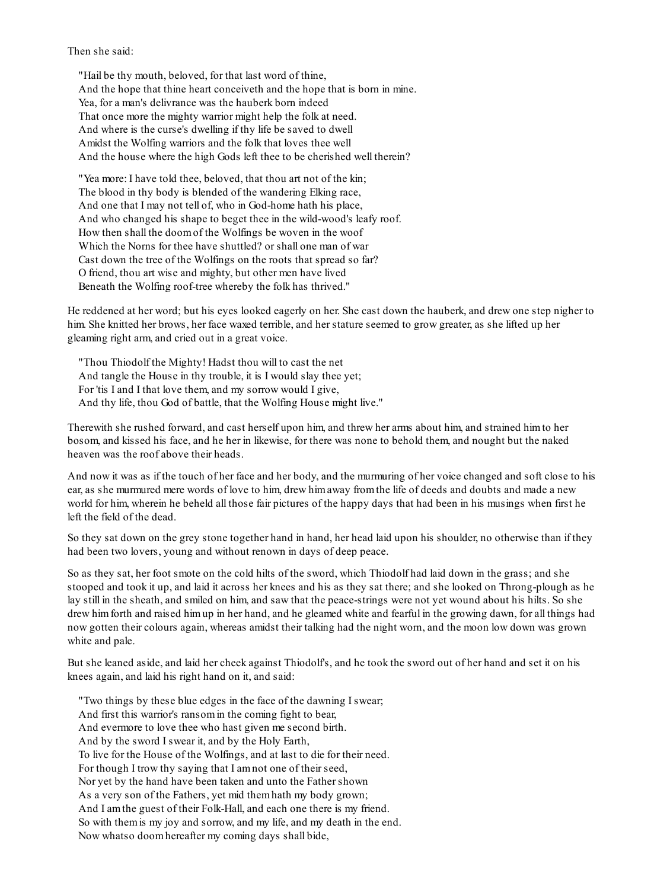Then she said:

"Hail be thy mouth, beloved, for that last word of thine,  
And the hope that thine heart conceiveth and the hope that is born in mine.  
Yea, for a man's delivrance was the hauberk born indeed  
That once more the mighty warrior might help the folk at need.  
And where is the curse's dwelling if thy life be saved to dwell  
Amidst the Wolfing warriors and the folk that loves thee well  
And the house where the high Gods left thee to be cherished well therein?

"Yea more: I have told thee, beloved, that thou art not of the kin;  
The blood in thy body is blended of the wandering Elking race,  
And one that I may not tell of, who in God-home hath his place,  
And who changed his shape to beget thee in the wild-wood's leafy roof.  
How then shall the doom of the Wolfings be woven in the woof  
Which the Norns for thee have shuttled? or shall one man of war  
Cast down the tree of the Wolfings on the roots that spread so far?  
O friend, thou art wise and mighty, but other men have lived  
Beneath the Wolfing roof-tree whereby the folk has thrived."

He reddened at her word; but his eyes looked eagerly on her. She cast down the hauberk, and drew one step nigher to him. She knitted her brows, her face waxed terrible, and her stature seemed to grow greater, as she lifted up her gleaming right arm, and cried out in a great voice.

"Thou Thiodolf the Mighty! Hadst thou will to cast the net  
And tangle the House in thy trouble, it is I would slay thee yet;  
For 'tis I and I that love them, and my sorrow would I give,  
And thy life, thou God of battle, that the Wolfing House might live."

Therewith she rushed forward, and cast herself upon him, and threw her arms about him, and strained him to her bosom, and kissed his face, and he her in likewise, for there was none to behold them, and nought but the naked heaven was the roof above their heads.

And now it was as if the touch of her face and her body, and the murmuring of her voice changed and soft close to his ear, as she murmured mere words of love to him, drew him away from the life of deeds and doubts and made a new world for him, wherein he beheld all those fair pictures of the happy days that had been in his musings when first he left the field of the dead.

So they sat down on the grey stone together hand in hand, her head laid upon his shoulder, no otherwise than if they had been two lovers, young and without renown in days of deep peace.

So as they sat, her foot smote on the cold hilts of the sword, which Thiodolf had laid down in the grass; and she stooped and took it up, and laid it across her knees and his as they sat there; and she looked on Throng-plough as he lay still in the sheath, and smiled on him, and saw that the peace-strings were not yet wound about his hilts. So she drew him forth and raised him up in her hand, and he gleamed white and fearful in the growing dawn, for all things had now gotten their colours again, whereas amidst their talking had the night worn, and the moon low down was grown white and pale.

But she leaned aside, and laid her cheek against Thiodolf's, and he took the sword out of her hand and set it on his knees again, and laid his right hand on it, and said:

"Two things by these blue edges in the face of the dawning I swear;  
And first this warrior's ransom in the coming fight to bear,  
And evermore to love thee who hast given me second birth.  
And by the sword I swear it, and by the Holy Earth,  
To live for the House of the Wolfings, and at last to die for their need.  
For though I trow thy saying that I am not one of their seed,  
Nor yet by the hand have been taken and unto the Father shown  
As a very son of the Fathers, yet mid them hath my body grown;  
And I am the guest of their Folk-Hall, and each one there is my friend.  
So with them is my joy and sorrow, and my life, and my death in the end.  
Now whatso doom hereafter my coming days shall bide,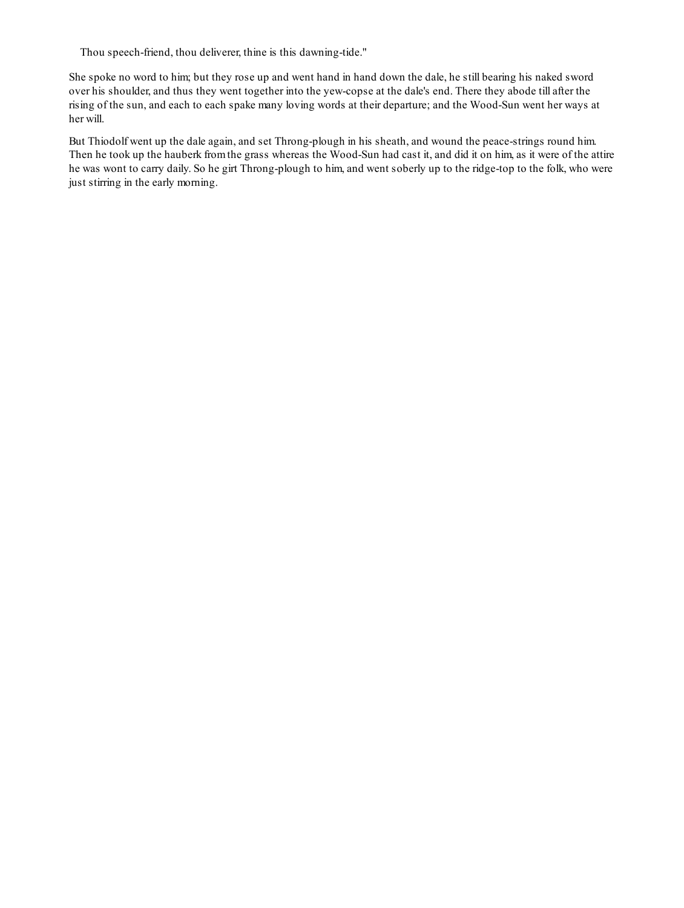Thou speech-friend, thou deliverer, thine is this dawning-tide."

She spoke no word to him; but they rose up and went hand in hand down the dale, he still bearing his naked sword over his shoulder, and thus they went together into the yew-copse at the dale's end. There they abode till after the rising of the sun, and each to each spake many loving words at their departure; and the Wood-Sun went her ways at her will.

But Thiodolf went up the dale again, and set Throng-plough in his sheath, and wound the peace-strings round him. Then he took up the hauberk from the grass whereas the Wood-Sun had cast it, and did it on him, as it were of the attire he was wont to carry daily. So he girt Throng-plough to him, and went soberly up to the ridge-top to the folk, who were just stirring in the early morning.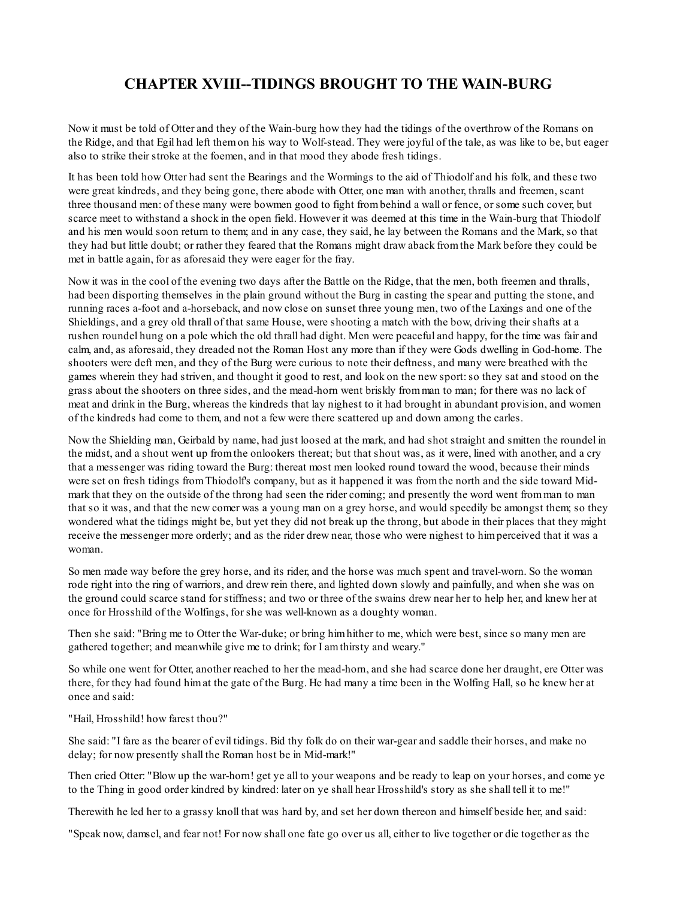# CHAPTER XVIII--TIDINGS BROUGHT TO THE WAIN-BURG

Now it must be told of Otter and they of the Wain-burg how they had the tidings of the overthrow of the Romans on the Ridge, and that Egil had left them on his way to Wolf-stead. They were joyful of the tale, as was like to be, but eager also to strike their stroke at the foemen, and in that mood they abode fresh tidings.

It has been told how Otter had sent the Bearings and the Wormings to the aid of Thiodolf and his folk, and these two were great kindreds, and they being gone, there abode with Otter, one man with another, thralls and freemen, scant three thousand men: of these many were bowmen good to fight from behind a wall or fence, or some such cover, but scarce meet to withstand a shock in the open field. However it was deemed at this time in the Wain-burg that Thiodolf and his men would soon return to them; and in any case, they said, he lay between the Romans and the Mark, so that they had but little doubt; or rather they feared that the Romans might draw aback from the Mark before they could be met in battle again, for as aforesaid they were eager for the fray.

Now it was in the cool of the evening two days after the Battle on the Ridge, that the men, both freemen and thralls, had been disporting themselves in the plain ground without the Burg in casting the spear and putting the stone, and running races a-foot and a-horseback, and now close on sunset three young men, two of the Laxings and one of the Shieldings, and a grey old thrall of that same House, were shooting a match with the bow, driving their shafts at a rushen roundel hung on a pole which the old thrall had dight. Men were peaceful and happy, for the time was fair and calm, and, as aforesaid, they dreaded not the Roman Host any more than if they were Gods dwelling in God-home. The shooters were deft men, and they of the Burg were curious to note their deftness, and many were breathed with the games wherein they had striven, and thought it good to rest, and look on the new sport: so they sat and stood on the grass about the shooters on three sides, and the mead-horn went briskly from man to man; for there was no lack of meat and drink in the Burg, whereas the kindreds that lay nighest to it had brought in abundant provision, and women of the kindreds had come to them, and not a few were there scattered up and down among the carles.

Now the Shielding man, Geirbald by name, had just loosed at the mark, and had shot straight and smitten the roundel in the midst, and a shout went up from the onlookers thereat; but that shout was, as it were, lined with another, and a cry that a messenger was riding toward the Burg: thereat most men looked round toward the wood, because their minds were set on fresh tidings from Thiodolf's company, but as it happened it was from the north and the side toward Mid-mark that they on the outside of the throng had seen the rider coming; and presently the word went from man to man that so it was, and that the new comer was a young man on a grey horse, and would speedily be amongst them; so they wondered what the tidings might be, but yet they did not break up the throng, but abode in their places that they might receive the messenger more orderly; and as the rider drew near, those who were nighest to him perceived that it was a woman.

So men made way before the grey horse, and its rider, and the horse was much spent and travel-worn. So the woman rode right into the ring of warriors, and drew rein there, and lighted down slowly and painfully, and when she was on the ground could scarce stand for stiffness; and two or three of the swains drew near her to help her, and knew her at once for Hrosshild of the Wolfings, for she was well-known as a doughty woman.

Then she said: "Bring me to Otter the War-duke; or bring him hither to me, which were best, since so many men are gathered together; and meanwhile give me to drink; for I am thirsty and weary."

So while one went for Otter, another reached to her the mead-horn, and she had scarce done her draught, ere Otter was there, for they had found him at the gate of the Burg. He had many a time been in the Wolfing Hall, so he knew her at once and said:

"Hail, Hrosshild! how farest thou?"

She said: "I fare as the bearer of evil tidings. Bid thy folk do on their war-gear and saddle their horses, and make no delay; for now presently shall the Roman host be in Mid-mark!"

Then cried Otter: "Blow up the war-horn! get ye all to your weapons and be ready to leap on your horses, and come ye to the Thing in good order kindred by kindred: later on ye shall hear Hrosshild's story as she shall tell it to me!"

Therewith he led her to a grassy knoll that was hard by, and set her down thereon and himself beside her, and said:

"Speak now, damsel, and fear not! For now shall one fate go over us all, either to live together or die together as the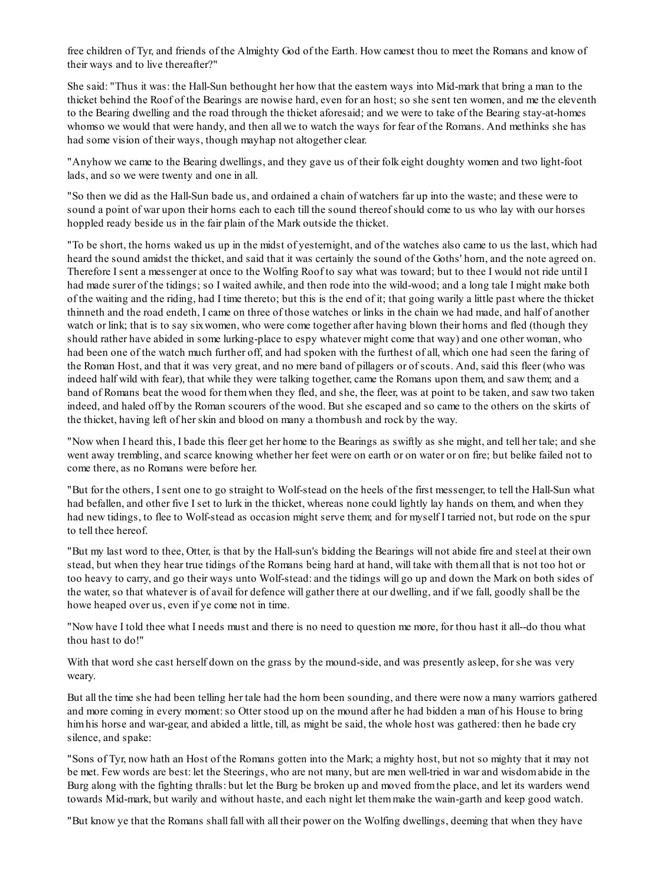free children of Tyr, and friends of the Almighty God of the Earth. How camest thou to meet the Romans and know of their ways and to live thereafter?"

She said: "Thus it was: the Hall-Sun bethought her how that the eastern ways into Mid-mark that bring a man to the thicket behind the Roof of the Bearings are nowise hard, even for an host; so she sent ten women, and me the eleventh to the Bearing dwelling and the road through the thicket aforesaid; and we were to take of the Bearing stay-at-homes whomso we would that were handy, and then all we to watch the ways for fear of the Romans. And methinks she has had some vision of their ways, though mayhap not altogether clear.

"Anyhow we came to the Bearing dwellings, and they gave us of their folk eight doughty women and two light-foot lads, and so we were twenty and one in all.

"So then we did as the Hall-Sun bade us, and ordained a chain of watchers far up into the waste; and these were to sound a point of war upon their horns each to each till the sound thereof should come to us who lay with our horses hoppled ready beside us in the fair plain of the Mark outside the thicket.

"To be short, the horns waked us up in the midst of yesternight, and of the watches also came to us the last, which had heard the sound amidst the thicket, and said that it was certainly the sound of the Goths' horn, and the note agreed on. Therefore I sent a messenger at once to the Wolfing Roof to say what was toward; but to thee I would not ride until I had made surer of the tidings; so I waited awhile, and then rode into the wild-wood; and a long tale I might make both of the waiting and the riding, had I time thereto; but this is the end of it; that going warily a little past where the thicket thinneth and the road endeth, I came on three of those watches or links in the chain we had made, and half of another watch or link; that is to say six women, who were come together after having blown their horns and fled (though they should rather have abided in some lurking-place to espy whatever might come that way) and one other woman, who had been one of the watch much further off, and had spoken with the furthest of all, which one had seen the faring of the Roman Host, and that it was very great, and no mere band of pillagers or of scouts. And, said this fleer (who was indeed half wild with fear), that while they were talking together, came the Romans upon them, and saw them; and a band of Romans beat the wood for them when they fled, and she, the fleer, was at point to be taken, and saw two taken indeed, and haled off by the Roman scourers of the wood. But she escaped and so came to the others on the skirts of the thicket, having left of her skin and blood on many a thornbush and rock by the way.

"Now when I heard this, I bade this fleer get her home to the Bearings as swiftly as she might, and tell her tale; and she went away trembling, and scarce knowing whether her feet were on earth or on water or on fire; but belike failed not to come there, as no Romans were before her.

"But for the others, I sent one to go straight to Wolf-stead on the heels of the first messenger, to tell the Hall-Sun what had befallen, and other five I set to lurk in the thicket, whereas none could lightly lay hands on them, and when they had new tidings, to flee to Wolf-stead as occasion might serve them; and for myself I tarried not, but rode on the spur to tell thee hereof.

"But my last word to thee, Otter, is that by the Hall-sun's bidding the Bearings will not abide fire and steel at their own stead, but when they hear true tidings of the Romans being hard at hand, will take with them all that is not too hot or too heavy to carry, and go their ways unto Wolf-stead: and the tidings will go up and down the Mark on both sides of the water, so that whatever is of avail for defence will gather there at our dwelling, and if we fall, goodly shall be the howe heaped over us, even if ye come not in time.

"Now have I told thee what I needs must and there is no need to question me more, for thou hast it all--do thou what thou hast to do!"

With that word she cast herself down on the grass by the mound-side, and was presently asleep, for she was very weary.

But all the time she had been telling her tale had the horn been sounding, and there were now a many warriors gathered and more coming in every moment: so Otter stood up on the mound after he had bidden a man of his House to bring him his horse and war-gear, and abided a little, till, as might be said, the whole host was gathered: then he bade cry silence, and spake:

"Sons of Tyr, now hath an Host of the Romans gotten into the Mark; a mighty host, but not so mighty that it may not be met. Few words are best: let the Steerings, who are not many, but are men well-tried in war and wisdom abide in the Burg along with the fighting thralls: but let the Burg be broken up and moved from the place, and let its warders wend towards Mid-mark, but warily and without haste, and each night let them make the wain-garth and keep good watch.

"But know ye that the Romans shall fall with all their power on the Wolfing dwellings, deeming that when they have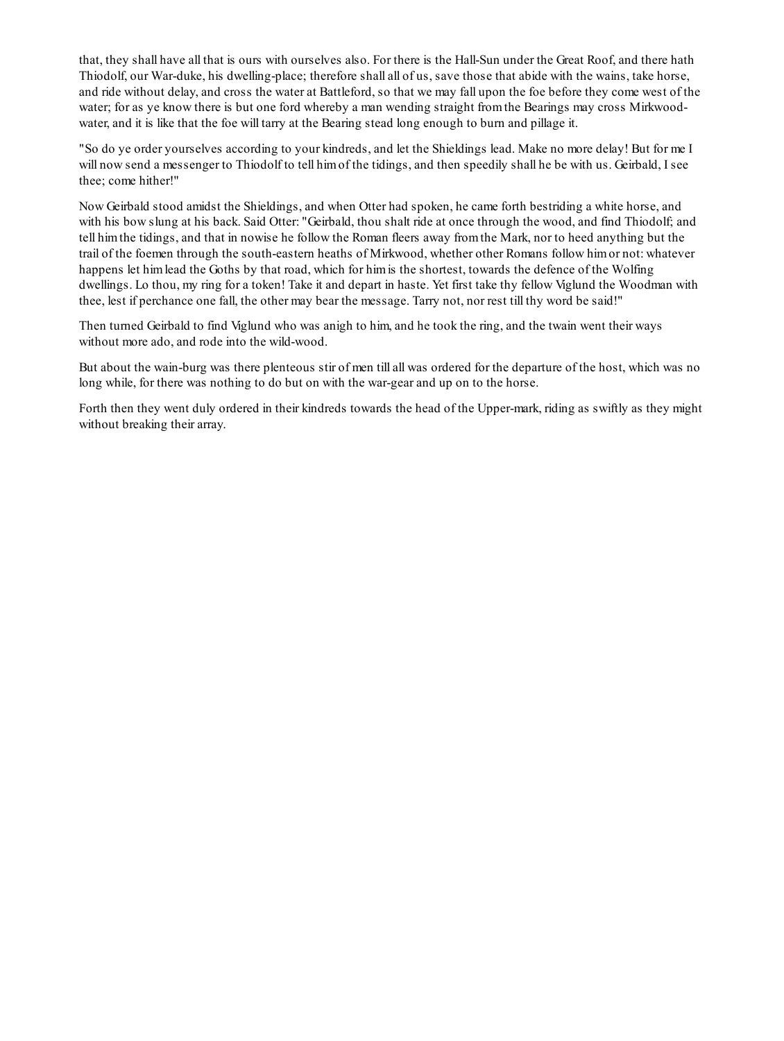that, they shall have all that is ours with ourselves also. For there is the Hall-Sun under the Great Roof, and there hath Thiodolf, our War-duke, his dwelling-place; therefore shall all of us, save those that abide with the wains, take horse, and ride without delay, and cross the water at Battleford, so that we may fall upon the foe before they come west of the water; for as ye know there is but one ford whereby a man wending straight from the Bearings may cross Mirkwood-water, and it is like that the foe will tarry at the Bearing stead long enough to burn and pillage it.

"So do ye order yourselves according to your kindreds, and let the Shieldings lead. Make no more delay! But for me I will now send a messenger to Thiodolf to tell him of the tidings, and then speedily shall he be with us. Geirbald, I see thee; come hither!"

Now Geirbald stood amidst the Shieldings, and when Otter had spoken, he came forth bestriding a white horse, and with his bow slung at his back. Said Otter: "Geirbald, thou shalt ride at once through the wood, and find Thiodolf; and tell him the tidings, and that in nowise he follow the Roman fleers away from the Mark, nor to heed anything but the trail of the foemen through the south-eastern heaths of Mirkwood, whether other Romans follow him or not: whatever happens let him lead the Goths by that road, which for him is the shortest, towards the defence of the Wolfing dwellings. Lo thou, my ring for a token! Take it and depart in haste. Yet first take thy fellow Viglund the Woodman with thee, lest if perchance one fall, the other may bear the message. Tarry not, nor rest till thy word be said!"

Then turned Geirbald to find Viglund who was anigh to him, and he took the ring, and the twain went their ways without more ado, and rode into the wild-wood.

But about the wain-burg was there plenteous stir of men till all was ordered for the departure of the host, which was no long while, for there was nothing to do but on with the war-gear and up on to the horse.

Forth then they went duly ordered in their kindreds towards the head of the Upper-mark, riding as swiftly as they might without breaking their array.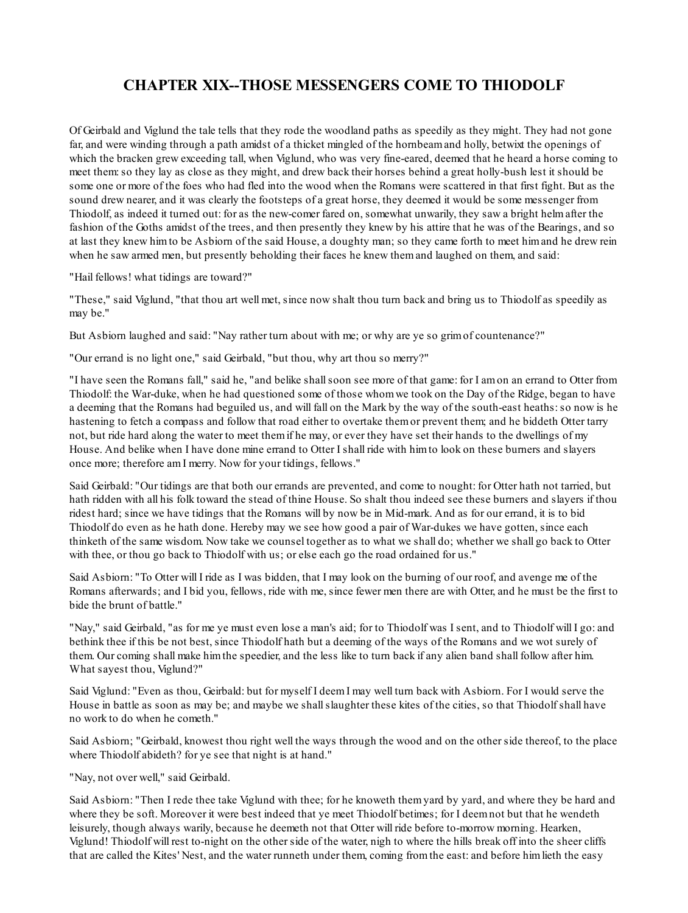# CHAPTER XIX--THOSE MESSENGERS COME TO THIODOLF

Of Geirbald and Viglund the tale tells that they rode the woodland paths as speedily as they might. They had not gone far, and were winding through a path amidst of a thicket mingled of the hornbeam and holly, betwixt the openings of which the bracken grew exceeding tall, when Viglund, who was very fine-eared, deemed that he heard a horse coming to meet them: so they lay as close as they might, and drew back their horses behind a great holly-bush lest it should be some one or more of the foes who had fled into the wood when the Romans were scattered in that first fight. But as the sound drew nearer, and it was clearly the footsteps of a great horse, they deemed it would be some messenger from Thiodolf, as indeed it turned out: for as the new-comer fared on, somewhat unwarily, they saw a bright helm after the fashion of the Goths amidst of the trees, and then presently they knew by his attire that he was of the Bearings, and so at last they knew him to be Asbiorn of the said House, a doughty man; so they came forth to meet him and he drew rein when he saw armed men, but presently beholding their faces he knew them and laughed on them, and said:

"Hail fellows! what tidings are toward?"

"These," said Viglund, "that thou art well met, since now shalt thou turn back and bring us to Thiodolf as speedily as may be."

But Asbiorn laughed and said: "Nay rather turn about with me; or why are ye so grim of countenance?"

"Our errand is no light one," said Geirbald, "but thou, why art thou so merry?"

"I have seen the Romans fall," said he, "and belike shall soon see more of that game: for I am on an errand to Otter from Thiodolf: the War-duke, when he had questioned some of those whom we took on the Day of the Ridge, began to have a deeming that the Romans had beguiled us, and will fall on the Mark by the way of the south-east heaths: so now is he hastening to fetch a compass and follow that road either to overtake them or prevent them; and he biddeth Otter tarry not, but ride hard along the water to meet them if he may, or ever they have set their hands to the dwellings of my House. And belike when I have done mine errand to Otter I shall ride with him to look on these burners and slayers once more; therefore am I merry. Now for your tidings, fellows."

Said Geirbald: "Our tidings are that both our errands are prevented, and come to nought: for Otter hath not tarried, but hath ridden with all his folk toward the stead of thine House. So shalt thou indeed see these burners and slayers if thou ridest hard; since we have tidings that the Romans will by now be in Mid-mark. And as for our errand, it is to bid Thiodolf do even as he hath done. Hereby may we see how good a pair of War-dukes we have gotten, since each thinketh of the same wisdom. Now take we counsel together as to what we shall do; whether we shall go back to Otter with thee, or thou go back to Thiodolf with us; or else each go the road ordained for us."

Said Asbiorn: "To Otter will I ride as I was bidden, that I may look on the burning of our roof, and avenge me of the Romans afterwards; and I bid you, fellows, ride with me, since fewer men there are with Otter, and he must be the first to bide the brunt of battle."

"Nay," said Geirbald, "as for me ye must even lose a man's aid; for to Thiodolf was I sent, and to Thiodolf will I go: and bethink thee if this be not best, since Thiodolf hath but a deeming of the ways of the Romans and we wot surely of them. Our coming shall make him the speedier, and the less like to turn back if any alien band shall follow after him. What sayest thou, Viglund?"

Said Viglund: "Even as thou, Geirbald: but for myself I deem I may well turn back with Asbiorn. For I would serve the House in battle as soon as may be; and maybe we shall slaughter these kites of the cities, so that Thiodolf shall have no work to do when he cometh."

Said Asbiorn; "Geirbald, knowest thou right well the ways through the wood and on the other side thereof, to the place where Thiodolf abideth? for ye see that night is at hand."

"Nay, not over well," said Geirbald.

Said Asbiorn: "Then I rede thee take Viglund with thee; for he knoweth them yard by yard, and where they be hard and where they be soft. Moreover it were best indeed that ye meet Thiodolf betimes; for I deem not but that he wendeth leisurely, though always warily, because he deemeth not that Otter will ride before to-morrow morning. Hearken, Viglund! Thiodolf will rest to-night on the other side of the water, nigh to where the hills break off into the sheer cliffs that are called the Kites' Nest, and the water runneth under them, coming from the east: and before him lieth the easy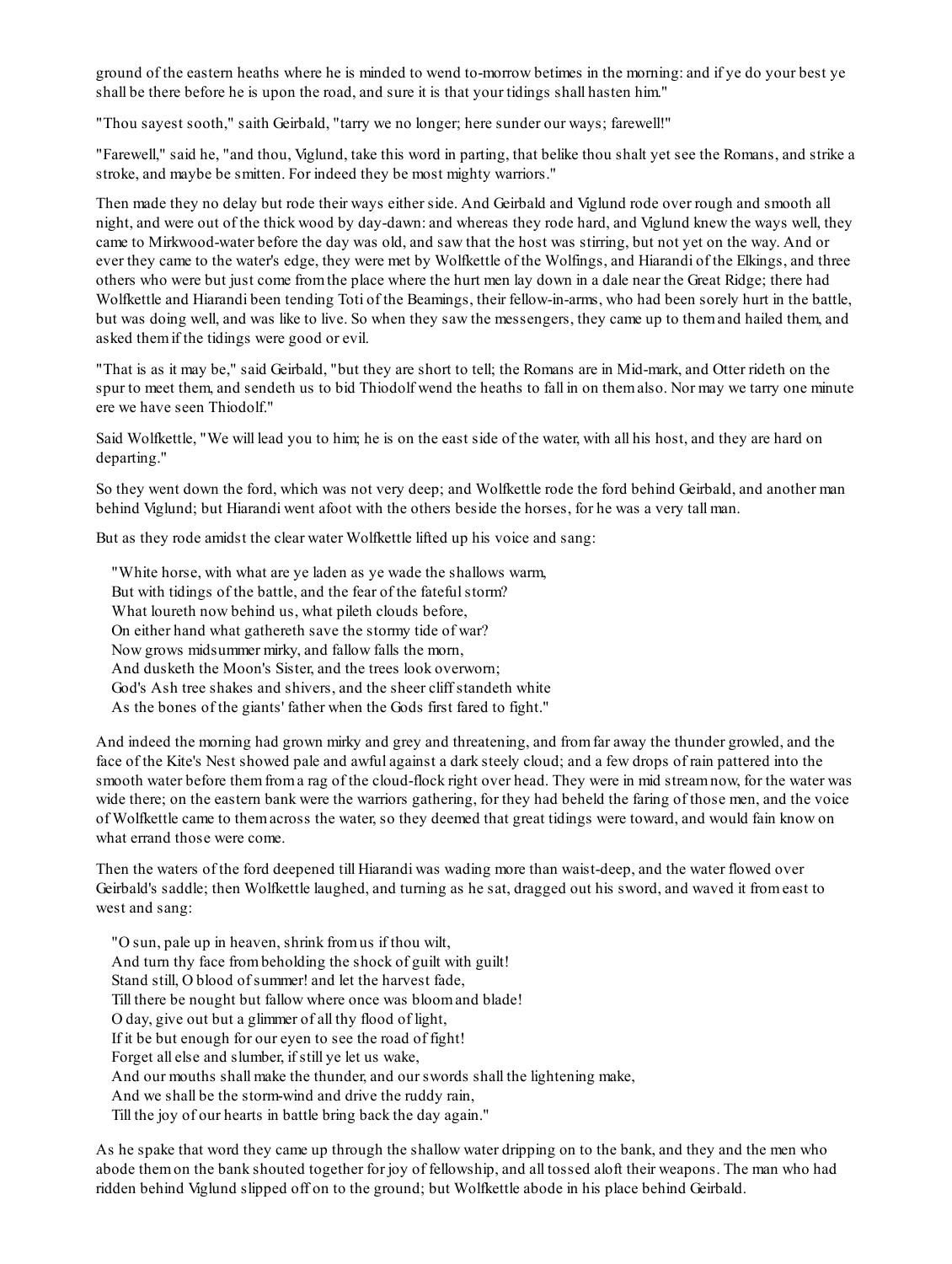ground of the eastern heaths where he is minded to wend to-morrow betimes in the morning: and if ye do your best ye shall be there before he is upon the road, and sure it is that your tidings shall hasten him."

"Thou sayest sooth," saith Geirbald, "tarry we no longer; here sunder our ways; farewell!"

"Farewell," said he, "and thou, Viglund, take this word in parting, that belike thou shalt yet see the Romans, and strike a stroke, and maybe be smitten. For indeed they be most mighty warriors."

Then made they no delay but rode their ways either side. And Geirbald and Viglund rode over rough and smooth all night, and were out of the thick wood by day-dawn: and whereas they rode hard, and Viglund knew the ways well, they came to Mirkwood-water before the day was old, and saw that the host was stirring, but not yet on the way. And or ever they came to the water's edge, they were met by Wolfkettle of the Wolfings, and Hiarandi of the Elkings, and three others who were but just come from the place where the hurt men lay down in a dale near the Great Ridge; there had Wolfkettle and Hiarandi been tending Toti of the Beamings, their fellow-in-arms, who had been sorely hurt in the battle, but was doing well, and was like to live. So when they saw the messengers, they came up to them and hailed them, and asked them if the tidings were good or evil.

"That is as it may be," said Geirbald, "but they are short to tell; the Romans are in Mid-mark, and Otter rideth on the spur to meet them, and sendeth us to bid Thiodolf wend the heaths to fall in on them also. Nor may we tarry one minute ere we have seen Thiodolf."

Said Wolfkettle, "We will lead you to him; he is on the east side of the water, with all his host, and they are hard on departing."

So they went down the ford, which was not very deep; and Wolfkettle rode the ford behind Geirbald, and another man behind Viglund; but Hiarandi went afoot with the others beside the horses, for he was a very tall man.

But as they rode amidst the clear water Wolfkettle lifted up his voice and sang:

"White horse, with what are ye laden as ye wade the shallows warm,  
But with tidings of the battle, and the fear of the fateful storm?  
What loureth now behind us, what pileth clouds before,  
On either hand what gathereth save the stormy tide of war?  
Now grows midsummer mirky, and fallow falls the morn,  
And dusketh the Moon's Sister, and the trees look overworn;  
God's Ash tree shakes and shivers, and the sheer cliff standeth white  
As the bones of the giants' father when the Gods first fared to fight."

And indeed the morning had grown mirky and grey and threatening, and from far away the thunder growled, and the face of the Kite's Nest showed pale and awful against a dark steely cloud; and a few drops of rain pattered into the smooth water before them from a rag of the cloud-flock right over head. They were in mid stream now, for the water was wide there; on the eastern bank were the warriors gathering, for they had beheld the faring of those men, and the voice of Wolfkettle came to them across the water, so they deemed that great tidings were toward, and would fain know on what errand those were come.

Then the waters of the ford deepened till Hiarandi was wading more than waist-deep, and the water flowed over Geirbald's saddle; then Wolfkettle laughed, and turning as he sat, dragged out his sword, and waved it from east to west and sang:

"O sun, pale up in heaven, shrink from us if thou wilt,  
And turn thy face from beholding the shock of guilt with guilt!  
Stand still, O blood of summer! and let the harvest fade,  
Till there be nought but fallow where once was bloom and blade!  
O day, give out but a glimmer of all thy flood of light,  
If it be but enough for our eyen to see the road of fight!  
Forget all else and slumber, if still ye let us wake,  
And our mouths shall make the thunder, and our swords shall the lightening make,  
And we shall be the storm-wind and drive the ruddy rain,  
Till the joy of our hearts in battle bring back the day again."

As he spake that word they came up through the shallow water dripping on to the bank, and they and the men who abode them on the bank shouted together for joy of fellowship, and all tossed aloft their weapons. The man who had ridden behind Viglund slipped off on to the ground; but Wolfkettle abode in his place behind Geirbald.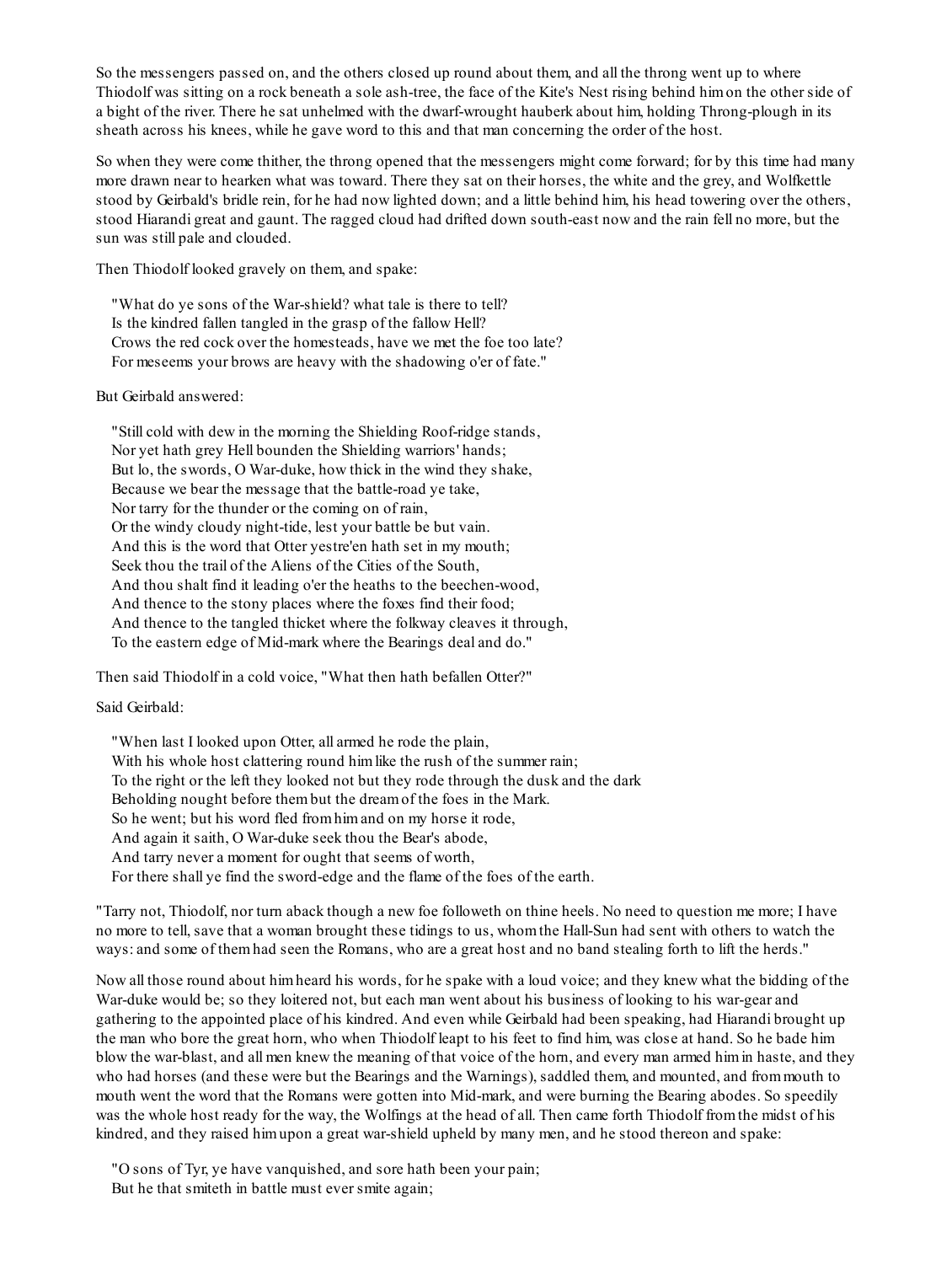So the messengers passed on, and the others closed up round about them, and all the throng went up to where Thiodolf was sitting on a rock beneath a sole ash-tree, the face of the Kite's Nest rising behind him on the other side of a bight of the river. There he sat unhelmed with the dwarf-wrought hauberk about him, holding Throng-plough in its sheath across his knees, while he gave word to this and that man concerning the order of the host.

So when they were come thither, the throng opened that the messengers might come forward; for by this time had many more drawn near to hearken what was toward. There they sat on their horses, the white and the grey, and Wolfkettle stood by Geirbald's bridle rein, for he had now lighted down; and a little behind him, his head towering over the others, stood Hiarandi great and gaunt. The ragged cloud had drifted down south-east now and the rain fell no more, but the sun was still pale and clouded.

Then Thiodolf looked gravely on them, and spake:

> "What do ye sons of the War-shield? what tale is there to tell?
> Is the kindred fallen tangled in the grasp of the fallow Hell?
> Crows the red cock over the homesteads, have we met the foe too late?
> For meseems your brows are heavy with the shadowing o'er of fate."

But Geirbald answered:

> "Still cold with dew in the morning the Shielding Roof-ridge stands,
> Nor yet hath grey Hell bounden the Shielding warriors' hands;
> But lo, the swords, O War-duke, how thick in the wind they shake,
> Because we bear the message that the battle-road ye take,
> Nor tarry for the thunder or the coming on of rain,
> Or the windy cloudy night-tide, lest your battle be but vain.
> And this is the word that Otter yestre'en hath set in my mouth;
> Seek thou the trail of the Aliens of the Cities of the South,
> And thou shalt find it leading o'er the heaths to the beechen-wood,
> And thence to the stony places where the foxes find their food;
> And thence to the tangled thicket where the folkway cleaves it through,
> To the eastern edge of Mid-mark where the Bearings deal and do."

Then said Thiodolf in a cold voice, "What then hath befallen Otter?"

Said Geirbald:

> "When last I looked upon Otter, all armed he rode the plain,
> With his whole host clattering round him like the rush of the summer rain;
> To the right or the left they looked not but they rode through the dusk and the dark
> Beholding nought before them but the dream of the foes in the Mark.
> So he went; but his word fled from him and on my horse it rode,
> And again it saith, O War-duke seek thou the Bear's abode,
> And tarry never a moment for ought that seems of worth,
> For there shall ye find the sword-edge and the flame of the foes of the earth.

"Tarry not, Thiodolf, nor turn aback though a new foe followeth on thine heels. No need to question me more; I have no more to tell, save that a woman brought these tidings to us, whom the Hall-Sun had sent with others to watch the ways: and some of them had seen the Romans, who are a great host and no band stealing forth to lift the herds."

Now all those round about him heard his words, for he spake with a loud voice; and they knew what the bidding of the War-duke would be; so they loitered not, but each man went about his business of looking to his war-gear and gathering to the appointed place of his kindred. And even while Geirbald had been speaking, had Hiarandi brought up the man who bore the great horn, who when Thiodolf leapt to his feet to find him, was close at hand. So he bade him blow the war-blast, and all men knew the meaning of that voice of the horn, and every man armed him in haste, and they who had horses (and these were but the Bearings and the Warnings), saddled them, and mounted, and from mouth to mouth went the word that the Romans were gotten into Mid-mark, and were burning the Bearing abodes. So speedily was the whole host ready for the way, the Wolfings at the head of all. Then came forth Thiodolf from the midst of his kindred, and they raised him upon a great war-shield upheld by many men, and he stood thereon and spake:

> "O sons of Tyr, ye have vanquished, and sore hath been your pain;
> But he that smiteth in battle must ever smite again;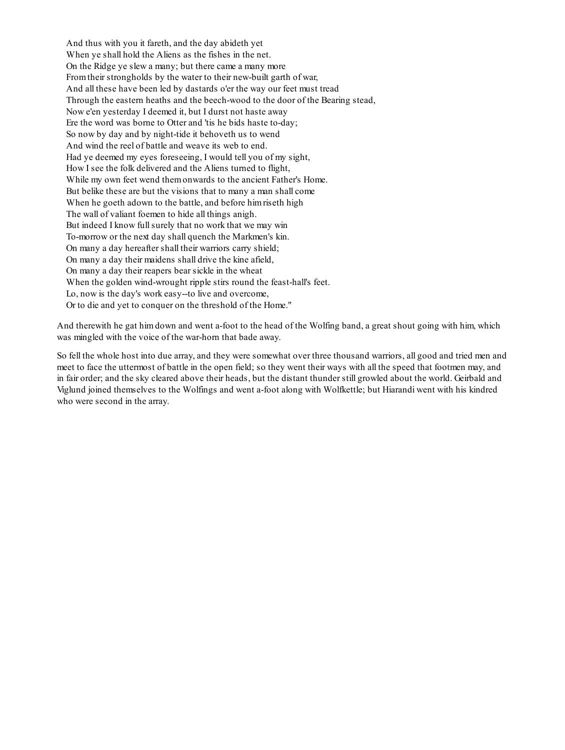And thus with you it fareth, and the day abideth yet  
When ye shall hold the Aliens as the fishes in the net.  
On the Ridge ye slew a many; but there came a many more  
From their strongholds by the water to their new-built garth of war,  
And all these have been led by dastards o'er the way our feet must tread  
Through the eastern heaths and the beech-wood to the door of the Bearing stead,  
Now e'en yesterday I deemed it, but I durst not haste away  
Ere the word was borne to Otter and 'tis he bids haste to-day;  
So now by day and by night-tide it behoveth us to wend  
And wind the reel of battle and weave its web to end.  
Had ye deemed my eyes foreseeing, I would tell you of my sight,  
How I see the folk delivered and the Aliens turned to flight,  
While my own feet wend them onwards to the ancient Father's Home.  
But belike these are but the visions that to many a man shall come  
When he goeth adown to the battle, and before him riseth high  
The wall of valiant foemen to hide all things anigh.  
But indeed I know full surely that no work that we may win  
To-morrow or the next day shall quench the Markmen's kin.  
On many a day hereafter shall their warriors carry shield;  
On many a day their maidens shall drive the kine afield,  
On many a day their reapers bear sickle in the wheat  
When the golden wind-wrought ripple stirs round the feast-hall's feet.  
Lo, now is the day's work easy--to live and overcome,  
Or to die and yet to conquer on the threshold of the Home."

And therewith he gat him down and went a-foot to the head of the Wolfing band, a great shout going with him, which was mingled with the voice of the war-horn that bade away.

So fell the whole host into due array, and they were somewhat over three thousand warriors, all good and tried men and meet to face the uttermost of battle in the open field; so they went their ways with all the speed that footmen may, and in fair order; and the sky cleared above their heads, but the distant thunder still growled about the world. Geirbald and Viglund joined themselves to the Wolfings and went a-foot along with Wolfkettle; but Hiarandi went with his kindred who were second in the array.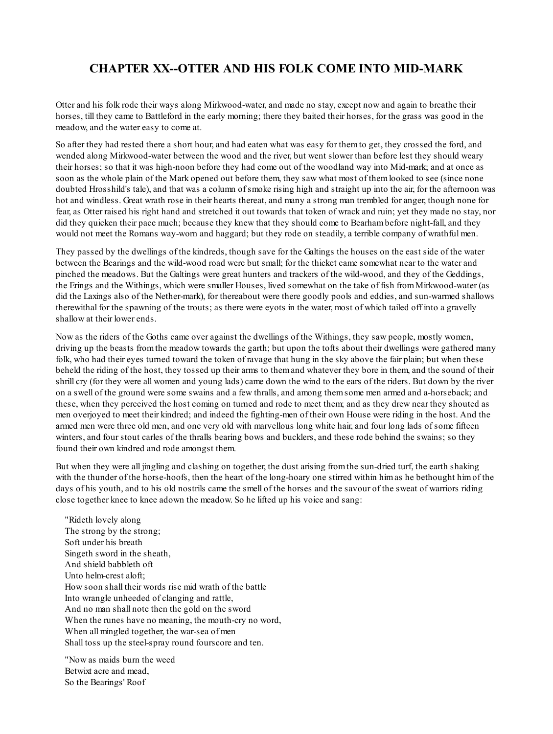# CHAPTER XX--OTTER AND HIS FOLK COME INTO MID-MARK

Otter and his folk rode their ways along Mirkwood-water, and made no stay, except now and again to breathe their horses, till they came to Battleford in the early morning; there they baited their horses, for the grass was good in the meadow, and the water easy to come at.

So after they had rested there a short hour, and had eaten what was easy for them to get, they crossed the ford, and wended along Mirkwood-water between the wood and the river, but went slower than before lest they should weary their horses; so that it was high-noon before they had come out of the woodland way into Mid-mark; and at once as soon as the whole plain of the Mark opened out before them, they saw what most of them looked to see (since none doubted Hrosshild's tale), and that was a column of smoke rising high and straight up into the air, for the afternoon was hot and windless. Great wrath rose in their hearts thereat, and many a strong man trembled for anger, though none for fear, as Otter raised his right hand and stretched it out towards that token of wrack and ruin; yet they made no stay, nor did they quicken their pace much; because they knew that they should come to Bearham before night-fall, and they would not meet the Romans way-worn and haggard; but they rode on steadily, a terrible company of wrathful men.

They passed by the dwellings of the kindreds, though save for the Galtings the houses on the east side of the water between the Bearings and the wild-wood road were but small; for the thicket came somewhat near to the water and pinched the meadows. But the Galtings were great hunters and trackers of the wild-wood, and they of the Geddings, the Erings and the Withings, which were smaller Houses, lived somewhat on the take of fish from Mirkwood-water (as did the Laxings also of the Nether-mark), for thereabout were there goodly pools and eddies, and sun-warmed shallows therewithal for the spawning of the trouts; as there were eyots in the water, most of which tailed off into a gravelly shallow at their lower ends.

Now as the riders of the Goths came over against the dwellings of the Withings, they saw people, mostly women, driving up the beasts from the meadow towards the garth; but upon the tofts about their dwellings were gathered many folk, who had their eyes turned toward the token of ravage that hung in the sky above the fair plain; but when these beheld the riding of the host, they tossed up their arms to them and whatever they bore in them, and the sound of their shrill cry (for they were all women and young lads) came down the wind to the ears of the riders. But down by the river on a swell of the ground were some swains and a few thralls, and among them some men armed and a-horseback; and these, when they perceived the host coming on turned and rode to meet them; and as they drew near they shouted as men overjoyed to meet their kindred; and indeed the fighting-men of their own House were riding in the host. And the armed men were three old men, and one very old with marvellous long white hair, and four long lads of some fifteen winters, and four stout carles of the thralls bearing bows and bucklers, and these rode behind the swains; so they found their own kindred and rode amongst them.

But when they were all jingling and clashing on together, the dust arising from the sun-dried turf, the earth shaking with the thunder of the horse-hoofs, then the heart of the long-hoary one stirred within him as he bethought him of the days of his youth, and to his old nostrils came the smell of the horses and the savour of the sweat of warriors riding close together knee to knee adown the meadow. So he lifted up his voice and sang:

"Rideth lovely along  
The strong by the strong;  
Soft under his breath  
Singeth sword in the sheath,  
And shield babbleth oft  
Unto helm-crest aloft;  
How soon shall their words rise mid wrath of the battle  
Into wrangle unheeded of clanging and rattle,  
And no man shall note then the gold on the sword  
When the runes have no meaning, the mouth-cry no word,  
When all mingled together, the war-sea of men  
Shall toss up the steel-spray round fourscore and ten.

"Now as maids burn the weed  
Betwixt acre and mead,  
So the Bearings' Roof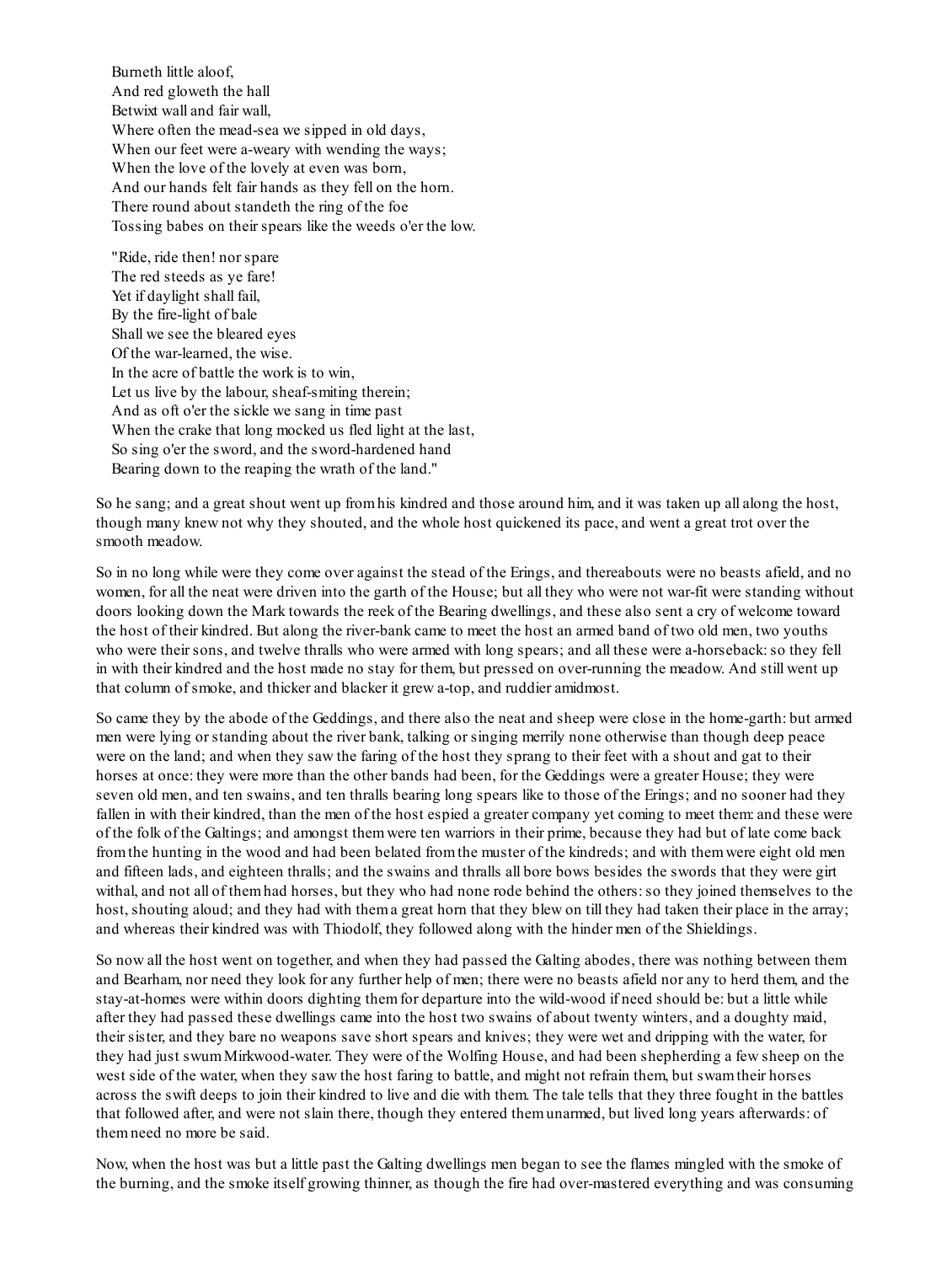Burneth little aloof,  
And red gloweth the hall  
Betwixt wall and fair wall,  
Where often the mead-sea we sipped in old days,  
When our feet were a-weary with wending the ways;  
When the love of the lovely at even was born,  
And our hands felt fair hands as they fell on the horn.  
There round about standeth the ring of the foe  
Tossing babes on their spears like the weeds o'er the low.

"Ride, ride then! nor spare  
The red steeds as ye fare!  
Yet if daylight shall fail,  
By the fire-light of bale  
Shall we see the bleared eyes  
Of the war-learned, the wise.  
In the acre of battle the work is to win,  
Let us live by the labour, sheaf-smiting therein;  
And as oft o'er the sickle we sang in time past  
When the crake that long mocked us fled light at the last,  
So sing o'er the sword, and the sword-hardened hand  
Bearing down to the reaping the wrath of the land."

So he sang; and a great shout went up from his kindred and those around him, and it was taken up all along the host, though many knew not why they shouted, and the whole host quickened its pace, and went a great trot over the smooth meadow.

So in no long while were they come over against the stead of the Erings, and thereabouts were no beasts afield, and no women, for all the neat were driven into the garth of the House; but all they who were not war-fit were standing without doors looking down the Mark towards the reek of the Bearing dwellings, and these also sent a cry of welcome toward the host of their kindred. But along the river-bank came to meet the host an armed band of two old men, two youths who were their sons, and twelve thralls who were armed with long spears; and all these were a-horseback: so they fell in with their kindred and the host made no stay for them, but pressed on over-running the meadow. And still went up that column of smoke, and thicker and blacker it grew a-top, and ruddier amidmost.

So came they by the abode of the Geddings, and there also the neat and sheep were close in the home-garth: but armed men were lying or standing about the river bank, talking or singing merrily none otherwise than though deep peace were on the land; and when they saw the faring of the host they sprang to their feet with a shout and gat to their horses at once: they were more than the other bands had been, for the Geddings were a greater House; they were seven old men, and ten swains, and ten thralls bearing long spears like to those of the Erings; and no sooner had they fallen in with their kindred, than the men of the host espied a greater company yet coming to meet them: and these were of the folk of the Galtings; and amongst them were ten warriors in their prime, because they had but of late come back from the hunting in the wood and had been belated from the muster of the kindreds; and with them were eight old men and fifteen lads, and eighteen thralls; and the swains and thralls all bore bows besides the swords that they were girt withal, and not all of them had horses, but they who had none rode behind the others: so they joined themselves to the host, shouting aloud; and they had with them a great horn that they blew on till they had taken their place in the array; and whereas their kindred was with Thiodolf, they followed along with the hinder men of the Shieldings.

So now all the host went on together, and when they had passed the Galting abodes, there was nothing between them and Bearham, nor need they look for any further help of men; there were no beasts afield nor any to herd them, and the stay-at-homes were within doors dighting them for departure into the wild-wood if need should be: but a little while after they had passed these dwellings came into the host two swains of about twenty winters, and a doughty maid, their sister, and they bare no weapons save short spears and knives; they were wet and dripping with the water, for they had just swum Mirkwood-water. They were of the Wolfing House, and had been shepherding a few sheep on the west side of the water, when they saw the host faring to battle, and might not refrain them, but swam their horses across the swift deeps to join their kindred to live and die with them. The tale tells that they three fought in the battles that followed after, and were not slain there, though they entered them unarmed, but lived long years afterwards: of them need no more be said.

Now, when the host was but a little past the Galting dwellings men began to see the flames mingled with the smoke of the burning, and the smoke itself growing thinner, as though the fire had over-mastered everything and was consuming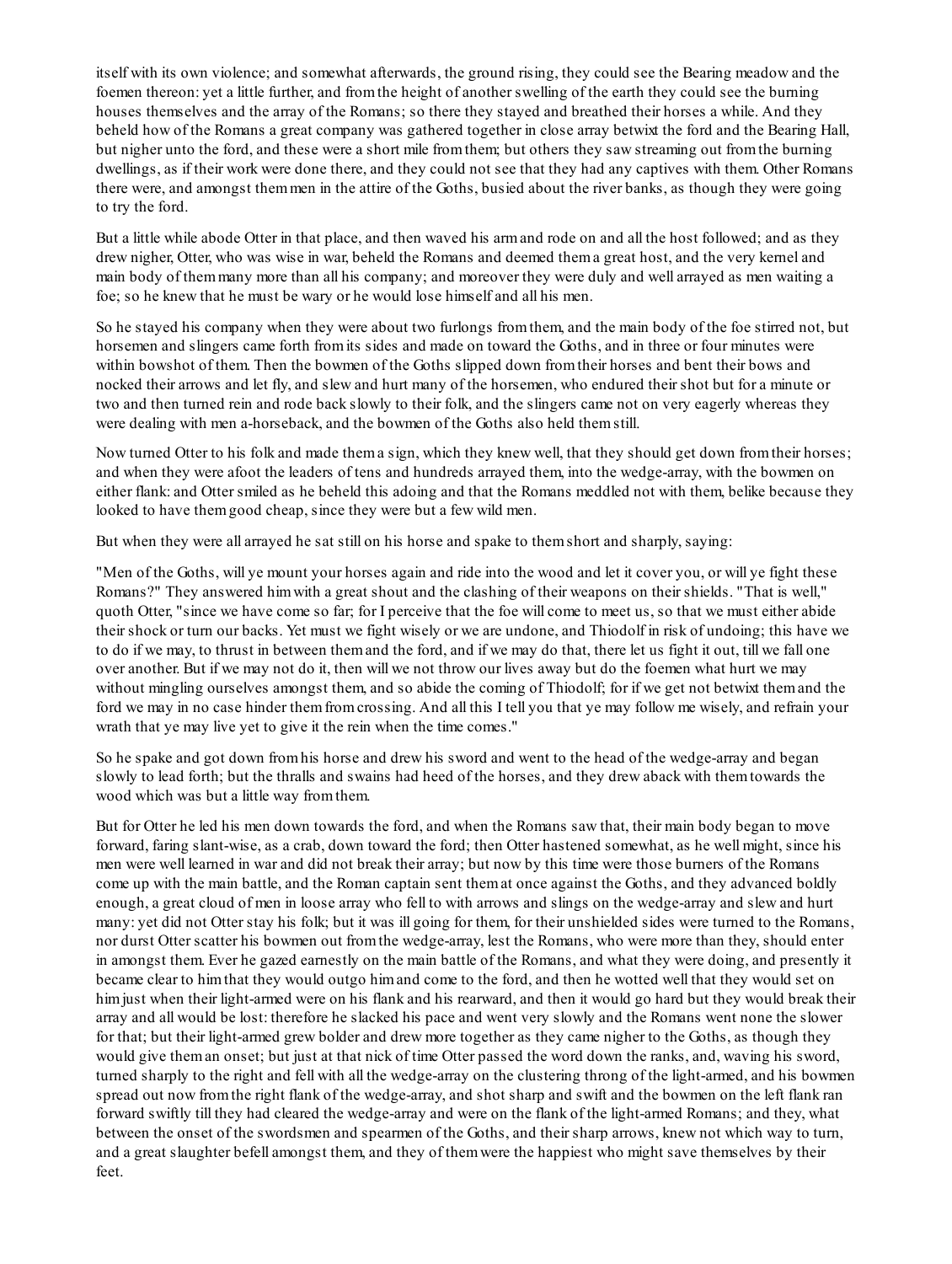itself with its own violence; and somewhat afterwards, the ground rising, they could see the Bearing meadow and the foemen thereon: yet a little further, and from the height of another swelling of the earth they could see the burning houses themselves and the array of the Romans; so there they stayed and breathed their horses a while. And they beheld how of the Romans a great company was gathered together in close array betwixt the ford and the Bearing Hall, but nigher unto the ford, and these were a short mile from them; but others they saw streaming out from the burning dwellings, as if their work were done there, and they could not see that they had any captives with them. Other Romans there were, and amongst them men in the attire of the Goths, busied about the river banks, as though they were going to try the ford.

But a little while abode Otter in that place, and then waved his arm and rode on and all the host followed; and as they drew nigher, Otter, who was wise in war, beheld the Romans and deemed them a great host, and the very kernel and main body of them many more than all his company; and moreover they were duly and well arrayed as men waiting a foe; so he knew that he must be wary or he would lose himself and all his men.

So he stayed his company when they were about two furlongs from them, and the main body of the foe stirred not, but horsemen and slingers came forth from its sides and made on toward the Goths, and in three or four minutes were within bowshot of them. Then the bowmen of the Goths slipped down from their horses and bent their bows and nocked their arrows and let fly, and slew and hurt many of the horsemen, who endured their shot but for a minute or two and then turned rein and rode back slowly to their folk, and the slingers came not on very eagerly whereas they were dealing with men a-horseback, and the bowmen of the Goths also held them still.

Now turned Otter to his folk and made them a sign, which they knew well, that they should get down from their horses; and when they were afoot the leaders of tens and hundreds arrayed them, into the wedge-array, with the bowmen on either flank: and Otter smiled as he beheld this adoing and that the Romans meddled not with them, belike because they looked to have them good cheap, since they were but a few wild men.

But when they were all arrayed he sat still on his horse and spake to them short and sharply, saying:

"Men of the Goths, will ye mount your horses again and ride into the wood and let it cover you, or will ye fight these Romans?" They answered him with a great shout and the clashing of their weapons on their shields. "That is well," quoth Otter, "since we have come so far; for I perceive that the foe will come to meet us, so that we must either abide their shock or turn our backs. Yet must we fight wisely or we are undone, and Thiodolf in risk of undoing; this have we to do if we may, to thrust in between them and the ford, and if we may do that, there let us fight it out, till we fall one over another. But if we may not do it, then will we not throw our lives away but do the foemen what hurt we may without mingling ourselves amongst them, and so abide the coming of Thiodolf; for if we get not betwixt them and the ford we may in no case hinder them from crossing. And all this I tell you that ye may follow me wisely, and refrain your wrath that ye may live yet to give it the rein when the time comes."

So he spake and got down from his horse and drew his sword and went to the head of the wedge-array and began slowly to lead forth; but the thralls and swains had heed of the horses, and they drew aback with them towards the wood which was but a little way from them.

But for Otter he led his men down towards the ford, and when the Romans saw that, their main body began to move forward, faring slant-wise, as a crab, down toward the ford; then Otter hastened somewhat, as he well might, since his men were well learned in war and did not break their array; but now by this time were those burners of the Romans come up with the main battle, and the Roman captain sent them at once against the Goths, and they advanced boldly enough, a great cloud of men in loose array who fell to with arrows and slings on the wedge-array and slew and hurt many: yet did not Otter stay his folk; but it was ill going for them, for their unshielded sides were turned to the Romans, nor durst Otter scatter his bowmen out from the wedge-array, lest the Romans, who were more than they, should enter in amongst them. Ever he gazed earnestly on the main battle of the Romans, and what they were doing, and presently it became clear to him that they would outgo him and come to the ford, and then he wotted well that they would set on him just when their light-armed were on his flank and his rearward, and then it would go hard but they would break their array and all would be lost: therefore he slacked his pace and went very slowly and the Romans went none the slower for that; but their light-armed grew bolder and drew more together as they came nigher to the Goths, as though they would give them an onset; but just at that nick of time Otter passed the word down the ranks, and, waving his sword, turned sharply to the right and fell with all the wedge-array on the clustering throng of the light-armed, and his bowmen spread out now from the right flank of the wedge-array, and shot sharp and swift and the bowmen on the left flank ran forward swiftly till they had cleared the wedge-array and were on the flank of the light-armed Romans; and they, what between the onset of the swordsmen and spearmen of the Goths, and their sharp arrows, knew not which way to turn, and a great slaughter befell amongst them, and they of them were the happiest who might save themselves by their feet.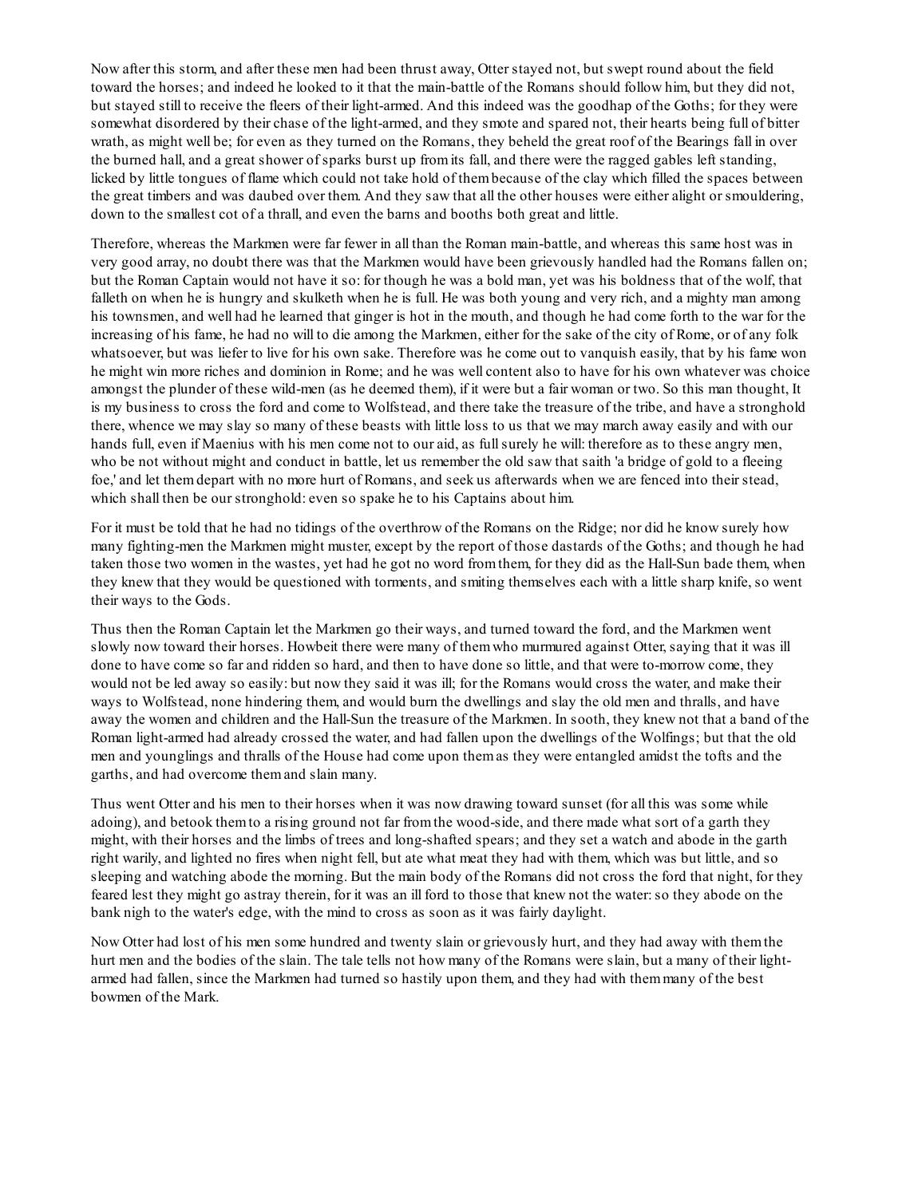Now after this storm, and after these men had been thrust away, Otter stayed not, but swept round about the field toward the horses; and indeed he looked to it that the main-battle of the Romans should follow him, but they did not, but stayed still to receive the fleers of their light-armed. And this indeed was the goodhap of the Goths; for they were somewhat disordered by their chase of the light-armed, and they smote and spared not, their hearts being full of bitter wrath, as might well be; for even as they turned on the Romans, they beheld the great roof of the Bearings fall in over the burned hall, and a great shower of sparks burst up from its fall, and there were the ragged gables left standing, licked by little tongues of flame which could not take hold of them because of the clay which filled the spaces between the great timbers and was daubed over them. And they saw that all the other houses were either alight or smouldering, down to the smallest cot of a thrall, and even the barns and booths both great and little.

Therefore, whereas the Markmen were far fewer in all than the Roman main-battle, and whereas this same host was in very good array, no doubt there was that the Markmen would have been grievously handled had the Romans fallen on; but the Roman Captain would not have it so: for though he was a bold man, yet was his boldness that of the wolf, that falleth on when he is hungry and skulketh when he is full. He was both young and very rich, and a mighty man among his townsmen, and well had he learned that ginger is hot in the mouth, and though he had come forth to the war for the increasing of his fame, he had no will to die among the Markmen, either for the sake of the city of Rome, or of any folk whatsoever, but was liefer to live for his own sake. Therefore was he come out to vanquish easily, that by his fame won he might win more riches and dominion in Rome; and he was well content also to have for his own whatever was choice amongst the plunder of these wild-men (as he deemed them), if it were but a fair woman or two. So this man thought, It is my business to cross the ford and come to Wolfstead, and there take the treasure of the tribe, and have a stronghold there, whence we may slay so many of these beasts with little loss to us that we may march away easily and with our hands full, even if Maenius with his men come not to our aid, as full surely he will: therefore as to these angry men, who be not without might and conduct in battle, let us remember the old saw that saith 'a bridge of gold to a fleeing foe,' and let them depart with no more hurt of Romans, and seek us afterwards when we are fenced into their stead, which shall then be our stronghold: even so spake he to his Captains about him.

For it must be told that he had no tidings of the overthrow of the Romans on the Ridge; nor did he know surely how many fighting-men the Markmen might muster, except by the report of those dastards of the Goths; and though he had taken those two women in the wastes, yet had he got no word from them, for they did as the Hall-Sun bade them, when they knew that they would be questioned with torments, and smiting themselves each with a little sharp knife, so went their ways to the Gods.

Thus then the Roman Captain let the Markmen go their ways, and turned toward the ford, and the Markmen went slowly now toward their horses. Howbeit there were many of them who murmured against Otter, saying that it was ill done to have come so far and ridden so hard, and then to have done so little, and that were to-morrow come, they would not be led away so easily: but now they said it was ill; for the Romans would cross the water, and make their ways to Wolfstead, none hindering them, and would burn the dwellings and slay the old men and thralls, and have away the women and children and the Hall-Sun the treasure of the Markmen. In sooth, they knew not that a band of the Roman light-armed had already crossed the water, and had fallen upon the dwellings of the Wolfings; but that the old men and younglings and thralls of the House had come upon them as they were entangled amidst the tofts and the garths, and had overcome them and slain many.

Thus went Otter and his men to their horses when it was now drawing toward sunset (for all this was some while adoing), and betook them to a rising ground not far from the wood-side, and there made what sort of a garth they might, with their horses and the limbs of trees and long-shafted spears; and they set a watch and abode in the garth right warily, and lighted no fires when night fell, but ate what meat they had with them, which was but little, and so sleeping and watching abode the morning. But the main body of the Romans did not cross the ford that night, for they feared lest they might go astray therein, for it was an ill ford to those that knew not the water: so they abode on the bank nigh to the water's edge, with the mind to cross as soon as it was fairly daylight.

Now Otter had lost of his men some hundred and twenty slain or grievously hurt, and they had away with them the hurt men and the bodies of the slain. The tale tells not how many of the Romans were slain, but a many of their light-armed had fallen, since the Markmen had turned so hastily upon them, and they had with them many of the best bowmen of the Mark.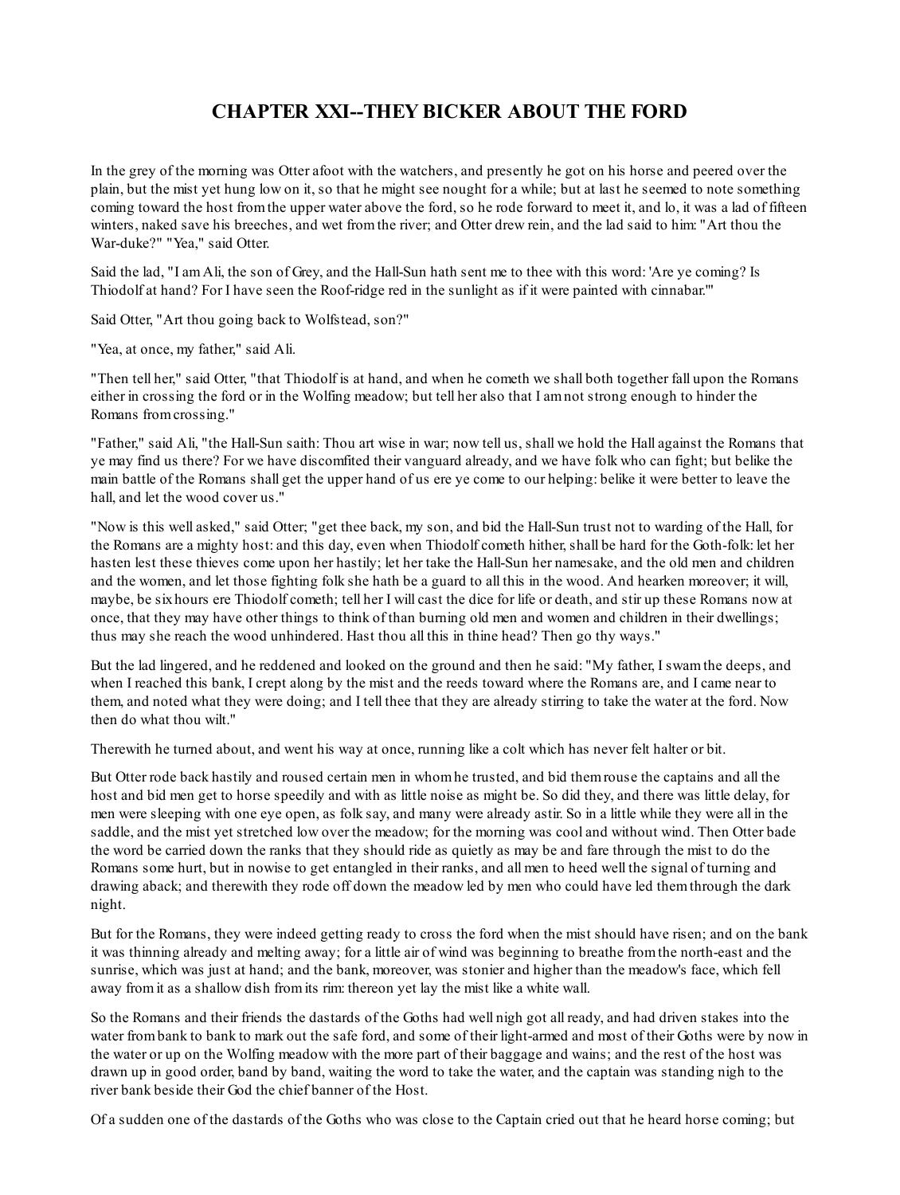# CHAPTER XXI--THEY BICKER ABOUT THE FORD

In the grey of the morning was Otter afoot with the watchers, and presently he got on his horse and peered over the plain, but the mist yet hung low on it, so that he might see nought for a while; but at last he seemed to note something coming toward the host from the upper water above the ford, so he rode forward to meet it, and lo, it was a lad of fifteen winters, naked save his breeches, and wet from the river; and Otter drew rein, and the lad said to him: "Art thou the War-duke?" "Yea," said Otter.

Said the lad, "I am Ali, the son of Grey, and the Hall-Sun hath sent me to thee with this word: 'Are ye coming? Is Thiodolf at hand? For I have seen the Roof-ridge red in the sunlight as if it were painted with cinnabar.'"

Said Otter, "Art thou going back to Wolfstead, son?"

"Yea, at once, my father," said Ali.

"Then tell her," said Otter, "that Thiodolf is at hand, and when he cometh we shall both together fall upon the Romans either in crossing the ford or in the Wolfing meadow; but tell her also that I am not strong enough to hinder the Romans from crossing."

"Father," said Ali, "the Hall-Sun saith: Thou art wise in war; now tell us, shall we hold the Hall against the Romans that ye may find us there? For we have discomfited their vanguard already, and we have folk who can fight; but belike the main battle of the Romans shall get the upper hand of us ere ye come to our helping: belike it were better to leave the hall, and let the wood cover us."

"Now is this well asked," said Otter; "get thee back, my son, and bid the Hall-Sun trust not to warding of the Hall, for the Romans are a mighty host: and this day, even when Thiodolf cometh hither, shall be hard for the Goth-folk: let her hasten lest these thieves come upon her hastily; let her take the Hall-Sun her namesake, and the old men and children and the women, and let those fighting folk she hath be a guard to all this in the wood. And hearken moreover; it will, maybe, be six hours ere Thiodolf cometh; tell her I will cast the dice for life or death, and stir up these Romans now at once, that they may have other things to think of than burning old men and women and children in their dwellings; thus may she reach the wood unhindered. Hast thou all this in thine head? Then go thy ways."

But the lad lingered, and he reddened and looked on the ground and then he said: "My father, I swam the deeps, and when I reached this bank, I crept along by the mist and the reeds toward where the Romans are, and I came near to them, and noted what they were doing; and I tell thee that they are already stirring to take the water at the ford. Now then do what thou wilt."

Therewith he turned about, and went his way at once, running like a colt which has never felt halter or bit.

But Otter rode back hastily and roused certain men in whom he trusted, and bid them rouse the captains and all the host and bid men get to horse speedily and with as little noise as might be. So did they, and there was little delay, for men were sleeping with one eye open, as folk say, and many were already astir. So in a little while they were all in the saddle, and the mist yet stretched low over the meadow; for the morning was cool and without wind. Then Otter bade the word be carried down the ranks that they should ride as quietly as may be and fare through the mist to do the Romans some hurt, but in nowise to get entangled in their ranks, and all men to heed well the signal of turning and drawing aback; and therewith they rode off down the meadow led by men who could have led them through the dark night.

But for the Romans, they were indeed getting ready to cross the ford when the mist should have risen; and on the bank it was thinning already and melting away; for a little air of wind was beginning to breathe from the north-east and the sunrise, which was just at hand; and the bank, moreover, was stonier and higher than the meadow's face, which fell away from it as a shallow dish from its rim: thereon yet lay the mist like a white wall.

So the Romans and their friends the dastards of the Goths had well nigh got all ready, and had driven stakes into the water from bank to bank to mark out the safe ford, and some of their light-armed and most of their Goths were by now in the water or up on the Wolfing meadow with the more part of their baggage and wains; and the rest of the host was drawn up in good order, band by band, waiting the word to take the water, and the captain was standing nigh to the river bank beside their God the chief banner of the Host.

Of a sudden one of the dastards of the Goths who was close to the Captain cried out that he heard horse coming; but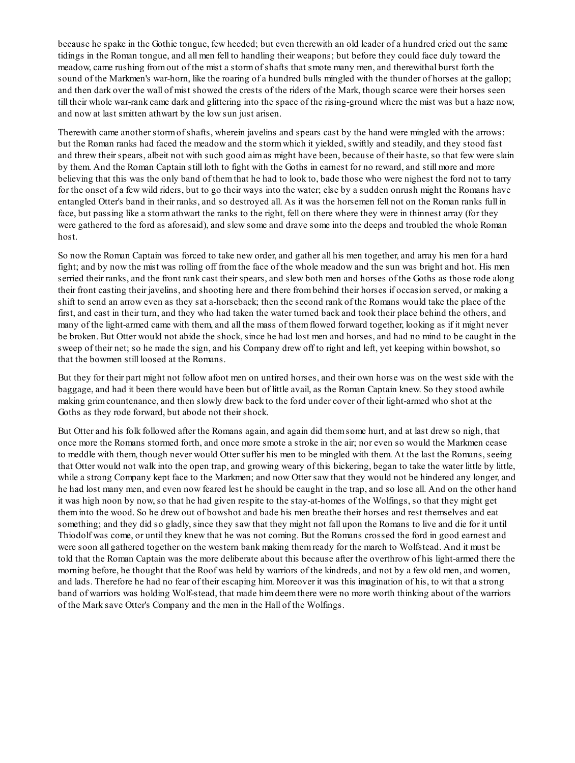because he spake in the Gothic tongue, few heeded; but even therewith an old leader of a hundred cried out the same tidings in the Roman tongue, and all men fell to handling their weapons; but before they could face duly toward the meadow, came rushing from out of the mist a storm of shafts that smote many men, and therewithal burst forth the sound of the Markmen's war-horn, like the roaring of a hundred bulls mingled with the thunder of horses at the gallop; and then dark over the wall of mist showed the crests of the riders of the Mark, though scarce were their horses seen till their whole war-rank came dark and glittering into the space of the rising-ground where the mist was but a haze now, and now at last smitten athwart by the low sun just arisen.

Therewith came another storm of shafts, wherein javelins and spears cast by the hand were mingled with the arrows: but the Roman ranks had faced the meadow and the storm which it yielded, swiftly and steadily, and they stood fast and threw their spears, albeit not with such good aim as might have been, because of their haste, so that few were slain by them. And the Roman Captain still loth to fight with the Goths in earnest for no reward, and still more and more believing that this was the only band of them that he had to look to, bade those who were nighest the ford not to tarry for the onset of a few wild riders, but to go their ways into the water; else by a sudden onrush might the Romans have entangled Otter's band in their ranks, and so destroyed all. As it was the horsemen fell not on the Roman ranks full in face, but passing like a storm athwart the ranks to the right, fell on there where they were in thinnest array (for they were gathered to the ford as aforesaid), and slew some and drave some into the deeps and troubled the whole Roman host.

So now the Roman Captain was forced to take new order, and gather all his men together, and array his men for a hard fight; and by now the mist was rolling off from the face of the whole meadow and the sun was bright and hot. His men serried their ranks, and the front rank cast their spears, and slew both men and horses of the Goths as those rode along their front casting their javelins, and shooting here and there from behind their horses if occasion served, or making a shift to send an arrow even as they sat a-horseback; then the second rank of the Romans would take the place of the first, and cast in their turn, and they who had taken the water turned back and took their place behind the others, and many of the light-armed came with them, and all the mass of them flowed forward together, looking as if it might never be broken. But Otter would not abide the shock, since he had lost men and horses, and had no mind to be caught in the sweep of their net; so he made the sign, and his Company drew off to right and left, yet keeping within bowshot, so that the bowmen still loosed at the Romans.

But they for their part might not follow afoot men on untired horses, and their own horse was on the west side with the baggage, and had it been there would have been but of little avail, as the Roman Captain knew. So they stood awhile making grim countenance, and then slowly drew back to the ford under cover of their light-armed who shot at the Goths as they rode forward, but abode not their shock.

But Otter and his folk followed after the Romans again, and again did them some hurt, and at last drew so nigh, that once more the Romans stormed forth, and once more smote a stroke in the air; nor even so would the Markmen cease to meddle with them, though never would Otter suffer his men to be mingled with them. At the last the Romans, seeing that Otter would not walk into the open trap, and growing weary of this bickering, began to take the water little by little, while a strong Company kept face to the Markmen; and now Otter saw that they would not be hindered any longer, and he had lost many men, and even now feared lest he should be caught in the trap, and so lose all. And on the other hand it was high noon by now, so that he had given respite to the stay-at-homes of the Wolfings, so that they might get them into the wood. So he drew out of bowshot and bade his men breathe their horses and rest themselves and eat something; and they did so gladly, since they saw that they might not fall upon the Romans to live and die for it until Thiodolf was come, or until they knew that he was not coming. But the Romans crossed the ford in good earnest and were soon all gathered together on the western bank making them ready for the march to Wolfstead. And it must be told that the Roman Captain was the more deliberate about this because after the overthrow of his light-armed there the morning before, he thought that the Roof was held by warriors of the kindreds, and not by a few old men, and women, and lads. Therefore he had no fear of their escaping him. Moreover it was this imagination of his, to wit that a strong band of warriors was holding Wolf-stead, that made him deem there were no more worth thinking about of the warriors of the Mark save Otter's Company and the men in the Hall of the Wolfings.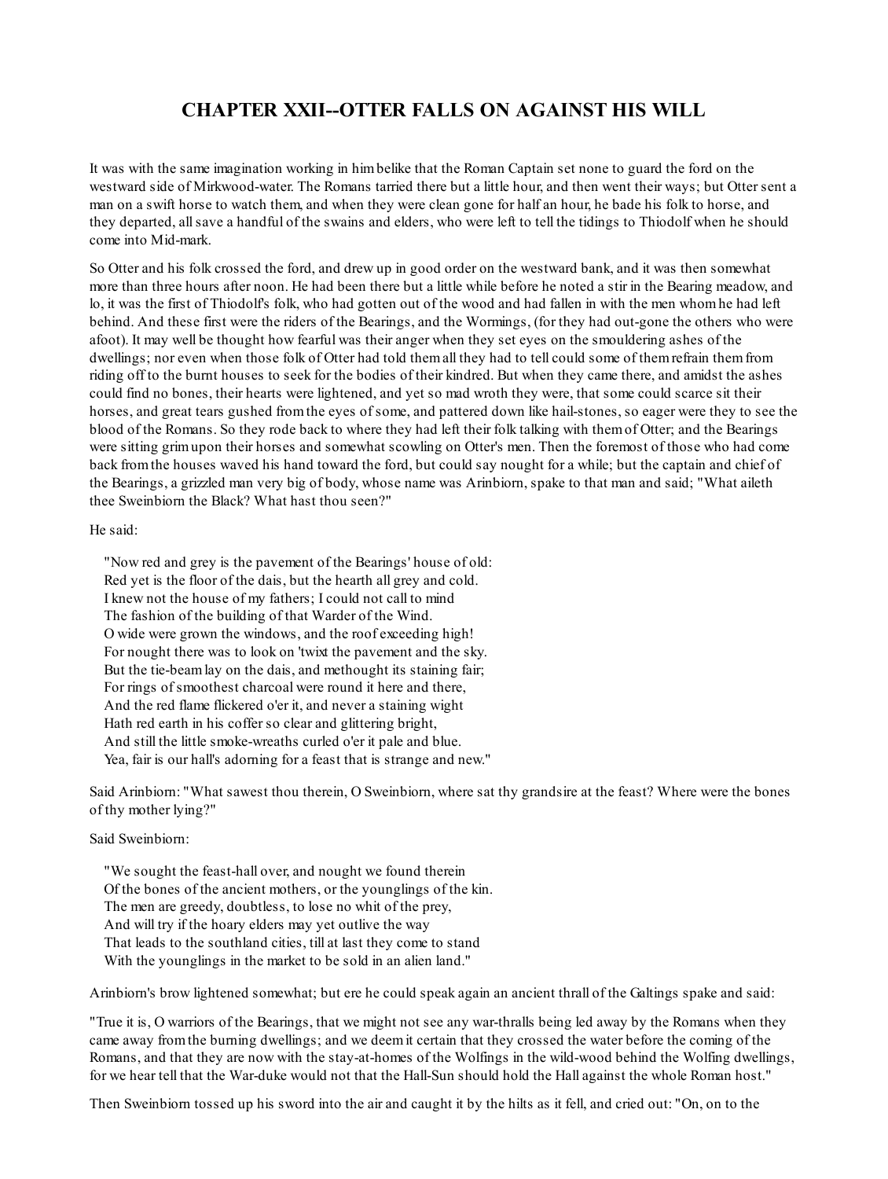# CHAPTER XXII--OTTER FALLS ON AGAINST HIS WILL

It was with the same imagination working in him belike that the Roman Captain set none to guard the ford on the westward side of Mirkwood-water. The Romans tarried there but a little hour, and then went their ways; but Otter sent a man on a swift horse to watch them, and when they were clean gone for half an hour, he bade his folk to horse, and they departed, all save a handful of the swains and elders, who were left to tell the tidings to Thiodolf when he should come into Mid-mark.

So Otter and his folk crossed the ford, and drew up in good order on the westward bank, and it was then somewhat more than three hours after noon. He had been there but a little while before he noted a stir in the Bearing meadow, and lo, it was the first of Thiodolf's folk, who had gotten out of the wood and had fallen in with the men whom he had left behind. And these first were the riders of the Bearings, and the Wormings, (for they had out-gone the others who were afoot). It may well be thought how fearful was their anger when they set eyes on the smouldering ashes of the dwellings; nor even when those folk of Otter had told them all they had to tell could some of them refrain them from riding off to the burnt houses to seek for the bodies of their kindred. But when they came there, and amidst the ashes could find no bones, their hearts were lightened, and yet so mad wroth they were, that some could scarce sit their horses, and great tears gushed from the eyes of some, and pattered down like hail-stones, so eager were they to see the blood of the Romans. So they rode back to where they had left their folk talking with them of Otter; and the Bearings were sitting grim upon their horses and somewhat scowling on Otter's men. Then the foremost of those who had come back from the houses waved his hand toward the ford, but could say nought for a while; but the captain and chief of the Bearings, a grizzled man very big of body, whose name was Arinbiorn, spake to that man and said; "What aileth thee Sweinbiorn the Black? What hast thou seen?"

He said:

> "Now red and grey is the pavement of the Bearings' house of old:
> Red yet is the floor of the dais, but the hearth all grey and cold.
> I knew not the house of my fathers; I could not call to mind
> The fashion of the building of that Warder of the Wind.
> O wide were grown the windows, and the roof exceeding high!
> For nought there was to look on 'twixt the pavement and the sky.
> But the tie-beam lay on the dais, and methought its staining fair;
> For rings of smoothest charcoal were round it here and there,
> And the red flame flickered o'er it, and never a staining wight
> Hath red earth in his coffer so clear and glittering bright,
> And still the little smoke-wreaths curled o'er it pale and blue.
> Yea, fair is our hall's adorning for a feast that is strange and new."

Said Arinbiorn: "What sawest thou therein, O Sweinbiorn, where sat thy grandsire at the feast? Where were the bones of thy mother lying?"

Said Sweinbiorn:

> "We sought the feast-hall over, and nought we found therein
> Of the bones of the ancient mothers, or the younglings of the kin.
> The men are greedy, doubtless, to lose no whit of the prey,
> And will try if the hoary elders may yet outlive the way
> That leads to the southland cities, till at last they come to stand
> With the younglings in the market to be sold in an alien land."

Arinbiorn's brow lightened somewhat; but ere he could speak again an ancient thrall of the Galtings spake and said:

"True it is, O warriors of the Bearings, that we might not see any war-thralls being led away by the Romans when they came away from the burning dwellings; and we deem it certain that they crossed the water before the coming of the Romans, and that they are now with the stay-at-homes of the Wolfings in the wild-wood behind the Wolfing dwellings, for we hear tell that the War-duke would not that the Hall-Sun should hold the Hall against the whole Roman host."

Then Sweinbiorn tossed up his sword into the air and caught it by the hilts as it fell, and cried out: "On, on to the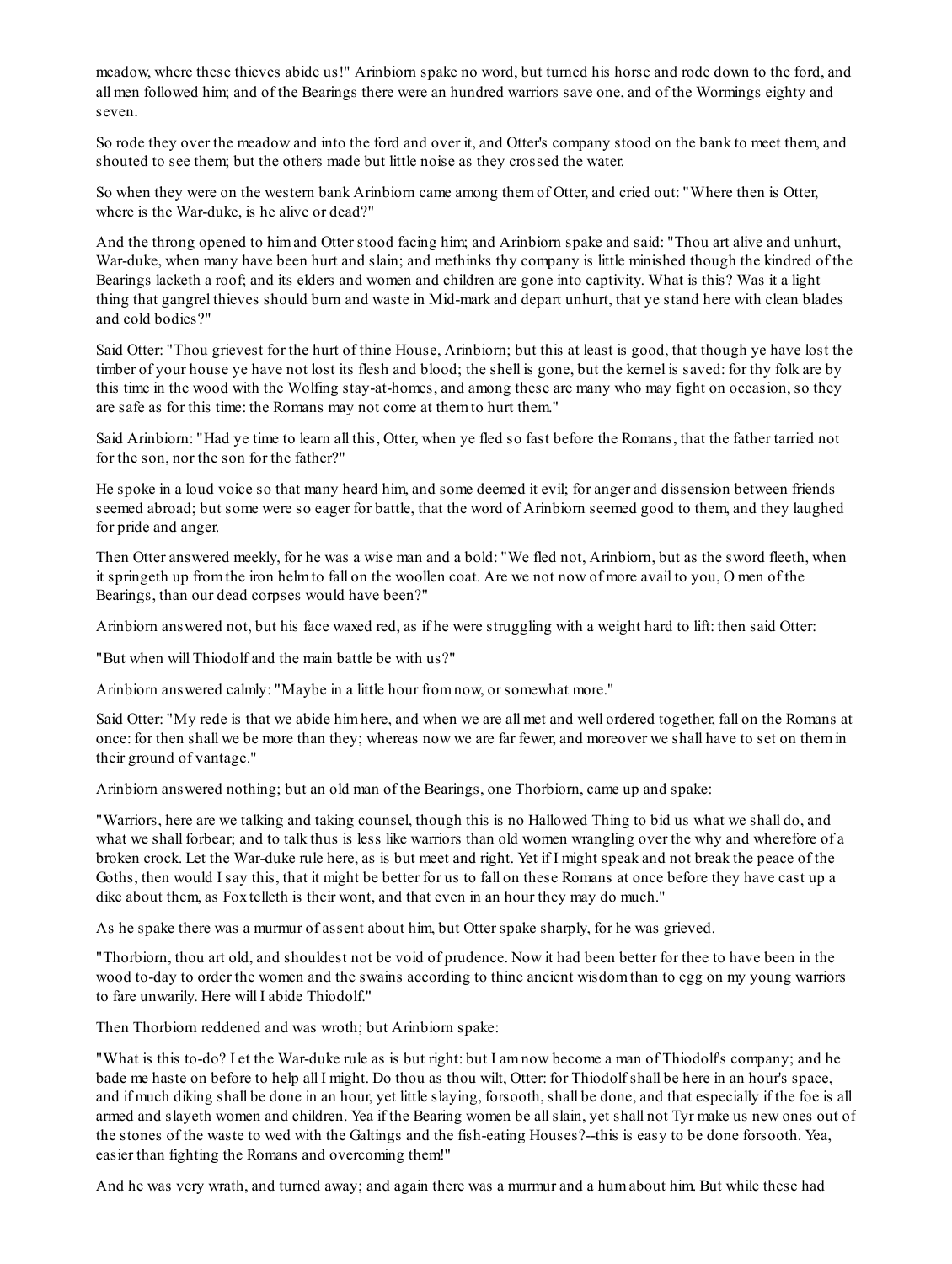meadow, where these thieves abide us!" Arinbiorn spake no word, but turned his horse and rode down to the ford, and all men followed him; and of the Bearings there were an hundred warriors save one, and of the Wormings eighty and seven.

So rode they over the meadow and into the ford and over it, and Otter's company stood on the bank to meet them, and shouted to see them; but the others made but little noise as they crossed the water.

So when they were on the western bank Arinbiorn came among them of Otter, and cried out: "Where then is Otter, where is the War-duke, is he alive or dead?"

And the throng opened to him and Otter stood facing him; and Arinbiorn spake and said: "Thou art alive and unhurt, War-duke, when many have been hurt and slain; and methinks thy company is little minished though the kindred of the Bearings lacketh a roof; and its elders and women and children are gone into captivity. What is this? Was it a light thing that gangrel thieves should burn and waste in Mid-mark and depart unhurt, that ye stand here with clean blades and cold bodies?"

Said Otter: "Thou grievest for the hurt of thine House, Arinbiorn; but this at least is good, that though ye have lost the timber of your house ye have not lost its flesh and blood; the shell is gone, but the kernel is saved: for thy folk are by this time in the wood with the Wolfing stay-at-homes, and among these are many who may fight on occasion, so they are safe as for this time: the Romans may not come at them to hurt them."

Said Arinbiorn: "Had ye time to learn all this, Otter, when ye fled so fast before the Romans, that the father tarried not for the son, nor the son for the father?"

He spoke in a loud voice so that many heard him, and some deemed it evil; for anger and dissension between friends seemed abroad; but some were so eager for battle, that the word of Arinbiorn seemed good to them, and they laughed for pride and anger.

Then Otter answered meekly, for he was a wise man and a bold: "We fled not, Arinbiorn, but as the sword fleeth, when it springeth up from the iron helm to fall on the woollen coat. Are we not now of more avail to you, O men of the Bearings, than our dead corpses would have been?"

Arinbiorn answered not, but his face waxed red, as if he were struggling with a weight hard to lift: then said Otter:

"But when will Thiodolf and the main battle be with us?"

Arinbiorn answered calmly: "Maybe in a little hour from now, or somewhat more."

Said Otter: "My rede is that we abide him here, and when we are all met and well ordered together, fall on the Romans at once: for then shall we be more than they; whereas now we are far fewer, and moreover we shall have to set on them in their ground of vantage."

Arinbiorn answered nothing; but an old man of the Bearings, one Thorbiorn, came up and spake:

"Warriors, here are we talking and taking counsel, though this is no Hallowed Thing to bid us what we shall do, and what we shall forbear; and to talk thus is less like warriors than old women wrangling over the why and wherefore of a broken crock. Let the War-duke rule here, as is but meet and right. Yet if I might speak and not break the peace of the Goths, then would I say this, that it might be better for us to fall on these Romans at once before they have cast up a dike about them, as Fox telleth is their wont, and that even in an hour they may do much."

As he spake there was a murmur of assent about him, but Otter spake sharply, for he was grieved.

"Thorbiorn, thou art old, and shouldest not be void of prudence. Now it had been better for thee to have been in the wood to-day to order the women and the swains according to thine ancient wisdom than to egg on my young warriors to fare unwarily. Here will I abide Thiodolf."

Then Thorbiorn reddened and was wroth; but Arinbiorn spake:

"What is this to-do? Let the War-duke rule as is but right: but I am now become a man of Thiodolf's company; and he bade me haste on before to help all I might. Do thou as thou wilt, Otter: for Thiodolf shall be here in an hour's space, and if much diking shall be done in an hour, yet little slaying, forsooth, shall be done, and that especially if the foe is all armed and slayeth women and children. Yea if the Bearing women be all slain, yet shall not Tyr make us new ones out of the stones of the waste to wed with the Galtings and the fish-eating Houses?--this is easy to be done forsooth. Yea, easier than fighting the Romans and overcoming them!"

And he was very wrath, and turned away; and again there was a murmur and a hum about him. But while these had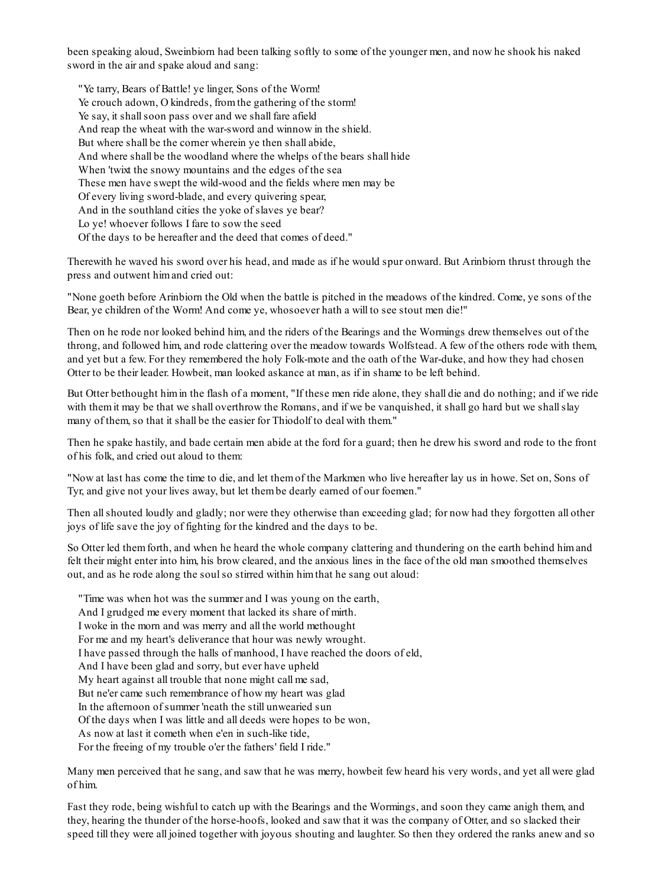been speaking aloud, Sweinbiorn had been talking softly to some of the younger men, and now he shook his naked sword in the air and spake aloud and sang:

> "Ye tarry, Bears of Battle! ye linger, Sons of the Worm!  
> Ye crouch adown, O kindreds, from the gathering of the storm!  
> Ye say, it shall soon pass over and we shall fare afield  
> And reap the wheat with the war-sword and winnow in the shield.  
> But where shall be the corner wherein ye then shall abide,  
> And where shall be the woodland where the whelps of the bears shall hide  
> When 'twixt the snowy mountains and the edges of the sea  
> These men have swept the wild-wood and the fields where men may be  
> Of every living sword-blade, and every quivering spear,  
> And in the southland cities the yoke of slaves ye bear?  
> Lo ye! whoever follows I fare to sow the seed  
> Of the days to be hereafter and the deed that comes of deed."

Therewith he waved his sword over his head, and made as if he would spur onward. But Arinbiorn thrust through the press and outwent him and cried out:

"None goeth before Arinbiorn the Old when the battle is pitched in the meadows of the kindred. Come, ye sons of the Bear, ye children of the Worm! And come ye, whosoever hath a will to see stout men die!"

Then on he rode nor looked behind him, and the riders of the Bearings and the Wormings drew themselves out of the throng, and followed him, and rode clattering over the meadow towards Wolfstead. A few of the others rode with them, and yet but a few. For they remembered the holy Folk-mote and the oath of the War-duke, and how they had chosen Otter to be their leader. Howbeit, man looked askance at man, as if in shame to be left behind.

But Otter bethought him in the flash of a moment, "If these men ride alone, they shall die and do nothing; and if we ride with them it may be that we shall overthrow the Romans, and if we be vanquished, it shall go hard but we shall slay many of them, so that it shall be the easier for Thiodolf to deal with them."

Then he spake hastily, and bade certain men abide at the ford for a guard; then he drew his sword and rode to the front of his folk, and cried out aloud to them:

"Now at last has come the time to die, and let them of the Markmen who live hereafter lay us in howe. Set on, Sons of Tyr, and give not your lives away, but let them be dearly earned of our foemen."

Then all shouted loudly and gladly; nor were they otherwise than exceeding glad; for now had they forgotten all other joys of life save the joy of fighting for the kindred and the days to be.

So Otter led them forth, and when he heard the whole company clattering and thundering on the earth behind him and felt their might enter into him, his brow cleared, and the anxious lines in the face of the old man smoothed themselves out, and as he rode along the soul so stirred within him that he sang out aloud:

> "Time was when hot was the summer and I was young on the earth,  
> And I grudged me every moment that lacked its share of mirth.  
> I woke in the morn and was merry and all the world methought  
> For me and my heart's deliverance that hour was newly wrought.  
> I have passed through the halls of manhood, I have reached the doors of eld,  
> And I have been glad and sorry, but ever have upheld  
> My heart against all trouble that none might call me sad,  
> But ne'er came such remembrance of how my heart was glad  
> In the afternoon of summer 'neath the still unwearied sun  
> Of the days when I was little and all deeds were hopes to be won,  
> As now at last it cometh when e'en in such-like tide,  
> For the freeing of my trouble o'er the fathers' field I ride."

Many men perceived that he sang, and saw that he was merry, howbeit few heard his very words, and yet all were glad of him.

Fast they rode, being wishful to catch up with the Bearings and the Wormings, and soon they came anigh them, and they, hearing the thunder of the horse-hoofs, looked and saw that it was the company of Otter, and so slacked their speed till they were all joined together with joyous shouting and laughter. So then they ordered the ranks anew and so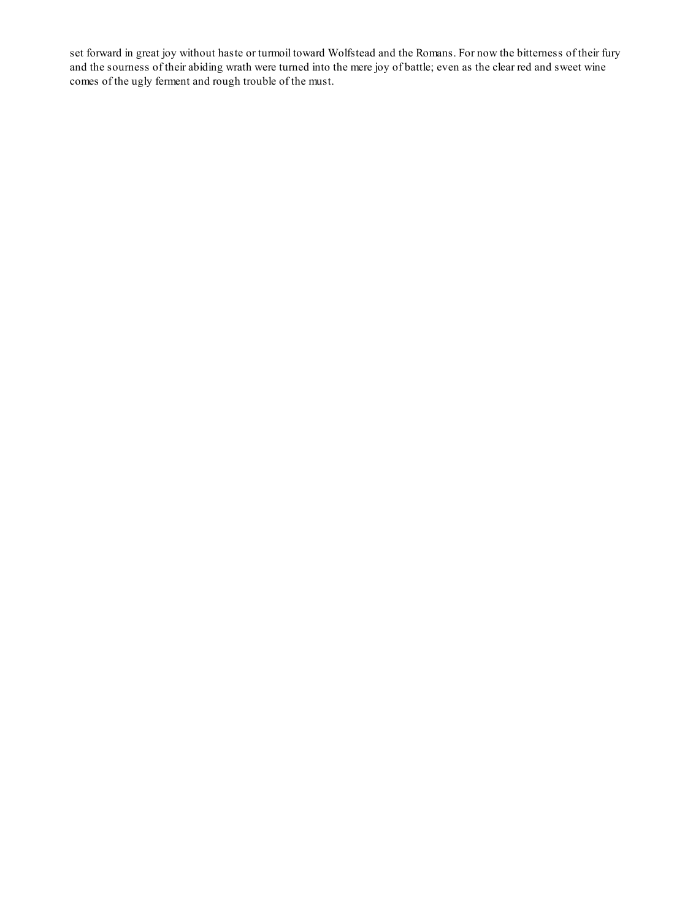set forward in great joy without haste or turmoil toward Wolfstead and the Romans. For now the bitterness of their fury and the sourness of their abiding wrath were turned into the mere joy of battle; even as the clear red and sweet wine comes of the ugly ferment and rough trouble of the must.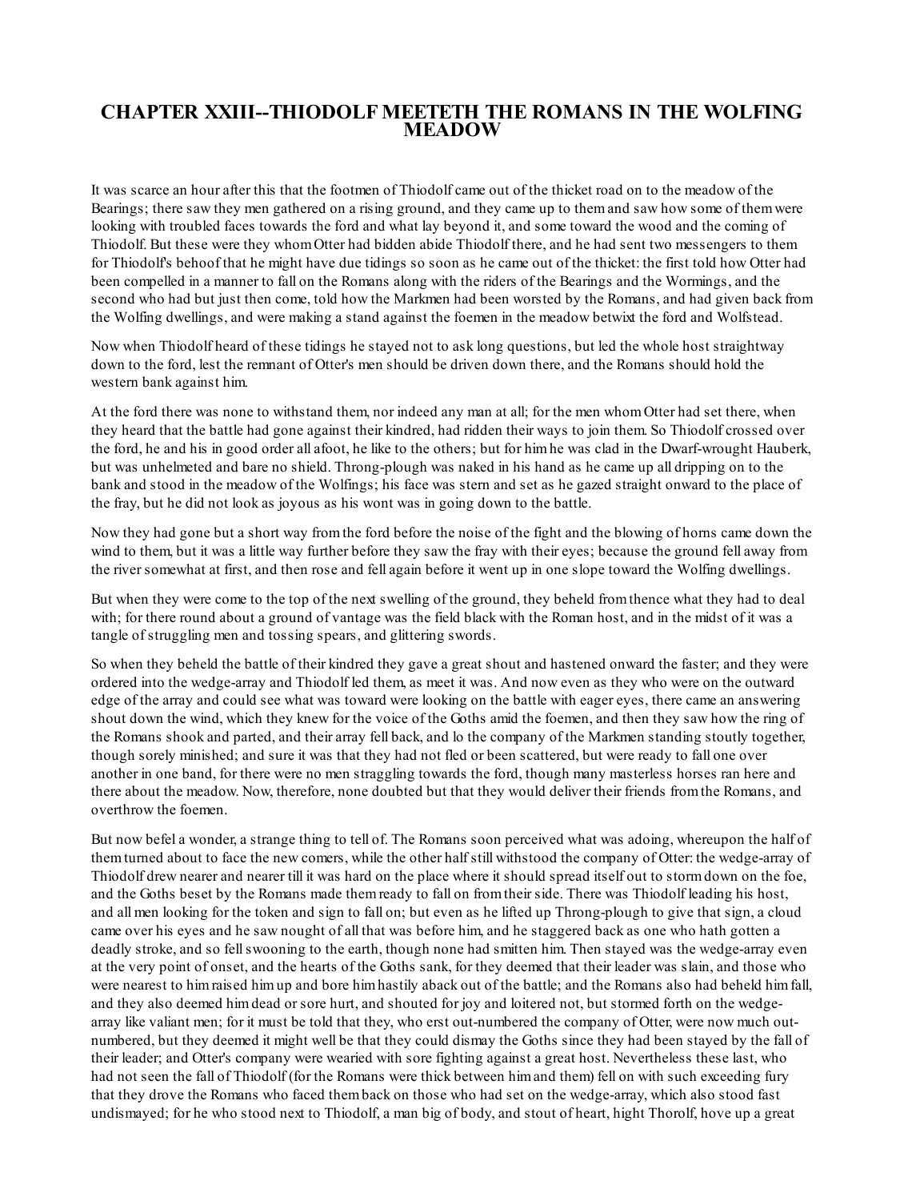# CHAPTER XXIII--THIODOLF MEETETH THE ROMANS IN THE WOLFING MEADOW

It was scarce an hour after this that the footmen of Thiodolf came out of the thicket road on to the meadow of the Bearings; there saw they men gathered on a rising ground, and they came up to them and saw how some of them were looking with troubled faces towards the ford and what lay beyond it, and some toward the wood and the coming of Thiodolf. But these were they whom Otter had bidden abide Thiodolf there, and he had sent two messengers to them for Thiodolf's behoof that he might have due tidings so soon as he came out of the thicket: the first told how Otter had been compelled in a manner to fall on the Romans along with the riders of the Bearings and the Wormings, and the second who had but just then come, told how the Markmen had been worsted by the Romans, and had given back from the Wolfing dwellings, and were making a stand against the foemen in the meadow betwixt the ford and Wolfstead.

Now when Thiodolf heard of these tidings he stayed not to ask long questions, but led the whole host straightway down to the ford, lest the remnant of Otter's men should be driven down there, and the Romans should hold the western bank against him.

At the ford there was none to withstand them, nor indeed any man at all; for the men whom Otter had set there, when they heard that the battle had gone against their kindred, had ridden their ways to join them. So Thiodolf crossed over the ford, he and his in good order all afoot, he like to the others; but for him he was clad in the Dwarf-wrought Hauberk, but was unhelmeted and bare no shield. Throng-plough was naked in his hand as he came up all dripping on to the bank and stood in the meadow of the Wolfings; his face was stern and set as he gazed straight onward to the place of the fray, but he did not look as joyous as his wont was in going down to the battle.

Now they had gone but a short way from the ford before the noise of the fight and the blowing of horns came down the wind to them, but it was a little way further before they saw the fray with their eyes; because the ground fell away from the river somewhat at first, and then rose and fell again before it went up in one slope toward the Wolfing dwellings.

But when they were come to the top of the next swelling of the ground, they beheld from thence what they had to deal with; for there round about a ground of vantage was the field black with the Roman host, and in the midst of it was a tangle of struggling men and tossing spears, and glittering swords.

So when they beheld the battle of their kindred they gave a great shout and hastened onward the faster; and they were ordered into the wedge-array and Thiodolf led them, as meet it was. And now even as they who were on the outward edge of the array and could see what was toward were looking on the battle with eager eyes, there came an answering shout down the wind, which they knew for the voice of the Goths amid the foemen, and then they saw how the ring of the Romans shook and parted, and their array fell back, and lo the company of the Markmen standing stoutly together, though sorely minished; and sure it was that they had not fled or been scattered, but were ready to fall one over another in one band, for there were no men straggling towards the ford, though many masterless horses ran here and there about the meadow. Now, therefore, none doubted but that they would deliver their friends from the Romans, and overthrow the foemen.

But now befel a wonder, a strange thing to tell of. The Romans soon perceived what was adoing, whereupon the half of them turned about to face the new comers, while the other half still withstood the company of Otter: the wedge-array of Thiodolf drew nearer and nearer till it was hard on the place where it should spread itself out to storm down on the foe, and the Goths beset by the Romans made them ready to fall on from their side. There was Thiodolf leading his host, and all men looking for the token and sign to fall on; but even as he lifted up Throng-plough to give that sign, a cloud came over his eyes and he saw nought of all that was before him, and he staggered back as one who hath gotten a deadly stroke, and so fell swooning to the earth, though none had smitten him. Then stayed was the wedge-array even at the very point of onset, and the hearts of the Goths sank, for they deemed that their leader was slain, and those who were nearest to him raised him up and bore him hastily aback out of the battle; and the Romans also had beheld him fall, and they also deemed him dead or sore hurt, and shouted for joy and loitered not, but stormed forth on the wedge-array like valiant men; for it must be told that they, who erst out-numbered the company of Otter, were now much out-numbered, but they deemed it might well be that they could dismay the Goths since they had been stayed by the fall of their leader; and Otter's company were wearied with sore fighting against a great host. Nevertheless these last, who had not seen the fall of Thiodolf (for the Romans were thick between him and them) fell on with such exceeding fury that they drove the Romans who faced them back on those who had set on the wedge-array, which also stood fast undismayed; for he who stood next to Thiodolf, a man big of body, and stout of heart, hight Thorolf, hove up a great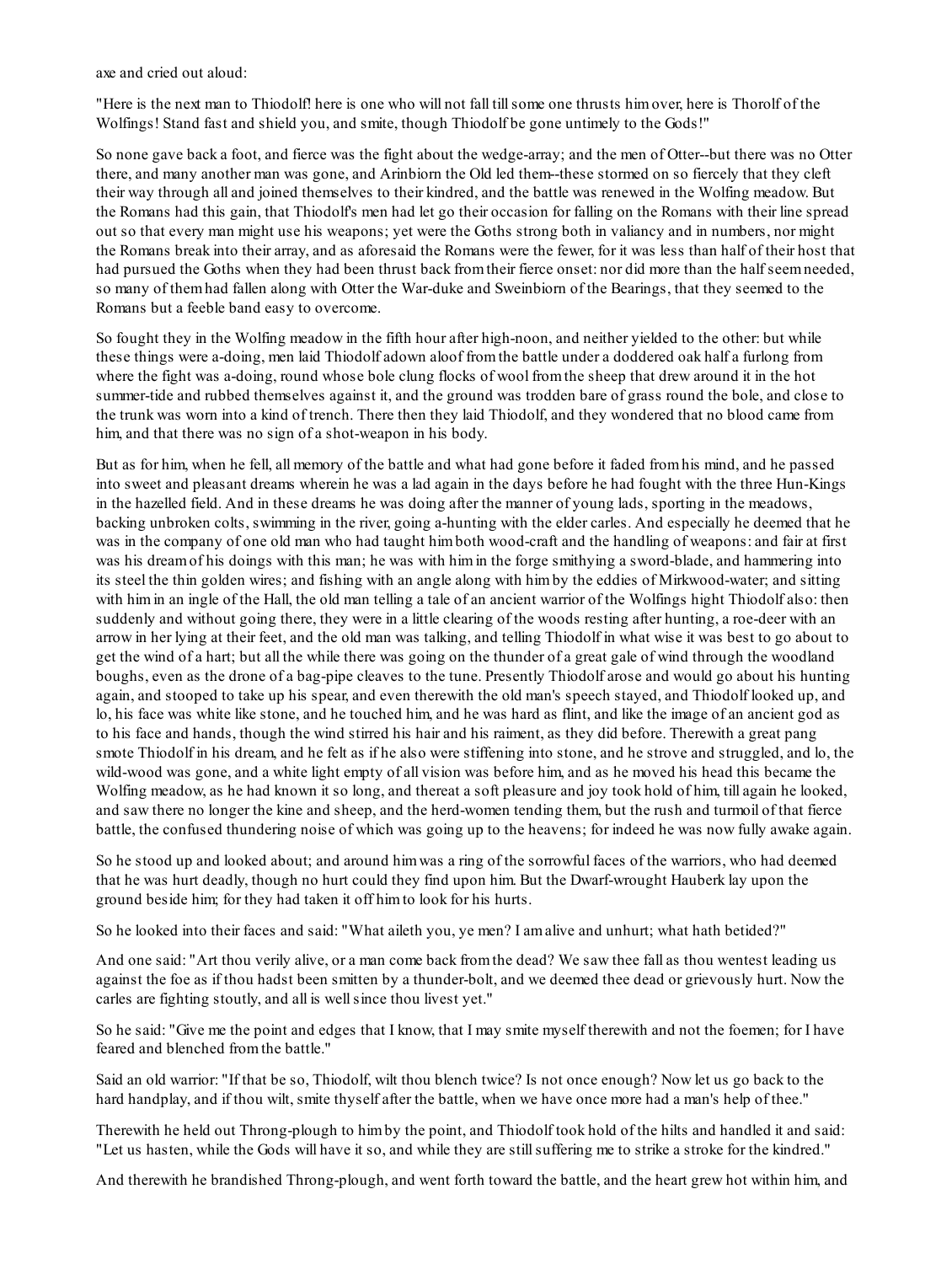axe and cried out aloud:

"Here is the next man to Thiodolf! here is one who will not fall till some one thrusts him over, here is Thorolf of the Wolfings! Stand fast and shield you, and smite, though Thiodolf be gone untimely to the Gods!"

So none gave back a foot, and fierce was the fight about the wedge-array; and the men of Otter--but there was no Otter there, and many another man was gone, and Arinbiorn the Old led them--these stormed on so fiercely that they cleft their way through all and joined themselves to their kindred, and the battle was renewed in the Wolfing meadow. But the Romans had this gain, that Thiodolf's men had let go their occasion for falling on the Romans with their line spread out so that every man might use his weapons; yet were the Goths strong both in valiancy and in numbers, nor might the Romans break into their array, and as aforesaid the Romans were the fewer, for it was less than half of their host that had pursued the Goths when they had been thrust back from their fierce onset: nor did more than the half seem needed, so many of them had fallen along with Otter the War-duke and Sweinbiorn of the Bearings, that they seemed to the Romans but a feeble band easy to overcome.

So fought they in the Wolfing meadow in the fifth hour after high-noon, and neither yielded to the other: but while these things were a-doing, men laid Thiodolf adown aloof from the battle under a doddered oak half a furlong from where the fight was a-doing, round whose bole clung flocks of wool from the sheep that drew around it in the hot summer-tide and rubbed themselves against it, and the ground was trodden bare of grass round the bole, and close to the trunk was worn into a kind of trench. There then they laid Thiodolf, and they wondered that no blood came from him, and that there was no sign of a shot-weapon in his body.

But as for him, when he fell, all memory of the battle and what had gone before it faded from his mind, and he passed into sweet and pleasant dreams wherein he was a lad again in the days before he had fought with the three Hun-Kings in the hazelled field. And in these dreams he was doing after the manner of young lads, sporting in the meadows, backing unbroken colts, swimming in the river, going a-hunting with the elder carles. And especially he deemed that he was in the company of one old man who had taught him both wood-craft and the handling of weapons: and fair at first was his dream of his doings with this man; he was with him in the forge smithying a sword-blade, and hammering into its steel the thin golden wires; and fishing with an angle along with him by the eddies of Mirkwood-water; and sitting with him in an ingle of the Hall, the old man telling a tale of an ancient warrior of the Wolfings hight Thiodolf also: then suddenly and without going there, they were in a little clearing of the woods resting after hunting, a roe-deer with an arrow in her lying at their feet, and the old man was talking, and telling Thiodolf in what wise it was best to go about to get the wind of a hart; but all the while there was going on the thunder of a great gale of wind through the woodland boughs, even as the drone of a bag-pipe cleaves to the tune. Presently Thiodolf arose and would go about his hunting again, and stooped to take up his spear, and even therewith the old man's speech stayed, and Thiodolf looked up, and lo, his face was white like stone, and he touched him, and he was hard as flint, and like the image of an ancient god as to his face and hands, though the wind stirred his hair and his raiment, as they did before. Therewith a great pang smote Thiodolf in his dream, and he felt as if he also were stiffening into stone, and he strove and struggled, and lo, the wild-wood was gone, and a white light empty of all vision was before him, and as he moved his head this became the Wolfing meadow, as he had known it so long, and thereat a soft pleasure and joy took hold of him, till again he looked, and saw there no longer the kine and sheep, and the herd-women tending them, but the rush and turmoil of that fierce battle, the confused thundering noise of which was going up to the heavens; for indeed he was now fully awake again.

So he stood up and looked about; and around him was a ring of the sorrowful faces of the warriors, who had deemed that he was hurt deadly, though no hurt could they find upon him. But the Dwarf-wrought Hauberk lay upon the ground beside him; for they had taken it off him to look for his hurts.

So he looked into their faces and said: "What aileth you, ye men? I am alive and unhurt; what hath betided?"

And one said: "Art thou verily alive, or a man come back from the dead? We saw thee fall as thou wentest leading us against the foe as if thou hadst been smitten by a thunder-bolt, and we deemed thee dead or grievously hurt. Now the carles are fighting stoutly, and all is well since thou livest yet."

So he said: "Give me the point and edges that I know, that I may smite myself therewith and not the foemen; for I have feared and blenched from the battle."

Said an old warrior: "If that be so, Thiodolf, wilt thou blench twice? Is not once enough? Now let us go back to the hard handplay, and if thou wilt, smite thyself after the battle, when we have once more had a man's help of thee."

Therewith he held out Throng-plough to him by the point, and Thiodolf took hold of the hilts and handled it and said: "Let us hasten, while the Gods will have it so, and while they are still suffering me to strike a stroke for the kindred."

And therewith he brandished Throng-plough, and went forth toward the battle, and the heart grew hot within him, and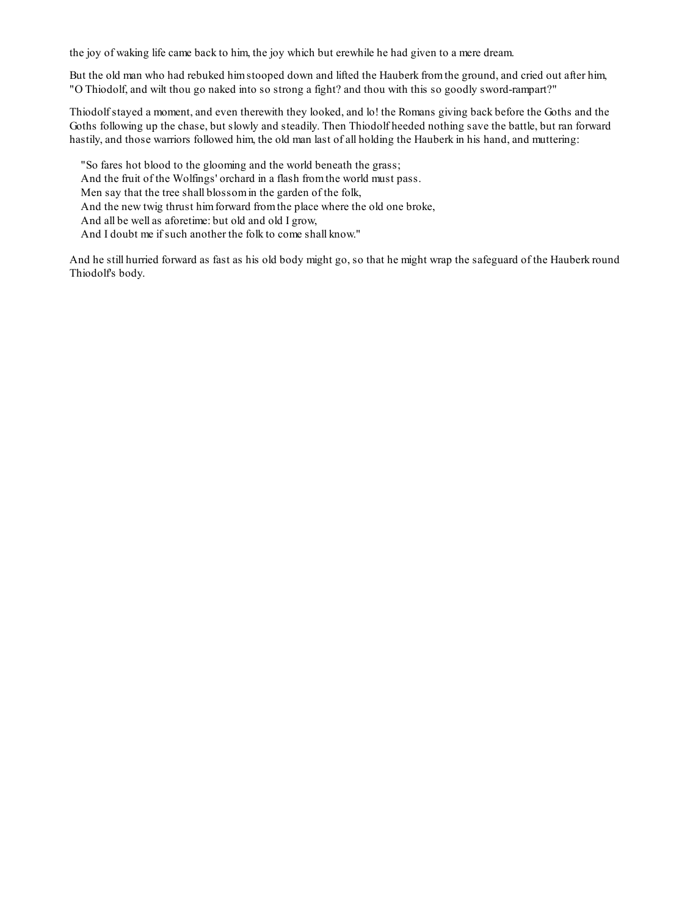the joy of waking life came back to him, the joy which but erewhile he had given to a mere dream.

But the old man who had rebuked him stooped down and lifted the Hauberk from the ground, and cried out after him, "O Thiodolf, and wilt thou go naked into so strong a fight? and thou with this so goodly sword-rampart?"

Thiodolf stayed a moment, and even therewith they looked, and lo! the Romans giving back before the Goths and the Goths following up the chase, but slowly and steadily. Then Thiodolf heeded nothing save the battle, but ran forward hastily, and those warriors followed him, the old man last of all holding the Hauberk in his hand, and muttering:

> "So fares hot blood to the glooming and the world beneath the grass;  
> And the fruit of the Wolfings' orchard in a flash from the world must pass.  
> Men say that the tree shall blossom in the garden of the folk,  
> And the new twig thrust him forward from the place where the old one broke,  
> And all be well as aforetime: but old and old I grow,  
> And I doubt me if such another the folk to come shall know."

And he still hurried forward as fast as his old body might go, so that he might wrap the safeguard of the Hauberk round Thiodolf's body.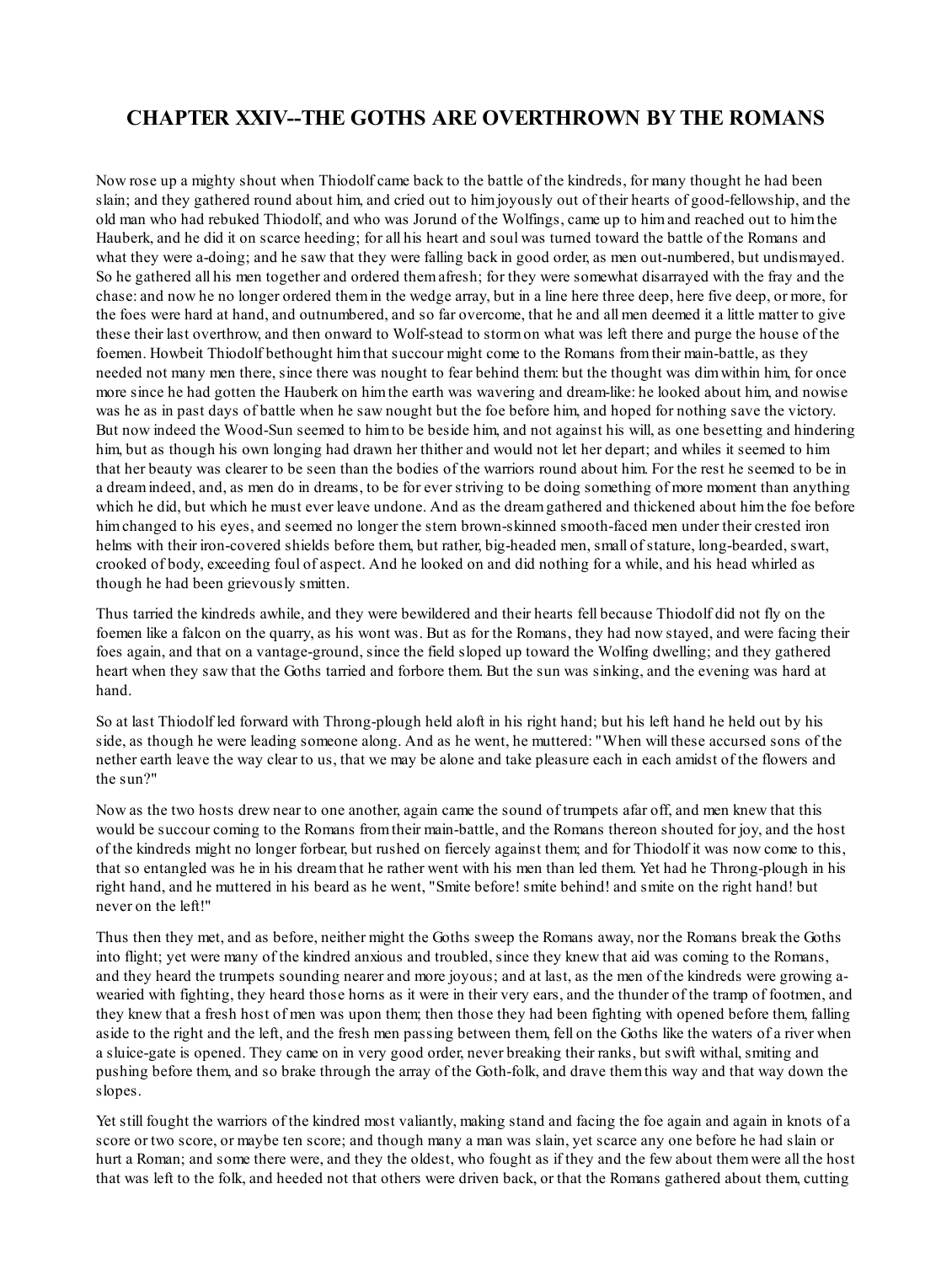# CHAPTER XXIV--THE GOTHS ARE OVERTHROWN BY THE ROMANS

Now rose up a mighty shout when Thiodolf came back to the battle of the kindreds, for many thought he had been slain; and they gathered round about him, and cried out to him joyously out of their hearts of good-fellowship, and the old man who had rebuked Thiodolf, and who was Jorund of the Wolfings, came up to him and reached out to him the Hauberk, and he did it on scarce heeding; for all his heart and soul was turned toward the battle of the Romans and what they were a-doing; and he saw that they were falling back in good order, as men out-numbered, but undismayed. So he gathered all his men together and ordered them afresh; for they were somewhat disarrayed with the fray and the chase: and now he no longer ordered them in the wedge array, but in a line here three deep, here five deep, or more, for the foes were hard at hand, and outnumbered, and so far overcome, that he and all men deemed it a little matter to give these their last overthrow, and then onward to Wolf-stead to storm on what was left there and purge the house of the foemen. Howbeit Thiodolf bethought him that succour might come to the Romans from their main-battle, as they needed not many men there, since there was nought to fear behind them: but the thought was dim within him, for once more since he had gotten the Hauberk on him the earth was wavering and dream-like: he looked about him, and nowise was he as in past days of battle when he saw nought but the foe before him, and hoped for nothing save the victory. But now indeed the Wood-Sun seemed to him to be beside him, and not against his will, as one besetting and hindering him, but as though his own longing had drawn her thither and would not let her depart; and whiles it seemed to him that her beauty was clearer to be seen than the bodies of the warriors round about him. For the rest he seemed to be in a dream indeed, and, as men do in dreams, to be for ever striving to be doing something of more moment than anything which he did, but which he must ever leave undone. And as the dream gathered and thickened about him the foe before him changed to his eyes, and seemed no longer the stern brown-skinned smooth-faced men under their crested iron helms with their iron-covered shields before them, but rather, big-headed men, small of stature, long-bearded, swart, crooked of body, exceeding foul of aspect. And he looked on and did nothing for a while, and his head whirled as though he had been grievously smitten.

Thus tarried the kindreds awhile, and they were bewildered and their hearts fell because Thiodolf did not fly on the foemen like a falcon on the quarry, as his wont was. But as for the Romans, they had now stayed, and were facing their foes again, and that on a vantage-ground, since the field sloped up toward the Wolfing dwelling; and they gathered heart when they saw that the Goths tarried and forbore them. But the sun was sinking, and the evening was hard at hand.

So at last Thiodolf led forward with Throng-plough held aloft in his right hand; but his left hand he held out by his side, as though he were leading someone along. And as he went, he muttered: "When will these accursed sons of the nether earth leave the way clear to us, that we may be alone and take pleasure each in each amidst of the flowers and the sun?"

Now as the two hosts drew near to one another, again came the sound of trumpets afar off, and men knew that this would be succour coming to the Romans from their main-battle, and the Romans thereon shouted for joy, and the host of the kindreds might no longer forbear, but rushed on fiercely against them; and for Thiodolf it was now come to this, that so entangled was he in his dream that he rather went with his men than led them. Yet had he Throng-plough in his right hand, and he muttered in his beard as he went, "Smite before! smite behind! and smite on the right hand! but never on the left!"

Thus then they met, and as before, neither might the Goths sweep the Romans away, nor the Romans break the Goths into flight; yet were many of the kindred anxious and troubled, since they knew that aid was coming to the Romans, and they heard the trumpets sounding nearer and more joyous; and at last, as the men of the kindreds were growing a-wearied with fighting, they heard those horns as it were in their very ears, and the thunder of the tramp of footmen, and they knew that a fresh host of men was upon them; then those they had been fighting with opened before them, falling aside to the right and the left, and the fresh men passing between them, fell on the Goths like the waters of a river when a sluice-gate is opened. They came on in very good order, never breaking their ranks, but swift withal, smiting and pushing before them, and so brake through the array of the Goth-folk, and drave them this way and that way down the slopes.

Yet still fought the warriors of the kindred most valiantly, making stand and facing the foe again and again in knots of a score or two score, or maybe ten score; and though many a man was slain, yet scarce any one before he had slain or hurt a Roman; and some there were, and they the oldest, who fought as if they and the few about them were all the host that was left to the folk, and heeded not that others were driven back, or that the Romans gathered about them, cutting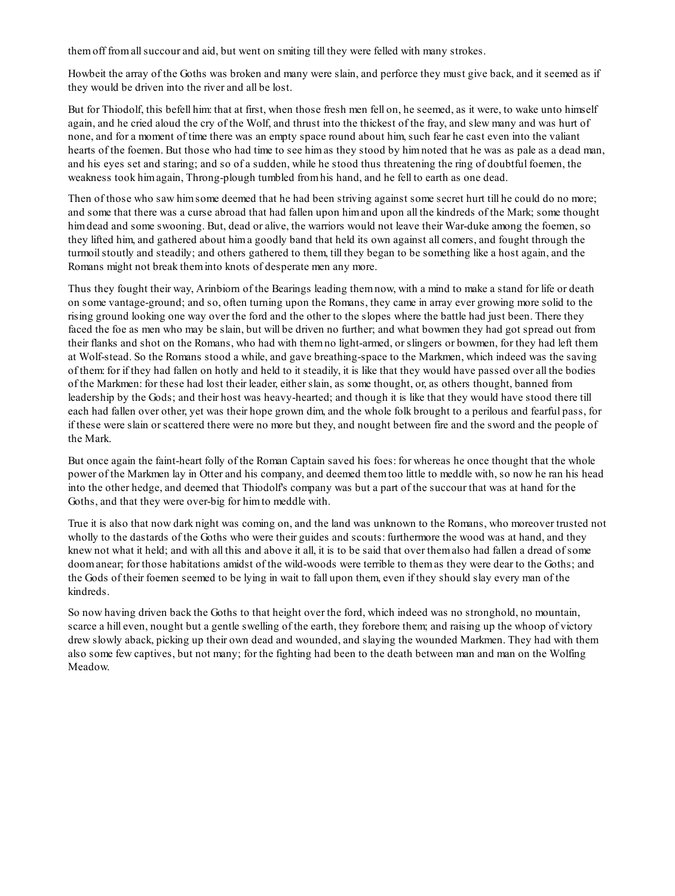them off from all succour and aid, but went on smiting till they were felled with many strokes.

Howbeit the array of the Goths was broken and many were slain, and perforce they must give back, and it seemed as if they would be driven into the river and all be lost.

But for Thiodolf, this befell him: that at first, when those fresh men fell on, he seemed, as it were, to wake unto himself again, and he cried aloud the cry of the Wolf, and thrust into the thickest of the fray, and slew many and was hurt of none, and for a moment of time there was an empty space round about him, such fear he cast even into the valiant hearts of the foemen. But those who had time to see him as they stood by him noted that he was as pale as a dead man, and his eyes set and staring; and so of a sudden, while he stood thus threatening the ring of doubtful foemen, the weakness took him again, Throng-plough tumbled from his hand, and he fell to earth as one dead.

Then of those who saw him some deemed that he had been striving against some secret hurt till he could do no more; and some that there was a curse abroad that had fallen upon him and upon all the kindreds of the Mark; some thought him dead and some swooning. But, dead or alive, the warriors would not leave their War-duke among the foemen, so they lifted him, and gathered about him a goodly band that held its own against all comers, and fought through the turmoil stoutly and steadily; and others gathered to them, till they began to be something like a host again, and the Romans might not break them into knots of desperate men any more.

Thus they fought their way, Arinbiorn of the Bearings leading them now, with a mind to make a stand for life or death on some vantage-ground; and so, often turning upon the Romans, they came in array ever growing more solid to the rising ground looking one way over the ford and the other to the slopes where the battle had just been. There they faced the foe as men who may be slain, but will be driven no further; and what bowmen they had got spread out from their flanks and shot on the Romans, who had with them no light-armed, or slingers or bowmen, for they had left them at Wolf-stead. So the Romans stood a while, and gave breathing-space to the Markmen, which indeed was the saving of them: for if they had fallen on hotly and held to it steadily, it is like that they would have passed over all the bodies of the Markmen: for these had lost their leader, either slain, as some thought, or, as others thought, banned from leadership by the Gods; and their host was heavy-hearted; and though it is like that they would have stood there till each had fallen over other, yet was their hope grown dim, and the whole folk brought to a perilous and fearful pass, for if these were slain or scattered there were no more but they, and nought between fire and the sword and the people of the Mark.

But once again the faint-heart folly of the Roman Captain saved his foes: for whereas he once thought that the whole power of the Markmen lay in Otter and his company, and deemed them too little to meddle with, so now he ran his head into the other hedge, and deemed that Thiodolf's company was but a part of the succour that was at hand for the Goths, and that they were over-big for him to meddle with.

True it is also that now dark night was coming on, and the land was unknown to the Romans, who moreover trusted not wholly to the dastards of the Goths who were their guides and scouts: furthermore the wood was at hand, and they knew not what it held; and with all this and above it all, it is to be said that over them also had fallen a dread of some doom anear; for those habitations amidst of the wild-woods were terrible to them as they were dear to the Goths; and the Gods of their foemen seemed to be lying in wait to fall upon them, even if they should slay every man of the kindreds.

So now having driven back the Goths to that height over the ford, which indeed was no stronghold, no mountain, scarce a hill even, nought but a gentle swelling of the earth, they forebore them; and raising up the whoop of victory drew slowly aback, picking up their own dead and wounded, and slaying the wounded Markmen. They had with them also some few captives, but not many; for the fighting had been to the death between man and man on the Wolfing Meadow.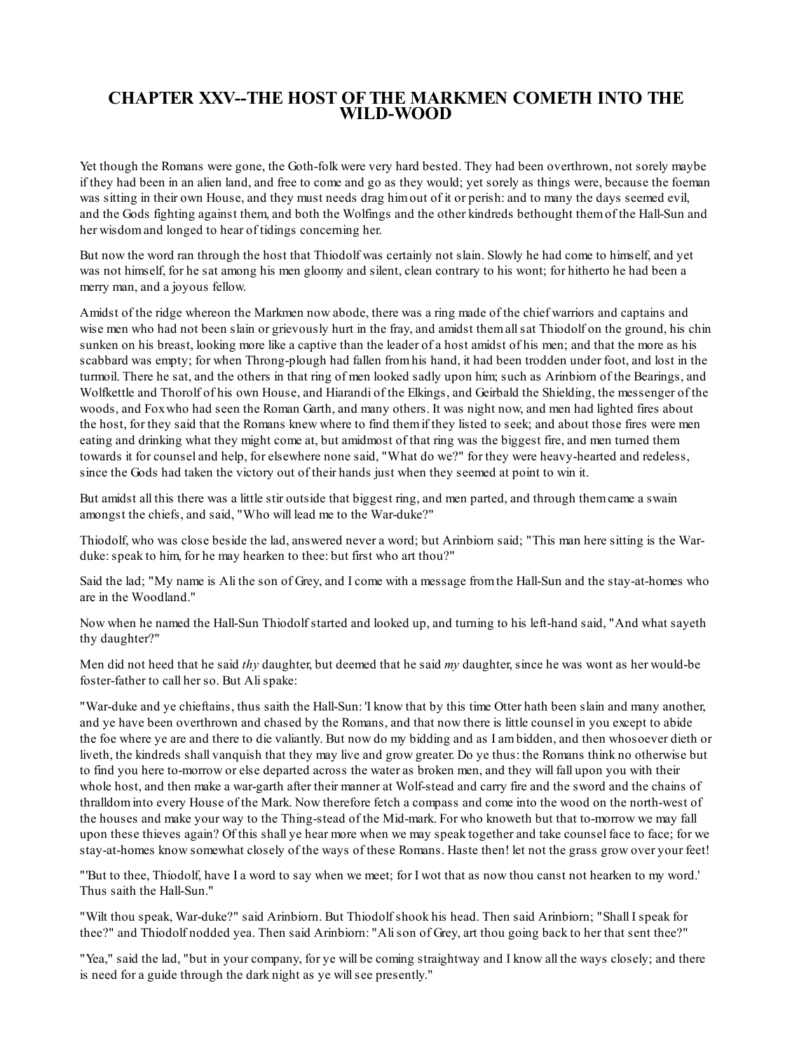# CHAPTER XXV--THE HOST OF THE MARKMEN COMETH INTO THE WILD-WOOD

Yet though the Romans were gone, the Goth-folk were very hard bested. They had been overthrown, not sorely maybe if they had been in an alien land, and free to come and go as they would; yet sorely as things were, because the foeman was sitting in their own House, and they must needs drag him out of it or perish: and to many the days seemed evil, and the Gods fighting against them, and both the Wolfings and the other kindreds bethought them of the Hall-Sun and her wisdom and longed to hear of tidings concerning her.

But now the word ran through the host that Thiodolf was certainly not slain. Slowly he had come to himself, and yet was not himself, for he sat among his men gloomy and silent, clean contrary to his wont; for hitherto he had been a merry man, and a joyous fellow.

Amidst of the ridge whereon the Markmen now abode, there was a ring made of the chief warriors and captains and wise men who had not been slain or grievously hurt in the fray, and amidst them all sat Thiodolf on the ground, his chin sunken on his breast, looking more like a captive than the leader of a host amidst of his men; and that the more as his scabbard was empty; for when Throng-plough had fallen from his hand, it had been trodden under foot, and lost in the turmoil. There he sat, and the others in that ring of men looked sadly upon him; such as Arinbiorn of the Bearings, and Wolfkettle and Thorolf of his own House, and Hiarandi of the Elkings, and Geirbald the Shielding, the messenger of the woods, and Fox who had seen the Roman Garth, and many others. It was night now, and men had lighted fires about the host, for they said that the Romans knew where to find them if they listed to seek; and about those fires were men eating and drinking what they might come at, but amidmost of that ring was the biggest fire, and men turned them towards it for counsel and help, for elsewhere none said, "What do we?" for they were heavy-hearted and redeless, since the Gods had taken the victory out of their hands just when they seemed at point to win it.

But amidst all this there was a little stir outside that biggest ring, and men parted, and through them came a swain amongst the chiefs, and said, "Who will lead me to the War-duke?"

Thiodolf, who was close beside the lad, answered never a word; but Arinbiorn said; "This man here sitting is the War-duke: speak to him, for he may hearken to thee: but first who art thou?"

Said the lad; "My name is Ali the son of Grey, and I come with a message from the Hall-Sun and the stay-at-homes who are in the Woodland."

Now when he named the Hall-Sun Thiodolf started and looked up, and turning to his left-hand said, "And what sayeth thy daughter?"

Men did not heed that he said *thy* daughter, but deemed that he said *my* daughter, since he was wont as her would-be foster-father to call her so. But Ali spake:

"War-duke and ye chieftains, thus saith the Hall-Sun: 'I know that by this time Otter hath been slain and many another, and ye have been overthrown and chased by the Romans, and that now there is little counsel in you except to abide the foe where ye are and there to die valiantly. But now do my bidding and as I am bidden, and then whosoever dieth or liveth, the kindreds shall vanquish that they may live and grow greater. Do ye thus: the Romans think no otherwise but to find you here to-morrow or else departed across the water as broken men, and they will fall upon you with their whole host, and then make a war-garth after their manner at Wolf-stead and carry fire and the sword and the chains of thralldom into every House of the Mark. Now therefore fetch a compass and come into the wood on the north-west of the houses and make your way to the Thing-stead of the Mid-mark. For who knoweth but that to-morrow we may fall upon these thieves again? Of this shall ye hear more when we may speak together and take counsel face to face; for we stay-at-homes know somewhat closely of the ways of these Romans. Haste then! let not the grass grow over your feet!

"'But to thee, Thiodolf, have I a word to say when we meet; for I wot that as now thou canst not hearken to my word.' Thus saith the Hall-Sun."

"Wilt thou speak, War-duke?" said Arinbiorn. But Thiodolf shook his head. Then said Arinbiorn; "Shall I speak for thee?" and Thiodolf nodded yea. Then said Arinbiorn: "Ali son of Grey, art thou going back to her that sent thee?"

"Yea," said the lad, "but in your company, for ye will be coming straightway and I know all the ways closely; and there is need for a guide through the dark night as ye will see presently."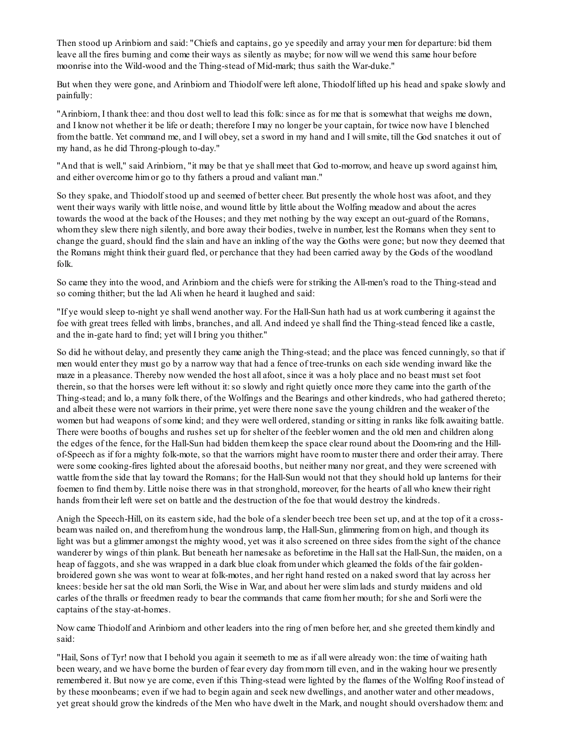Then stood up Arinbiorn and said: "Chiefs and captains, go ye speedily and array your men for departure: bid them leave all the fires burning and come their ways as silently as maybe; for now will we wend this same hour before moonrise into the Wild-wood and the Thing-stead of Mid-mark; thus saith the War-duke."

But when they were gone, and Arinbiorn and Thiodolf were left alone, Thiodolf lifted up his head and spake slowly and painfully:

"Arinbiorn, I thank thee: and thou dost well to lead this folk: since as for me that is somewhat that weighs me down, and I know not whether it be life or death; therefore I may no longer be your captain, for twice now have I blenched from the battle. Yet command me, and I will obey, set a sword in my hand and I will smite, till the God snatches it out of my hand, as he did Throng-plough to-day."

"And that is well," said Arinbiorn, "it may be that ye shall meet that God to-morrow, and heave up sword against him, and either overcome him or go to thy fathers a proud and valiant man."

So they spake, and Thiodolf stood up and seemed of better cheer. But presently the whole host was afoot, and they went their ways warily with little noise, and wound little by little about the Wolfing meadow and about the acres towards the wood at the back of the Houses; and they met nothing by the way except an out-guard of the Romans, whom they slew there nigh silently, and bore away their bodies, twelve in number, lest the Romans when they sent to change the guard, should find the slain and have an inkling of the way the Goths were gone; but now they deemed that the Romans might think their guard fled, or perchance that they had been carried away by the Gods of the woodland folk.

So came they into the wood, and Arinbiorn and the chiefs were for striking the All-men's road to the Thing-stead and so coming thither; but the lad Ali when he heard it laughed and said:

"If ye would sleep to-night ye shall wend another way. For the Hall-Sun hath had us at work cumbering it against the foe with great trees felled with limbs, branches, and all. And indeed ye shall find the Thing-stead fenced like a castle, and the in-gate hard to find; yet will I bring you thither."

So did he without delay, and presently they came anigh the Thing-stead; and the place was fenced cunningly, so that if men would enter they must go by a narrow way that had a fence of tree-trunks on each side wending inward like the maze in a pleasance. Thereby now wended the host all afoot, since it was a holy place and no beast must set foot therein, so that the horses were left without it: so slowly and right quietly once more they came into the garth of the Thing-stead; and lo, a many folk there, of the Wolfings and the Bearings and other kindreds, who had gathered thereto; and albeit these were not warriors in their prime, yet were there none save the young children and the weaker of the women but had weapons of some kind; and they were well ordered, standing or sitting in ranks like folk awaiting battle. There were booths of boughs and rushes set up for shelter of the feebler women and the old men and children along the edges of the fence, for the Hall-Sun had bidden them keep the space clear round about the Doom-ring and the Hill-of-Speech as if for a mighty folk-mote, so that the warriors might have room to muster there and order their array. There were some cooking-fires lighted about the aforesaid booths, but neither many nor great, and they were screened with wattle from the side that lay toward the Romans; for the Hall-Sun would not that they should hold up lanterns for their foemen to find them by. Little noise there was in that stronghold, moreover, for the hearts of all who knew their right hands from their left were set on battle and the destruction of the foe that would destroy the kindreds.

Anigh the Speech-Hill, on its eastern side, had the bole of a slender beech tree been set up, and at the top of it a cross-beam was nailed on, and therefrom hung the wondrous lamp, the Hall-Sun, glimmering from on high, and though its light was but a glimmer amongst the mighty wood, yet was it also screened on three sides from the sight of the chance wanderer by wings of thin plank. But beneath her namesake as beforetime in the Hall sat the Hall-Sun, the maiden, on a heap of faggots, and she was wrapped in a dark blue cloak from under which gleamed the folds of the fair golden-broidered gown she was wont to wear at folk-motes, and her right hand rested on a naked sword that lay across her knees: beside her sat the old man Sorli, the Wise in War, and about her were slim lads and sturdy maidens and old carles of the thralls or freedmen ready to bear the commands that came from her mouth; for she and Sorli were the captains of the stay-at-homes.

Now came Thiodolf and Arinbiorn and other leaders into the ring of men before her, and she greeted them kindly and said:

"Hail, Sons of Tyr! now that I behold you again it seemeth to me as if all were already won: the time of waiting hath been weary, and we have borne the burden of fear every day from morn till even, and in the waking hour we presently remembered it. But now ye are come, even if this Thing-stead were lighted by the flames of the Wolfing Roof instead of by these moonbeams; even if we had to begin again and seek new dwellings, and another water and other meadows, yet great should grow the kindreds of the Men who have dwelt in the Mark, and nought should overshadow them: and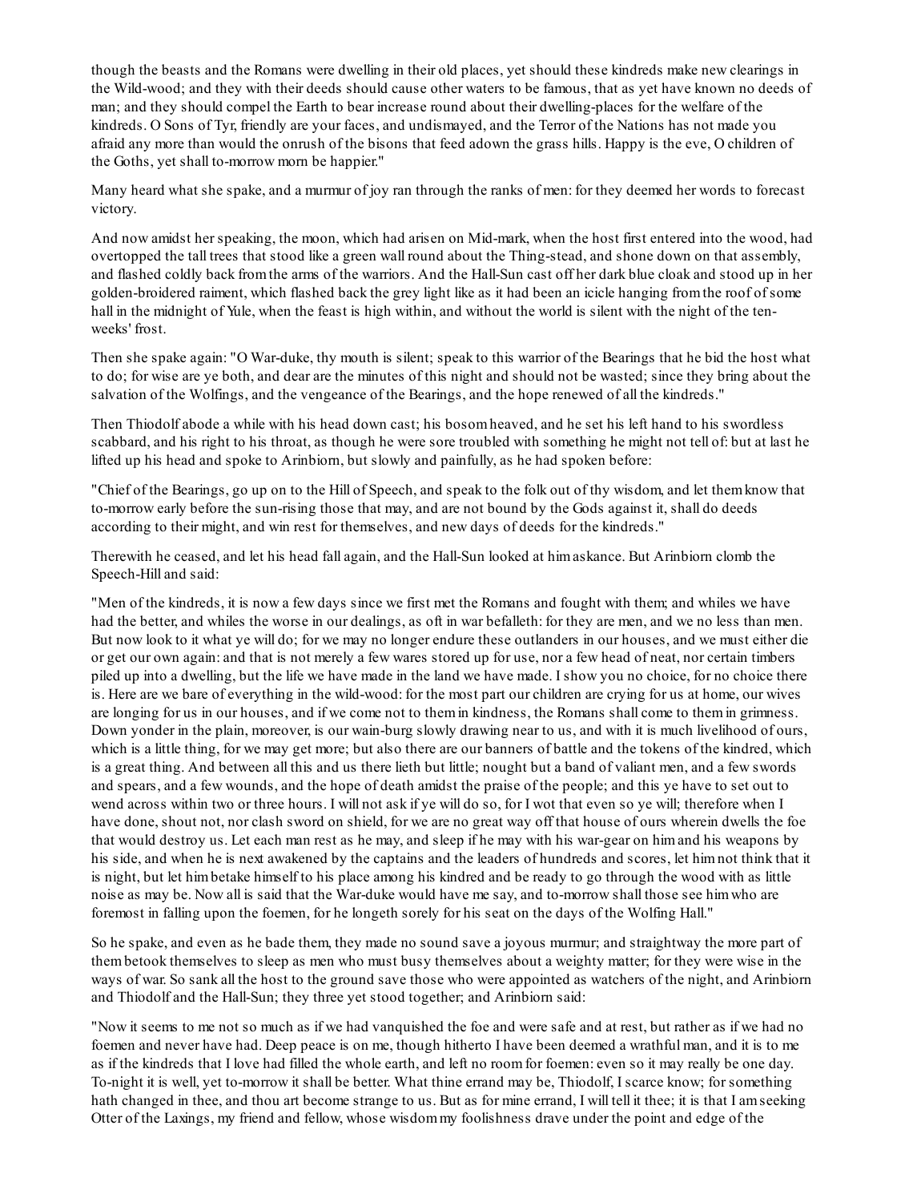though the beasts and the Romans were dwelling in their old places, yet should these kindreds make new clearings in the Wild-wood; and they with their deeds should cause other waters to be famous, that as yet have known no deeds of man; and they should compel the Earth to bear increase round about their dwelling-places for the welfare of the kindreds. O Sons of Tyr, friendly are your faces, and undismayed, and the Terror of the Nations has not made you afraid any more than would the onrush of the bisons that feed adown the grass hills. Happy is the eve, O children of the Goths, yet shall to-morrow morn be happier."

Many heard what she spake, and a murmur of joy ran through the ranks of men: for they deemed her words to forecast victory.

And now amidst her speaking, the moon, which had arisen on Mid-mark, when the host first entered into the wood, had overtopped the tall trees that stood like a green wall round about the Thing-stead, and shone down on that assembly, and flashed coldly back from the arms of the warriors. And the Hall-Sun cast off her dark blue cloak and stood up in her golden-broidered raiment, which flashed back the grey light like as it had been an icicle hanging from the roof of some hall in the midnight of Yule, when the feast is high within, and without the world is silent with the night of the ten-weeks' frost.

Then she spake again: "O War-duke, thy mouth is silent; speak to this warrior of the Bearings that he bid the host what to do; for wise are ye both, and dear are the minutes of this night and should not be wasted; since they bring about the salvation of the Wolfings, and the vengeance of the Bearings, and the hope renewed of all the kindreds."

Then Thiodolf abode a while with his head down cast; his bosom heaved, and he set his left hand to his swordless scabbard, and his right to his throat, as though he were sore troubled with something he might not tell of: but at last he lifted up his head and spoke to Arinbiorn, but slowly and painfully, as he had spoken before:

"Chief of the Bearings, go up on to the Hill of Speech, and speak to the folk out of thy wisdom, and let them know that to-morrow early before the sun-rising those that may, and are not bound by the Gods against it, shall do deeds according to their might, and win rest for themselves, and new days of deeds for the kindreds."

Therewith he ceased, and let his head fall again, and the Hall-Sun looked at him askance. But Arinbiorn clomb the Speech-Hill and said:

"Men of the kindreds, it is now a few days since we first met the Romans and fought with them; and whiles we have had the better, and whiles the worse in our dealings, as oft in war befalleth: for they are men, and we no less than men. But now look to it what ye will do; for we may no longer endure these outlanders in our houses, and we must either die or get our own again: and that is not merely a few wares stored up for use, nor a few head of neat, nor certain timbers piled up into a dwelling, but the life we have made in the land we have made. I show you no choice, for no choice there is. Here are we bare of everything in the wild-wood: for the most part our children are crying for us at home, our wives are longing for us in our houses, and if we come not to them in kindness, the Romans shall come to them in grimness. Down yonder in the plain, moreover, is our wain-burg slowly drawing near to us, and with it is much livelihood of ours, which is a little thing, for we may get more; but also there are our banners of battle and the tokens of the kindred, which is a great thing. And between all this and us there lieth but little; nought but a band of valiant men, and a few swords and spears, and a few wounds, and the hope of death amidst the praise of the people; and this ye have to set out to wend across within two or three hours. I will not ask if ye will do so, for I wot that even so ye will; therefore when I have done, shout not, nor clash sword on shield, for we are no great way off that house of ours wherein dwells the foe that would destroy us. Let each man rest as he may, and sleep if he may with his war-gear on him and his weapons by his side, and when he is next awakened by the captains and the leaders of hundreds and scores, let him not think that it is night, but let him betake himself to his place among his kindred and be ready to go through the wood with as little noise as may be. Now all is said that the War-duke would have me say, and to-morrow shall those see him who are foremost in falling upon the foemen, for he longeth sorely for his seat on the days of the Wolfing Hall."

So he spake, and even as he bade them, they made no sound save a joyous murmur; and straightway the more part of them betook themselves to sleep as men who must busy themselves about a weighty matter; for they were wise in the ways of war. So sank all the host to the ground save those who were appointed as watchers of the night, and Arinbiorn and Thiodolf and the Hall-Sun; they three yet stood together; and Arinbiorn said:

"Now it seems to me not so much as if we had vanquished the foe and were safe and at rest, but rather as if we had no foemen and never have had. Deep peace is on me, though hitherto I have been deemed a wrathful man, and it is to me as if the kindreds that I love had filled the whole earth, and left no room for foemen: even so it may really be one day. To-night it is well, yet to-morrow it shall be better. What thine errand may be, Thiodolf, I scarce know; for something hath changed in thee, and thou art become strange to us. But as for mine errand, I will tell it thee; it is that I am seeking Otter of the Laxings, my friend and fellow, whose wisdom my foolishness drave under the point and edge of the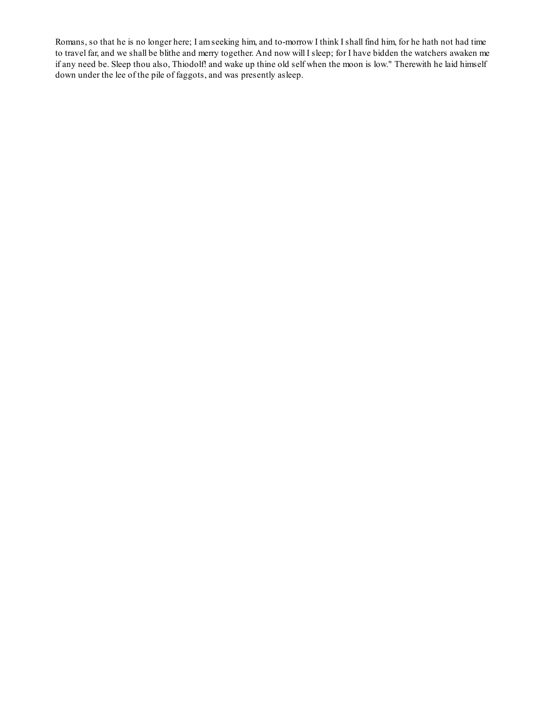Romans, so that he is no longer here; I am seeking him, and to-morrow I think I shall find him, for he hath not had time to travel far, and we shall be blithe and merry together. And now will I sleep; for I have bidden the watchers awaken me if any need be. Sleep thou also, Thiodolf! and wake up thine old self when the moon is low." Therewith he laid himself down under the lee of the pile of faggots, and was presently asleep.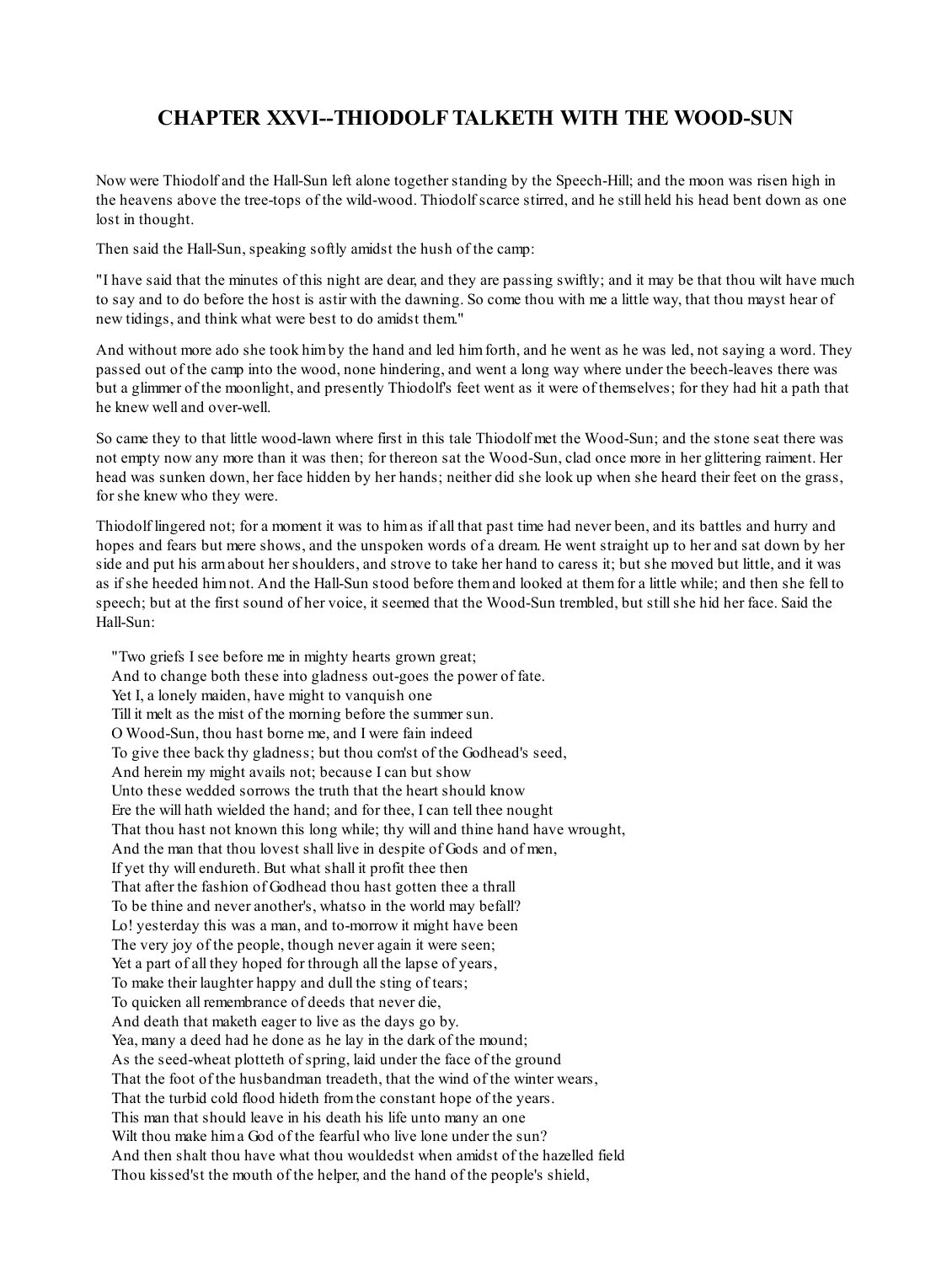# CHAPTER XXVI--THIODOLF TALKETH WITH THE WOOD-SUN

Now were Thiodolf and the Hall-Sun left alone together standing by the Speech-Hill; and the moon was risen high in the heavens above the tree-tops of the wild-wood. Thiodolf scarce stirred, and he still held his head bent down as one lost in thought.

Then said the Hall-Sun, speaking softly amidst the hush of the camp:

"I have said that the minutes of this night are dear, and they are passing swiftly; and it may be that thou wilt have much to say and to do before the host is astir with the dawning. So come thou with me a little way, that thou mayst hear of new tidings, and think what were best to do amidst them."

And without more ado she took him by the hand and led him forth, and he went as he was led, not saying a word. They passed out of the camp into the wood, none hindering, and went a long way where under the beech-leaves there was but a glimmer of the moonlight, and presently Thiodolf's feet went as it were of themselves; for they had hit a path that he knew well and over-well.

So came they to that little wood-lawn where first in this tale Thiodolf met the Wood-Sun; and the stone seat there was not empty now any more than it was then; for thereon sat the Wood-Sun, clad once more in her glittering raiment. Her head was sunken down, her face hidden by her hands; neither did she look up when she heard their feet on the grass, for she knew who they were.

Thiodolf lingered not; for a moment it was to him as if all that past time had never been, and its battles and hurry and hopes and fears but mere shows, and the unspoken words of a dream. He went straight up to her and sat down by her side and put his arm about her shoulders, and strove to take her hand to caress it; but she moved but little, and it was as if she heeded him not. And the Hall-Sun stood before them and looked at them for a little while; and then she fell to speech; but at the first sound of her voice, it seemed that the Wood-Sun trembled, but still she hid her face. Said the Hall-Sun:

"Two griefs I see before me in mighty hearts grown great;
And to change both these into gladness out-goes the power of fate.
Yet I, a lonely maiden, have might to vanquish one
Till it melt as the mist of the morning before the summer sun.
O Wood-Sun, thou hast borne me, and I were fain indeed
To give thee back thy gladness; but thou com'st of the Godhead's seed,
And herein my might avails not; because I can but show
Unto these wedded sorrows the truth that the heart should know
Ere the will hath wielded the hand; and for thee, I can tell thee nought
That thou hast not known this long while; thy will and thine hand have wrought,
And the man that thou lovest shall live in despite of Gods and of men,
If yet thy will endureth. But what shall it profit thee then
That after the fashion of Godhead thou hast gotten thee a thrall
To be thine and never another's, whatso in the world may befall?
Lo! yesterday this was a man, and to-morrow it might have been
The very joy of the people, though never again it were seen;
Yet a part of all they hoped for through all the lapse of years,
To make their laughter happy and dull the sting of tears;
To quicken all remembrance of deeds that never die,
And death that maketh eager to live as the days go by.
Yea, many a deed had he done as he lay in the dark of the mound;
As the seed-wheat plotteth of spring, laid under the face of the ground
That the foot of the husbandman treadeth, that the wind of the winter wears,
That the turbid cold flood hideth from the constant hope of the years.
This man that should leave in his death his life unto many an one
Wilt thou make him a God of the fearful who live lone under the sun?
And then shalt thou have what thou wouldedst when amidst of the hazelled field
Thou kissed'st the mouth of the helper, and the hand of the people's shield,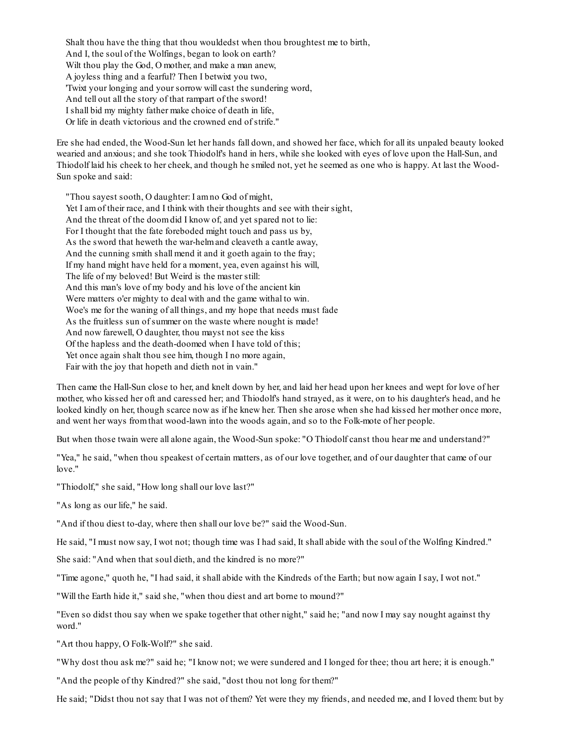Shalt thou have the thing that thou wouldedst when thou broughtest me to birth,  
And I, the soul of the Wolfings, began to look on earth?  
Wilt thou play the God, O mother, and make a man anew,  
A joyless thing and a fearful? Then I betwixt you two,  
'Twixt your longing and your sorrow will cast the sundering word,  
And tell out all the story of that rampart of the sword!  
I shall bid my mighty father make choice of death in life,  
Or life in death victorious and the crowned end of strife."

Ere she had ended, the Wood-Sun let her hands fall down, and showed her face, which for all its unpaled beauty looked wearied and anxious; and she took Thiodolf's hand in hers, while she looked with eyes of love upon the Hall-Sun, and Thiodolf laid his cheek to her cheek, and though he smiled not, yet he seemed as one who is happy. At last the Wood-Sun spoke and said:

"Thou sayest sooth, O daughter: I am no God of might,  
Yet I am of their race, and I think with their thoughts and see with their sight,  
And the threat of the doom did I know of, and yet spared not to lie:  
For I thought that the fate foreboded might touch and pass us by,  
As the sword that heweth the war-helm and cleaveth a cantle away,  
And the cunning smith shall mend it and it goeth again to the fray;  
If my hand might have held for a moment, yea, even against his will,  
The life of my beloved! But Weird is the master still:  
And this man's love of my body and his love of the ancient kin  
Were matters o'er mighty to deal with and the game withal to win.  
Woe's me for the waning of all things, and my hope that needs must fade  
As the fruitless sun of summer on the waste where nought is made!  
And now farewell, O daughter, thou mayst not see the kiss  
Of the hapless and the death-doomed when I have told of this;  
Yet once again shalt thou see him, though I no more again,  
Fair with the joy that hopeth and dieth not in vain."

Then came the Hall-Sun close to her, and knelt down by her, and laid her head upon her knees and wept for love of her mother, who kissed her oft and caressed her; and Thiodolf's hand strayed, as it were, on to his daughter's head, and he looked kindly on her, though scarce now as if he knew her. Then she arose when she had kissed her mother once more, and went her ways from that wood-lawn into the woods again, and so to the Folk-mote of her people.

But when those twain were all alone again, the Wood-Sun spoke: "O Thiodolf canst thou hear me and understand?"

"Yea," he said, "when thou speakest of certain matters, as of our love together, and of our daughter that came of our love."

"Thiodolf," she said, "How long shall our love last?"

"As long as our life," he said.

"And if thou diest to-day, where then shall our love be?" said the Wood-Sun.

He said, "I must now say, I wot not; though time was I had said, It shall abide with the soul of the Wolfing Kindred."

She said: "And when that soul dieth, and the kindred is no more?"

"Time agone," quoth he, "I had said, it shall abide with the Kindreds of the Earth; but now again I say, I wot not."

"Will the Earth hide it," said she, "when thou diest and art borne to mound?"

"Even so didst thou say when we spake together that other night," said he; "and now I may say nought against thy word."

"Art thou happy, O Folk-Wolf?" she said.

"Why dost thou ask me?" said he; "I know not; we were sundered and I longed for thee; thou art here; it is enough."

"And the people of thy Kindred?" she said, "dost thou not long for them?"

He said; "Didst thou not say that I was not of them? Yet were they my friends, and needed me, and I loved them: but by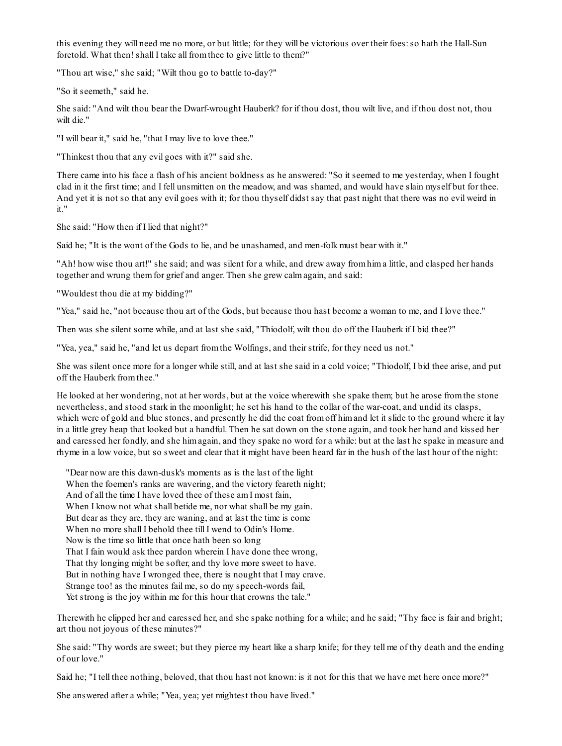this evening they will need me no more, or but little; for they will be victorious over their foes: so hath the Hall-Sun foretold. What then! shall I take all from thee to give little to them?"

"Thou art wise," she said; "Wilt thou go to battle to-day?"

"So it seemeth," said he.

She said: "And wilt thou bear the Dwarf-wrought Hauberk? for if thou dost, thou wilt live, and if thou dost not, thou wilt die."

"I will bear it," said he, "that I may live to love thee."

"Thinkest thou that any evil goes with it?" said she.

There came into his face a flash of his ancient boldness as he answered: "So it seemed to me yesterday, when I fought clad in it the first time; and I fell unsmitten on the meadow, and was shamed, and would have slain myself but for thee. And yet it is not so that any evil goes with it; for thou thyself didst say that past night that there was no evil weird in it."

She said: "How then if I lied that night?"

Said he; "It is the wont of the Gods to lie, and be unashamed, and men-folk must bear with it."

"Ah! how wise thou art!" she said; and was silent for a while, and drew away from him a little, and clasped her hands together and wrung them for grief and anger. Then she grew calm again, and said:

"Wouldest thou die at my bidding?"

"Yea," said he, "not because thou art of the Gods, but because thou hast become a woman to me, and I love thee."

Then was she silent some while, and at last she said, "Thiodolf, wilt thou do off the Hauberk if I bid thee?"

"Yea, yea," said he, "and let us depart from the Wolfings, and their strife, for they need us not."

She was silent once more for a longer while still, and at last she said in a cold voice; "Thiodolf, I bid thee arise, and put off the Hauberk from thee."

He looked at her wondering, not at her words, but at the voice wherewith she spake them; but he arose from the stone nevertheless, and stood stark in the moonlight; he set his hand to the collar of the war-coat, and undid its clasps, which were of gold and blue stones, and presently he did the coat from off him and let it slide to the ground where it lay in a little grey heap that looked but a handful. Then he sat down on the stone again, and took her hand and kissed her and caressed her fondly, and she him again, and they spake no word for a while: but at the last he spake in measure and rhyme in a low voice, but so sweet and clear that it might have been heard far in the hush of the last hour of the night:

> "Dear now are this dawn-dusk's moments as is the last of the light
> When the foemen's ranks are wavering, and the victory feareth night;
> And of all the time I have loved thee of these am I most fain,
> When I know not what shall betide me, nor what shall be my gain.
> But dear as they are, they are waning, and at last the time is come
> When no more shall I behold thee till I wend to Odin's Home.
> Now is the time so little that once hath been so long
> That I fain would ask thee pardon wherein I have done thee wrong,
> That thy longing might be softer, and thy love more sweet to have.
> But in nothing have I wronged thee, there is nought that I may crave.
> Strange too! as the minutes fail me, so do my speech-words fail,
> Yet strong is the joy within me for this hour that crowns the tale."

Therewith he clipped her and caressed her, and she spake nothing for a while; and he said; "Thy face is fair and bright; art thou not joyous of these minutes?"

She said: "Thy words are sweet; but they pierce my heart like a sharp knife; for they tell me of thy death and the ending of our love."

Said he; "I tell thee nothing, beloved, that thou hast not known: is it not for this that we have met here once more?"

She answered after a while; "Yea, yea; yet mightest thou have lived."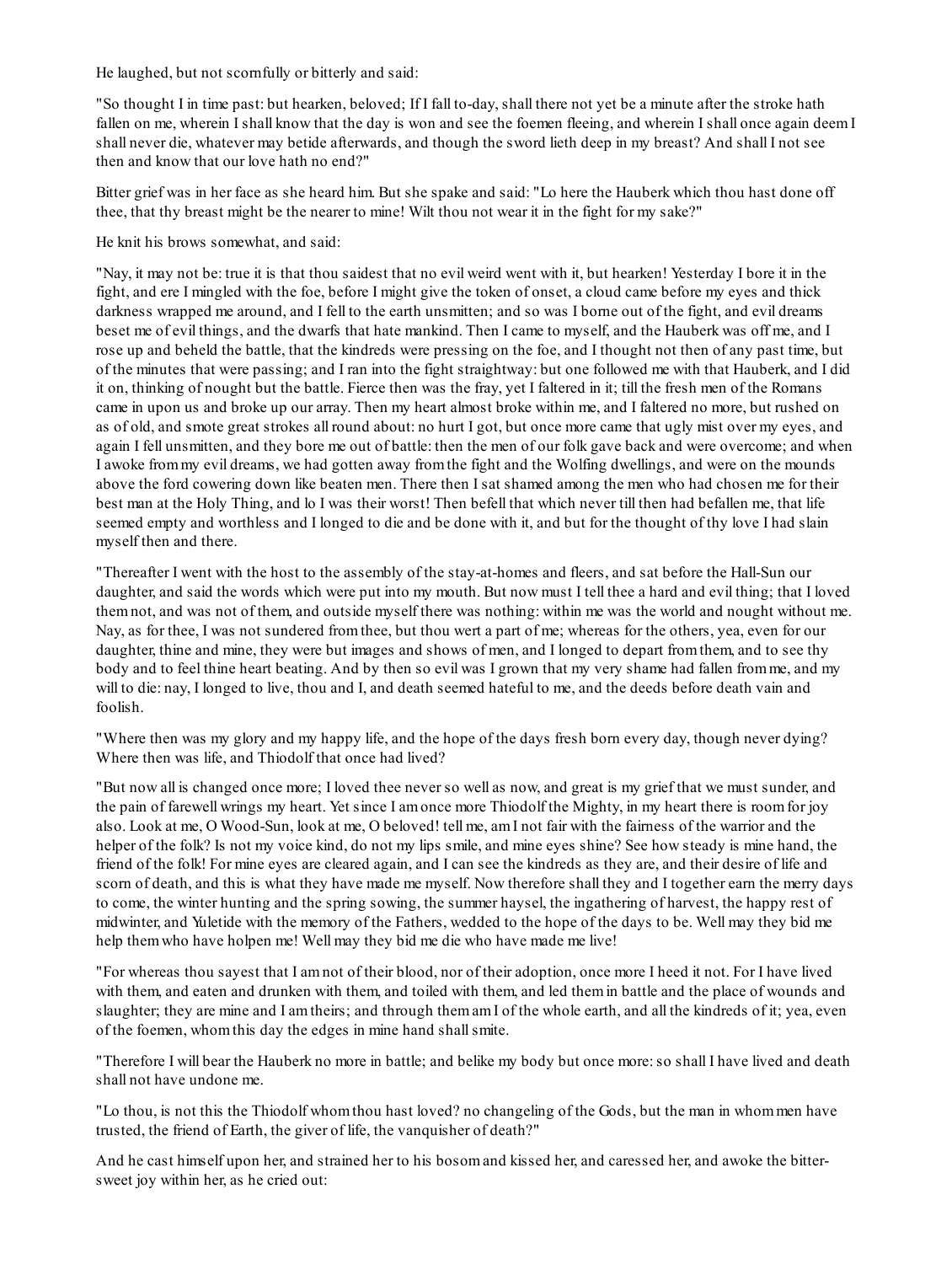He laughed, but not scornfully or bitterly and said:

"So thought I in time past: but hearken, beloved; If I fall to-day, shall there not yet be a minute after the stroke hath fallen on me, wherein I shall know that the day is won and see the foemen fleeing, and wherein I shall once again deem I shall never die, whatever may betide afterwards, and though the sword lieth deep in my breast? And shall I not see then and know that our love hath no end?"

Bitter grief was in her face as she heard him. But she spake and said: "Lo here the Hauberk which thou hast done off thee, that thy breast might be the nearer to mine! Wilt thou not wear it in the fight for my sake?"

He knit his brows somewhat, and said:

"Nay, it may not be: true it is that thou saidest that no evil weird went with it, but hearken! Yesterday I bore it in the fight, and ere I mingled with the foe, before I might give the token of onset, a cloud came before my eyes and thick darkness wrapped me around, and I fell to the earth unsmitten; and so was I borne out of the fight, and evil dreams beset me of evil things, and the dwarfs that hate mankind. Then I came to myself, and the Hauberk was off me, and I rose up and beheld the battle, that the kindreds were pressing on the foe, and I thought not then of any past time, but of the minutes that were passing; and I ran into the fight straightway: but one followed me with that Hauberk, and I did it on, thinking of nought but the battle. Fierce then was the fray, yet I faltered in it; till the fresh men of the Romans came in upon us and broke up our array. Then my heart almost broke within me, and I faltered no more, but rushed on as of old, and smote great strokes all round about: no hurt I got, but once more came that ugly mist over my eyes, and again I fell unsmitten, and they bore me out of battle: then the men of our folk gave back and were overcome; and when I awoke from my evil dreams, we had gotten away from the fight and the Wolfing dwellings, and were on the mounds above the ford cowering down like beaten men. There then I sat shamed among the men who had chosen me for their best man at the Holy Thing, and lo I was their worst! Then befell that which never till then had befallen me, that life seemed empty and worthless and I longed to die and be done with it, and but for the thought of thy love I had slain myself then and there.

"Thereafter I went with the host to the assembly of the stay-at-homes and fleers, and sat before the Hall-Sun our daughter, and said the words which were put into my mouth. But now must I tell thee a hard and evil thing; that I loved them not, and was not of them, and outside myself there was nothing: within me was the world and nought without me. Nay, as for thee, I was not sundered from thee, but thou wert a part of me; whereas for the others, yea, even for our daughter, thine and mine, they were but images and shows of men, and I longed to depart from them, and to see thy body and to feel thine heart beating. And by then so evil was I grown that my very shame had fallen from me, and my will to die: nay, I longed to live, thou and I, and death seemed hateful to me, and the deeds before death vain and foolish.

"Where then was my glory and my happy life, and the hope of the days fresh born every day, though never dying? Where then was life, and Thiodolf that once had lived?

"But now all is changed once more; I loved thee never so well as now, and great is my grief that we must sunder, and the pain of farewell wrings my heart. Yet since I am once more Thiodolf the Mighty, in my heart there is room for joy also. Look at me, O Wood-Sun, look at me, O beloved! tell me, am I not fair with the fairness of the warrior and the helper of the folk? Is not my voice kind, do not my lips smile, and mine eyes shine? See how steady is mine hand, the friend of the folk! For mine eyes are cleared again, and I can see the kindreds as they are, and their desire of life and scorn of death, and this is what they have made me myself. Now therefore shall they and I together earn the merry days to come, the winter hunting and the spring sowing, the summer haysel, the ingathering of harvest, the happy rest of midwinter, and Yuletide with the memory of the Fathers, wedded to the hope of the days to be. Well may they bid me help them who have holpen me! Well may they bid me die who have made me live!

"For whereas thou sayest that I am not of their blood, nor of their adoption, once more I heed it not. For I have lived with them, and eaten and drunken with them, and toiled with them, and led them in battle and the place of wounds and slaughter; they are mine and I am theirs; and through them am I of the whole earth, and all the kindreds of it; yea, even of the foemen, whom this day the edges in mine hand shall smite.

"Therefore I will bear the Hauberk no more in battle; and belike my body but once more: so shall I have lived and death shall not have undone me.

"Lo thou, is not this the Thiodolf whom thou hast loved? no changeling of the Gods, but the man in whom men have trusted, the friend of Earth, the giver of life, the vanquisher of death?"

And he cast himself upon her, and strained her to his bosom and kissed her, and caressed her, and awoke the bitter-sweet joy within her, as he cried out: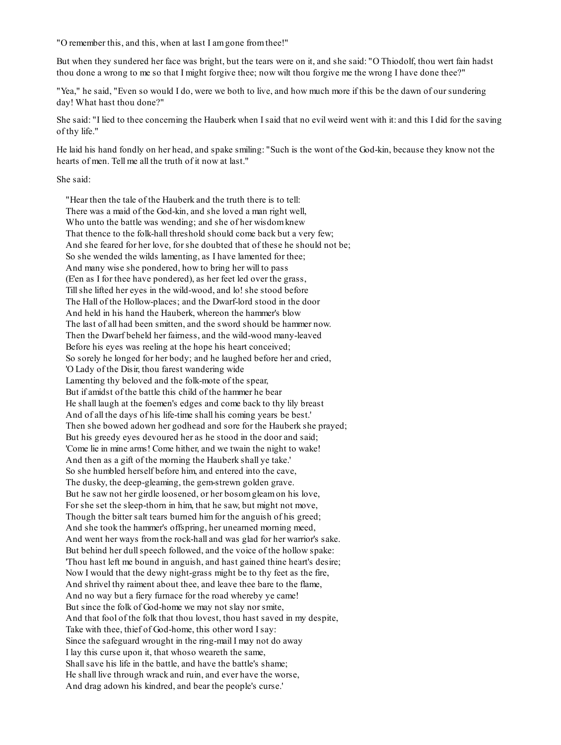"O remember this, and this, when at last I am gone from thee!"

But when they sundered her face was bright, but the tears were on it, and she said: "O Thiodolf, thou wert fain hadst thou done a wrong to me so that I might forgive thee; now wilt thou forgive me the wrong I have done thee?"

"Yea," he said, "Even so would I do, were we both to live, and how much more if this be the dawn of our sundering day! What hast thou done?"

She said: "I lied to thee concerning the Hauberk when I said that no evil weird went with it: and this I did for the saving of thy life."

He laid his hand fondly on her head, and spake smiling: "Such is the wont of the God-kin, because they know not the hearts of men. Tell me all the truth of it now at last."

She said:

"Hear then the tale of the Hauberk and the truth there is to tell:  
There was a maid of the God-kin, and she loved a man right well,  
Who unto the battle was wending; and she of her wisdom knew  
That thence to the folk-hall threshold should come back but a very few;  
And she feared for her love, for she doubted that of these he should not be;  
So she wended the wilds lamenting, as I have lamented for thee;  
And many wise she pondered, how to bring her will to pass  
(E'en as I for thee have pondered), as her feet led over the grass,  
Till she lifted her eyes in the wild-wood, and lo! she stood before  
The Hall of the Hollow-places; and the Dwarf-lord stood in the door  
And held in his hand the Hauberk, whereon the hammer's blow  
The last of all had been smitten, and the sword should be hammer now.  
Then the Dwarf beheld her fairness, and the wild-wood many-leaved  
Before his eyes was reeling at the hope his heart conceived;  
So sorely he longed for her body; and he laughed before her and cried,  
'O Lady of the Disir, thou farest wandering wide  
Lamenting thy beloved and the folk-mote of the spear,  
But if amidst of the battle this child of the hammer he bear  
He shall laugh at the foemen's edges and come back to thy lily breast  
And of all the days of his life-time shall his coming years be best.'  
Then she bowed adown her godhead and sore for the Hauberk she prayed;  
But his greedy eyes devoured her as he stood in the door and said;  
'Come lie in mine arms! Come hither, and we twain the night to wake!  
And then as a gift of the morning the Hauberk shall ye take.'  
So she humbled herself before him, and entered into the cave,  
The dusky, the deep-gleaming, the gem-strewn golden grave.  
But he saw not her girdle loosened, or her bosom gleam on his love,  
For she set the sleep-thorn in him, that he saw, but might not move,  
Though the bitter salt tears burned him for the anguish of his greed;  
And she took the hammer's offspring, her unearned morning meed,  
And went her ways from the rock-hall and was glad for her warrior's sake.  
But behind her dull speech followed, and the voice of the hollow spake:  
'Thou hast left me bound in anguish, and hast gained thine heart's desire;  
Now I would that the dewy night-grass might be to thy feet as the fire,  
And shrivel thy raiment about thee, and leave thee bare to the flame,  
And no way but a fiery furnace for the road whereby ye came!  
But since the folk of God-home we may not slay nor smite,  
And that fool of the folk that thou lovest, thou hast saved in my despite,  
Take with thee, thief of God-home, this other word I say:  
Since the safeguard wrought in the ring-mail I may not do away  
I lay this curse upon it, that whoso weareth the same,  
Shall save his life in the battle, and have the battle's shame;  
He shall live through wrack and ruin, and ever have the worse,  
And drag adown his kindred, and bear the people's curse.'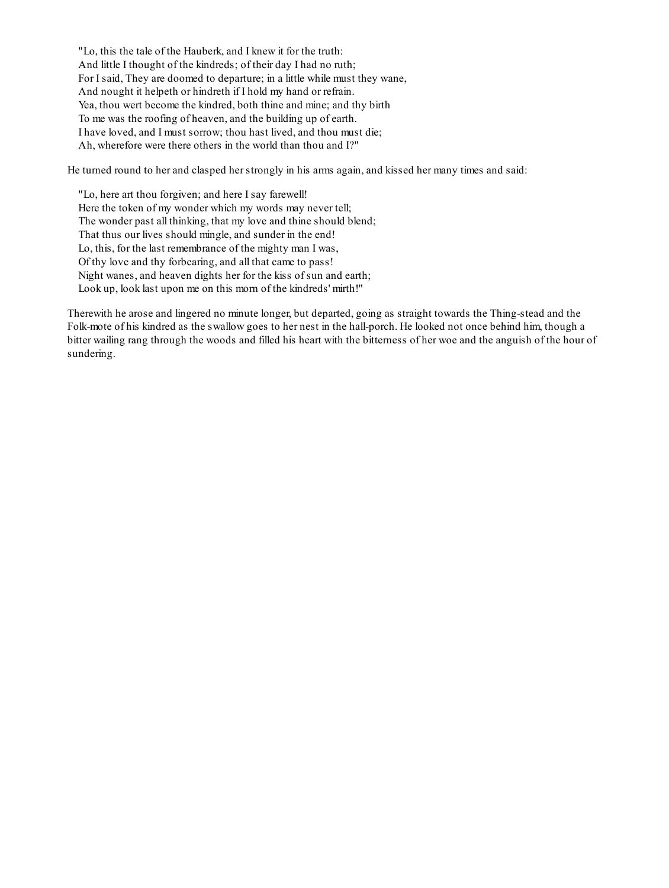"Lo, this the tale of the Hauberk, and I knew it for the truth:  
And little I thought of the kindreds; of their day I had no ruth;  
For I said, They are doomed to departure; in a little while must they wane,  
And nought it helpeth or hindreth if I hold my hand or refrain.  
Yea, thou wert become the kindred, both thine and mine; and thy birth  
To me was the roofing of heaven, and the building up of earth.  
I have loved, and I must sorrow; thou hast lived, and thou must die;  
Ah, wherefore were there others in the world than thou and I?"

He turned round to her and clasped her strongly in his arms again, and kissed her many times and said:

"Lo, here art thou forgiven; and here I say farewell!  
Here the token of my wonder which my words may never tell;  
The wonder past all thinking, that my love and thine should blend;  
That thus our lives should mingle, and sunder in the end!  
Lo, this, for the last remembrance of the mighty man I was,  
Of thy love and thy forbearing, and all that came to pass!  
Night wanes, and heaven dights her for the kiss of sun and earth;  
Look up, look last upon me on this morn of the kindreds' mirth!"

Therewith he arose and lingered no minute longer, but departed, going as straight towards the Thing-stead and the Folk-mote of his kindred as the swallow goes to her nest in the hall-porch. He looked not once behind him, though a bitter wailing rang through the woods and filled his heart with the bitterness of her woe and the anguish of the hour of sundering.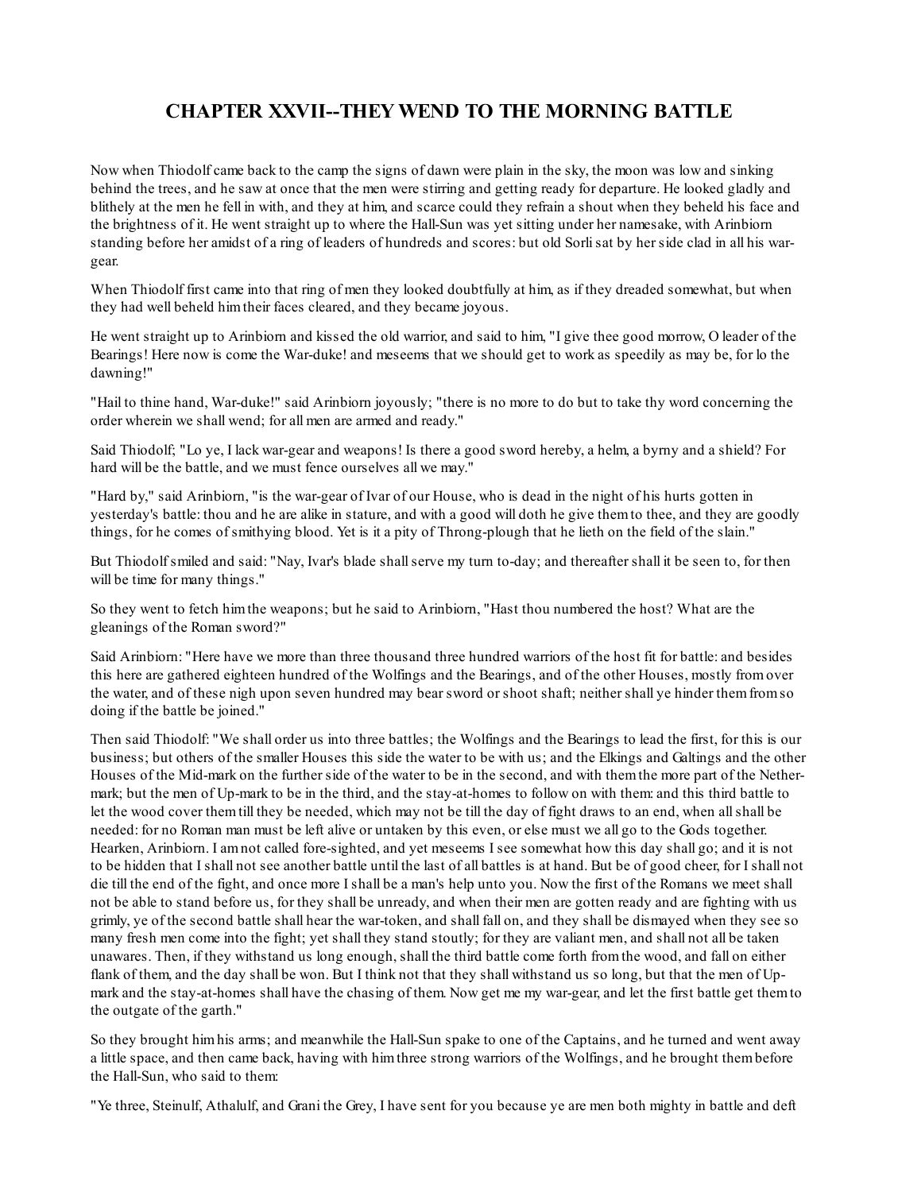# CHAPTER XXVII--THEY WEND TO THE MORNING BATTLE

Now when Thiodolf came back to the camp the signs of dawn were plain in the sky, the moon was low and sinking behind the trees, and he saw at once that the men were stirring and getting ready for departure. He looked gladly and blithely at the men he fell in with, and they at him, and scarce could they refrain a shout when they beheld his face and the brightness of it. He went straight up to where the Hall-Sun was yet sitting under her namesake, with Arinbiorn standing before her amidst of a ring of leaders of hundreds and scores: but old Sorli sat by her side clad in all his war-gear.

When Thiodolf first came into that ring of men they looked doubtfully at him, as if they dreaded somewhat, but when they had well beheld him their faces cleared, and they became joyous.

He went straight up to Arinbiorn and kissed the old warrior, and said to him, "I give thee good morrow, O leader of the Bearings! Here now is come the War-duke! and meseems that we should get to work as speedily as may be, for lo the dawning!"

"Hail to thine hand, War-duke!" said Arinbiorn joyously; "there is no more to do but to take thy word concerning the order wherein we shall wend; for all men are armed and ready."

Said Thiodolf; "Lo ye, I lack war-gear and weapons! Is there a good sword hereby, a helm, a byrny and a shield? For hard will be the battle, and we must fence ourselves all we may."

"Hard by," said Arinbiorn, "is the war-gear of Ivar of our House, who is dead in the night of his hurts gotten in yesterday's battle: thou and he are alike in stature, and with a good will doth he give them to thee, and they are goodly things, for he comes of smithying blood. Yet is it a pity of Throng-plough that he lieth on the field of the slain."

But Thiodolf smiled and said: "Nay, Ivar's blade shall serve my turn to-day; and thereafter shall it be seen to, for then will be time for many things."

So they went to fetch him the weapons; but he said to Arinbiorn, "Hast thou numbered the host? What are the gleanings of the Roman sword?"

Said Arinbiorn: "Here have we more than three thousand three hundred warriors of the host fit for battle: and besides this here are gathered eighteen hundred of the Wolfings and the Bearings, and of the other Houses, mostly from over the water, and of these nigh upon seven hundred may bear sword or shoot shaft; neither shall ye hinder them from so doing if the battle be joined."

Then said Thiodolf: "We shall order us into three battles; the Wolfings and the Bearings to lead the first, for this is our business; but others of the smaller Houses this side the water to be with us; and the Elkings and Galtings and the other Houses of the Mid-mark on the further side of the water to be in the second, and with them the more part of the Nether-mark; but the men of Up-mark to be in the third, and the stay-at-homes to follow on with them: and this third battle to let the wood cover them till they be needed, which may not be till the day of fight draws to an end, when all shall be needed: for no Roman man must be left alive or untaken by this even, or else must we all go to the Gods together. Hearken, Arinbiorn. I am not called fore-sighted, and yet meseems I see somewhat how this day shall go; and it is not to be hidden that I shall not see another battle until the last of all battles is at hand. But be of good cheer, for I shall not die till the end of the fight, and once more I shall be a man's help unto you. Now the first of the Romans we meet shall not be able to stand before us, for they shall be unready, and when their men are gotten ready and are fighting with us grimly, ye of the second battle shall hear the war-token, and shall fall on, and they shall be dismayed when they see so many fresh men come into the fight; yet shall they stand stoutly; for they are valiant men, and shall not all be taken unawares. Then, if they withstand us long enough, shall the third battle come forth from the wood, and fall on either flank of them, and the day shall be won. But I think not that they shall withstand us so long, but that the men of Up-mark and the stay-at-homes shall have the chasing of them. Now get me my war-gear, and let the first battle get them to the outgate of the garth."

So they brought him his arms; and meanwhile the Hall-Sun spake to one of the Captains, and he turned and went away a little space, and then came back, having with him three strong warriors of the Wolfings, and he brought them before the Hall-Sun, who said to them:

"Ye three, Steinulf, Athalulf, and Grani the Grey, I have sent for you because ye are men both mighty in battle and deft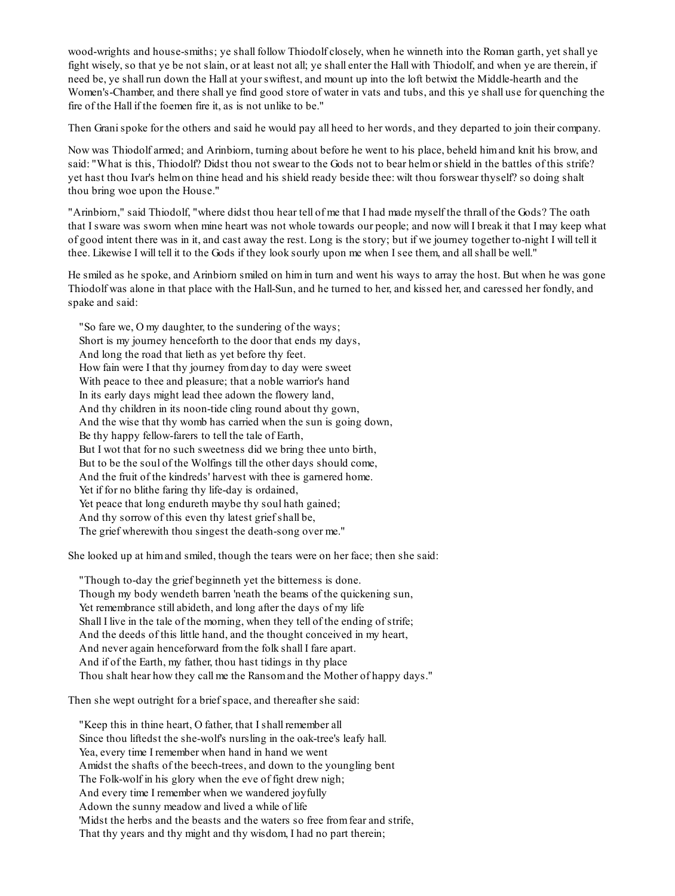wood-wrights and house-smiths; ye shall follow Thiodolf closely, when he winneth into the Roman garth, yet shall ye fight wisely, so that ye be not slain, or at least not all; ye shall enter the Hall with Thiodolf, and when ye are therein, if need be, ye shall run down the Hall at your swiftest, and mount up into the loft betwixt the Middle-hearth and the Women's-Chamber, and there shall ye find good store of water in vats and tubs, and this ye shall use for quenching the fire of the Hall if the foemen fire it, as is not unlike to be."

Then Grani spoke for the others and said he would pay all heed to her words, and they departed to join their company.

Now was Thiodolf armed; and Arinbiorn, turning about before he went to his place, beheld him and knit his brow, and said: "What is this, Thiodolf? Didst thou not swear to the Gods not to bear helm or shield in the battles of this strife? yet hast thou Ivar's helm on thine head and his shield ready beside thee: wilt thou forswear thyself? so doing shalt thou bring woe upon the House."

"Arinbiorn," said Thiodolf, "where didst thou hear tell of me that I had made myself the thrall of the Gods? The oath that I sware was sworn when mine heart was not whole towards our people; and now will I break it that I may keep what of good intent there was in it, and cast away the rest. Long is the story; but if we journey together to-night I will tell it thee. Likewise I will tell it to the Gods if they look sourly upon me when I see them, and all shall be well."

He smiled as he spoke, and Arinbiorn smiled on him in turn and went his ways to array the host. But when he was gone Thiodolf was alone in that place with the Hall-Sun, and he turned to her, and kissed her, and caressed her fondly, and spake and said:

"So fare we, O my daughter, to the sundering of the ways;  
Short is my journey henceforth to the door that ends my days,  
And long the road that lieth as yet before thy feet.  
How fain were I that thy journey from day to day were sweet  
With peace to thee and pleasure; that a noble warrior's hand  
In its early days might lead thee adown the flowery land,  
And thy children in its noon-tide cling round about thy gown,  
And the wise that thy womb has carried when the sun is going down,  
Be thy happy fellow-farers to tell the tale of Earth,  
But I wot that for no such sweetness did we bring thee unto birth,  
But to be the soul of the Wolfings till the other days should come,  
And the fruit of the kindreds' harvest with thee is garnered home.  
Yet if for no blithe faring thy life-day is ordained,  
Yet peace that long endureth maybe thy soul hath gained;  
And thy sorrow of this even thy latest grief shall be,  
The grief wherewith thou singest the death-song over me."

She looked up at him and smiled, though the tears were on her face; then she said:

"Though to-day the grief beginneth yet the bitterness is done.  
Though my body wendeth barren 'neath the beams of the quickening sun,  
Yet remembrance still abideth, and long after the days of my life  
Shall I live in the tale of the morning, when they tell of the ending of strife;  
And the deeds of this little hand, and the thought conceived in my heart,  
And never again henceforward from the folk shall I fare apart.  
And if of the Earth, my father, thou hast tidings in thy place  
Thou shalt hear how they call me the Ransom and the Mother of happy days."

Then she wept outright for a brief space, and thereafter she said:

"Keep this in thine heart, O father, that I shall remember all  
Since thou liftedst the she-wolf's nursling in the oak-tree's leafy hall.  
Yea, every time I remember when hand in hand we went  
Amidst the shafts of the beech-trees, and down to the youngling bent  
The Folk-wolf in his glory when the eve of fight drew nigh;  
And every time I remember when we wandered joyfully  
Adown the sunny meadow and lived a while of life  
'Midst the herbs and the beasts and the waters so free from fear and strife,  
That thy years and thy might and thy wisdom, I had no part therein;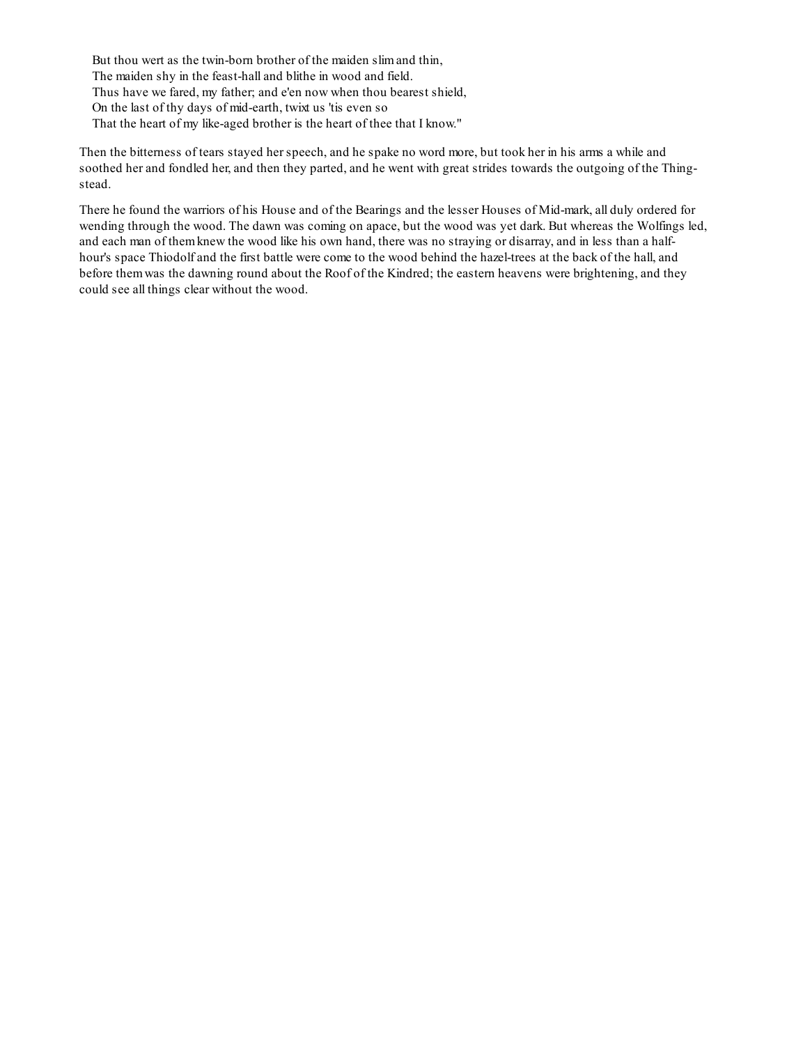But thou wert as the twin-born brother of the maiden slim and thin,  
The maiden shy in the feast-hall and blithe in wood and field.  
Thus have we fared, my father; and e'en now when thou bearest shield,  
On the last of thy days of mid-earth, twixt us 'tis even so  
That the heart of my like-aged brother is the heart of thee that I know."

Then the bitterness of tears stayed her speech, and he spake no word more, but took her in his arms a while and soothed her and fondled her, and then they parted, and he went with great strides towards the outgoing of the Thing-stead.

There he found the warriors of his House and of the Bearings and the lesser Houses of Mid-mark, all duly ordered for wending through the wood. The dawn was coming on apace, but the wood was yet dark. But whereas the Wolfings led, and each man of them knew the wood like his own hand, there was no straying or disarray, and in less than a half-hour's space Thiodolf and the first battle were come to the wood behind the hazel-trees at the back of the hall, and before them was the dawning round about the Roof of the Kindred; the eastern heavens were brightening, and they could see all things clear without the wood.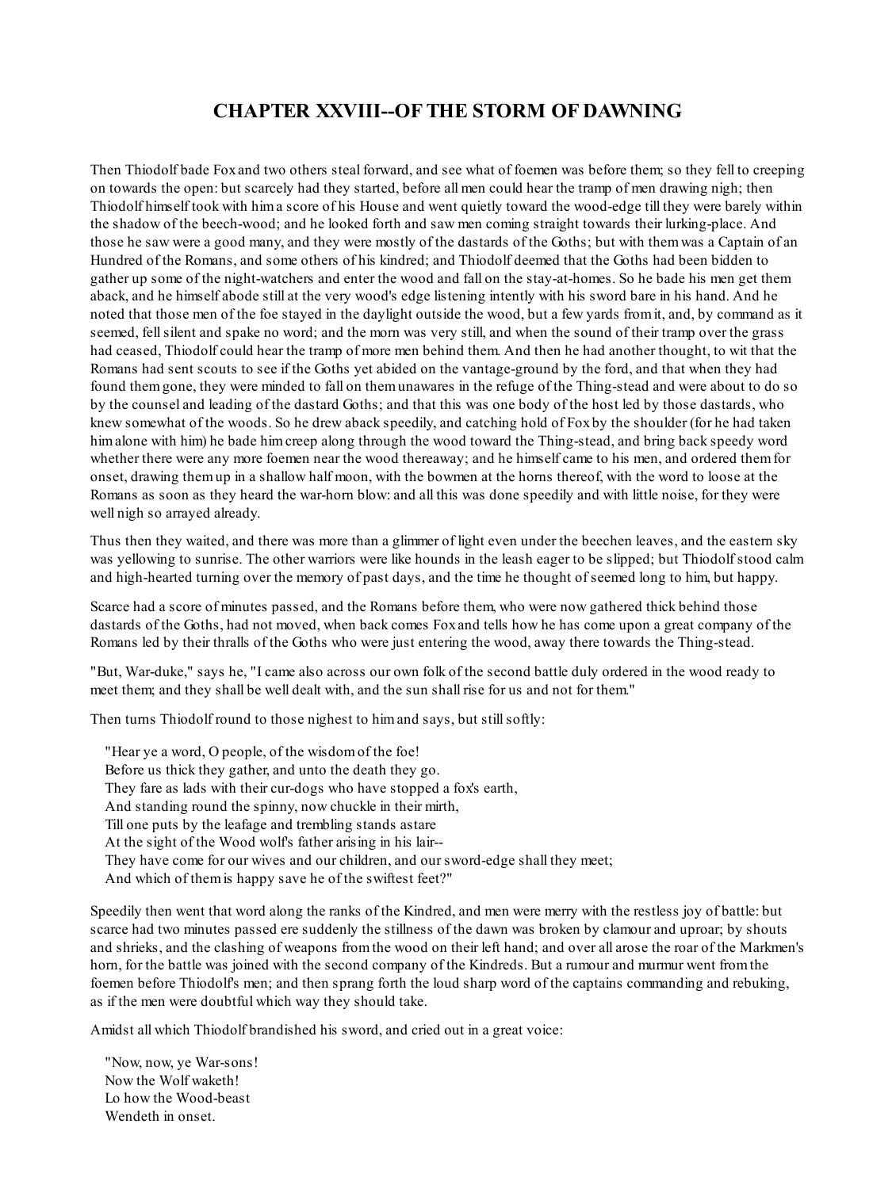# CHAPTER XXVIII--OF THE STORM OF DAWNING

Then Thiodolf bade Fox and two others steal forward, and see what of foemen was before them; so they fell to creeping on towards the open: but scarcely had they started, before all men could hear the tramp of men drawing nigh; then Thiodolf himself took with him a score of his House and went quietly toward the wood-edge till they were barely within the shadow of the beech-wood; and he looked forth and saw men coming straight towards their lurking-place. And those he saw were a good many, and they were mostly of the dastards of the Goths; but with them was a Captain of an Hundred of the Romans, and some others of his kindred; and Thiodolf deemed that the Goths had been bidden to gather up some of the night-watchers and enter the wood and fall on the stay-at-homes. So he bade his men get them aback, and he himself abode still at the very wood's edge listening intently with his sword bare in his hand. And he noted that those men of the foe stayed in the daylight outside the wood, but a few yards from it, and, by command as it seemed, fell silent and spake no word; and the morn was very still, and when the sound of their tramp over the grass had ceased, Thiodolf could hear the tramp of more men behind them. And then he had another thought, to wit that the Romans had sent scouts to see if the Goths yet abided on the vantage-ground by the ford, and that when they had found them gone, they were minded to fall on them unawares in the refuge of the Thing-stead and were about to do so by the counsel and leading of the dastard Goths; and that this was one body of the host led by those dastards, who knew somewhat of the woods. So he drew aback speedily, and catching hold of Fox by the shoulder (for he had taken him alone with him) he bade him creep along through the wood toward the Thing-stead, and bring back speedy word whether there were any more foemen near the wood thereaway; and he himself came to his men, and ordered them for onset, drawing them up in a shallow half moon, with the bowmen at the horns thereof, with the word to loose at the Romans as soon as they heard the war-horn blow: and all this was done speedily and with little noise, for they were well nigh so arrayed already.

Thus then they waited, and there was more than a glimmer of light even under the beechen leaves, and the eastern sky was yellowing to sunrise. The other warriors were like hounds in the leash eager to be slipped; but Thiodolf stood calm and high-hearted turning over the memory of past days, and the time he thought of seemed long to him, but happy.

Scarce had a score of minutes passed, and the Romans before them, who were now gathered thick behind those dastards of the Goths, had not moved, when back comes Fox and tells how he has come upon a great company of the Romans led by their thralls of the Goths who were just entering the wood, away there towards the Thing-stead.

"But, War-duke," says he, "I came also across our own folk of the second battle duly ordered in the wood ready to meet them; and they shall be well dealt with, and the sun shall rise for us and not for them."

Then turns Thiodolf round to those nighest to him and says, but still softly:

"Hear ye a word, O people, of the wisdom of the foe!  
Before us thick they gather, and unto the death they go.  
They fare as lads with their cur-dogs who have stopped a fox's earth,  
And standing round the spinny, now chuckle in their mirth,  
Till one puts by the leafage and trembling stands astare  
At the sight of the Wood wolf's father arising in his lair--  
They have come for our wives and our children, and our sword-edge shall they meet;  
And which of them is happy save he of the swiftest feet?"

Speedily then went that word along the ranks of the Kindred, and men were merry with the restless joy of battle: but scarce had two minutes passed ere suddenly the stillness of the dawn was broken by clamour and uproar; by shouts and shrieks, and the clashing of weapons from the wood on their left hand; and over all arose the roar of the Markmen's horn, for the battle was joined with the second company of the Kindreds. But a rumour and murmur went from the foemen before Thiodolf's men; and then sprang forth the loud sharp word of the captains commanding and rebuking, as if the men were doubtful which way they should take.

Amidst all which Thiodolf brandished his sword, and cried out in a great voice:

"Now, now, ye War-sons!  
Now the Wolf waketh!  
Lo how the Wood-beast  
Wendeth in onset.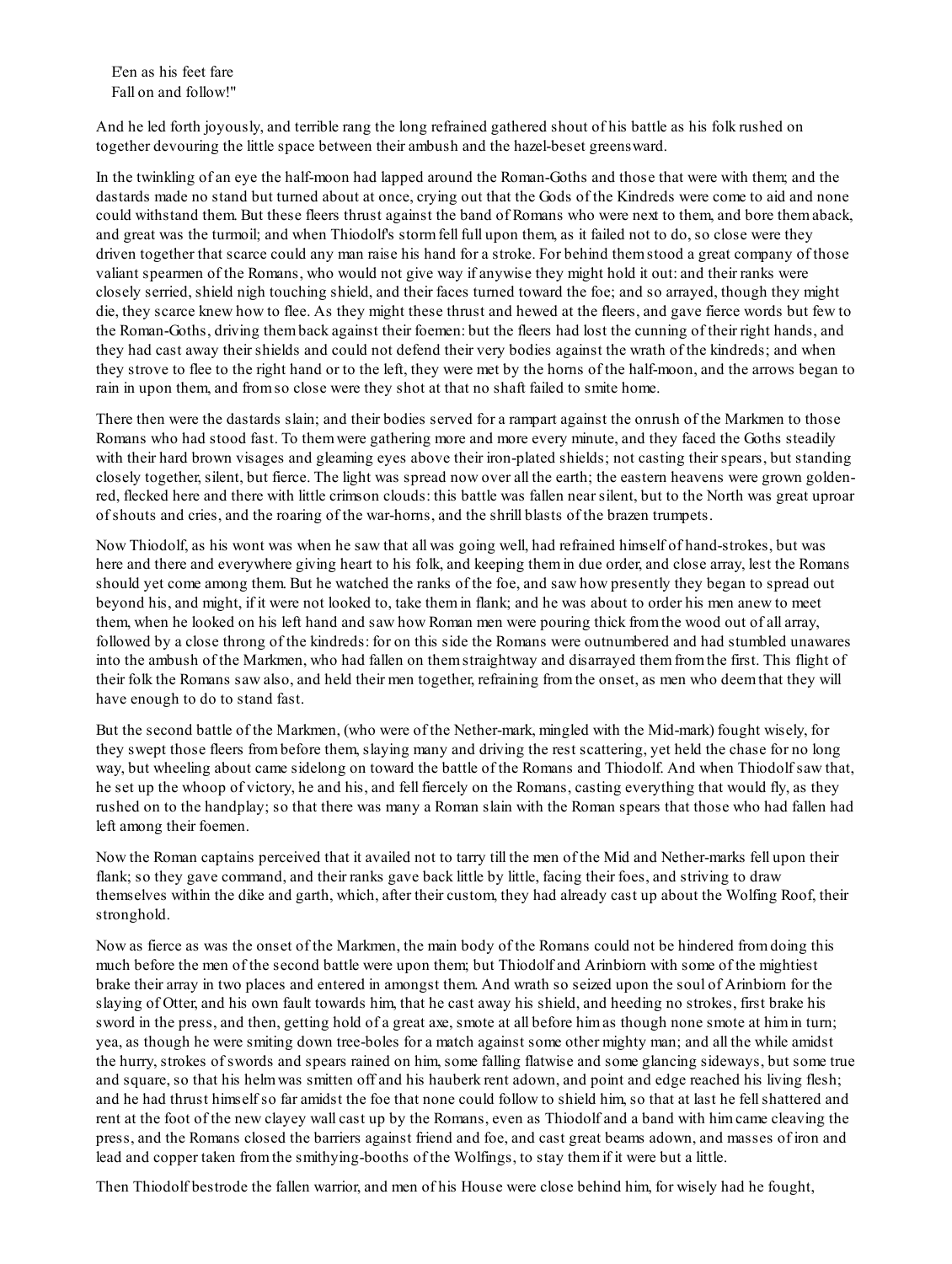E'en as his feet fare
Fall on and follow!"

And he led forth joyously, and terrible rang the long refrained gathered shout of his battle as his folk rushed on together devouring the little space between their ambush and the hazel-beset greensward.

In the twinkling of an eye the half-moon had lapped around the Roman-Goths and those that were with them; and the dastards made no stand but turned about at once, crying out that the Gods of the Kindreds were come to aid and none could withstand them. But these fleers thrust against the band of Romans who were next to them, and bore them aback, and great was the turmoil; and when Thiodolf's storm fell full upon them, as it failed not to do, so close were they driven together that scarce could any man raise his hand for a stroke. For behind them stood a great company of those valiant spearmen of the Romans, who would not give way if anywise they might hold it out: and their ranks were closely serried, shield nigh touching shield, and their faces turned toward the foe; and so arrayed, though they might die, they scarce knew how to flee. As they might these thrust and hewed at the fleers, and gave fierce words but few to the Roman-Goths, driving them back against their foemen: but the fleers had lost the cunning of their right hands, and they had cast away their shields and could not defend their very bodies against the wrath of the kindreds; and when they strove to flee to the right hand or to the left, they were met by the horns of the half-moon, and the arrows began to rain in upon them, and from so close were they shot at that no shaft failed to smite home.

There then were the dastards slain; and their bodies served for a rampart against the onrush of the Markmen to those Romans who had stood fast. To them were gathering more and more every minute, and they faced the Goths steadily with their hard brown visages and gleaming eyes above their iron-plated shields; not casting their spears, but standing closely together, silent, but fierce. The light was spread now over all the earth; the eastern heavens were grown golden-red, flecked here and there with little crimson clouds: this battle was fallen near silent, but to the North was great uproar of shouts and cries, and the roaring of the war-horns, and the shrill blasts of the brazen trumpets.

Now Thiodolf, as his wont was when he saw that all was going well, had refrained himself of hand-strokes, but was here and there and everywhere giving heart to his folk, and keeping them in due order, and close array, lest the Romans should yet come among them. But he watched the ranks of the foe, and saw how presently they began to spread out beyond his, and might, if it were not looked to, take them in flank; and he was about to order his men anew to meet them, when he looked on his left hand and saw how Roman men were pouring thick from the wood out of all array, followed by a close throng of the kindreds: for on this side the Romans were outnumbered and had stumbled unawares into the ambush of the Markmen, who had fallen on them straightway and disarrayed them from the first. This flight of their folk the Romans saw also, and held their men together, refraining from the onset, as men who deem that they will have enough to do to stand fast.

But the second battle of the Markmen, (who were of the Nether-mark, mingled with the Mid-mark) fought wisely, for they swept those fleers from before them, slaying many and driving the rest scattering, yet held the chase for no long way, but wheeling about came sidelong on toward the battle of the Romans and Thiodolf. And when Thiodolf saw that, he set up the whoop of victory, he and his, and fell fiercely on the Romans, casting everything that would fly, as they rushed on to the handplay; so that there was many a Roman slain with the Roman spears that those who had fallen had left among their foemen.

Now the Roman captains perceived that it availed not to tarry till the men of the Mid and Nether-marks fell upon their flank; so they gave command, and their ranks gave back little by little, facing their foes, and striving to draw themselves within the dike and garth, which, after their custom, they had already cast up about the Wolfing Roof, their stronghold.

Now as fierce as was the onset of the Markmen, the main body of the Romans could not be hindered from doing this much before the men of the second battle were upon them; but Thiodolf and Arinbiorn with some of the mightiest brake their array in two places and entered in amongst them. And wrath so seized upon the soul of Arinbiorn for the slaying of Otter, and his own fault towards him, that he cast away his shield, and heeding no strokes, first brake his sword in the press, and then, getting hold of a great axe, smote at all before him as though none smote at him in turn; yea, as though he were smiting down tree-boles for a match against some other mighty man; and all the while amidst the hurry, strokes of swords and spears rained on him, some falling flatwise and some glancing sideways, but some true and square, so that his helm was smitten off and his hauberk rent adown, and point and edge reached his living flesh; and he had thrust himself so far amidst the foe that none could follow to shield him, so that at last he fell shattered and rent at the foot of the new clayey wall cast up by the Romans, even as Thiodolf and a band with him came cleaving the press, and the Romans closed the barriers against friend and foe, and cast great beams adown, and masses of iron and lead and copper taken from the smithying-booths of the Wolfings, to stay them if it were but a little.

Then Thiodolf bestrode the fallen warrior, and men of his House were close behind him, for wisely had he fought,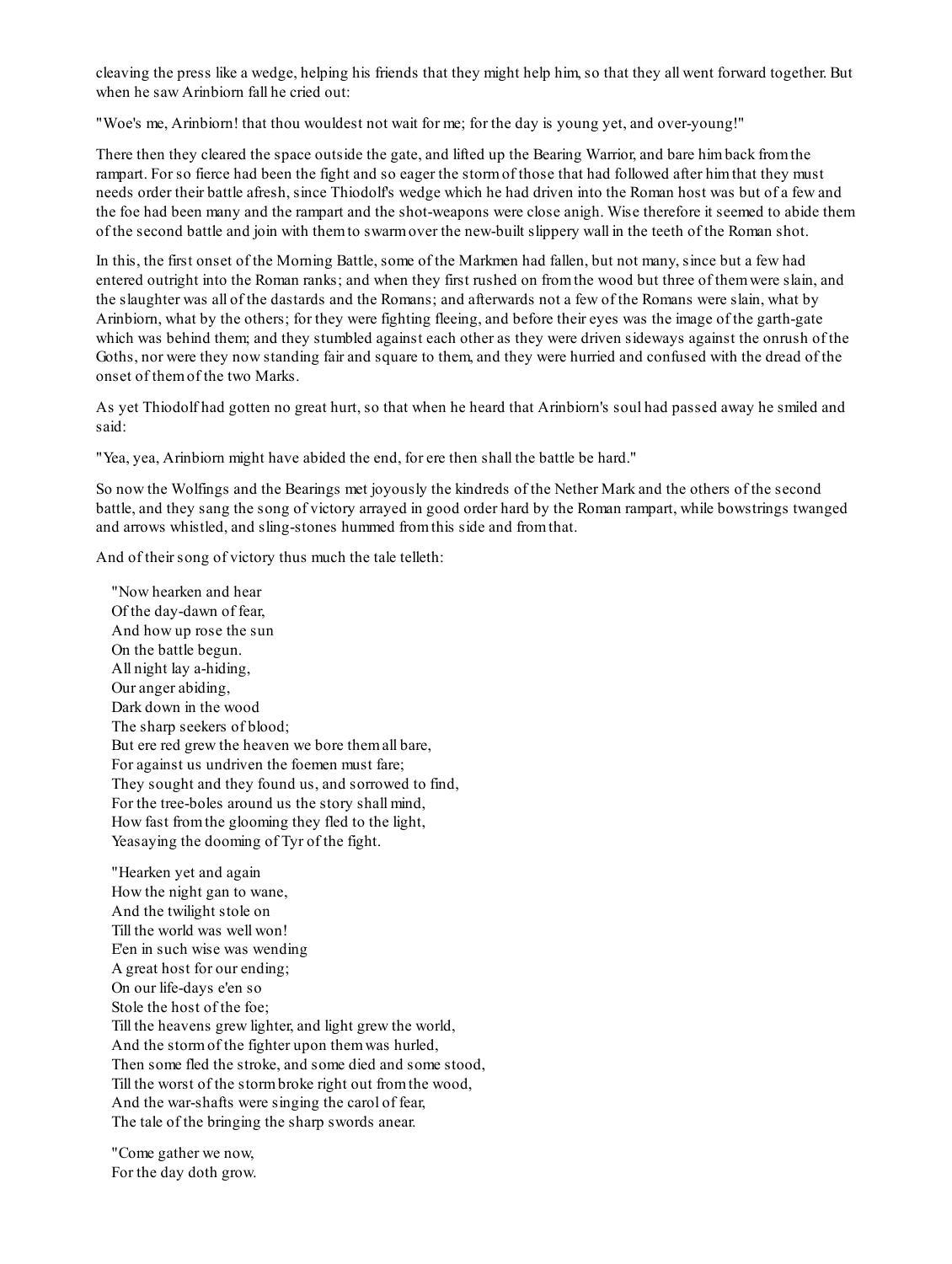cleaving the press like a wedge, helping his friends that they might help him, so that they all went forward together. But when he saw Arinbiorn fall he cried out:

"Woe's me, Arinbiorn! that thou wouldest not wait for me; for the day is young yet, and over-young!"

There then they cleared the space outside the gate, and lifted up the Bearing Warrior, and bare him back from the rampart. For so fierce had been the fight and so eager the storm of those that had followed after him that they must needs order their battle afresh, since Thiodolf's wedge which he had driven into the Roman host was but of a few and the foe had been many and the rampart and the shot-weapons were close anigh. Wise therefore it seemed to abide them of the second battle and join with them to swarm over the new-built slippery wall in the teeth of the Roman shot.

In this, the first onset of the Morning Battle, some of the Markmen had fallen, but not many, since but a few had entered outright into the Roman ranks; and when they first rushed on from the wood but three of them were slain, and the slaughter was all of the dastards and the Romans; and afterwards not a few of the Romans were slain, what by Arinbiorn, what by the others; for they were fighting fleeing, and before their eyes was the image of the garth-gate which was behind them; and they stumbled against each other as they were driven sideways against the onrush of the Goths, nor were they now standing fair and square to them, and they were hurried and confused with the dread of the onset of them of the two Marks.

As yet Thiodolf had gotten no great hurt, so that when he heard that Arinbiorn's soul had passed away he smiled and said:

"Yea, yea, Arinbiorn might have abided the end, for ere then shall the battle be hard."

So now the Wolfings and the Bearings met joyously the kindreds of the Nether Mark and the others of the second battle, and they sang the song of victory arrayed in good order hard by the Roman rampart, while bowstrings twanged and arrows whistled, and sling-stones hummed from this side and from that.

And of their song of victory thus much the tale telleth:

"Now hearken and hear  
Of the day-dawn of fear,  
And how up rose the sun  
On the battle begun.  
All night lay a-hiding,  
Our anger abiding,  
Dark down in the wood  
The sharp seekers of blood;  
But ere red grew the heaven we bore them all bare,  
For against us undriven the foemen must fare;  
They sought and they found us, and sorrowed to find,  
For the tree-boles around us the story shall mind,  
How fast from the glooming they fled to the light,  
Yeasaying the dooming of Tyr of the fight.

"Hearken yet and again  
How the night gan to wane,  
And the twilight stole on  
Till the world was well won!  
E'en in such wise was wending  
A great host for our ending;  
On our life-days e'en so  
Stole the host of the foe;  
Till the heavens grew lighter, and light grew the world,  
And the storm of the fighter upon them was hurled,  
Then some fled the stroke, and some died and some stood,  
Till the worst of the storm broke right out from the wood,  
And the war-shafts were singing the carol of fear,  
The tale of the bringing the sharp swords anear.

"Come gather we now,  
For the day doth grow.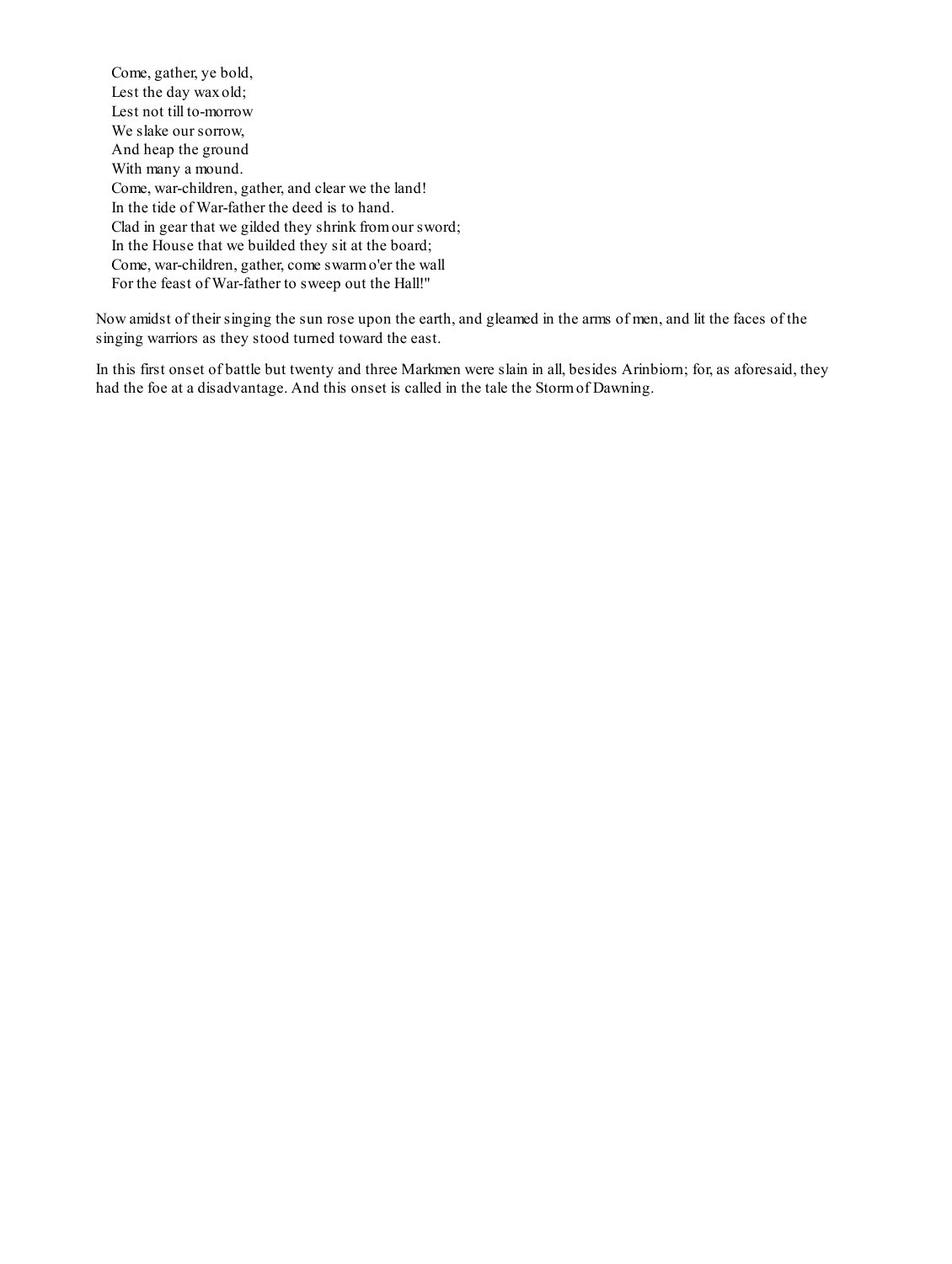Come, gather, ye bold,  
Lest the day wax old;  
Lest not till to-morrow  
We slake our sorrow,  
And heap the ground  
With many a mound.  
Come, war-children, gather, and clear we the land!  
In the tide of War-father the deed is to hand.  
Clad in gear that we gilded they shrink from our sword;  
In the House that we builded they sit at the board;  
Come, war-children, gather, come swarm o'er the wall  
For the feast of War-father to sweep out the Hall!"

Now amidst of their singing the sun rose upon the earth, and gleamed in the arms of men, and lit the faces of the singing warriors as they stood turned toward the east.

In this first onset of battle but twenty and three Markmen were slain in all, besides Arinbiorn; for, as aforesaid, they had the foe at a disadvantage. And this onset is called in the tale the Storm of Dawning.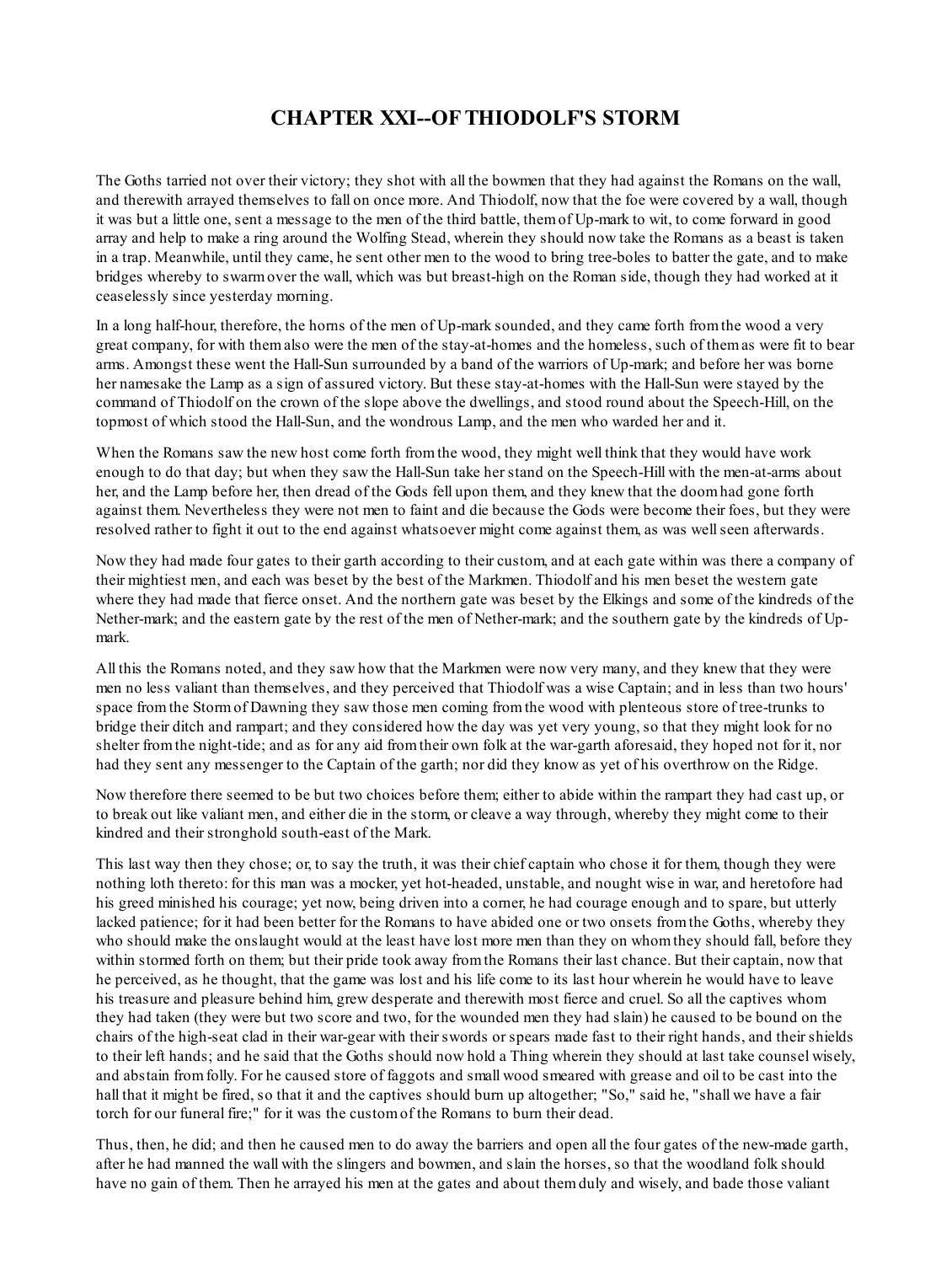# CHAPTER XXI--OF THIODOLF'S STORM

The Goths tarried not over their victory; they shot with all the bowmen that they had against the Romans on the wall, and therewith arrayed themselves to fall on once more. And Thiodolf, now that the foe were covered by a wall, though it was but a little one, sent a message to the men of the third battle, them of Up-mark to wit, to come forward in good array and help to make a ring around the Wolfing Stead, wherein they should now take the Romans as a beast is taken in a trap. Meanwhile, until they came, he sent other men to the wood to bring tree-boles to batter the gate, and to make bridges whereby to swarm over the wall, which was but breast-high on the Roman side, though they had worked at it ceaselessly since yesterday morning.

In a long half-hour, therefore, the horns of the men of Up-mark sounded, and they came forth from the wood a very great company, for with them also were the men of the stay-at-homes and the homeless, such of them as were fit to bear arms. Amongst these went the Hall-Sun surrounded by a band of the warriors of Up-mark; and before her was borne her namesake the Lamp as a sign of assured victory. But these stay-at-homes with the Hall-Sun were stayed by the command of Thiodolf on the crown of the slope above the dwellings, and stood round about the Speech-Hill, on the topmost of which stood the Hall-Sun, and the wondrous Lamp, and the men who warded her and it.

When the Romans saw the new host come forth from the wood, they might well think that they would have work enough to do that day; but when they saw the Hall-Sun take her stand on the Speech-Hill with the men-at-arms about her, and the Lamp before her, then dread of the Gods fell upon them, and they knew that the doom had gone forth against them. Nevertheless they were not men to faint and die because the Gods were become their foes, but they were resolved rather to fight it out to the end against whatsoever might come against them, as was well seen afterwards.

Now they had made four gates to their garth according to their custom, and at each gate within was there a company of their mightiest men, and each was beset by the best of the Markmen. Thiodolf and his men beset the western gate where they had made that fierce onset. And the northern gate was beset by the Elkings and some of the kindreds of the Nether-mark; and the eastern gate by the rest of the men of Nether-mark; and the southern gate by the kindreds of Up-mark.

All this the Romans noted, and they saw how that the Markmen were now very many, and they knew that they were men no less valiant than themselves, and they perceived that Thiodolf was a wise Captain; and in less than two hours' space from the Storm of Dawning they saw those men coming from the wood with plenteous store of tree-trunks to bridge their ditch and rampart; and they considered how the day was yet very young, so that they might look for no shelter from the night-tide; and as for any aid from their own folk at the war-garth aforesaid, they hoped not for it, nor had they sent any messenger to the Captain of the garth; nor did they know as yet of his overthrow on the Ridge.

Now therefore there seemed to be but two choices before them; either to abide within the rampart they had cast up, or to break out like valiant men, and either die in the storm, or cleave a way through, whereby they might come to their kindred and their stronghold south-east of the Mark.

This last way then they chose; or, to say the truth, it was their chief captain who chose it for them, though they were nothing loth thereto: for this man was a mocker, yet hot-headed, unstable, and nought wise in war, and heretofore had his greed minished his courage; yet now, being driven into a corner, he had courage enough and to spare, but utterly lacked patience; for it had been better for the Romans to have abided one or two onsets from the Goths, whereby they who should make the onslaught would at the least have lost more men than they on whom they should fall, before they within stormed forth on them; but their pride took away from the Romans their last chance. But their captain, now that he perceived, as he thought, that the game was lost and his life come to its last hour wherein he would have to leave his treasure and pleasure behind him, grew desperate and therewith most fierce and cruel. So all the captives whom they had taken (they were but two score and two, for the wounded men they had slain) he caused to be bound on the chairs of the high-seat clad in their war-gear with their swords or spears made fast to their right hands, and their shields to their left hands; and he said that the Goths should now hold a Thing wherein they should at last take counsel wisely, and abstain from folly. For he caused store of faggots and small wood smeared with grease and oil to be cast into the hall that it might be fired, so that it and the captives should burn up altogether; "So," said he, "shall we have a fair torch for our funeral fire;" for it was the custom of the Romans to burn their dead.

Thus, then, he did; and then he caused men to do away the barriers and open all the four gates of the new-made garth, after he had manned the wall with the slingers and bowmen, and slain the horses, so that the woodland folk should have no gain of them. Then he arrayed his men at the gates and about them duly and wisely, and bade those valiant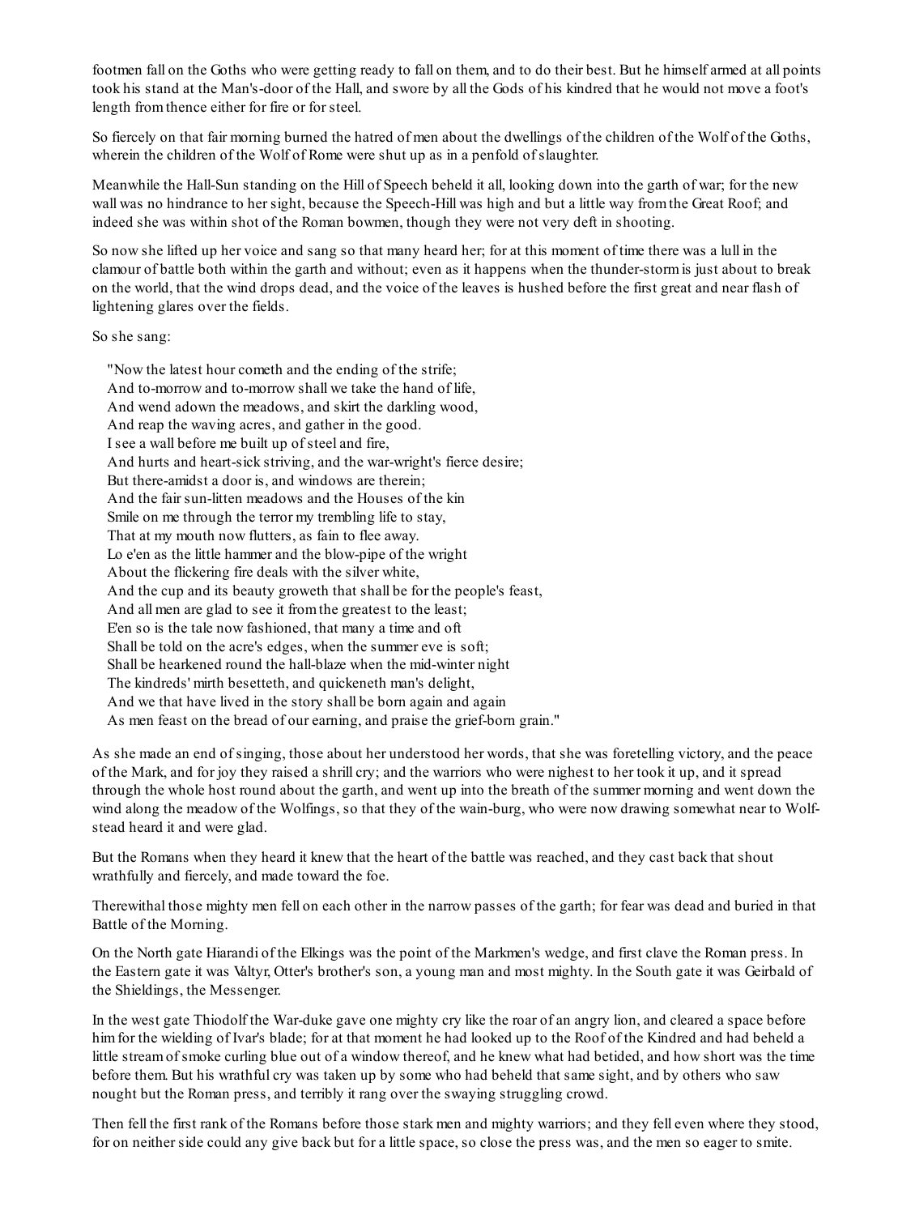footmen fall on the Goths who were getting ready to fall on them, and to do their best. But he himself armed at all points took his stand at the Man's-door of the Hall, and swore by all the Gods of his kindred that he would not move a foot's length from thence either for fire or for steel.

So fiercely on that fair morning burned the hatred of men about the dwellings of the children of the Wolf of the Goths, wherein the children of the Wolf of Rome were shut up as in a penfold of slaughter.

Meanwhile the Hall-Sun standing on the Hill of Speech beheld it all, looking down into the garth of war; for the new wall was no hindrance to her sight, because the Speech-Hill was high and but a little way from the Great Roof; and indeed she was within shot of the Roman bowmen, though they were not very deft in shooting.

So now she lifted up her voice and sang so that many heard her; for at this moment of time there was a lull in the clamour of battle both within the garth and without; even as it happens when the thunder-storm is just about to break on the world, that the wind drops dead, and the voice of the leaves is hushed before the first great and near flash of lightening glares over the fields.

So she sang:

"Now the latest hour cometh and the ending of the strife;  
And to-morrow and to-morrow shall we take the hand of life,  
And wend adown the meadows, and skirt the darkling wood,  
And reap the waving acres, and gather in the good.  
I see a wall before me built up of steel and fire,  
And hurts and heart-sick striving, and the war-wright's fierce desire;  
But there-amidst a door is, and windows are therein;  
And the fair sun-litten meadows and the Houses of the kin  
Smile on me through the terror my trembling life to stay,  
That at my mouth now flutters, as fain to flee away.  
Lo e'en as the little hammer and the blow-pipe of the wright  
About the flickering fire deals with the silver white,  
And the cup and its beauty groweth that shall be for the people's feast,  
And all men are glad to see it from the greatest to the least;  
E'en so is the tale now fashioned, that many a time and oft  
Shall be told on the acre's edges, when the summer eve is soft;  
Shall be hearkened round the hall-blaze when the mid-winter night  
The kindreds' mirth besetteth, and quickeneth man's delight,  
And we that have lived in the story shall be born again and again  
As men feast on the bread of our earning, and praise the grief-born grain."

As she made an end of singing, those about her understood her words, that she was foretelling victory, and the peace of the Mark, and for joy they raised a shrill cry; and the warriors who were nighest to her took it up, and it spread through the whole host round about the garth, and went up into the breath of the summer morning and went down the wind along the meadow of the Wolfings, so that they of the wain-burg, who were now drawing somewhat near to Wolf-stead heard it and were glad.

But the Romans when they heard it knew that the heart of the battle was reached, and they cast back that shout wrathfully and fiercely, and made toward the foe.

Therewithal those mighty men fell on each other in the narrow passes of the garth; for fear was dead and buried in that Battle of the Morning.

On the North gate Hiarandi of the Elkings was the point of the Markmen's wedge, and first clave the Roman press. In the Eastern gate it was Valtyr, Otter's brother's son, a young man and most mighty. In the South gate it was Geirbald of the Shieldings, the Messenger.

In the west gate Thiodolf the War-duke gave one mighty cry like the roar of an angry lion, and cleared a space before him for the wielding of Ivar's blade; for at that moment he had looked up to the Roof of the Kindred and had beheld a little stream of smoke curling blue out of a window thereof, and he knew what had betided, and how short was the time before them. But his wrathful cry was taken up by some who had beheld that same sight, and by others who saw nought but the Roman press, and terribly it rang over the swaying struggling crowd.

Then fell the first rank of the Romans before those stark men and mighty warriors; and they fell even where they stood, for on neither side could any give back but for a little space, so close the press was, and the men so eager to smite.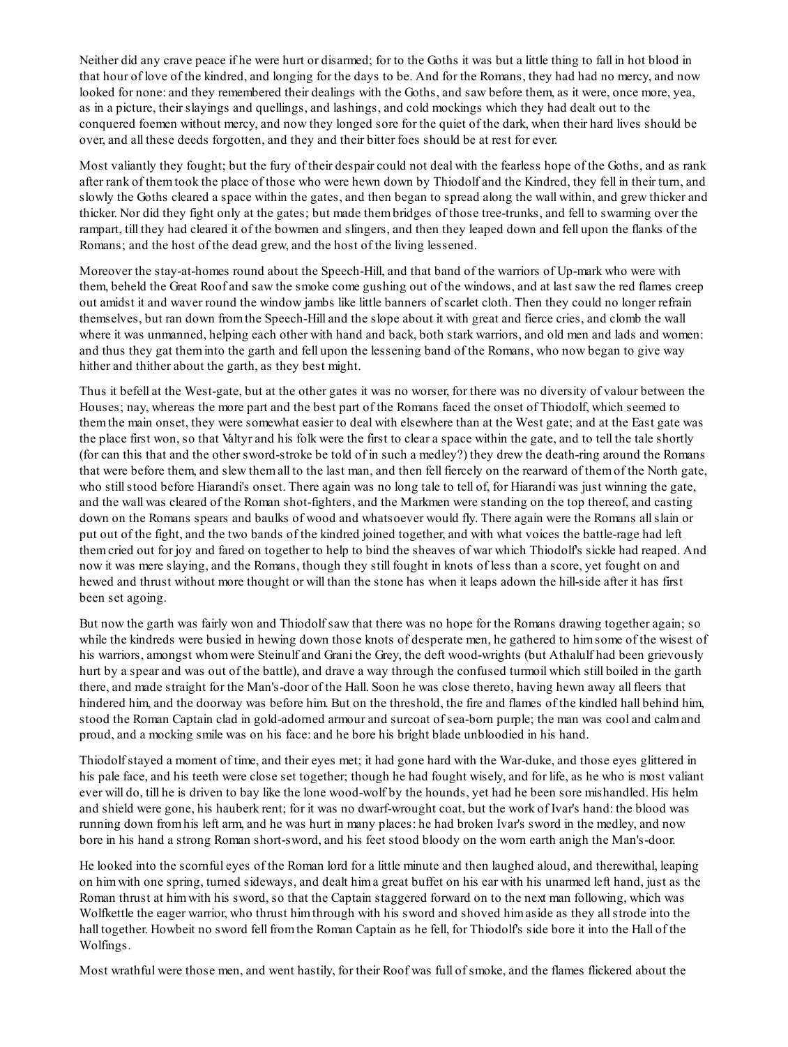Neither did any crave peace if he were hurt or disarmed; for to the Goths it was but a little thing to fall in hot blood in that hour of love of the kindred, and longing for the days to be. And for the Romans, they had had no mercy, and now looked for none: and they remembered their dealings with the Goths, and saw before them, as it were, once more, yea, as in a picture, their slayings and quellings, and lashings, and cold mockings which they had dealt out to the conquered foemen without mercy, and now they longed sore for the quiet of the dark, when their hard lives should be over, and all these deeds forgotten, and they and their bitter foes should be at rest for ever.

Most valiantly they fought; but the fury of their despair could not deal with the fearless hope of the Goths, and as rank after rank of them took the place of those who were hewn down by Thiodolf and the Kindred, they fell in their turn, and slowly the Goths cleared a space within the gates, and then began to spread along the wall within, and grew thicker and thicker. Nor did they fight only at the gates; but made them bridges of those tree-trunks, and fell to swarming over the rampart, till they had cleared it of the bowmen and slingers, and then they leaped down and fell upon the flanks of the Romans; and the host of the dead grew, and the host of the living lessened.

Moreover the stay-at-homes round about the Speech-Hill, and that band of the warriors of Up-mark who were with them, beheld the Great Roof and saw the smoke come gushing out of the windows, and at last saw the red flames creep out amidst it and waver round the window jambs like little banners of scarlet cloth. Then they could no longer refrain themselves, but ran down from the Speech-Hill and the slope about it with great and fierce cries, and clomb the wall where it was unmanned, helping each other with hand and back, both stark warriors, and old men and lads and women: and thus they gat them into the garth and fell upon the lessening band of the Romans, who now began to give way hither and thither about the garth, as they best might.

Thus it befell at the West-gate, but at the other gates it was no worser, for there was no diversity of valour between the Houses; nay, whereas the more part and the best part of the Romans faced the onset of Thiodolf, which seemed to them the main onset, they were somewhat easier to deal with elsewhere than at the West gate; and at the East gate was the place first won, so that Valtyr and his folk were the first to clear a space within the gate, and to tell the tale shortly (for can this that and the other sword-stroke be told of in such a medley?) they drew the death-ring around the Romans that were before them, and slew them all to the last man, and then fell fiercely on the rearward of them of the North gate, who still stood before Hiarandi's onset. There again was no long tale to tell of, for Hiarandi was just winning the gate, and the wall was cleared of the Roman shot-fighters, and the Markmen were standing on the top thereof, and casting down on the Romans spears and baulks of wood and whatsoever would fly. There again were the Romans all slain or put out of the fight, and the two bands of the kindred joined together, and with what voices the battle-rage had left them cried out for joy and fared on together to help to bind the sheaves of war which Thiodolf's sickle had reaped. And now it was mere slaying, and the Romans, though they still fought in knots of less than a score, yet fought on and hewed and thrust without more thought or will than the stone has when it leaps adown the hill-side after it has first been set agoing.

But now the garth was fairly won and Thiodolf saw that there was no hope for the Romans drawing together again; so while the kindreds were busied in hewing down those knots of desperate men, he gathered to him some of the wisest of his warriors, amongst whom were Steinulf and Grani the Grey, the deft wood-wrights (but Athalulf had been grievously hurt by a spear and was out of the battle), and drave a way through the confused turmoil which still boiled in the garth there, and made straight for the Man's-door of the Hall. Soon he was close thereto, having hewn away all fleers that hindered him, and the doorway was before him. But on the threshold, the fire and flames of the kindled hall behind him, stood the Roman Captain clad in gold-adorned armour and surcoat of sea-born purple; the man was cool and calm and proud, and a mocking smile was on his face: and he bore his bright blade unbloodied in his hand.

Thiodolf stayed a moment of time, and their eyes met; it had gone hard with the War-duke, and those eyes glittered in his pale face, and his teeth were close set together; though he had fought wisely, and for life, as he who is most valiant ever will do, till he is driven to bay like the lone wood-wolf by the hounds, yet had he been sore mishandled. His helm and shield were gone, his hauberk rent; for it was no dwarf-wrought coat, but the work of Ivar's hand: the blood was running down from his left arm, and he was hurt in many places: he had broken Ivar's sword in the medley, and now bore in his hand a strong Roman short-sword, and his feet stood bloody on the worn earth anigh the Man's-door.

He looked into the scornful eyes of the Roman lord for a little minute and then laughed aloud, and therewithal, leaping on him with one spring, turned sideways, and dealt him a great buffet on his ear with his unarmed left hand, just as the Roman thrust at him with his sword, so that the Captain staggered forward on to the next man following, which was Wolfkettle the eager warrior, who thrust him through with his sword and shoved him aside as they all strode into the hall together. Howbeit no sword fell from the Roman Captain as he fell, for Thiodolf's side bore it into the Hall of the Wolfings.

Most wrathful were those men, and went hastily, for their Roof was full of smoke, and the flames flickered about the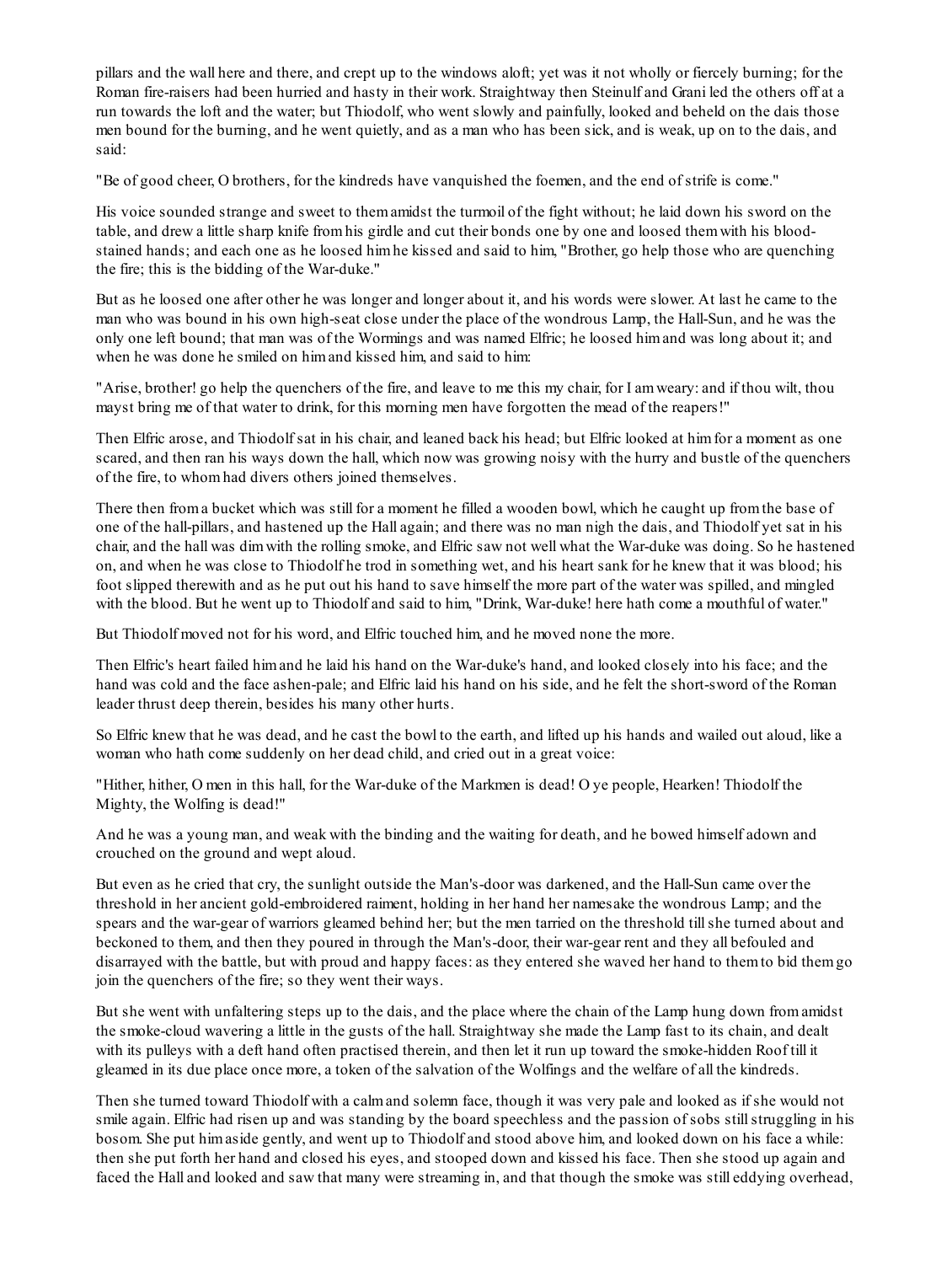pillars and the wall here and there, and crept up to the windows aloft; yet was it not wholly or fiercely burning; for the Roman fire-raisers had been hurried and hasty in their work. Straightway then Steinulf and Grani led the others off at a run towards the loft and the water; but Thiodolf, who went slowly and painfully, looked and beheld on the dais those men bound for the burning, and he went quietly, and as a man who has been sick, and is weak, up on to the dais, and said:

"Be of good cheer, O brothers, for the kindreds have vanquished the foemen, and the end of strife is come."

His voice sounded strange and sweet to them amidst the turmoil of the fight without; he laid down his sword on the table, and drew a little sharp knife from his girdle and cut their bonds one by one and loosed them with his blood-stained hands; and each one as he loosed him he kissed and said to him, "Brother, go help those who are quenching the fire; this is the bidding of the War-duke."

But as he loosed one after other he was longer and longer about it, and his words were slower. At last he came to the man who was bound in his own high-seat close under the place of the wondrous Lamp, the Hall-Sun, and he was the only one left bound; that man was of the Wormings and was named Elfric; he loosed him and was long about it; and when he was done he smiled on him and kissed him, and said to him:

"Arise, brother! go help the quenchers of the fire, and leave to me this my chair, for I am weary: and if thou wilt, thou mayst bring me of that water to drink, for this morning men have forgotten the mead of the reapers!"

Then Elfric arose, and Thiodolf sat in his chair, and leaned back his head; but Elfric looked at him for a moment as one scared, and then ran his ways down the hall, which now was growing noisy with the hurry and bustle of the quenchers of the fire, to whom had divers others joined themselves.

There then from a bucket which was still for a moment he filled a wooden bowl, which he caught up from the base of one of the hall-pillars, and hastened up the Hall again; and there was no man nigh the dais, and Thiodolf yet sat in his chair, and the hall was dim with the rolling smoke, and Elfric saw not well what the War-duke was doing. So he hastened on, and when he was close to Thiodolf he trod in something wet, and his heart sank for he knew that it was blood; his foot slipped therewith and as he put out his hand to save himself the more part of the water was spilled, and mingled with the blood. But he went up to Thiodolf and said to him, "Drink, War-duke! here hath come a mouthful of water."

But Thiodolf moved not for his word, and Elfric touched him, and he moved none the more.

Then Elfric's heart failed him and he laid his hand on the War-duke's hand, and looked closely into his face; and the hand was cold and the face ashen-pale; and Elfric laid his hand on his side, and he felt the short-sword of the Roman leader thrust deep therein, besides his many other hurts.

So Elfric knew that he was dead, and he cast the bowl to the earth, and lifted up his hands and wailed out aloud, like a woman who hath come suddenly on her dead child, and cried out in a great voice:

"Hither, hither, O men in this hall, for the War-duke of the Markmen is dead! O ye people, Hearken! Thiodolf the Mighty, the Wolfing is dead!"

And he was a young man, and weak with the binding and the waiting for death, and he bowed himself adown and crouched on the ground and wept aloud.

But even as he cried that cry, the sunlight outside the Man's-door was darkened, and the Hall-Sun came over the threshold in her ancient gold-embroidered raiment, holding in her hand her namesake the wondrous Lamp; and the spears and the war-gear of warriors gleamed behind her; but the men tarried on the threshold till she turned about and beckoned to them, and then they poured in through the Man's-door, their war-gear rent and they all befouled and disarrayed with the battle, but with proud and happy faces: as they entered she waved her hand to them to bid them go join the quenchers of the fire; so they went their ways.

But she went with unfaltering steps up to the dais, and the place where the chain of the Lamp hung down from amidst the smoke-cloud wavering a little in the gusts of the hall. Straightway she made the Lamp fast to its chain, and dealt with its pulleys with a deft hand often practised therein, and then let it run up toward the smoke-hidden Roof till it gleamed in its due place once more, a token of the salvation of the Wolfings and the welfare of all the kindreds.

Then she turned toward Thiodolf with a calm and solemn face, though it was very pale and looked as if she would not smile again. Elfric had risen up and was standing by the board speechless and the passion of sobs still struggling in his bosom. She put him aside gently, and went up to Thiodolf and stood above him, and looked down on his face a while: then she put forth her hand and closed his eyes, and stooped down and kissed his face. Then she stood up again and faced the Hall and looked and saw that many were streaming in, and that though the smoke was still eddying overhead,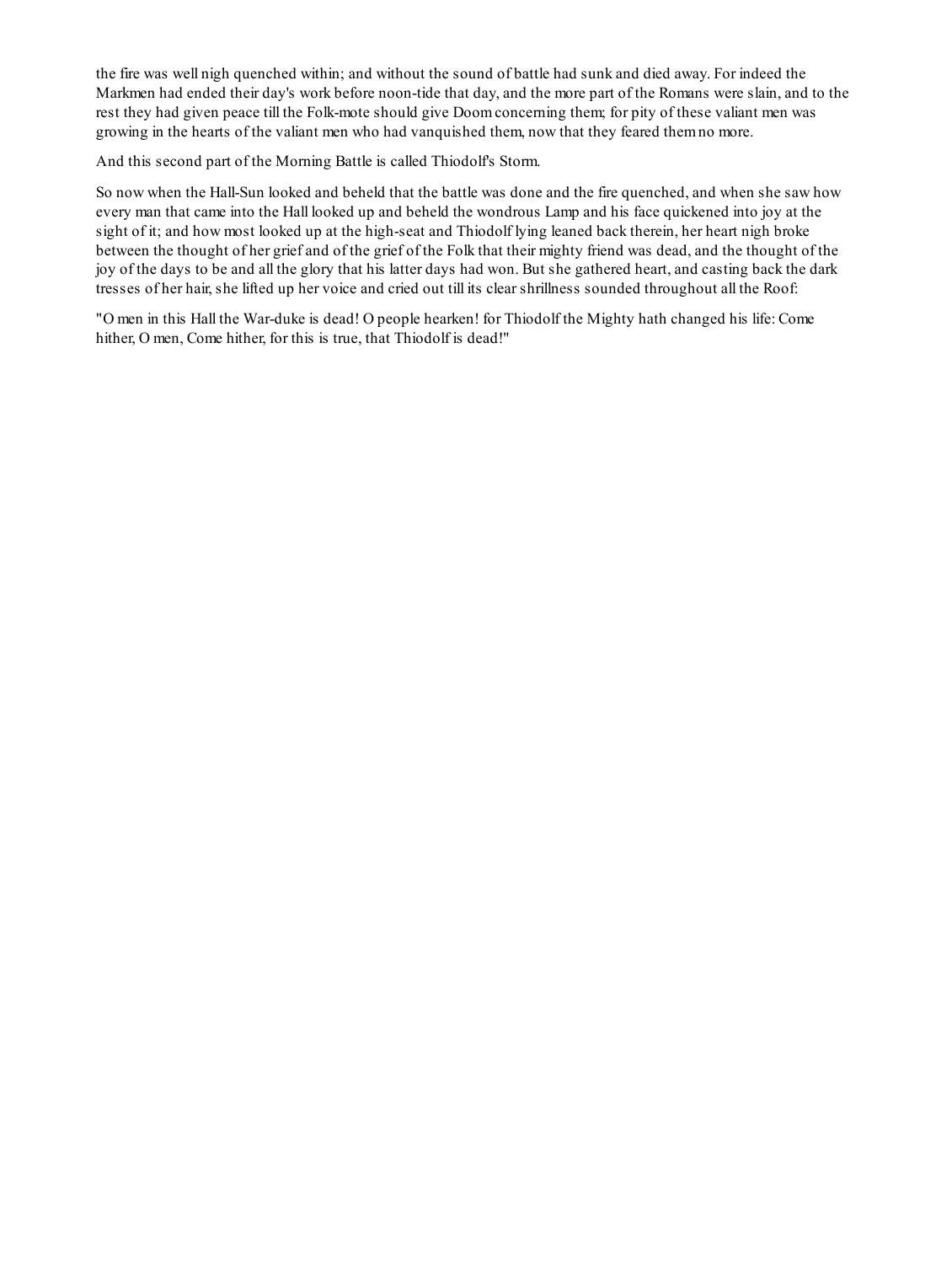the fire was well nigh quenched within; and without the sound of battle had sunk and died away. For indeed the Markmen had ended their day's work before noon-tide that day, and the more part of the Romans were slain, and to the rest they had given peace till the Folk-mote should give Doom concerning them; for pity of these valiant men was growing in the hearts of the valiant men who had vanquished them, now that they feared them no more.

And this second part of the Morning Battle is called Thiodolf's Storm.

So now when the Hall-Sun looked and beheld that the battle was done and the fire quenched, and when she saw how every man that came into the Hall looked up and beheld the wondrous Lamp and his face quickened into joy at the sight of it; and how most looked up at the high-seat and Thiodolf lying leaned back therein, her heart nigh broke between the thought of her grief and of the grief of the Folk that their mighty friend was dead, and the thought of the joy of the days to be and all the glory that his latter days had won. But she gathered heart, and casting back the dark tresses of her hair, she lifted up her voice and cried out till its clear shrillness sounded throughout all the Roof:

"O men in this Hall the War-duke is dead! O people hearken! for Thiodolf the Mighty hath changed his life: Come hither, O men, Come hither, for this is true, that Thiodolf is dead!"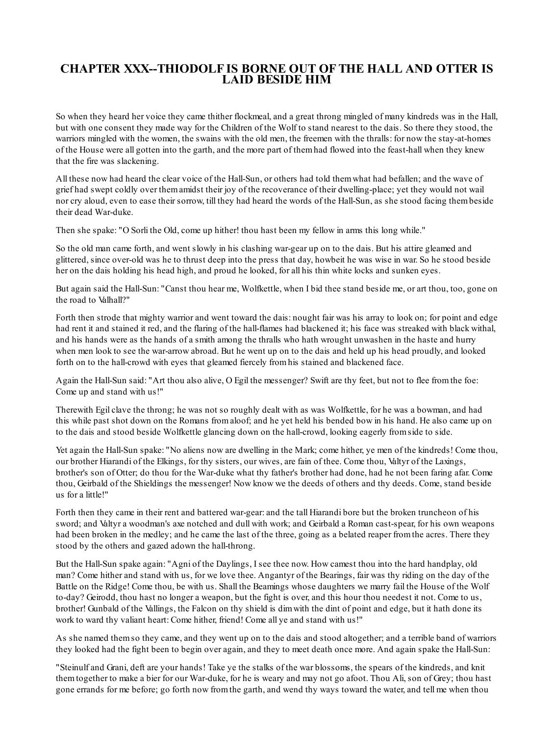# CHAPTER XXX--THIODOLF IS BORNE OUT OF THE HALL AND OTTER IS LAID BESIDE HIM

So when they heard her voice they came thither flockmeal, and a great throng mingled of many kindreds was in the Hall, but with one consent they made way for the Children of the Wolf to stand nearest to the dais. So there they stood, the warriors mingled with the women, the swains with the old men, the freemen with the thralls: for now the stay-at-homes of the House were all gotten into the garth, and the more part of them had flowed into the feast-hall when they knew that the fire was slackening.

All these now had heard the clear voice of the Hall-Sun, or others had told them what had befallen; and the wave of grief had swept coldly over them amidst their joy of the recoverance of their dwelling-place; yet they would not wail nor cry aloud, even to ease their sorrow, till they had heard the words of the Hall-Sun, as she stood facing them beside their dead War-duke.

Then she spake: "O Sorli the Old, come up hither! thou hast been my fellow in arms this long while."

So the old man came forth, and went slowly in his clashing war-gear up on to the dais. But his attire gleamed and glittered, since over-old was he to thrust deep into the press that day, howbeit he was wise in war. So he stood beside her on the dais holding his head high, and proud he looked, for all his thin white locks and sunken eyes.

But again said the Hall-Sun: "Canst thou hear me, Wolfkettle, when I bid thee stand beside me, or art thou, too, gone on the road to Valhall?"

Forth then strode that mighty warrior and went toward the dais: nought fair was his array to look on; for point and edge had rent it and stained it red, and the flaring of the hall-flames had blackened it; his face was streaked with black withal, and his hands were as the hands of a smith among the thralls who hath wrought unwashen in the haste and hurry when men look to see the war-arrow abroad. But he went up on to the dais and held up his head proudly, and looked forth on to the hall-crowd with eyes that gleamed fiercely from his stained and blackened face.

Again the Hall-Sun said: "Art thou also alive, O Egil the messenger? Swift are thy feet, but not to flee from the foe: Come up and stand with us!"

Therewith Egil clave the throng; he was not so roughly dealt with as was Wolfkettle, for he was a bowman, and had this while past shot down on the Romans from aloof; and he yet held his bended bow in his hand. He also came up on to the dais and stood beside Wolfkettle glancing down on the hall-crowd, looking eagerly from side to side.

Yet again the Hall-Sun spake: "No aliens now are dwelling in the Mark; come hither, ye men of the kindreds! Come thou, our brother Hiarandi of the Elkings, for thy sisters, our wives, are fain of thee. Come thou, Valtyr of the Laxings, brother's son of Otter; do thou for the War-duke what thy father's brother had done, had he not been faring afar. Come thou, Geirbald of the Shieldings the messenger! Now know we the deeds of others and thy deeds. Come, stand beside us for a little!"

Forth then they came in their rent and battered war-gear: and the tall Hiarandi bore but the broken truncheon of his sword; and Valtyr a woodman's axe notched and dull with work; and Geirbald a Roman cast-spear, for his own weapons had been broken in the medley; and he came the last of the three, going as a belated reaper from the acres. There they stood by the others and gazed adown the hall-throng.

But the Hall-Sun spake again: "Agni of the Daylings, I see thee now. How camest thou into the hard handplay, old man? Come hither and stand with us, for we love thee. Angantyr of the Bearings, fair was thy riding on the day of the Battle on the Ridge! Come thou, be with us. Shall the Beamings whose daughters we marry fail the House of the Wolf to-day? Geirodd, thou hast no longer a weapon, but the fight is over, and this hour thou needest it not. Come to us, brother! Gunbald of the Vallings, the Falcon on thy shield is dim with the dint of point and edge, but it hath done its work to ward thy valiant heart: Come hither, friend! Come all ye and stand with us!"

As she named them so they came, and they went up on to the dais and stood altogether; and a terrible band of warriors they looked had the fight been to begin over again, and they to meet death once more. And again spake the Hall-Sun:

"Steinulf and Grani, deft are your hands! Take ye the stalks of the war blossoms, the spears of the kindreds, and knit them together to make a bier for our War-duke, for he is weary and may not go afoot. Thou Ali, son of Grey; thou hast gone errands for me before; go forth now from the garth, and wend thy ways toward the water, and tell me when thou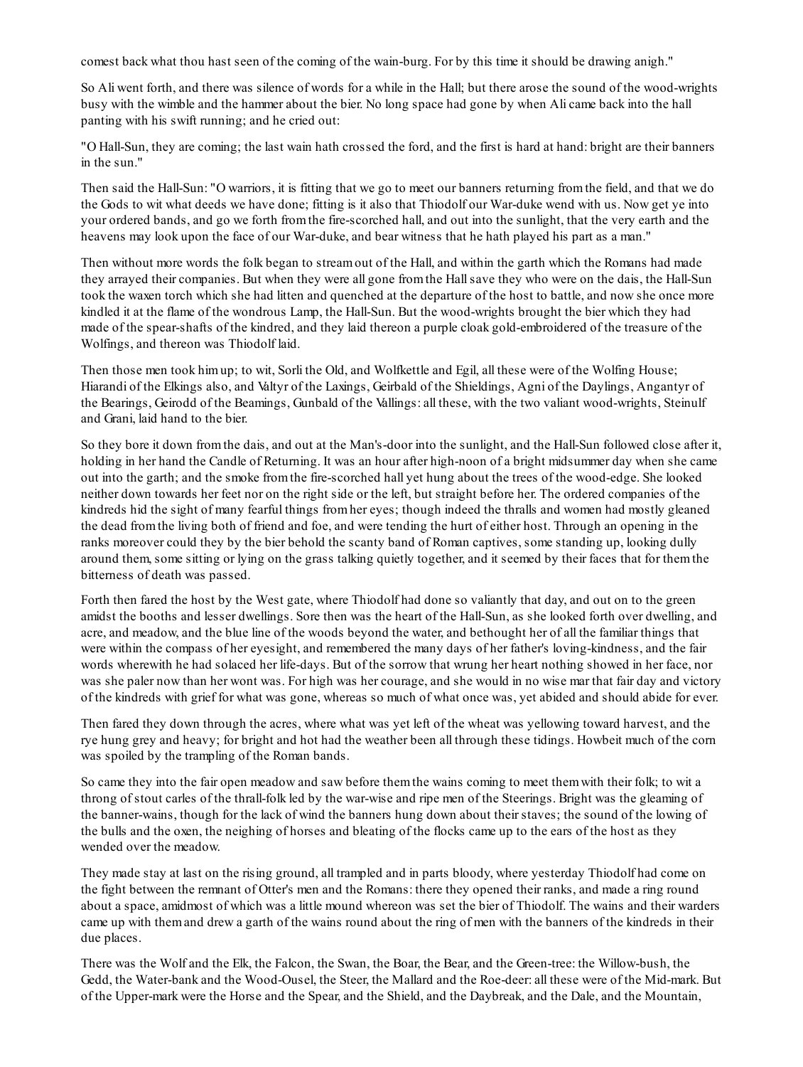comest back what thou hast seen of the coming of the wain-burg. For by this time it should be drawing anigh."

So Ali went forth, and there was silence of words for a while in the Hall; but there arose the sound of the wood-wrights busy with the wimble and the hammer about the bier. No long space had gone by when Ali came back into the hall panting with his swift running; and he cried out:

"O Hall-Sun, they are coming; the last wain hath crossed the ford, and the first is hard at hand: bright are their banners in the sun."

Then said the Hall-Sun: "O warriors, it is fitting that we go to meet our banners returning from the field, and that we do the Gods to wit what deeds we have done; fitting is it also that Thiodolf our War-duke wend with us. Now get ye into your ordered bands, and go we forth from the fire-scorched hall, and out into the sunlight, that the very earth and the heavens may look upon the face of our War-duke, and bear witness that he hath played his part as a man."

Then without more words the folk began to stream out of the Hall, and within the garth which the Romans had made they arrayed their companies. But when they were all gone from the Hall save they who were on the dais, the Hall-Sun took the waxen torch which she had litten and quenched at the departure of the host to battle, and now she once more kindled it at the flame of the wondrous Lamp, the Hall-Sun. But the wood-wrights brought the bier which they had made of the spear-shafts of the kindred, and they laid thereon a purple cloak gold-embroidered of the treasure of the Wolfings, and thereon was Thiodolf laid.

Then those men took him up; to wit, Sorli the Old, and Wolfkettle and Egil, all these were of the Wolfing House; Hiarandi of the Elkings also, and Valtyr of the Laxings, Geirbald of the Shieldings, Agni of the Daylings, Angantyr of the Bearings, Geirodd of the Beamings, Gunbald of the Vallings: all these, with the two valiant wood-wrights, Steinulf and Grani, laid hand to the bier.

So they bore it down from the dais, and out at the Man's-door into the sunlight, and the Hall-Sun followed close after it, holding in her hand the Candle of Returning. It was an hour after high-noon of a bright midsummer day when she came out into the garth; and the smoke from the fire-scorched hall yet hung about the trees of the wood-edge. She looked neither down towards her feet nor on the right side or the left, but straight before her. The ordered companies of the kindreds hid the sight of many fearful things from her eyes; though indeed the thralls and women had mostly gleaned the dead from the living both of friend and foe, and were tending the hurt of either host. Through an opening in the ranks moreover could they by the bier behold the scanty band of Roman captives, some standing up, looking dully around them, some sitting or lying on the grass talking quietly together, and it seemed by their faces that for them the bitterness of death was passed.

Forth then fared the host by the West gate, where Thiodolf had done so valiantly that day, and out on to the green amidst the booths and lesser dwellings. Sore then was the heart of the Hall-Sun, as she looked forth over dwelling, and acre, and meadow, and the blue line of the woods beyond the water, and bethought her of all the familiar things that were within the compass of her eyesight, and remembered the many days of her father's loving-kindness, and the fair words wherewith he had solaced her life-days. But of the sorrow that wrung her heart nothing showed in her face, nor was she paler now than her wont was. For high was her courage, and she would in no wise mar that fair day and victory of the kindreds with grief for what was gone, whereas so much of what once was, yet abided and should abide for ever.

Then fared they down through the acres, where what was yet left of the wheat was yellowing toward harvest, and the rye hung grey and heavy; for bright and hot had the weather been all through these tidings. Howbeit much of the corn was spoiled by the trampling of the Roman bands.

So came they into the fair open meadow and saw before them the wains coming to meet them with their folk; to wit a throng of stout carles of the thrall-folk led by the war-wise and ripe men of the Steerings. Bright was the gleaming of the banner-wains, though for the lack of wind the banners hung down about their staves; the sound of the lowing of the bulls and the oxen, the neighing of horses and bleating of the flocks came up to the ears of the host as they wended over the meadow.

They made stay at last on the rising ground, all trampled and in parts bloody, where yesterday Thiodolf had come on the fight between the remnant of Otter's men and the Romans: there they opened their ranks, and made a ring round about a space, amidmost of which was a little mound whereon was set the bier of Thiodolf. The wains and their warders came up with them and drew a garth of the wains round about the ring of men with the banners of the kindreds in their due places.

There was the Wolf and the Elk, the Falcon, the Swan, the Boar, the Bear, and the Green-tree: the Willow-bush, the Gedd, the Water-bank and the Wood-Ousel, the Steer, the Mallard and the Roe-deer: all these were of the Mid-mark. But of the Upper-mark were the Horse and the Spear, and the Shield, and the Daybreak, and the Dale, and the Mountain,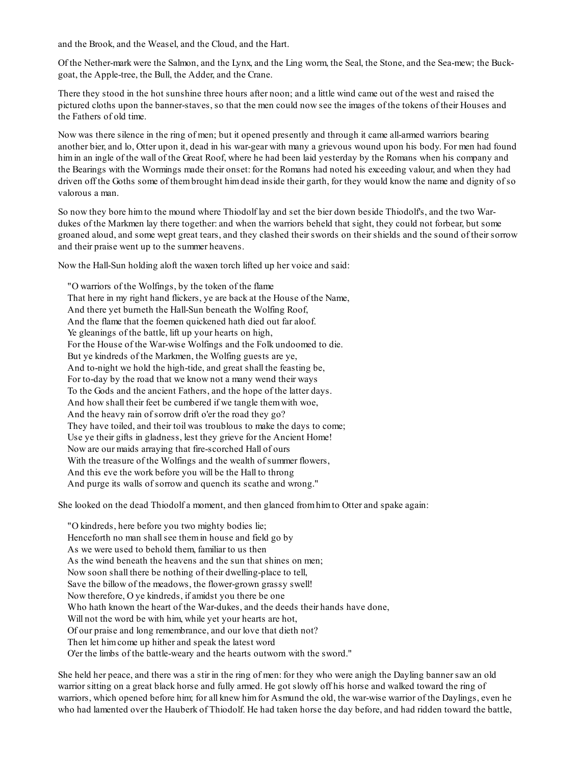and the Brook, and the Weasel, and the Cloud, and the Hart.

Of the Nether-mark were the Salmon, and the Lynx, and the Ling worm, the Seal, the Stone, and the Sea-mew; the Buck-goat, the Apple-tree, the Bull, the Adder, and the Crane.

There they stood in the hot sunshine three hours after noon; and a little wind came out of the west and raised the pictured cloths upon the banner-staves, so that the men could now see the images of the tokens of their Houses and the Fathers of old time.

Now was there silence in the ring of men; but it opened presently and through it came all-armed warriors bearing another bier, and lo, Otter upon it, dead in his war-gear with many a grievous wound upon his body. For men had found him in an ingle of the wall of the Great Roof, where he had been laid yesterday by the Romans when his company and the Bearings with the Wormings made their onset: for the Romans had noted his exceeding valour, and when they had driven off the Goths some of them brought him dead inside their garth, for they would know the name and dignity of so valorous a man.

So now they bore him to the mound where Thiodolf lay and set the bier down beside Thiodolf's, and the two War-dukes of the Markmen lay there together: and when the warriors beheld that sight, they could not forbear, but some groaned aloud, and some wept great tears, and they clashed their swords on their shields and the sound of their sorrow and their praise went up to the summer heavens.

Now the Hall-Sun holding aloft the waxen torch lifted up her voice and said:

"O warriors of the Wolfings, by the token of the flame  
That here in my right hand flickers, ye are back at the House of the Name,  
And there yet burneth the Hall-Sun beneath the Wolfing Roof,  
And the flame that the foemen quickened hath died out far aloof.  
Ye gleanings of the battle, lift up your hearts on high,  
For the House of the War-wise Wolfings and the Folk undoomed to die.  
But ye kindreds of the Markmen, the Wolfing guests are ye,  
And to-night we hold the high-tide, and great shall the feasting be,  
For to-day by the road that we know not a many wend their ways  
To the Gods and the ancient Fathers, and the hope of the latter days.  
And how shall their feet be cumbered if we tangle them with woe,  
And the heavy rain of sorrow drift o'er the road they go?  
They have toiled, and their toil was troublous to make the days to come;  
Use ye their gifts in gladness, lest they grieve for the Ancient Home!  
Now are our maids arraying that fire-scorched Hall of ours  
With the treasure of the Wolfings and the wealth of summer flowers,  
And this eve the work before you will be the Hall to throng  
And purge its walls of sorrow and quench its scathe and wrong."

She looked on the dead Thiodolf a moment, and then glanced from him to Otter and spake again:

"O kindreds, here before you two mighty bodies lie;  
Henceforth no man shall see them in house and field go by  
As we were used to behold them, familiar to us then  
As the wind beneath the heavens and the sun that shines on men;  
Now soon shall there be nothing of their dwelling-place to tell,  
Save the billow of the meadows, the flower-grown grassy swell!  
Now therefore, O ye kindreds, if amidst you there be one  
Who hath known the heart of the War-dukes, and the deeds their hands have done,  
Will not the word be with him, while yet your hearts are hot,  
Of our praise and long remembrance, and our love that dieth not?  
Then let him come up hither and speak the latest word  
O'er the limbs of the battle-weary and the hearts outworn with the sword."

She held her peace, and there was a stir in the ring of men: for they who were anigh the Dayling banner saw an old warrior sitting on a great black horse and fully armed. He got slowly off his horse and walked toward the ring of warriors, which opened before him; for all knew him for Asmund the old, the war-wise warrior of the Daylings, even he who had lamented over the Hauberk of Thiodolf. He had taken horse the day before, and had ridden toward the battle,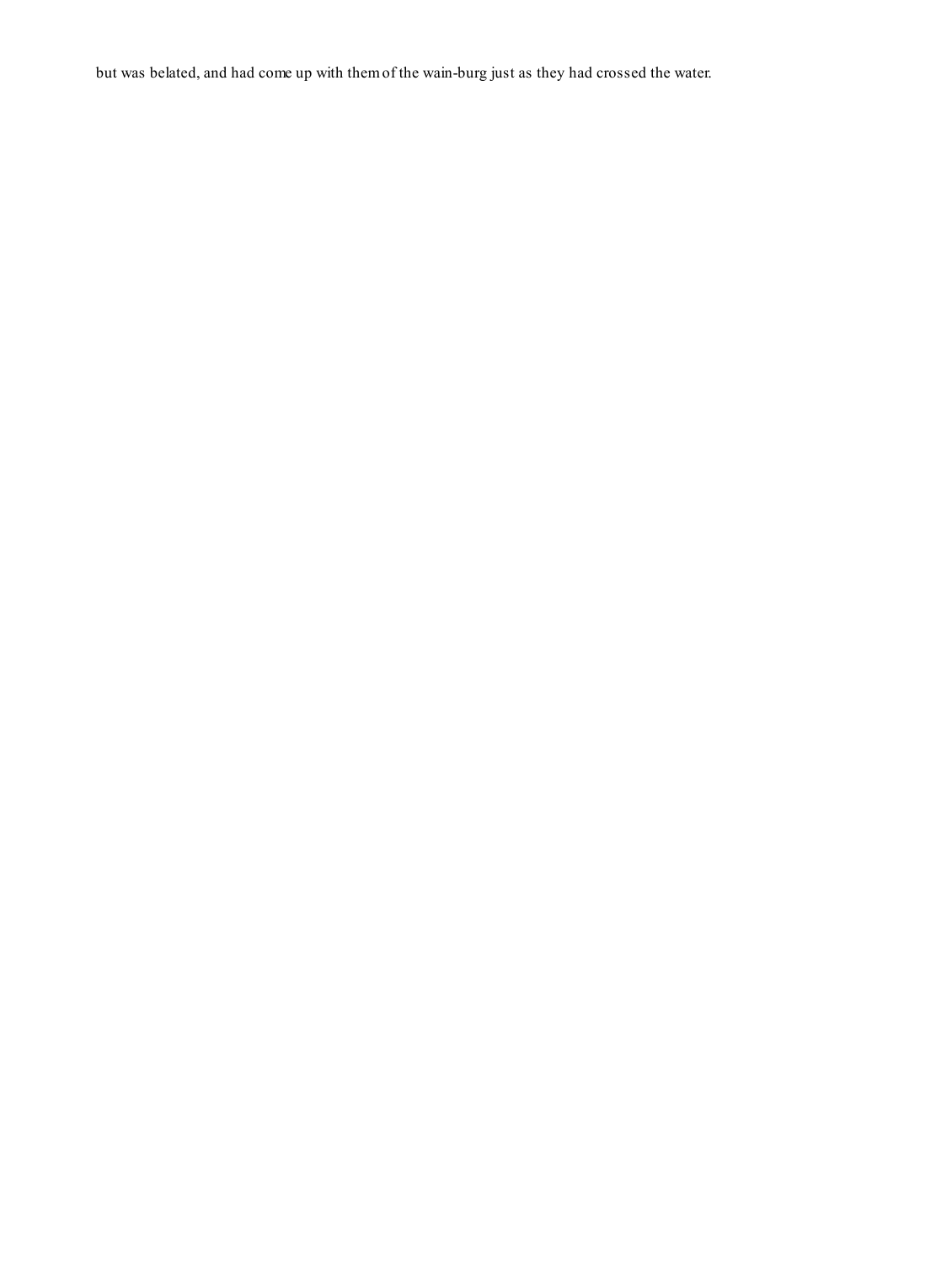but was belated, and had come up with them of the wain-burg just as they had crossed the water.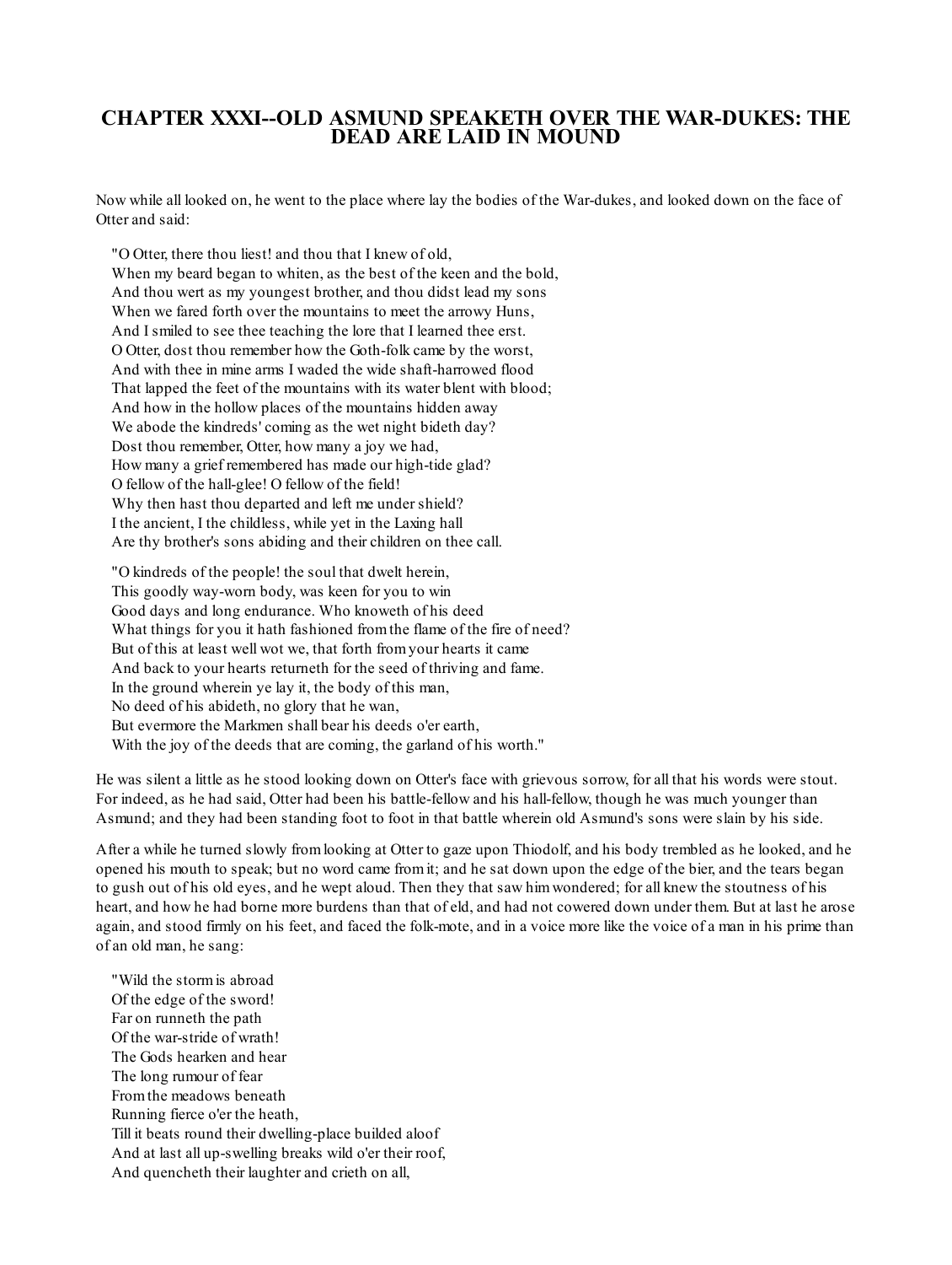# CHAPTER XXXI--OLD ASMUND SPEAKETH OVER THE WAR-DUKES: THE DEAD ARE LAID IN MOUND

Now while all looked on, he went to the place where lay the bodies of the War-dukes, and looked down on the face of Otter and said:

"O Otter, there thou liest! and thou that I knew of old,  
When my beard began to whiten, as the best of the keen and the bold,  
And thou wert as my youngest brother, and thou didst lead my sons  
When we fared forth over the mountains to meet the arrowy Huns,  
And I smiled to see thee teaching the lore that I learned thee erst.  
O Otter, dost thou remember how the Goth-folk came by the worst,  
And with thee in mine arms I waded the wide shaft-harrowed flood  
That lapped the feet of the mountains with its water blent with blood;  
And how in the hollow places of the mountains hidden away  
We abode the kindreds' coming as the wet night bideth day?  
Dost thou remember, Otter, how many a joy we had,  
How many a grief remembered has made our high-tide glad?  
O fellow of the hall-glee! O fellow of the field!  
Why then hast thou departed and left me under shield?  
I the ancient, I the childless, while yet in the Laxing hall  
Are thy brother's sons abiding and their children on thee call.

"O kindreds of the people! the soul that dwelt herein,  
This goodly way-worn body, was keen for you to win  
Good days and long endurance. Who knoweth of his deed  
What things for you it hath fashioned from the flame of the fire of need?  
But of this at least well wot we, that forth from your hearts it came  
And back to your hearts returneth for the seed of thriving and fame.  
In the ground wherein ye lay it, the body of this man,  
No deed of his abideth, no glory that he wan,  
But evermore the Markmen shall bear his deeds o'er earth,  
With the joy of the deeds that are coming, the garland of his worth."

He was silent a little as he stood looking down on Otter's face with grievous sorrow, for all that his words were stout. For indeed, as he had said, Otter had been his battle-fellow and his hall-fellow, though he was much younger than Asmund; and they had been standing foot to foot in that battle wherein old Asmund's sons were slain by his side.

After a while he turned slowly from looking at Otter to gaze upon Thiodolf, and his body trembled as he looked, and he opened his mouth to speak; but no word came from it; and he sat down upon the edge of the bier, and the tears began to gush out of his old eyes, and he wept aloud. Then they that saw him wondered; for all knew the stoutness of his heart, and how he had borne more burdens than that of eld, and had not cowered down under them. But at last he arose again, and stood firmly on his feet, and faced the folk-mote, and in a voice more like the voice of a man in his prime than of an old man, he sang:

"Wild the storm is abroad  
Of the edge of the sword!  
Far on runneth the path  
Of the war-stride of wrath!  
The Gods hearken and hear  
The long rumour of fear  
From the meadows beneath  
Running fierce o'er the heath,  
Till it beats round their dwelling-place builded aloof  
And at last all up-swelling breaks wild o'er their roof,  
And quencheth their laughter and crieth on all,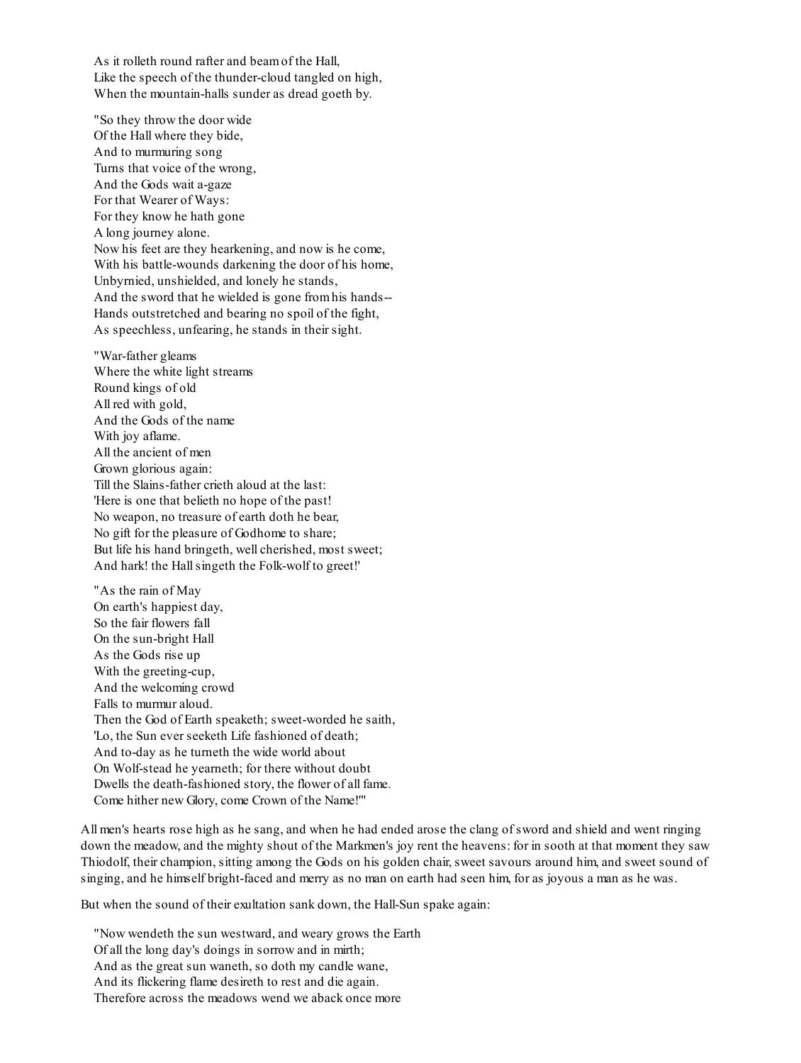As it rolleth round rafter and beam of the Hall,  
Like the speech of the thunder-cloud tangled on high,  
When the mountain-halls sunder as dread goeth by.

"So they throw the door wide  
Of the Hall where they bide,  
And to murmuring song  
Turns that voice of the wrong,  
And the Gods wait a-gaze  
For that Wearer of Ways:  
For they know he hath gone  
A long journey alone.  
Now his feet are they hearkening, and now is he come,  
With his battle-wounds darkening the door of his home,  
Unbyrnied, unshielded, and lonely he stands,  
And the sword that he wielded is gone from his hands--  
Hands outstretched and bearing no spoil of the fight,  
As speechless, unfearing, he stands in their sight.

"War-father gleams  
Where the white light streams  
Round kings of old  
All red with gold,  
And the Gods of the name  
With joy aflame.  
All the ancient of men  
Grown glorious again:  
Till the Slains-father crieth aloud at the last:  
'Here is one that belieth no hope of the past!  
No weapon, no treasure of earth doth he bear,  
No gift for the pleasure of Godhome to share;  
But life his hand bringeth, well cherished, most sweet;  
And hark! the Hall singeth the Folk-wolf to greet!'

"As the rain of May  
On earth's happiest day,  
So the fair flowers fall  
On the sun-bright Hall  
As the Gods rise up  
With the greeting-cup,  
And the welcoming crowd  
Falls to murmur aloud.  
Then the God of Earth speaketh; sweet-worded he saith,  
'Lo, the Sun ever seeketh Life fashioned of death;  
And to-day as he turneth the wide world about  
On Wolf-stead he yearneth; for there without doubt  
Dwells the death-fashioned story, the flower of all fame.  
Come hither new Glory, come Crown of the Name!'"

All men's hearts rose high as he sang, and when he had ended arose the clang of sword and shield and went ringing down the meadow, and the mighty shout of the Markmen's joy rent the heavens: for in sooth at that moment they saw Thiodolf, their champion, sitting among the Gods on his golden chair, sweet savours around him, and sweet sound of singing, and he himself bright-faced and merry as no man on earth had seen him, for as joyous a man as he was.

But when the sound of their exultation sank down, the Hall-Sun spake again:

"Now wendeth the sun westward, and weary grows the Earth  
Of all the long day's doings in sorrow and in mirth;  
And as the great sun waneth, so doth my candle wane,  
And its flickering flame desireth to rest and die again.  
Therefore across the meadows wend we aback once more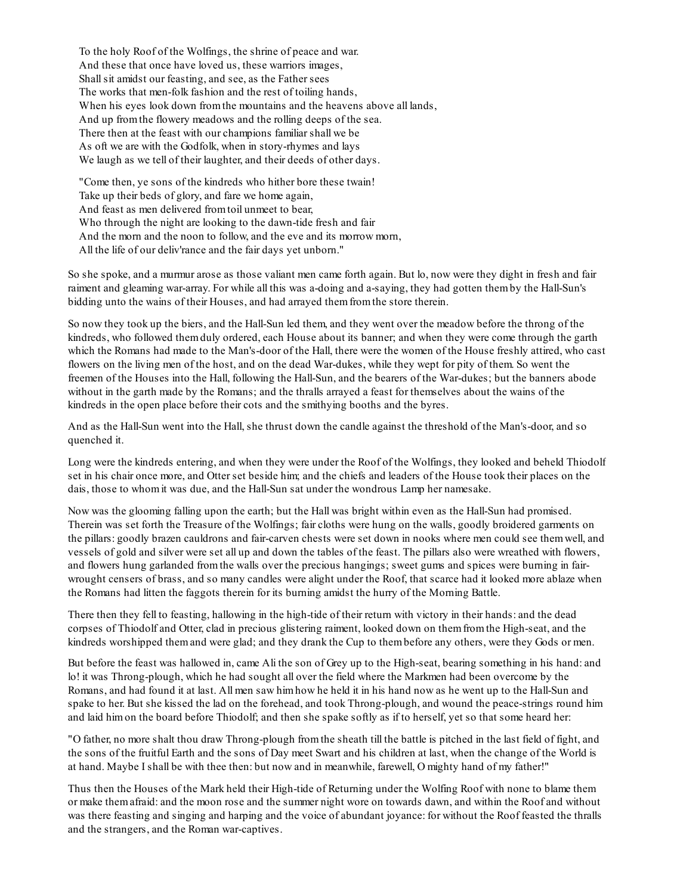To the holy Roof of the Wolfings, the shrine of peace and war.
And these that once have loved us, these warriors images,
Shall sit amidst our feasting, and see, as the Father sees
The works that men-folk fashion and the rest of toiling hands,
When his eyes look down from the mountains and the heavens above all lands,
And up from the flowery meadows and the rolling deeps of the sea.
There then at the feast with our champions familiar shall we be
As oft we are with the Godfolk, when in story-rhymes and lays
We laugh as we tell of their laughter, and their deeds of other days.

"Come then, ye sons of the kindreds who hither bore these twain!
Take up their beds of glory, and fare we home again,
And feast as men delivered from toil unmeet to bear,
Who through the night are looking to the dawn-tide fresh and fair
And the morn and the noon to follow, and the eve and its morrow morn,
All the life of our deliv'rance and the fair days yet unborn."

So she spoke, and a murmur arose as those valiant men came forth again. But lo, now were they dight in fresh and fair raiment and gleaming war-array. For while all this was a-doing and a-saying, they had gotten them by the Hall-Sun's bidding unto the wains of their Houses, and had arrayed them from the store therein.

So now they took up the biers, and the Hall-Sun led them, and they went over the meadow before the throng of the kindreds, who followed them duly ordered, each House about its banner; and when they were come through the garth which the Romans had made to the Man's-door of the Hall, there were the women of the House freshly attired, who cast flowers on the living men of the host, and on the dead War-dukes, while they wept for pity of them. So went the freemen of the Houses into the Hall, following the Hall-Sun, and the bearers of the War-dukes; but the banners abode without in the garth made by the Romans; and the thralls arrayed a feast for themselves about the wains of the kindreds in the open place before their cots and the smithying booths and the byres.

And as the Hall-Sun went into the Hall, she thrust down the candle against the threshold of the Man's-door, and so quenched it.

Long were the kindreds entering, and when they were under the Roof of the Wolfings, they looked and beheld Thiodolf set in his chair once more, and Otter set beside him; and the chiefs and leaders of the House took their places on the dais, those to whom it was due, and the Hall-Sun sat under the wondrous Lamp her namesake.

Now was the glooming falling upon the earth; but the Hall was bright within even as the Hall-Sun had promised. Therein was set forth the Treasure of the Wolfings; fair cloths were hung on the walls, goodly broidered garments on the pillars: goodly brazen cauldrons and fair-carven chests were set down in nooks where men could see them well, and vessels of gold and silver were set all up and down the tables of the feast. The pillars also were wreathed with flowers, and flowers hung garlanded from the walls over the precious hangings; sweet gums and spices were burning in fair-wrought censers of brass, and so many candles were alight under the Roof, that scarce had it looked more ablaze when the Romans had litten the faggots therein for its burning amidst the hurry of the Morning Battle.

There then they fell to feasting, hallowing in the high-tide of their return with victory in their hands: and the dead corpses of Thiodolf and Otter, clad in precious glistering raiment, looked down on them from the High-seat, and the kindreds worshipped them and were glad; and they drank the Cup to them before any others, were they Gods or men.

But before the feast was hallowed in, came Ali the son of Grey up to the High-seat, bearing something in his hand: and lo! it was Throng-plough, which he had sought all over the field where the Markmen had been overcome by the Romans, and had found it at last. All men saw him how he held it in his hand now as he went up to the Hall-Sun and spake to her. But she kissed the lad on the forehead, and took Throng-plough, and wound the peace-strings round him and laid him on the board before Thiodolf; and then she spake softly as if to herself, yet so that some heard her:

"O father, no more shalt thou draw Throng-plough from the sheath till the battle is pitched in the last field of fight, and the sons of the fruitful Earth and the sons of Day meet Swart and his children at last, when the change of the World is at hand. Maybe I shall be with thee then: but now and in meanwhile, farewell, O mighty hand of my father!"

Thus then the Houses of the Mark held their High-tide of Returning under the Wolfing Roof with none to blame them or make them afraid: and the moon rose and the summer night wore on towards dawn, and within the Roof and without was there feasting and singing and harping and the voice of abundant joyance: for without the Roof feasted the thralls and the strangers, and the Roman war-captives.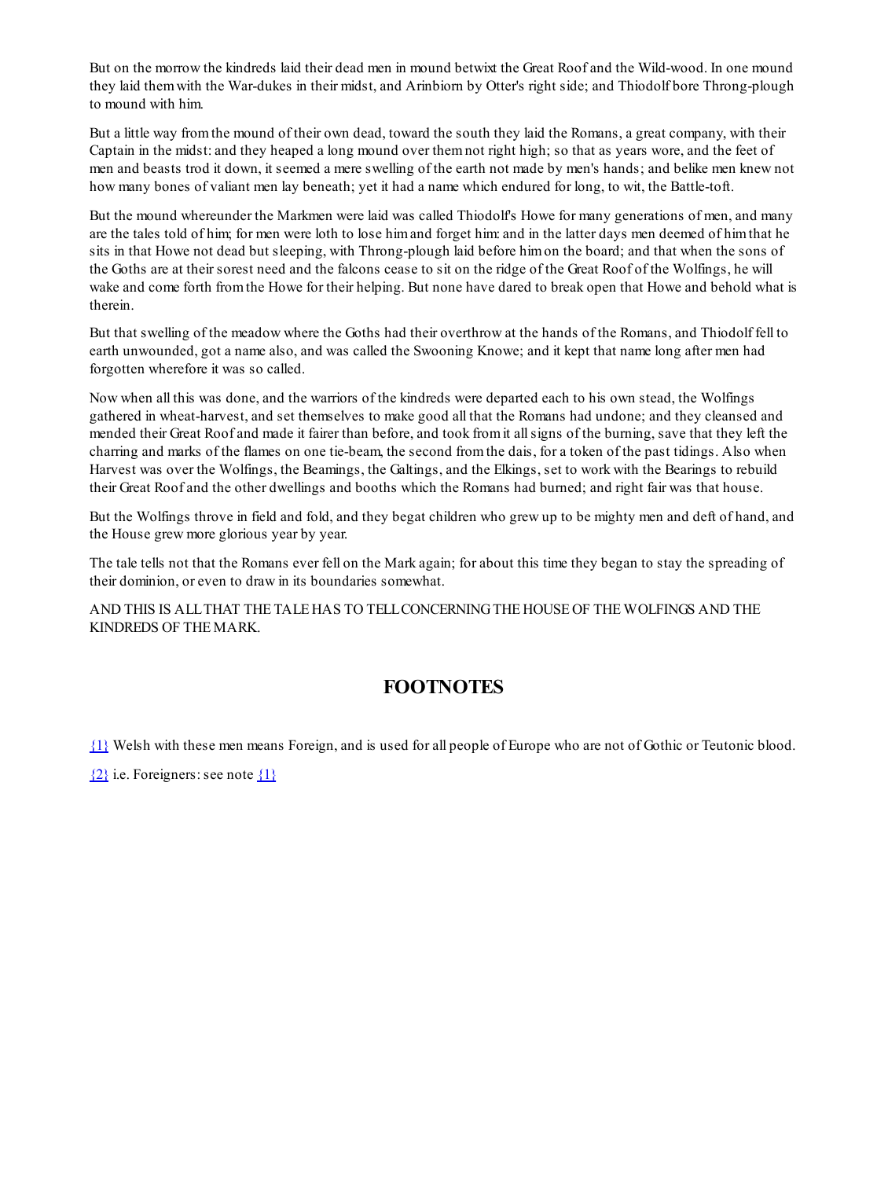But on the morrow the kindreds laid their dead men in mound betwixt the Great Roof and the Wild-wood. In one mound they laid them with the War-dukes in their midst, and Arinbiorn by Otter's right side; and Thiodolf bore Throng-plough to mound with him.

But a little way from the mound of their own dead, toward the south they laid the Romans, a great company, with their Captain in the midst: and they heaped a long mound over them not right high; so that as years wore, and the feet of men and beasts trod it down, it seemed a mere swelling of the earth not made by men's hands; and belike men knew not how many bones of valiant men lay beneath; yet it had a name which endured for long, to wit, the Battle-toft.

But the mound whereunder the Markmen were laid was called Thiodolf's Howe for many generations of men, and many are the tales told of him; for men were loth to lose him and forget him: and in the latter days men deemed of him that he sits in that Howe not dead but sleeping, with Throng-plough laid before him on the board; and that when the sons of the Goths are at their sorest need and the falcons cease to sit on the ridge of the Great Roof of the Wolfings, he will wake and come forth from the Howe for their helping. But none have dared to break open that Howe and behold what is therein.

But that swelling of the meadow where the Goths had their overthrow at the hands of the Romans, and Thiodolf fell to earth unwounded, got a name also, and was called the Swooning Knowe; and it kept that name long after men had forgotten wherefore it was so called.

Now when all this was done, and the warriors of the kindreds were departed each to his own stead, the Wolfings gathered in wheat-harvest, and set themselves to make good all that the Romans had undone; and they cleansed and mended their Great Roof and made it fairer than before, and took from it all signs of the burning, save that they left the charring and marks of the flames on one tie-beam, the second from the dais, for a token of the past tidings. Also when Harvest was over the Wolfings, the Beamings, the Galtings, and the Elkings, set to work with the Bearings to rebuild their Great Roof and the other dwellings and booths which the Romans had burned; and right fair was that house.

But the Wolfings throve in field and fold, and they begat children who grew up to be mighty men and deft of hand, and the House grew more glorious year by year.

The tale tells not that the Romans ever fell on the Mark again; for about this time they began to stay the spreading of their dominion, or even to draw in its boundaries somewhat.

AND THIS IS ALL THAT THE TALE HAS TO TELL CONCERNING THE HOUSE OF THE WOLFINGS AND THE KINDREDS OF THE MARK.

## FOOTNOTES

{1} Welsh with these men means Foreign, and is used for all people of Europe who are not of Gothic or Teutonic blood.

{2} i.e. Foreigners: see note {1}